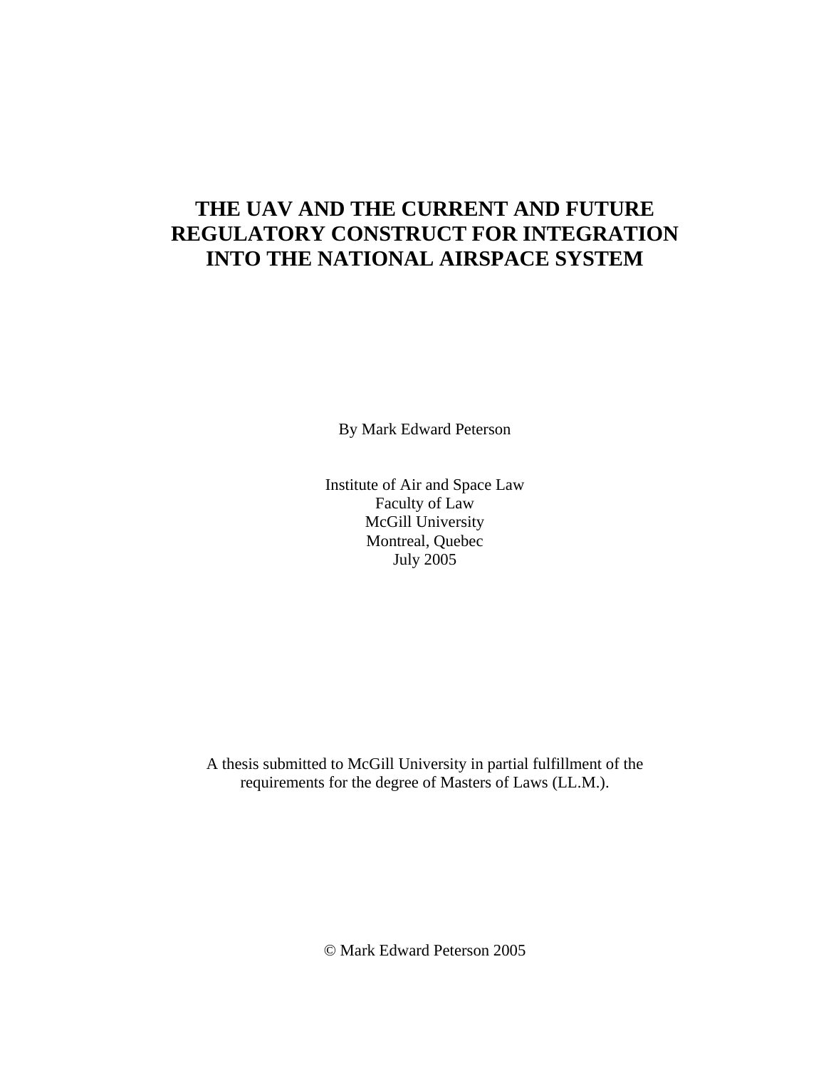# THE UAV AND THE CURRENT AND FUTURE REGULATORY CONSTRUCT FOR INTEGRATION INTO THE NATIONAL AIRSPACE SYSTEM

By Mark Edward Peterson

Institute of Air and Space Law
Faculty of Law
McGill University
Montreal, Quebec
July 2005

A thesis submitted to McGill University in partial fulfillment of the requirements for the degree of Masters of Laws (LL.M.).

© Mark Edward Peterson 2005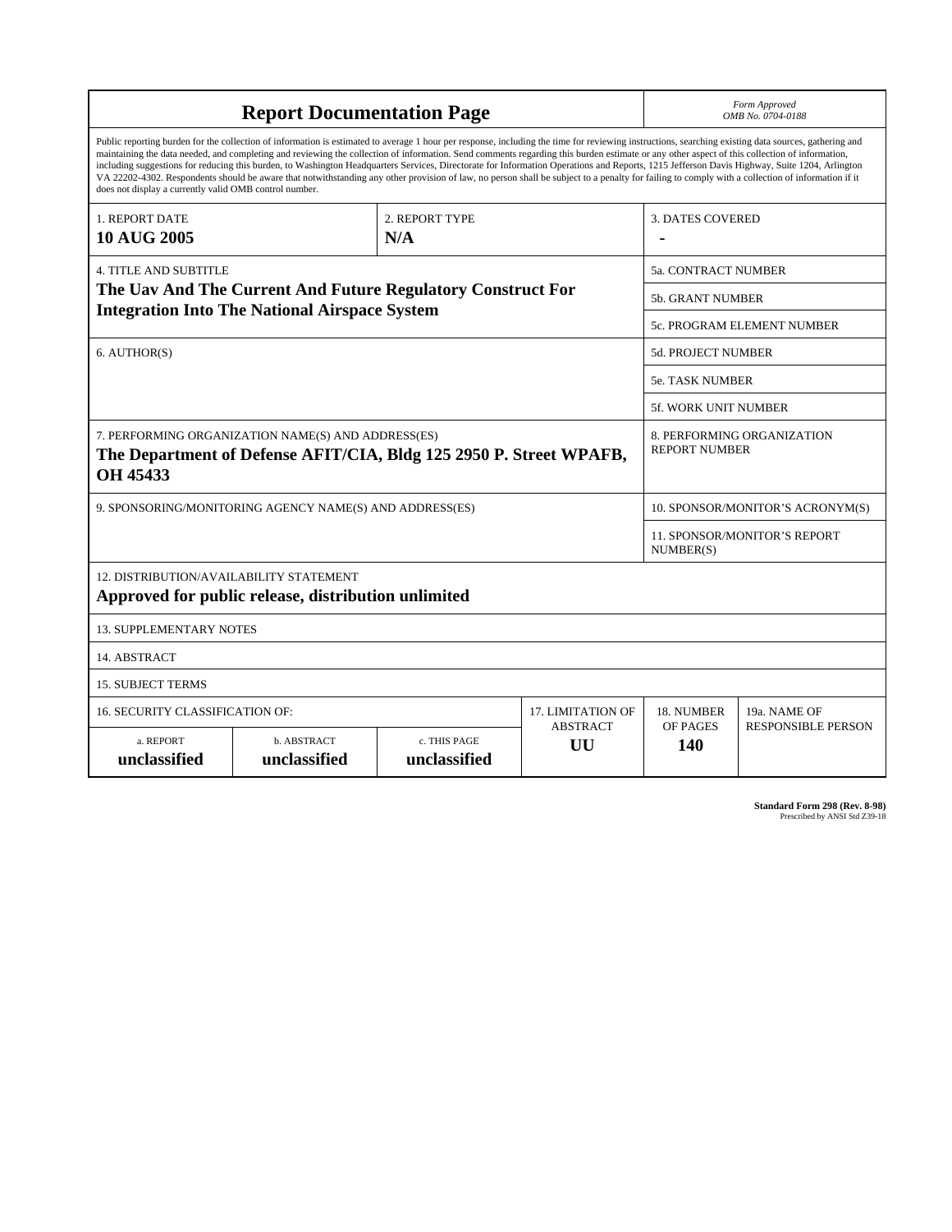# Report Documentation Page

*Form Approved*
*OMB No. 0704-0188*

Public reporting burden for the collection of information is estimated to average 1 hour per response, including the time for reviewing instructions, searching existing data sources, gathering and maintaining the data needed, and completing and reviewing the collection of information. Send comments regarding this burden estimate or any other aspect of this collection of information, including suggestions for reducing this burden, to Washington Headquarters Services, Directorate for Information Operations and Reports, 1215 Jefferson Davis Highway, Suite 1204, Arlington VA 22202-4302. Respondents should be aware that notwithstanding any other provision of law, no person shall be subject to a penalty for failing to comply with a collection of information if it does not display a currently valid OMB control number.

| 1. REPORT DATE | 2. REPORT TYPE | 3. DATES COVERED |
|---|---|---|
| **10 AUG 2005** | **N/A** | **-** |

| 4. TITLE AND SUBTITLE | |
|---|---|
| **The Uav And The Current And Future Regulatory Construct For Integration Into The National Airspace System** | 5a. CONTRACT NUMBER |
| | 5b. GRANT NUMBER |
| | 5c. PROGRAM ELEMENT NUMBER |
| 6. AUTHOR(S) | 5d. PROJECT NUMBER |
| | 5e. TASK NUMBER |
| | 5f. WORK UNIT NUMBER |
| 7. PERFORMING ORGANIZATION NAME(S) AND ADDRESS(ES) **The Department of Defense AFIT/CIA, Bldg 125 2950 P. Street WPAFB, OH 45433** | 8. PERFORMING ORGANIZATION REPORT NUMBER |
| 9. SPONSORING/MONITORING AGENCY NAME(S) AND ADDRESS(ES) | 10. SPONSOR/MONITOR'S ACRONYM(S) |
| | 11. SPONSOR/MONITOR'S REPORT NUMBER(S) |

12. DISTRIBUTION/AVAILABILITY STATEMENT
**Approved for public release, distribution unlimited**

13. SUPPLEMENTARY NOTES

14. ABSTRACT

15. SUBJECT TERMS

| 16. SECURITY CLASSIFICATION OF: | | | 17. LIMITATION OF ABSTRACT | 18. NUMBER OF PAGES | 19a. NAME OF RESPONSIBLE PERSON |
|---|---|---|---|---|---|
| a. REPORT **unclassified** | b. ABSTRACT **unclassified** | c. THIS PAGE **unclassified** | **UU** | **140** | |

**Standard Form 298 (Rev. 8-98)**
Prescribed by ANSI Std Z39-18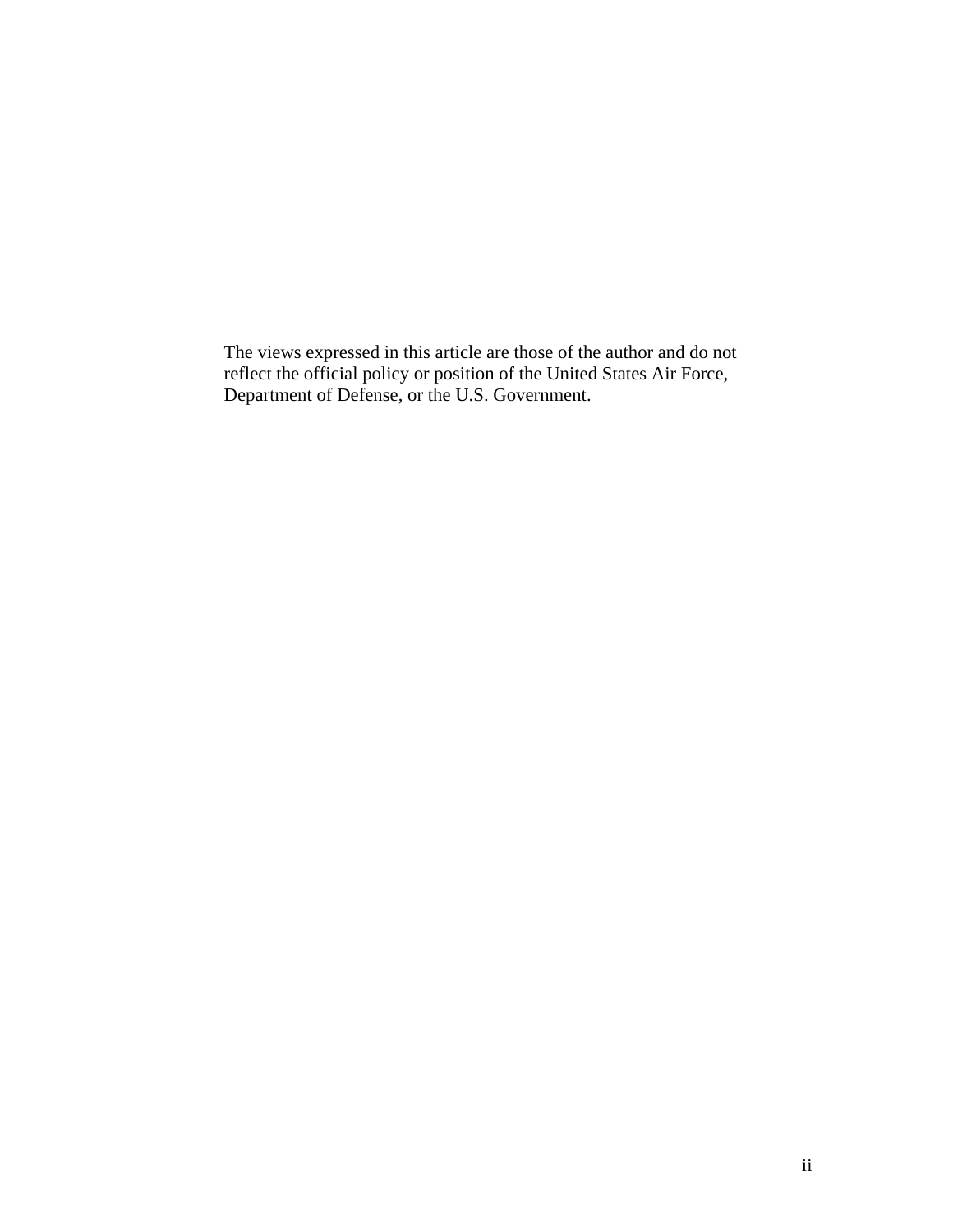The views expressed in this article are those of the author and do not reflect the official policy or position of the United States Air Force, Department of Defense, or the U.S. Government.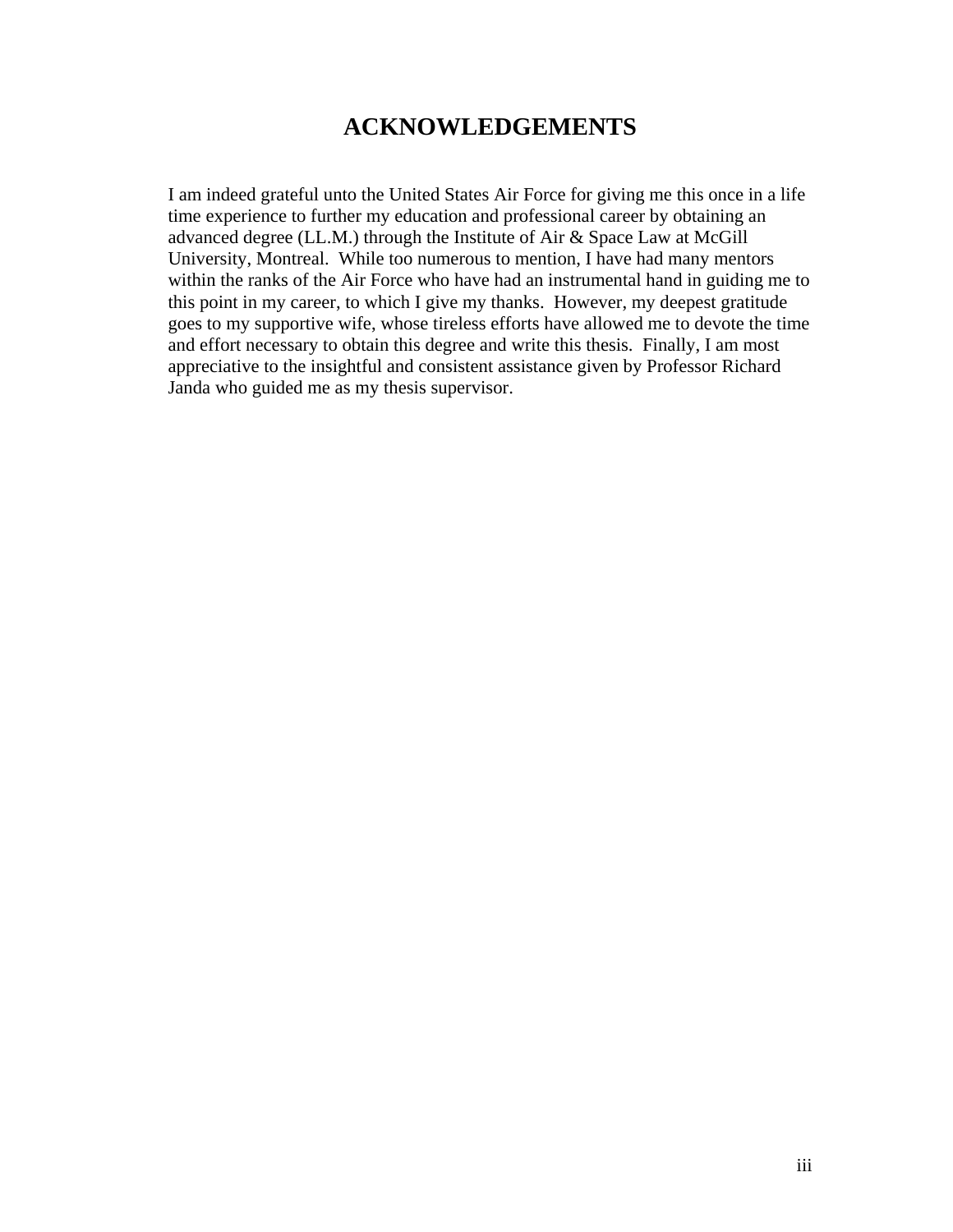# ACKNOWLEDGEMENTS

I am indeed grateful unto the United States Air Force for giving me this once in a life time experience to further my education and professional career by obtaining an advanced degree (LL.M.) through the Institute of Air & Space Law at McGill University, Montreal. While too numerous to mention, I have had many mentors within the ranks of the Air Force who have had an instrumental hand in guiding me to this point in my career, to which I give my thanks. However, my deepest gratitude goes to my supportive wife, whose tireless efforts have allowed me to devote the time and effort necessary to obtain this degree and write this thesis. Finally, I am most appreciative to the insightful and consistent assistance given by Professor Richard Janda who guided me as my thesis supervisor.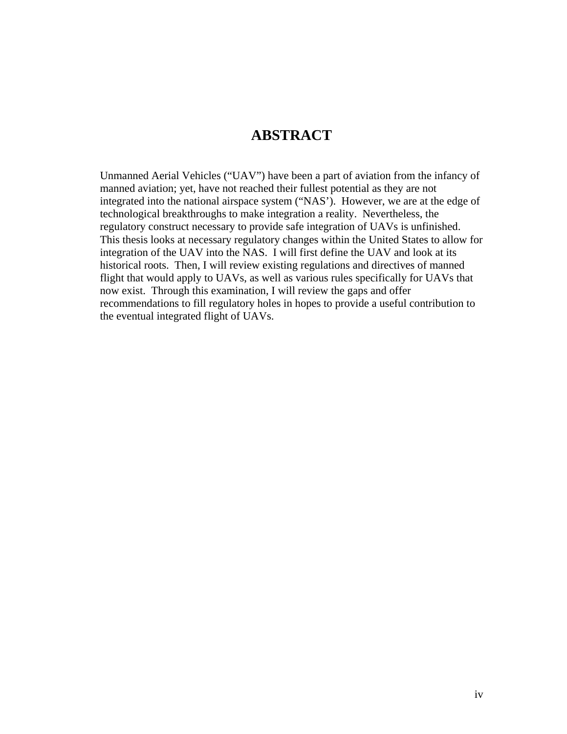# ABSTRACT

Unmanned Aerial Vehicles ("UAV") have been a part of aviation from the infancy of manned aviation; yet, have not reached their fullest potential as they are not integrated into the national airspace system ("NAS'). However, we are at the edge of technological breakthroughs to make integration a reality. Nevertheless, the regulatory construct necessary to provide safe integration of UAVs is unfinished. This thesis looks at necessary regulatory changes within the United States to allow for integration of the UAV into the NAS. I will first define the UAV and look at its historical roots. Then, I will review existing regulations and directives of manned flight that would apply to UAVs, as well as various rules specifically for UAVs that now exist. Through this examination, I will review the gaps and offer recommendations to fill regulatory holes in hopes to provide a useful contribution to the eventual integrated flight of UAVs.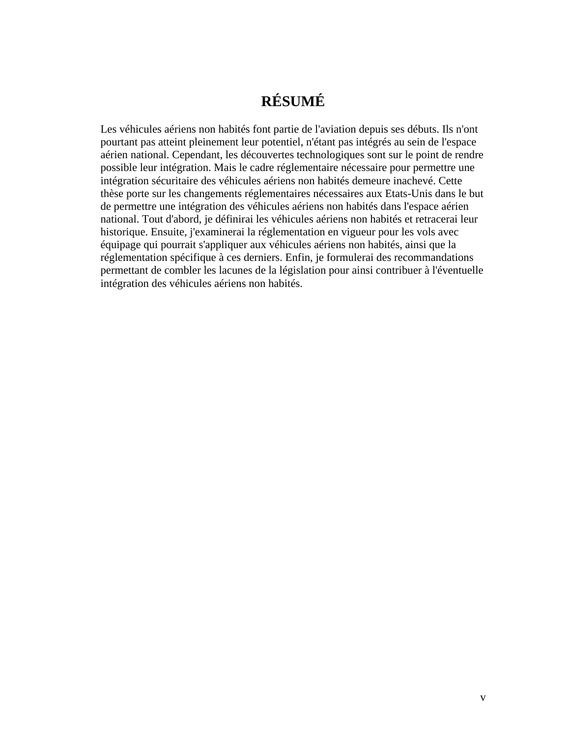# RÉSUMÉ

Les véhicules aériens non habités font partie de l'aviation depuis ses débuts. Ils n'ont pourtant pas atteint pleinement leur potentiel, n'étant pas intégrés au sein de l'espace aérien national. Cependant, les découvertes technologiques sont sur le point de rendre possible leur intégration. Mais le cadre réglementaire nécessaire pour permettre une intégration sécuritaire des véhicules aériens non habités demeure inachevé. Cette thèse porte sur les changements réglementaires nécessaires aux Etats-Unis dans le but de permettre une intégration des véhicules aériens non habités dans l'espace aérien national. Tout d'abord, je définirai les véhicules aériens non habités et retracerai leur historique. Ensuite, j'examinerai la réglementation en vigueur pour les vols avec équipage qui pourrait s'appliquer aux véhicules aériens non habités, ainsi que la réglementation spécifique à ces derniers. Enfin, je formulerai des recommandations permettant de combler les lacunes de la législation pour ainsi contribuer à l'éventuelle intégration des véhicules aériens non habités.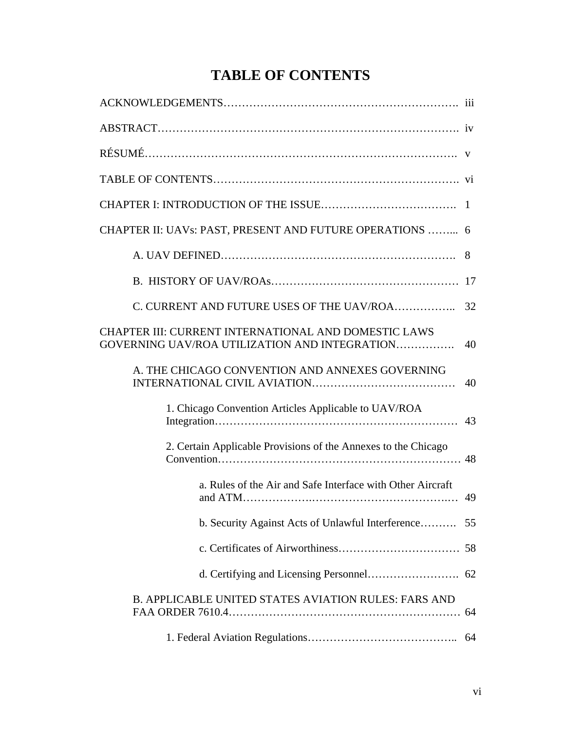# TABLE OF CONTENTS

ACKNOWLEDGEMENTS………………………………………………………. iii

ABSTRACT……………………………………………………………………. iv

RÉSUMÉ………………………………………………………………………. v

TABLE OF CONTENTS………………………………………………………. vi

CHAPTER I: INTRODUCTION OF THE ISSUE………………………………. 1

CHAPTER II: UAVs: PAST, PRESENT AND FUTURE OPERATIONS ……... 6

- A. UAV DEFINED………………………………………………………. 8
- B. HISTORY OF UAV/ROAs…………………………………………… 17
- C. CURRENT AND FUTURE USES OF THE UAV/ROA…………….. 32

CHAPTER III: CURRENT INTERNATIONAL AND DOMESTIC LAWS GOVERNING UAV/ROA UTILIZATION AND INTEGRATION……………. 40

- A. THE CHICAGO CONVENTION AND ANNEXES GOVERNING INTERNATIONAL CIVIL AVIATION………………………………… 40
  - 1. Chicago Convention Articles Applicable to UAV/ROA Integration………………………………………………………… 43
  - 2. Certain Applicable Provisions of the Annexes to the Chicago Convention………………………………………………………… 48
    - a. Rules of the Air and Safe Interface with Other Aircraft and ATM……………………………………………… 49
    - b. Security Against Acts of Unlawful Interference………. 55
    - c. Certificates of Airworthiness…………………………… 58
    - d. Certifying and Licensing Personnel……………………. 62
- B. APPLICABLE UNITED STATES AVIATION RULES: FARS AND FAA ORDER 7610.4……………………………………………………… 64
  - 1. Federal Aviation Regulations……………………………….. 64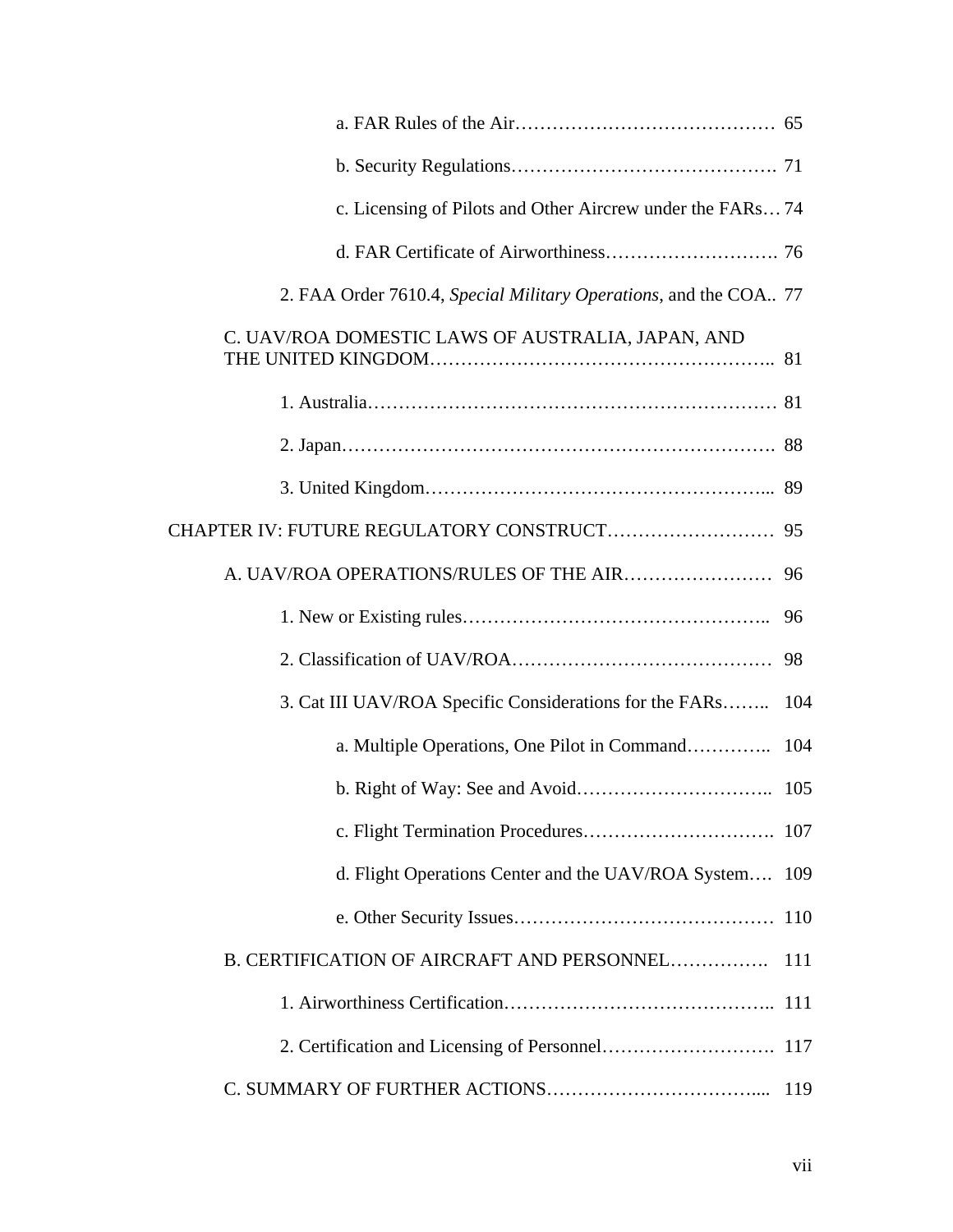a. FAR Rules of the Air…………………………………… 65

b. Security Regulations……………………………………. 71

c. Licensing of Pilots and Other Aircrew under the FARs… 74

d. FAR Certificate of Airworthiness………………………. 76

2. FAA Order 7610.4, *Special Military Operations*, and the COA.. 77

C. UAV/ROA DOMESTIC LAWS OF AUSTRALIA, JAPAN, AND THE UNITED KINGDOM…………………………………………….. 81

1. Australia………………………………………………………. 81

2. Japan…………………………………………………………. 88

3. United Kingdom……………………………………………... 89

CHAPTER IV: FUTURE REGULATORY CONSTRUCT……………………… 95

A. UAV/ROA OPERATIONS/RULES OF THE AIR…………………… 96

1. New or Existing rules………………………………………….. 96

2. Classification of UAV/ROA…………………………………… 98

3. Cat III UAV/ROA Specific Considerations for the FARs…….. 104

a. Multiple Operations, One Pilot in Command………….. 104

b. Right of Way: See and Avoid………………………….. 105

c. Flight Termination Procedures…………………………. 107

d. Flight Operations Center and the UAV/ROA System…. 109

e. Other Security Issues…………………………………… 110

B. CERTIFICATION OF AIRCRAFT AND PERSONNEL……………. 111

1. Airworthiness Certification…………………………………….. 111

2. Certification and Licensing of Personnel………………………. 117

C. SUMMARY OF FURTHER ACTIONS…………………………….... 119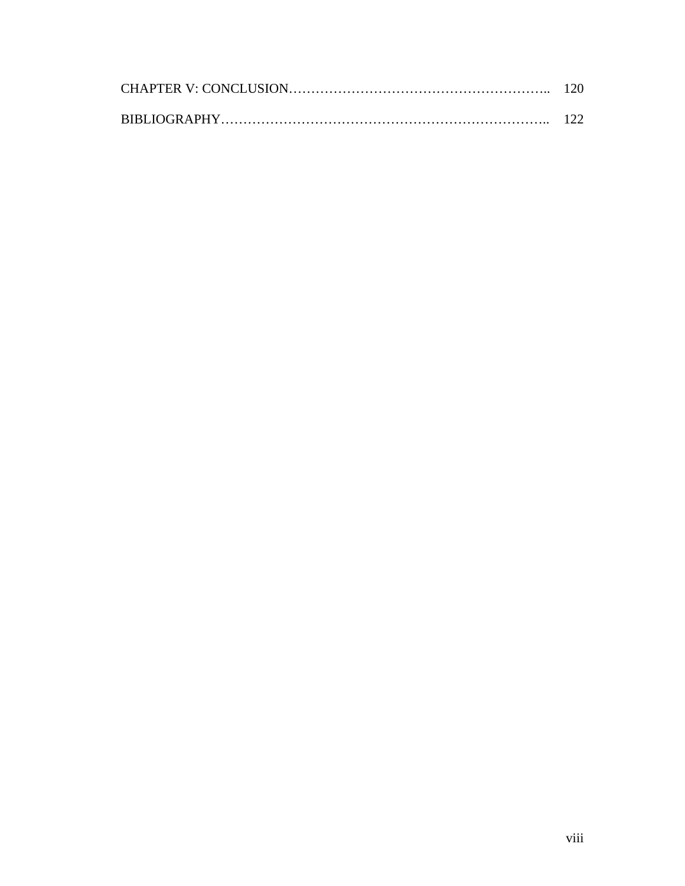CHAPTER V: CONCLUSION………………………………………………….. 120

BIBLIOGRAPHY…………………………………………………………….. 122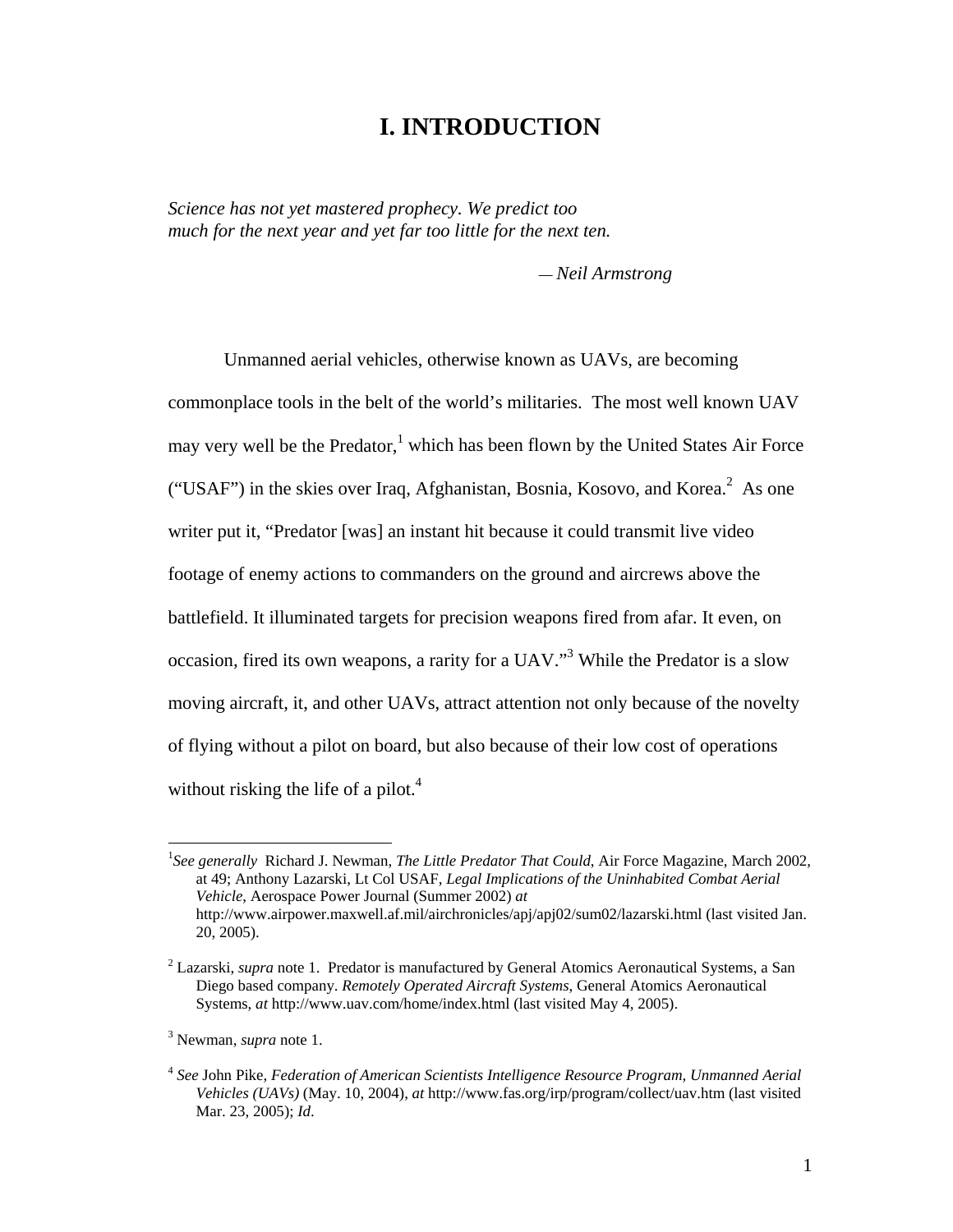# I. INTRODUCTION

*Science has not yet mastered prophecy. We predict too much for the next year and yet far too little for the next ten.*

*— Neil Armstrong*

Unmanned aerial vehicles, otherwise known as UAVs, are becoming commonplace tools in the belt of the world's militaries. The most well known UAV may very well be the Predator,[1] which has been flown by the United States Air Force ("USAF") in the skies over Iraq, Afghanistan, Bosnia, Kosovo, and Korea.[2] As one writer put it, "Predator [was] an instant hit because it could transmit live video footage of enemy actions to commanders on the ground and aircrews above the battlefield. It illuminated targets for precision weapons fired from afar. It even, on occasion, fired its own weapons, a rarity for a UAV."[3] While the Predator is a slow moving aircraft, it, and other UAVs, attract attention not only because of the novelty of flying without a pilot on board, but also because of their low cost of operations without risking the life of a pilot.[4]

---

[1] *See generally* Richard J. Newman, *The Little Predator That Could*, Air Force Magazine, March 2002, at 49; Anthony Lazarski, Lt Col USAF, *Legal Implications of the Uninhabited Combat Aerial Vehicle*, Aerospace Power Journal (Summer 2002) *at* http://www.airpower.maxwell.af.mil/airchronicles/apj/apj02/sum02/lazarski.html (last visited Jan. 20, 2005).

[2] Lazarski, *supra* note 1. Predator is manufactured by General Atomics Aeronautical Systems, a San Diego based company. *Remotely Operated Aircraft Systems*, General Atomics Aeronautical Systems, *at* http://www.uav.com/home/index.html (last visited May 4, 2005).

[3] Newman, *supra* note 1.

[4] *See* John Pike, *Federation of American Scientists Intelligence Resource Program, Unmanned Aerial Vehicles (UAVs)* (May. 10, 2004), *at* http://www.fas.org/irp/program/collect/uav.htm (last visited Mar. 23, 2005); *Id*.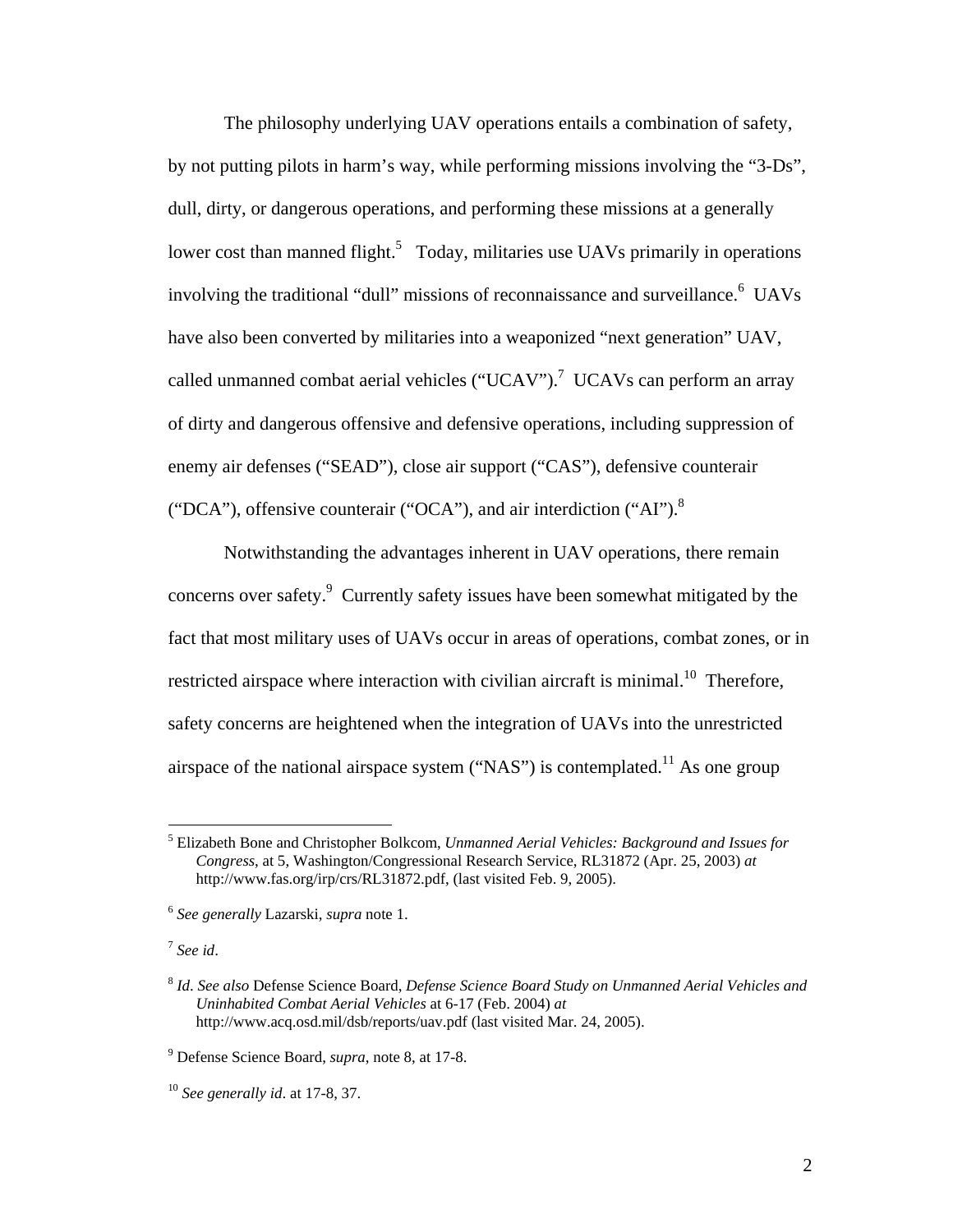The philosophy underlying UAV operations entails a combination of safety, by not putting pilots in harm's way, while performing missions involving the "3-Ds", dull, dirty, or dangerous operations, and performing these missions at a generally lower cost than manned flight.[5] Today, militaries use UAVs primarily in operations involving the traditional "dull" missions of reconnaissance and surveillance.[6] UAVs have also been converted by militaries into a weaponized "next generation" UAV, called unmanned combat aerial vehicles ("UCAV").[7] UCAVs can perform an array of dirty and dangerous offensive and defensive operations, including suppression of enemy air defenses ("SEAD"), close air support ("CAS"), defensive counterair ("DCA"), offensive counterair ("OCA"), and air interdiction ("AI").[8]

Notwithstanding the advantages inherent in UAV operations, there remain concerns over safety.[9] Currently safety issues have been somewhat mitigated by the fact that most military uses of UAVs occur in areas of operations, combat zones, or in restricted airspace where interaction with civilian aircraft is minimal.[10] Therefore, safety concerns are heightened when the integration of UAVs into the unrestricted airspace of the national airspace system ("NAS") is contemplated.[11] As one group

---

[5] Elizabeth Bone and Christopher Bolkcom, *Unmanned Aerial Vehicles: Background and Issues for Congress*, at 5, Washington/Congressional Research Service, RL31872 (Apr. 25, 2003) *at* http://www.fas.org/irp/crs/RL31872.pdf, (last visited Feb. 9, 2005).

[6] *See generally* Lazarski, *supra* note 1.

[7] *See id*.

[8] *Id*. *See also* Defense Science Board, *Defense Science Board Study on Unmanned Aerial Vehicles and Uninhabited Combat Aerial Vehicles* at 6-17 (Feb. 2004) *at* http://www.acq.osd.mil/dsb/reports/uav.pdf (last visited Mar. 24, 2005).

[9] Defense Science Board, *supra*, note 8, at 17-8.

[10] *See generally id*. at 17-8, 37.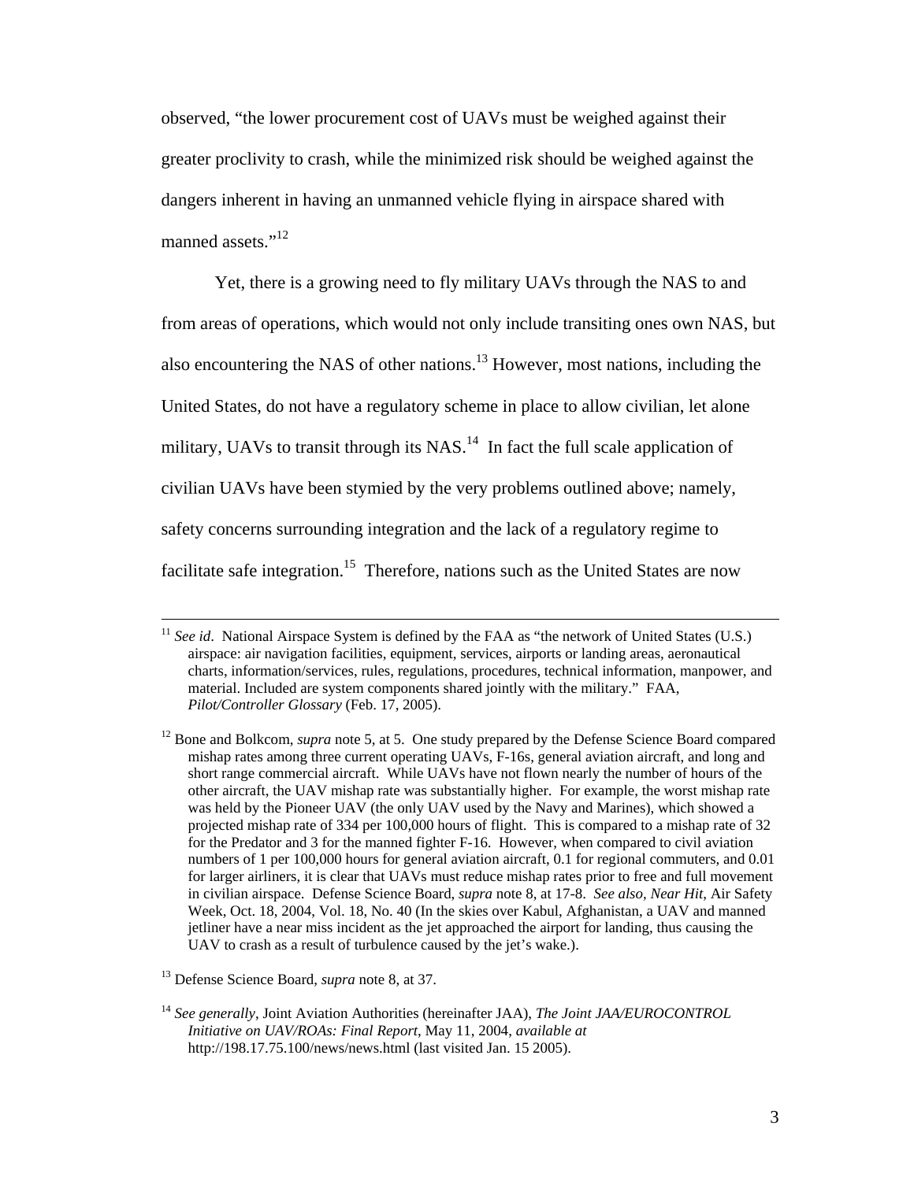observed, "the lower procurement cost of UAVs must be weighed against their greater proclivity to crash, while the minimized risk should be weighed against the dangers inherent in having an unmanned vehicle flying in airspace shared with manned assets."[12]

Yet, there is a growing need to fly military UAVs through the NAS to and from areas of operations, which would not only include transiting ones own NAS, but also encountering the NAS of other nations.[13] However, most nations, including the United States, do not have a regulatory scheme in place to allow civilian, let alone military, UAVs to transit through its NAS.[14] In fact the full scale application of civilian UAVs have been stymied by the very problems outlined above; namely, safety concerns surrounding integration and the lack of a regulatory regime to facilitate safe integration.[15] Therefore, nations such as the United States are now

---

[11] *See id*. National Airspace System is defined by the FAA as "the network of United States (U.S.) airspace: air navigation facilities, equipment, services, airports or landing areas, aeronautical charts, information/services, rules, regulations, procedures, technical information, manpower, and material. Included are system components shared jointly with the military." FAA, *Pilot/Controller Glossary* (Feb. 17, 2005).

[12] Bone and Bolkcom, *supra* note 5, at 5. One study prepared by the Defense Science Board compared mishap rates among three current operating UAVs, F-16s, general aviation aircraft, and long and short range commercial aircraft. While UAVs have not flown nearly the number of hours of the other aircraft, the UAV mishap rate was substantially higher. For example, the worst mishap rate was held by the Pioneer UAV (the only UAV used by the Navy and Marines), which showed a projected mishap rate of 334 per 100,000 hours of flight. This is compared to a mishap rate of 32 for the Predator and 3 for the manned fighter F-16. However, when compared to civil aviation numbers of 1 per 100,000 hours for general aviation aircraft, 0.1 for regional commuters, and 0.01 for larger airliners, it is clear that UAVs must reduce mishap rates prior to free and full movement in civilian airspace. Defense Science Board, *supra* note 8, at 17-8. *See also*, *Near Hit*, Air Safety Week, Oct. 18, 2004, Vol. 18, No. 40 (In the skies over Kabul, Afghanistan, a UAV and manned jetliner have a near miss incident as the jet approached the airport for landing, thus causing the UAV to crash as a result of turbulence caused by the jet's wake.).

[13] Defense Science Board, *supra* note 8, at 37.

[14] *See generally*, Joint Aviation Authorities (hereinafter JAA), *The Joint JAA/EUROCONTROL Initiative on UAV/ROAs: Final Report*, May 11, 2004, *available at* http://198.17.75.100/news/news.html (last visited Jan. 15 2005).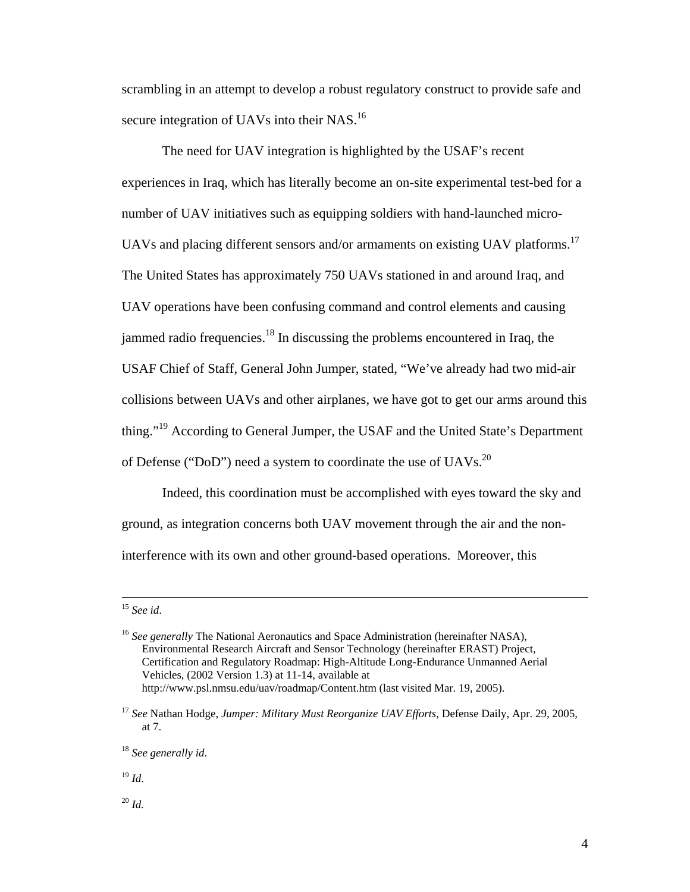scrambling in an attempt to develop a robust regulatory construct to provide safe and secure integration of UAVs into their NAS.[16]

The need for UAV integration is highlighted by the USAF's recent experiences in Iraq, which has literally become an on-site experimental test-bed for a number of UAV initiatives such as equipping soldiers with hand-launched micro-UAVs and placing different sensors and/or armaments on existing UAV platforms.[17] The United States has approximately 750 UAVs stationed in and around Iraq, and UAV operations have been confusing command and control elements and causing jammed radio frequencies.[18] In discussing the problems encountered in Iraq, the USAF Chief of Staff, General John Jumper, stated, "We've already had two mid-air collisions between UAVs and other airplanes, we have got to get our arms around this thing."[19] According to General Jumper, the USAF and the United State's Department of Defense ("DoD") need a system to coordinate the use of UAVs.[20]

Indeed, this coordination must be accomplished with eyes toward the sky and ground, as integration concerns both UAV movement through the air and the non-interference with its own and other ground-based operations. Moreover, this

---

[15] *See id*.

[16] *See generally* The National Aeronautics and Space Administration (hereinafter NASA), Environmental Research Aircraft and Sensor Technology (hereinafter ERAST) Project, Certification and Regulatory Roadmap: High-Altitude Long-Endurance Unmanned Aerial Vehicles, (2002 Version 1.3) at 11-14, available at http://www.psl.nmsu.edu/uav/roadmap/Content.htm (last visited Mar. 19, 2005).

[17] *See* Nathan Hodge, *Jumper: Military Must Reorganize UAV Efforts*, Defense Daily, Apr. 29, 2005, at 7.

[18] *See generally id*.

[19] *Id*.

[20] *Id.*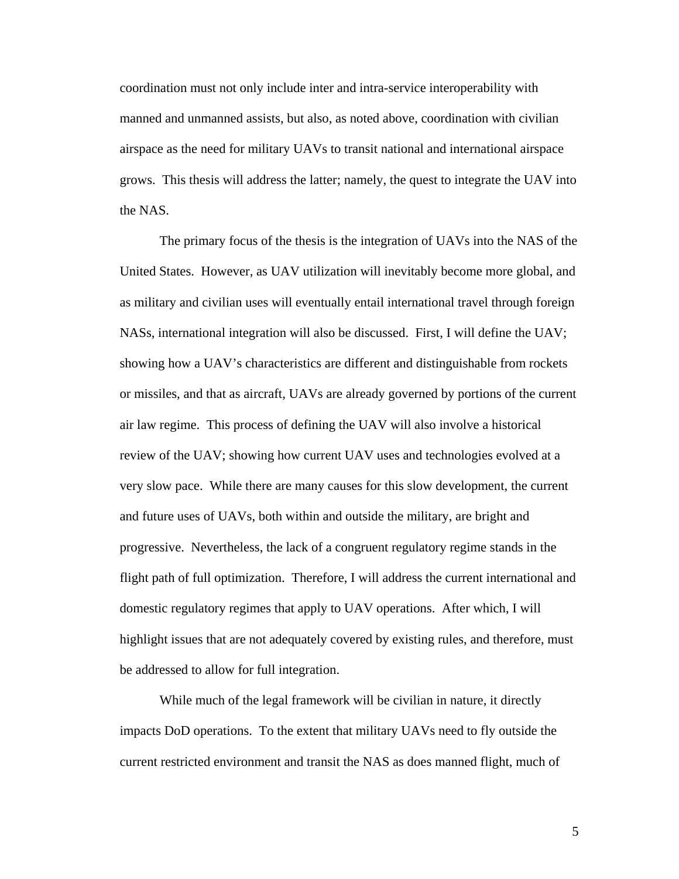coordination must not only include inter and intra-service interoperability with manned and unmanned assists, but also, as noted above, coordination with civilian airspace as the need for military UAVs to transit national and international airspace grows. This thesis will address the latter; namely, the quest to integrate the UAV into the NAS.

The primary focus of the thesis is the integration of UAVs into the NAS of the United States. However, as UAV utilization will inevitably become more global, and as military and civilian uses will eventually entail international travel through foreign NASs, international integration will also be discussed. First, I will define the UAV; showing how a UAV's characteristics are different and distinguishable from rockets or missiles, and that as aircraft, UAVs are already governed by portions of the current air law regime. This process of defining the UAV will also involve a historical review of the UAV; showing how current UAV uses and technologies evolved at a very slow pace. While there are many causes for this slow development, the current and future uses of UAVs, both within and outside the military, are bright and progressive. Nevertheless, the lack of a congruent regulatory regime stands in the flight path of full optimization. Therefore, I will address the current international and domestic regulatory regimes that apply to UAV operations. After which, I will highlight issues that are not adequately covered by existing rules, and therefore, must be addressed to allow for full integration.

While much of the legal framework will be civilian in nature, it directly impacts DoD operations. To the extent that military UAVs need to fly outside the current restricted environment and transit the NAS as does manned flight, much of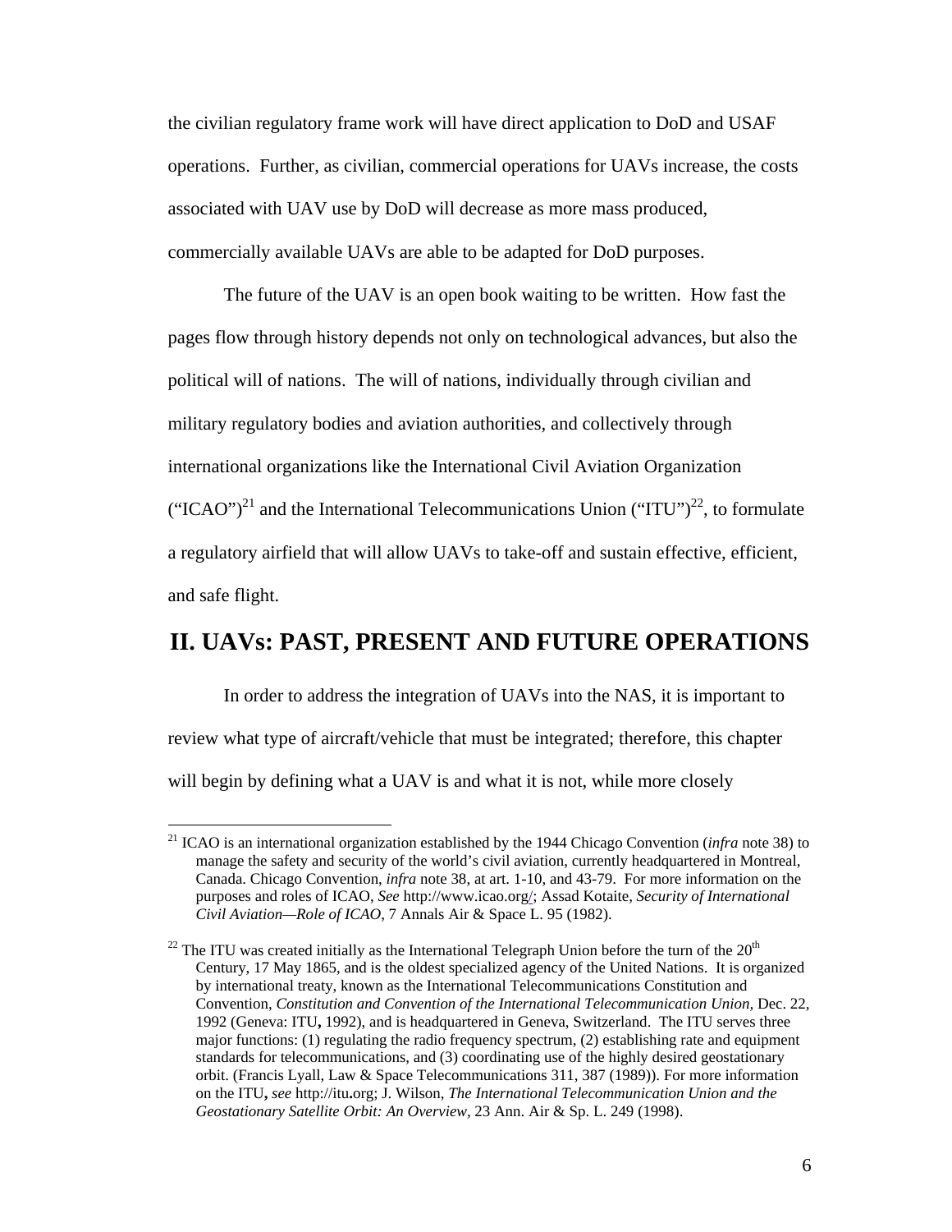the civilian regulatory frame work will have direct application to DoD and USAF operations. Further, as civilian, commercial operations for UAVs increase, the costs associated with UAV use by DoD will decrease as more mass produced, commercially available UAVs are able to be adapted for DoD purposes.

The future of the UAV is an open book waiting to be written. How fast the pages flow through history depends not only on technological advances, but also the political will of nations. The will of nations, individually through civilian and military regulatory bodies and aviation authorities, and collectively through international organizations like the International Civil Aviation Organization ("ICAO")[21] and the International Telecommunications Union ("ITU")[22], to formulate a regulatory airfield that will allow UAVs to take-off and sustain effective, efficient, and safe flight.

## II. UAVs: PAST, PRESENT AND FUTURE OPERATIONS

In order to address the integration of UAVs into the NAS, it is important to review what type of aircraft/vehicle that must be integrated; therefore, this chapter will begin by defining what a UAV is and what it is not, while more closely

---

[21] ICAO is an international organization established by the 1944 Chicago Convention (*infra* note 38) to manage the safety and security of the world's civil aviation, currently headquartered in Montreal, Canada. Chicago Convention, *infra* note 38, at art. 1-10, and 43-79. For more information on the purposes and roles of ICAO, *See* http://www.icao.org/; Assad Kotaite, *Security of International Civil Aviation—Role of ICAO*, 7 Annals Air & Space L. 95 (1982).

[22] The ITU was created initially as the International Telegraph Union before the turn of the 20th Century, 17 May 1865, and is the oldest specialized agency of the United Nations. It is organized by international treaty, known as the International Telecommunications Constitution and Convention, *Constitution and Convention of the International Telecommunication Union,* Dec. 22, 1992 (Geneva: ITU, 1992), and is headquartered in Geneva, Switzerland. The ITU serves three major functions: (1) regulating the radio frequency spectrum, (2) establishing rate and equipment standards for telecommunications, and (3) coordinating use of the highly desired geostationary orbit. (Francis Lyall, Law & Space Telecommunications 311, 387 (1989)). For more information on the ITU, *see* http://itu.org; J. Wilson, *The International Telecommunication Union and the Geostationary Satellite Orbit: An Overview*, 23 Ann. Air & Sp. L. 249 (1998).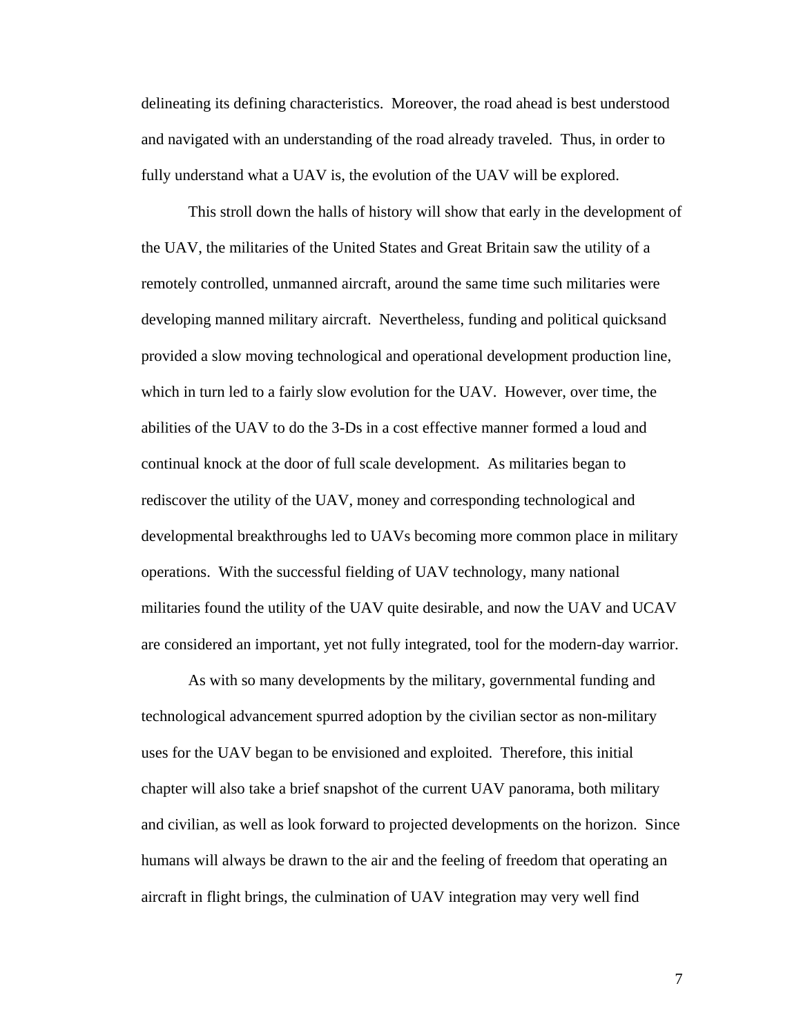delineating its defining characteristics. Moreover, the road ahead is best understood and navigated with an understanding of the road already traveled. Thus, in order to fully understand what a UAV is, the evolution of the UAV will be explored.

This stroll down the halls of history will show that early in the development of the UAV, the militaries of the United States and Great Britain saw the utility of a remotely controlled, unmanned aircraft, around the same time such militaries were developing manned military aircraft. Nevertheless, funding and political quicksand provided a slow moving technological and operational development production line, which in turn led to a fairly slow evolution for the UAV. However, over time, the abilities of the UAV to do the 3-Ds in a cost effective manner formed a loud and continual knock at the door of full scale development. As militaries began to rediscover the utility of the UAV, money and corresponding technological and developmental breakthroughs led to UAVs becoming more common place in military operations. With the successful fielding of UAV technology, many national militaries found the utility of the UAV quite desirable, and now the UAV and UCAV are considered an important, yet not fully integrated, tool for the modern-day warrior.

As with so many developments by the military, governmental funding and technological advancement spurred adoption by the civilian sector as non-military uses for the UAV began to be envisioned and exploited. Therefore, this initial chapter will also take a brief snapshot of the current UAV panorama, both military and civilian, as well as look forward to projected developments on the horizon. Since humans will always be drawn to the air and the feeling of freedom that operating an aircraft in flight brings, the culmination of UAV integration may very well find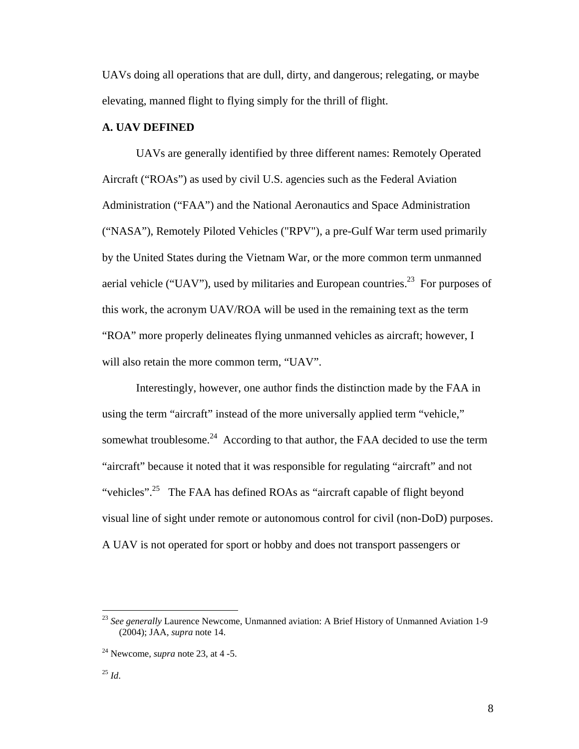UAVs doing all operations that are dull, dirty, and dangerous; relegating, or maybe elevating, manned flight to flying simply for the thrill of flight.

### A. UAV DEFINED

UAVs are generally identified by three different names: Remotely Operated Aircraft ("ROAs") as used by civil U.S. agencies such as the Federal Aviation Administration ("FAA") and the National Aeronautics and Space Administration ("NASA"), Remotely Piloted Vehicles ("RPV"), a pre-Gulf War term used primarily by the United States during the Vietnam War, or the more common term unmanned aerial vehicle ("UAV"), used by militaries and European countries.[23] For purposes of this work, the acronym UAV/ROA will be used in the remaining text as the term "ROA" more properly delineates flying unmanned vehicles as aircraft; however, I will also retain the more common term, "UAV".

Interestingly, however, one author finds the distinction made by the FAA in using the term "aircraft" instead of the more universally applied term "vehicle," somewhat troublesome.[24] According to that author, the FAA decided to use the term "aircraft" because it noted that it was responsible for regulating "aircraft" and not "vehicles".[25] The FAA has defined ROAs as "aircraft capable of flight beyond visual line of sight under remote or autonomous control for civil (non-DoD) purposes. A UAV is not operated for sport or hobby and does not transport passengers or

---

[23] *See generally* Laurence Newcome, Unmanned aviation: A Brief History of Unmanned Aviation 1-9 (2004); JAA, *supra* note 14.

[24] Newcome, *supra* note 23, at 4 -5.

[25] *Id*.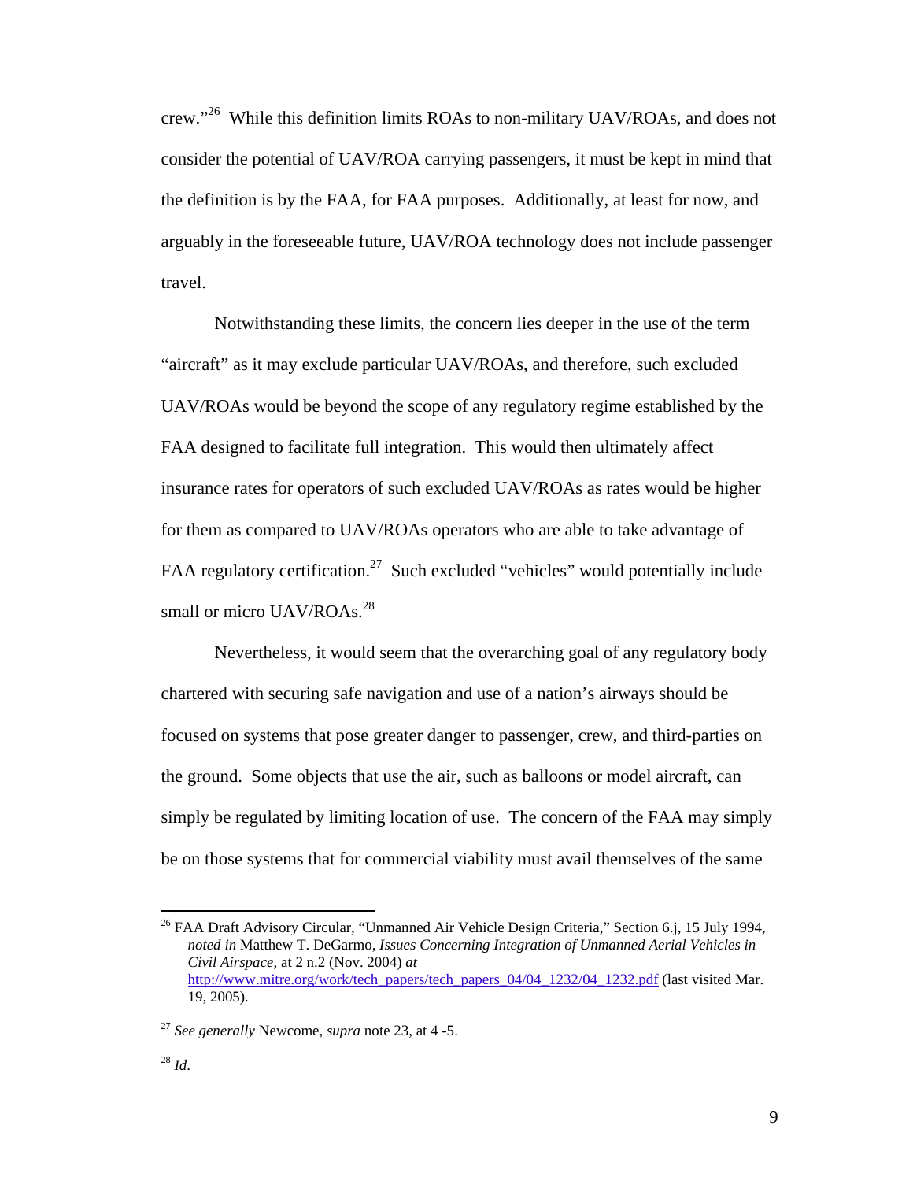crew."[26] While this definition limits ROAs to non-military UAV/ROAs, and does not consider the potential of UAV/ROA carrying passengers, it must be kept in mind that the definition is by the FAA, for FAA purposes. Additionally, at least for now, and arguably in the foreseeable future, UAV/ROA technology does not include passenger travel.

Notwithstanding these limits, the concern lies deeper in the use of the term "aircraft" as it may exclude particular UAV/ROAs, and therefore, such excluded UAV/ROAs would be beyond the scope of any regulatory regime established by the FAA designed to facilitate full integration. This would then ultimately affect insurance rates for operators of such excluded UAV/ROAs as rates would be higher for them as compared to UAV/ROAs operators who are able to take advantage of FAA regulatory certification.[27] Such excluded "vehicles" would potentially include small or micro UAV/ROAs.[28]

Nevertheless, it would seem that the overarching goal of any regulatory body chartered with securing safe navigation and use of a nation's airways should be focused on systems that pose greater danger to passenger, crew, and third-parties on the ground. Some objects that use the air, such as balloons or model aircraft, can simply be regulated by limiting location of use. The concern of the FAA may simply be on those systems that for commercial viability must avail themselves of the same

---

[26] FAA Draft Advisory Circular, "Unmanned Air Vehicle Design Criteria," Section 6.j, 15 July 1994, *noted in* Matthew T. DeGarmo, *Issues Concerning Integration of Unmanned Aerial Vehicles in Civil Airspace*, at 2 n.2 (Nov. 2004) *at* http://www.mitre.org/work/tech_papers/tech_papers_04/04_1232/04_1232.pdf (last visited Mar. 19, 2005).

[27] *See generally* Newcome, *supra* note 23, at 4 -5.

[28] *Id*.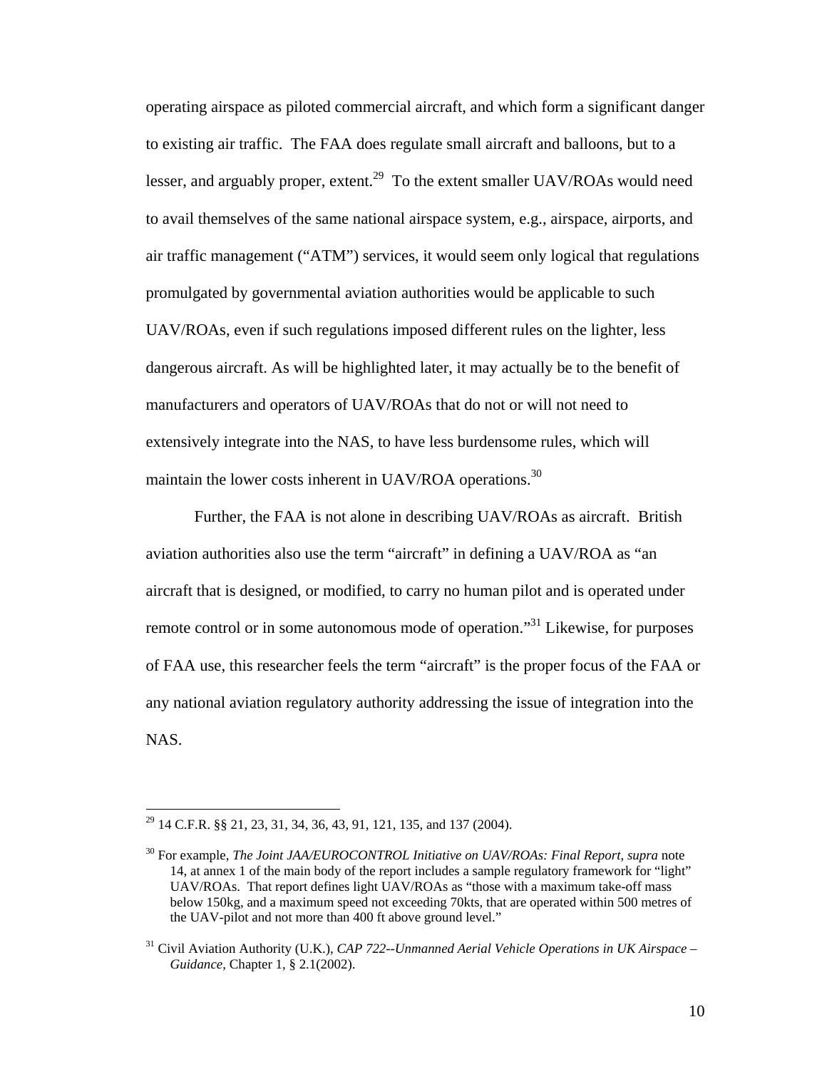operating airspace as piloted commercial aircraft, and which form a significant danger to existing air traffic. The FAA does regulate small aircraft and balloons, but to a lesser, and arguably proper, extent.[29] To the extent smaller UAV/ROAs would need to avail themselves of the same national airspace system, e.g., airspace, airports, and air traffic management ("ATM") services, it would seem only logical that regulations promulgated by governmental aviation authorities would be applicable to such UAV/ROAs, even if such regulations imposed different rules on the lighter, less dangerous aircraft. As will be highlighted later, it may actually be to the benefit of manufacturers and operators of UAV/ROAs that do not or will not need to extensively integrate into the NAS, to have less burdensome rules, which will maintain the lower costs inherent in UAV/ROA operations.[30]

Further, the FAA is not alone in describing UAV/ROAs as aircraft. British aviation authorities also use the term "aircraft" in defining a UAV/ROA as "an aircraft that is designed, or modified, to carry no human pilot and is operated under remote control or in some autonomous mode of operation."[31] Likewise, for purposes of FAA use, this researcher feels the term "aircraft" is the proper focus of the FAA or any national aviation regulatory authority addressing the issue of integration into the NAS.

---

[29] 14 C.F.R. §§ 21, 23, 31, 34, 36, 43, 91, 121, 135, and 137 (2004).

[30] For example, *The Joint JAA/EUROCONTROL Initiative on UAV/ROAs: Final Report*, *supra* note 14, at annex 1 of the main body of the report includes a sample regulatory framework for "light" UAV/ROAs. That report defines light UAV/ROAs as "those with a maximum take-off mass below 150kg, and a maximum speed not exceeding 70kts, that are operated within 500 metres of the UAV-pilot and not more than 400 ft above ground level."

[31] Civil Aviation Authority (U.K.), *CAP 722--Unmanned Aerial Vehicle Operations in UK Airspace – Guidance*, Chapter 1, § 2.1(2002).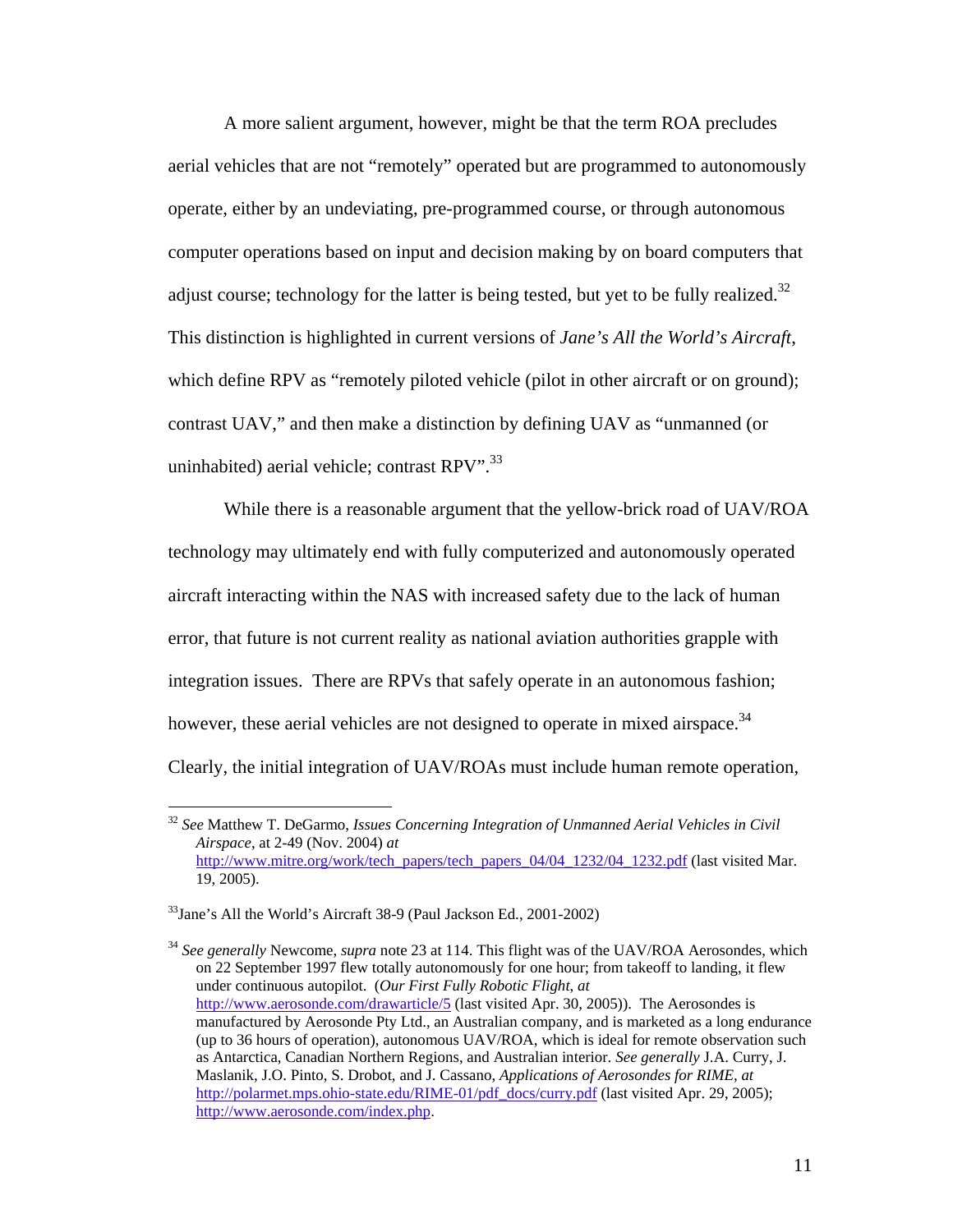A more salient argument, however, might be that the term ROA precludes aerial vehicles that are not "remotely" operated but are programmed to autonomously operate, either by an undeviating, pre-programmed course, or through autonomous computer operations based on input and decision making by on board computers that adjust course; technology for the latter is being tested, but yet to be fully realized.[32] This distinction is highlighted in current versions of *Jane's All the World's Aircraft*, which define RPV as "remotely piloted vehicle (pilot in other aircraft or on ground); contrast UAV," and then make a distinction by defining UAV as "unmanned (or uninhabited) aerial vehicle; contrast RPV".[33]

While there is a reasonable argument that the yellow-brick road of UAV/ROA technology may ultimately end with fully computerized and autonomously operated aircraft interacting within the NAS with increased safety due to the lack of human error, that future is not current reality as national aviation authorities grapple with integration issues. There are RPVs that safely operate in an autonomous fashion; however, these aerial vehicles are not designed to operate in mixed airspace.[34] Clearly, the initial integration of UAV/ROAs must include human remote operation,

---

[32] *See* Matthew T. DeGarmo, *Issues Concerning Integration of Unmanned Aerial Vehicles in Civil Airspace*, at 2-49 (Nov. 2004) *at* http://www.mitre.org/work/tech_papers/tech_papers_04/04_1232/04_1232.pdf (last visited Mar. 19, 2005).

[33] Jane's All the World's Aircraft 38-9 (Paul Jackson Ed., 2001-2002)

[34] *See generally* Newcome, *supra* note 23 at 114. This flight was of the UAV/ROA Aerosondes, which on 22 September 1997 flew totally autonomously for one hour; from takeoff to landing, it flew under continuous autopilot. (*Our First Fully Robotic Flight*, *at* http://www.aerosonde.com/drawarticle/5 (last visited Apr. 30, 2005)). The Aerosondes is manufactured by Aerosonde Pty Ltd., an Australian company, and is marketed as a long endurance (up to 36 hours of operation), autonomous UAV/ROA, which is ideal for remote observation such as Antarctica, Canadian Northern Regions, and Australian interior. *See generally* J.A. Curry, J. Maslanik, J.O. Pinto, S. Drobot, and J. Cassano, *Applications of Aerosondes for RIME*, *at* http://polarmet.mps.ohio-state.edu/RIME-01/pdf_docs/curry.pdf (last visited Apr. 29, 2005); http://www.aerosonde.com/index.php.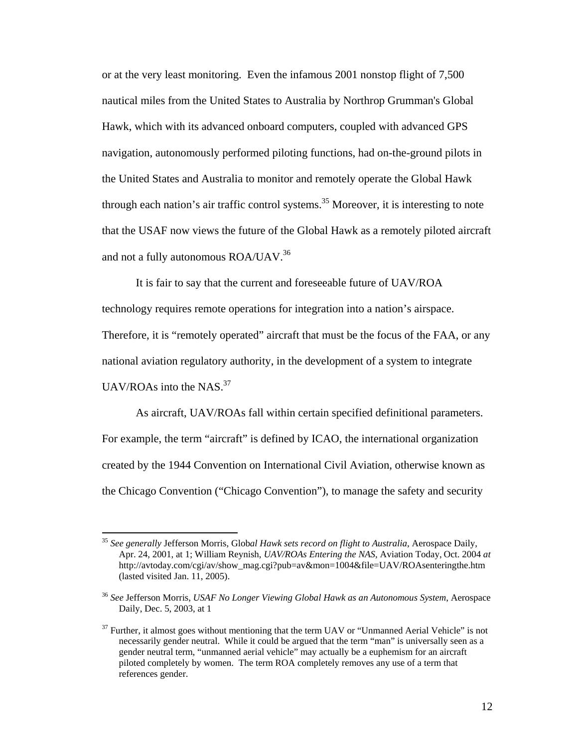or at the very least monitoring. Even the infamous 2001 nonstop flight of 7,500 nautical miles from the United States to Australia by Northrop Grumman's Global Hawk, which with its advanced onboard computers, coupled with advanced GPS navigation, autonomously performed piloting functions, had on-the-ground pilots in the United States and Australia to monitor and remotely operate the Global Hawk through each nation's air traffic control systems.[35] Moreover, it is interesting to note that the USAF now views the future of the Global Hawk as a remotely piloted aircraft and not a fully autonomous ROA/UAV.[36]

It is fair to say that the current and foreseeable future of UAV/ROA technology requires remote operations for integration into a nation's airspace. Therefore, it is "remotely operated" aircraft that must be the focus of the FAA, or any national aviation regulatory authority, in the development of a system to integrate UAV/ROAs into the NAS.[37]

As aircraft, UAV/ROAs fall within certain specified definitional parameters. For example, the term "aircraft" is defined by ICAO, the international organization created by the 1944 Convention on International Civil Aviation, otherwise known as the Chicago Convention ("Chicago Convention"), to manage the safety and security

---

[35] *See generally* Jefferson Morris, Glob*al Hawk sets record on flight to Australia*, Aerospace Daily, Apr. 24, 2001, at 1; William Reynish, *UAV/ROAs Entering the NAS*, Aviation Today, Oct. 2004 *at* http://avtoday.com/cgi/av/show_mag.cgi?pub=av&mon=1004&file=UAV/ROAsenteringthe.htm (lasted visited Jan. 11, 2005).

[36] *See* Jefferson Morris, *USAF No Longer Viewing Global Hawk as an Autonomous System*, Aerospace Daily, Dec. 5, 2003, at 1

[37] Further, it almost goes without mentioning that the term UAV or "Unmanned Aerial Vehicle" is not necessarily gender neutral. While it could be argued that the term "man" is universally seen as a gender neutral term, "unmanned aerial vehicle" may actually be a euphemism for an aircraft piloted completely by women. The term ROA completely removes any use of a term that references gender.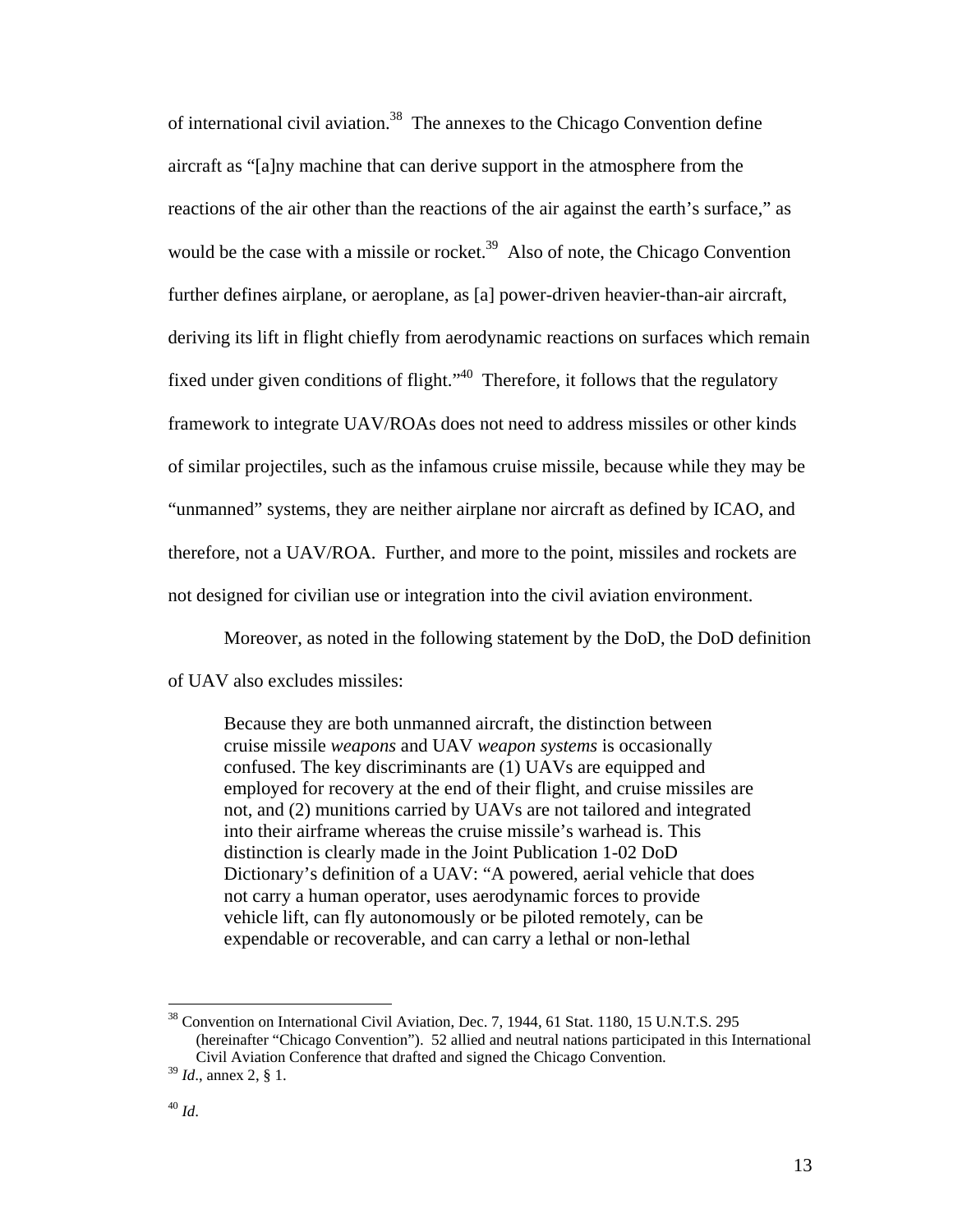of international civil aviation.[38] The annexes to the Chicago Convention define aircraft as "[a]ny machine that can derive support in the atmosphere from the reactions of the air other than the reactions of the air against the earth's surface," as would be the case with a missile or rocket.[39] Also of note, the Chicago Convention further defines airplane, or aeroplane, as [a] power-driven heavier-than-air aircraft, deriving its lift in flight chiefly from aerodynamic reactions on surfaces which remain fixed under given conditions of flight."[40] Therefore, it follows that the regulatory framework to integrate UAV/ROAs does not need to address missiles or other kinds of similar projectiles, such as the infamous cruise missile, because while they may be "unmanned" systems, they are neither airplane nor aircraft as defined by ICAO, and therefore, not a UAV/ROA. Further, and more to the point, missiles and rockets are not designed for civilian use or integration into the civil aviation environment.

Moreover, as noted in the following statement by the DoD, the DoD definition of UAV also excludes missiles:

> Because they are both unmanned aircraft, the distinction between cruise missile *weapons* and UAV *weapon systems* is occasionally confused. The key discriminants are (1) UAVs are equipped and employed for recovery at the end of their flight, and cruise missiles are not, and (2) munitions carried by UAVs are not tailored and integrated into their airframe whereas the cruise missile's warhead is. This distinction is clearly made in the Joint Publication 1-02 DoD Dictionary's definition of a UAV: "A powered, aerial vehicle that does not carry a human operator, uses aerodynamic forces to provide vehicle lift, can fly autonomously or be piloted remotely, can be expendable or recoverable, and can carry a lethal or non-lethal

---

[38] Convention on International Civil Aviation, Dec. 7, 1944, 61 Stat. 1180, 15 U.N.T.S. 295 (hereinafter "Chicago Convention"). 52 allied and neutral nations participated in this International Civil Aviation Conference that drafted and signed the Chicago Convention.

[39] *Id*., annex 2, § 1.

[40] *Id*.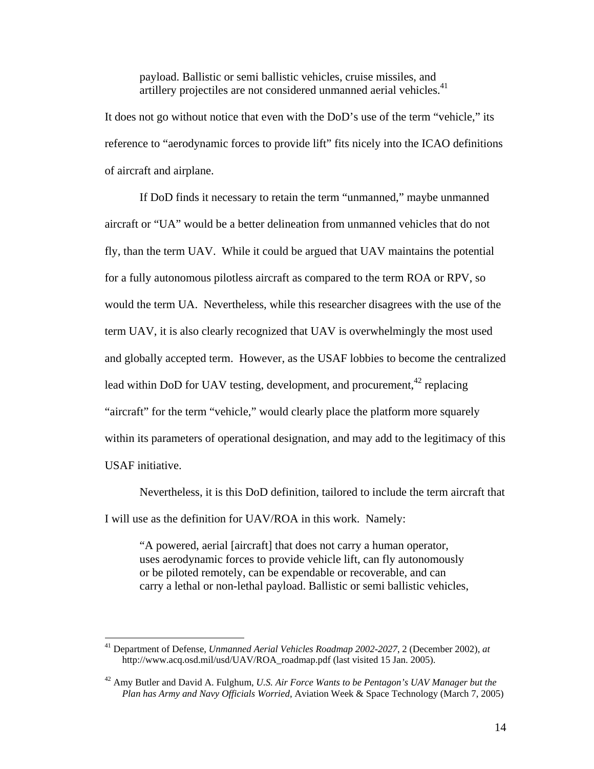> payload. Ballistic or semi ballistic vehicles, cruise missiles, and artillery projectiles are not considered unmanned aerial vehicles.[41]

It does not go without notice that even with the DoD's use of the term "vehicle," its reference to "aerodynamic forces to provide lift" fits nicely into the ICAO definitions of aircraft and airplane.

If DoD finds it necessary to retain the term "unmanned," maybe unmanned aircraft or "UA" would be a better delineation from unmanned vehicles that do not fly, than the term UAV. While it could be argued that UAV maintains the potential for a fully autonomous pilotless aircraft as compared to the term ROA or RPV, so would the term UA. Nevertheless, while this researcher disagrees with the use of the term UAV, it is also clearly recognized that UAV is overwhelmingly the most used and globally accepted term. However, as the USAF lobbies to become the centralized lead within DoD for UAV testing, development, and procurement,[42] replacing "aircraft" for the term "vehicle," would clearly place the platform more squarely within its parameters of operational designation, and may add to the legitimacy of this USAF initiative.

Nevertheless, it is this DoD definition, tailored to include the term aircraft that I will use as the definition for UAV/ROA in this work. Namely:

> "A powered, aerial [aircraft] that does not carry a human operator, uses aerodynamic forces to provide vehicle lift, can fly autonomously or be piloted remotely, can be expendable or recoverable, and can carry a lethal or non-lethal payload. Ballistic or semi ballistic vehicles,

---

[41] Department of Defense, *Unmanned Aerial Vehicles Roadmap 2002-2027*, 2 (December 2002), *at* http://www.acq.osd.mil/usd/UAV/ROA_roadmap.pdf (last visited 15 Jan. 2005).

[42] Amy Butler and David A. Fulghum, *U.S. Air Force Wants to be Pentagon's UAV Manager but the Plan has Army and Navy Officials Worried*, Aviation Week & Space Technology (March 7, 2005)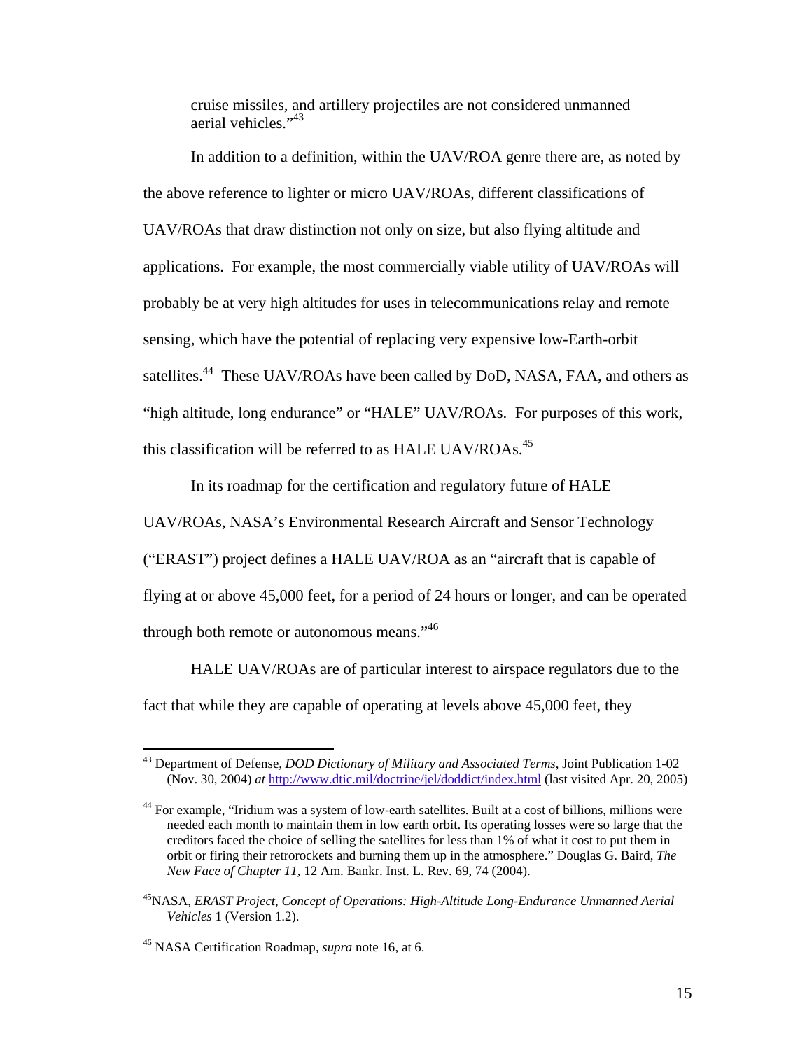cruise missiles, and artillery projectiles are not considered unmanned aerial vehicles."[43]

In addition to a definition, within the UAV/ROA genre there are, as noted by the above reference to lighter or micro UAV/ROAs, different classifications of UAV/ROAs that draw distinction not only on size, but also flying altitude and applications. For example, the most commercially viable utility of UAV/ROAs will probably be at very high altitudes for uses in telecommunications relay and remote sensing, which have the potential of replacing very expensive low-Earth-orbit satellites.[44] These UAV/ROAs have been called by DoD, NASA, FAA, and others as "high altitude, long endurance" or "HALE" UAV/ROAs. For purposes of this work, this classification will be referred to as HALE UAV/ROAs.[45]

In its roadmap for the certification and regulatory future of HALE UAV/ROAs, NASA's Environmental Research Aircraft and Sensor Technology ("ERAST") project defines a HALE UAV/ROA as an "aircraft that is capable of flying at or above 45,000 feet, for a period of 24 hours or longer, and can be operated through both remote or autonomous means."[46]

HALE UAV/ROAs are of particular interest to airspace regulators due to the fact that while they are capable of operating at levels above 45,000 feet, they

---

[43] Department of Defense, *DOD Dictionary of Military and Associated Terms*, Joint Publication 1-02 (Nov. 30, 2004) *at* http://www.dtic.mil/doctrine/jel/doddict/index.html (last visited Apr. 20, 2005)

[44] For example, "Iridium was a system of low-earth satellites. Built at a cost of billions, millions were needed each month to maintain them in low earth orbit. Its operating losses were so large that the creditors faced the choice of selling the satellites for less than 1% of what it cost to put them in orbit or firing their retrorockets and burning them up in the atmosphere." Douglas G. Baird, *The New Face of Chapter 11*, 12 Am. Bankr. Inst. L. Rev. 69, 74 (2004).

[45] NASA, *ERAST Project, Concept of Operations: High-Altitude Long-Endurance Unmanned Aerial Vehicles* 1 (Version 1.2).

[46] NASA Certification Roadmap, *supra* note 16, at 6.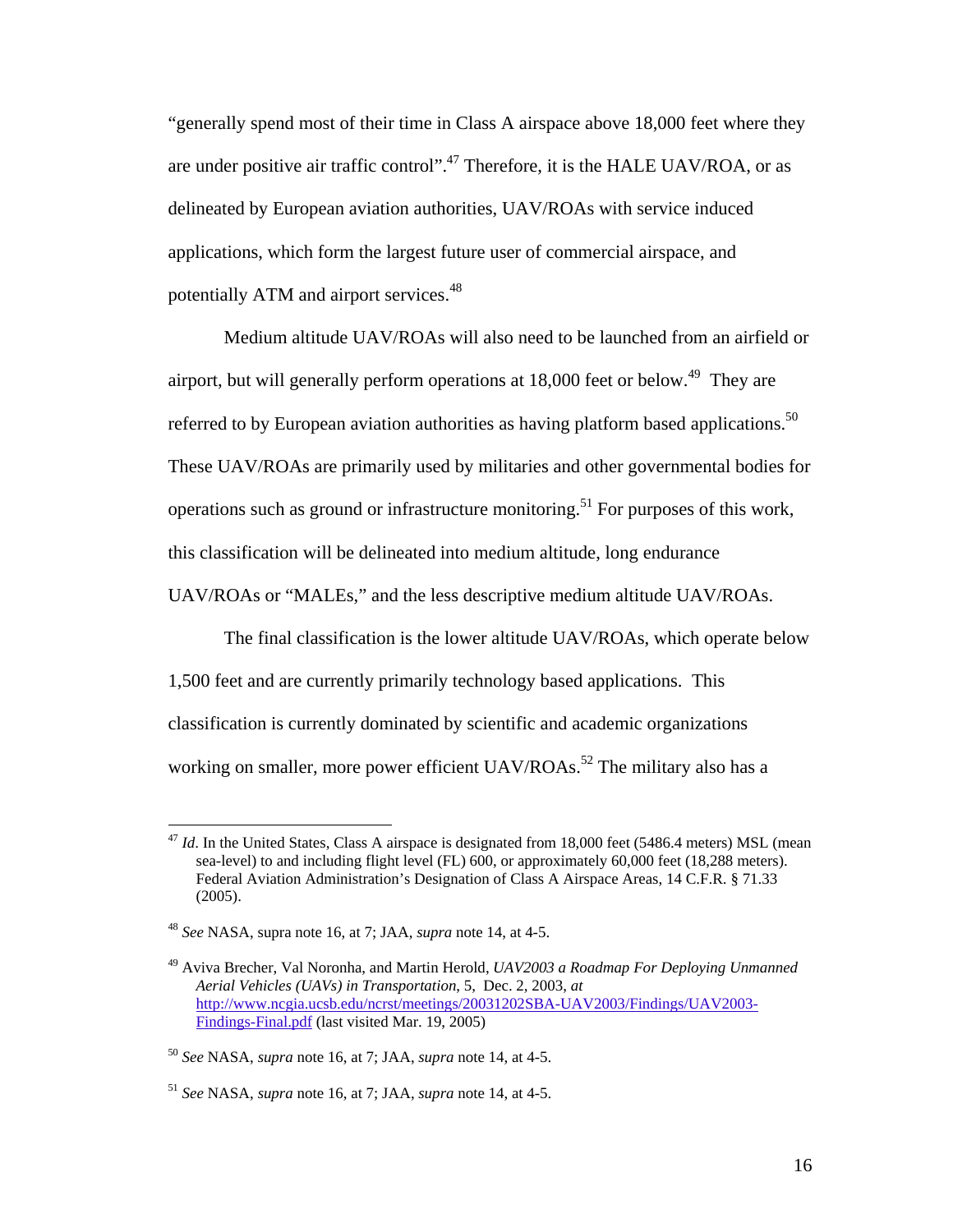"generally spend most of their time in Class A airspace above 18,000 feet where they are under positive air traffic control".[47] Therefore, it is the HALE UAV/ROA, or as delineated by European aviation authorities, UAV/ROAs with service induced applications, which form the largest future user of commercial airspace, and potentially ATM and airport services.[48]

Medium altitude UAV/ROAs will also need to be launched from an airfield or airport, but will generally perform operations at 18,000 feet or below.[49] They are referred to by European aviation authorities as having platform based applications.[50] These UAV/ROAs are primarily used by militaries and other governmental bodies for operations such as ground or infrastructure monitoring.[51] For purposes of this work, this classification will be delineated into medium altitude, long endurance UAV/ROAs or "MALEs," and the less descriptive medium altitude UAV/ROAs.

The final classification is the lower altitude UAV/ROAs, which operate below 1,500 feet and are currently primarily technology based applications. This classification is currently dominated by scientific and academic organizations working on smaller, more power efficient UAV/ROAs.[52] The military also has a

---

[47] *Id*. In the United States, Class A airspace is designated from 18,000 feet (5486.4 meters) MSL (mean sea-level) to and including flight level (FL) 600, or approximately 60,000 feet (18,288 meters). Federal Aviation Administration's Designation of Class A Airspace Areas, 14 C.F.R. § 71.33 (2005).

[48] *See* NASA, supra note 16, at 7; JAA, *supra* note 14, at 4-5.

[49] Aviva Brecher, Val Noronha, and Martin Herold, *UAV2003 a Roadmap For Deploying Unmanned Aerial Vehicles (UAVs) in Transportation*, 5, Dec. 2, 2003, *at* [http://www.ncgia.ucsb.edu/ncrst/meetings/20031202SBA-UAV2003/Findings/UAV2003-Findings-Final.pdf](http://www.ncgia.ucsb.edu/ncrst/meetings/20031202SBA-UAV2003/Findings/UAV2003-Findings-Final.pdf) (last visited Mar. 19, 2005)

[50] *See* NASA, *supra* note 16, at 7; JAA, *supra* note 14, at 4-5.

[51] *See* NASA, *supra* note 16, at 7; JAA, *supra* note 14, at 4-5.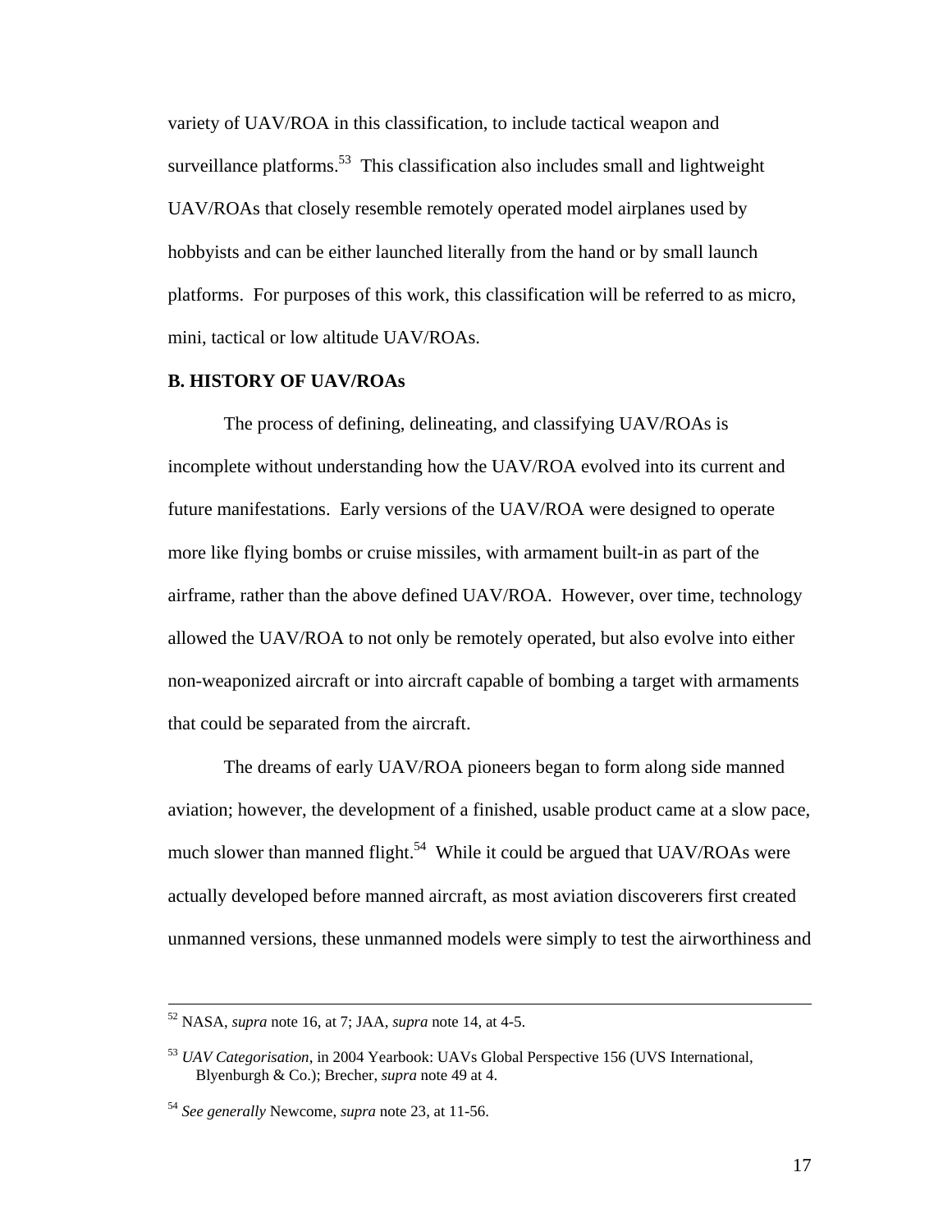variety of UAV/ROA in this classification, to include tactical weapon and surveillance platforms.[53] This classification also includes small and lightweight UAV/ROAs that closely resemble remotely operated model airplanes used by hobbyists and can be either launched literally from the hand or by small launch platforms. For purposes of this work, this classification will be referred to as micro, mini, tactical or low altitude UAV/ROAs.

**B. HISTORY OF UAV/ROAs**

The process of defining, delineating, and classifying UAV/ROAs is incomplete without understanding how the UAV/ROA evolved into its current and future manifestations. Early versions of the UAV/ROA were designed to operate more like flying bombs or cruise missiles, with armament built-in as part of the airframe, rather than the above defined UAV/ROA. However, over time, technology allowed the UAV/ROA to not only be remotely operated, but also evolve into either non-weaponized aircraft or into aircraft capable of bombing a target with armaments that could be separated from the aircraft.

The dreams of early UAV/ROA pioneers began to form along side manned aviation; however, the development of a finished, usable product came at a slow pace, much slower than manned flight.[54] While it could be argued that UAV/ROAs were actually developed before manned aircraft, as most aviation discoverers first created unmanned versions, these unmanned models were simply to test the airworthiness and

---

[52] NASA, *supra* note 16, at 7; JAA, *supra* note 14, at 4-5.

[53] *UAV Categorisation*, in 2004 Yearbook: UAVs Global Perspective 156 (UVS International, Blyenburgh & Co.); Brecher, *supra* note 49 at 4.

[54] *See generally* Newcome, *supra* note 23, at 11-56.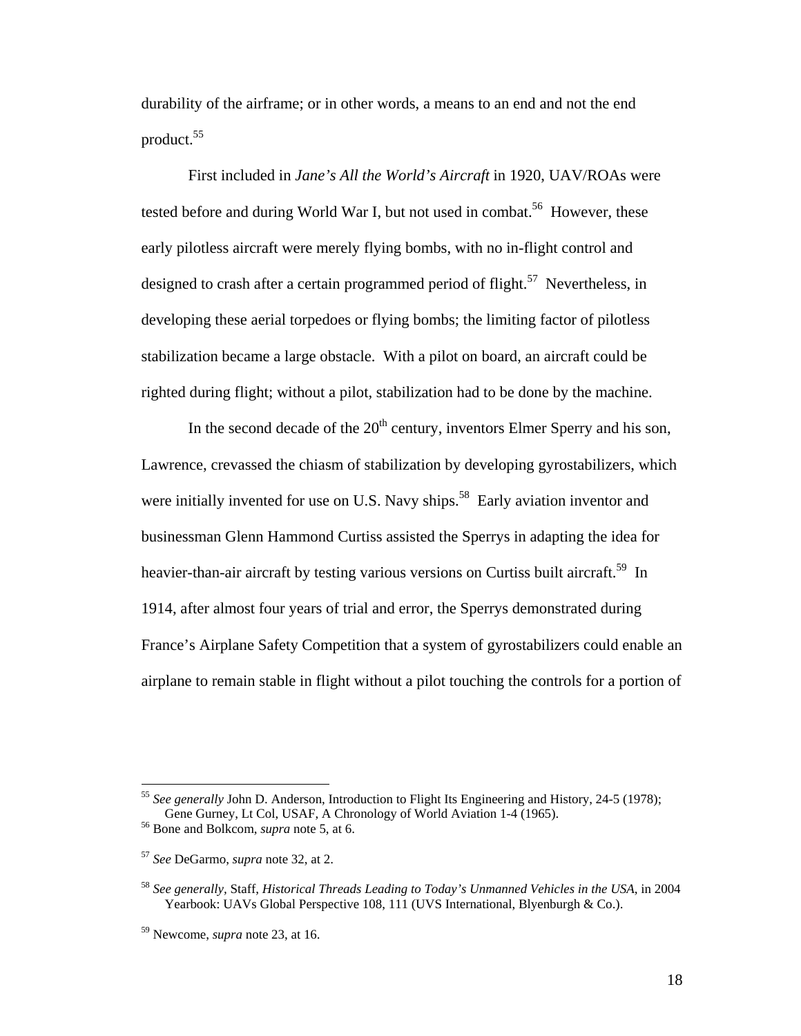durability of the airframe; or in other words, a means to an end and not the end product.[55]

First included in *Jane's All the World's Aircraft* in 1920, UAV/ROAs were tested before and during World War I, but not used in combat.[56] However, these early pilotless aircraft were merely flying bombs, with no in-flight control and designed to crash after a certain programmed period of flight.[57] Nevertheless, in developing these aerial torpedoes or flying bombs; the limiting factor of pilotless stabilization became a large obstacle. With a pilot on board, an aircraft could be righted during flight; without a pilot, stabilization had to be done by the machine.

In the second decade of the 20th century, inventors Elmer Sperry and his son, Lawrence, crevassed the chiasm of stabilization by developing gyrostabilizers, which were initially invented for use on U.S. Navy ships.[58] Early aviation inventor and businessman Glenn Hammond Curtiss assisted the Sperrys in adapting the idea for heavier-than-air aircraft by testing various versions on Curtiss built aircraft.[59] In 1914, after almost four years of trial and error, the Sperrys demonstrated during France's Airplane Safety Competition that a system of gyrostabilizers could enable an airplane to remain stable in flight without a pilot touching the controls for a portion of

---

[55] *See generally* John D. Anderson, Introduction to Flight Its Engineering and History, 24-5 (1978); Gene Gurney, Lt Col, USAF, A Chronology of World Aviation 1-4 (1965).

[56] Bone and Bolkcom, *supra* note 5, at 6.

[57] *See* DeGarmo, *supra* note 32, at 2.

[58] *See generally,* Staff, *Historical Threads Leading to Today's Unmanned Vehicles in the USA*, in 2004 Yearbook: UAVs Global Perspective 108, 111 (UVS International, Blyenburgh & Co.).

[59] Newcome, *supra* note 23, at 16.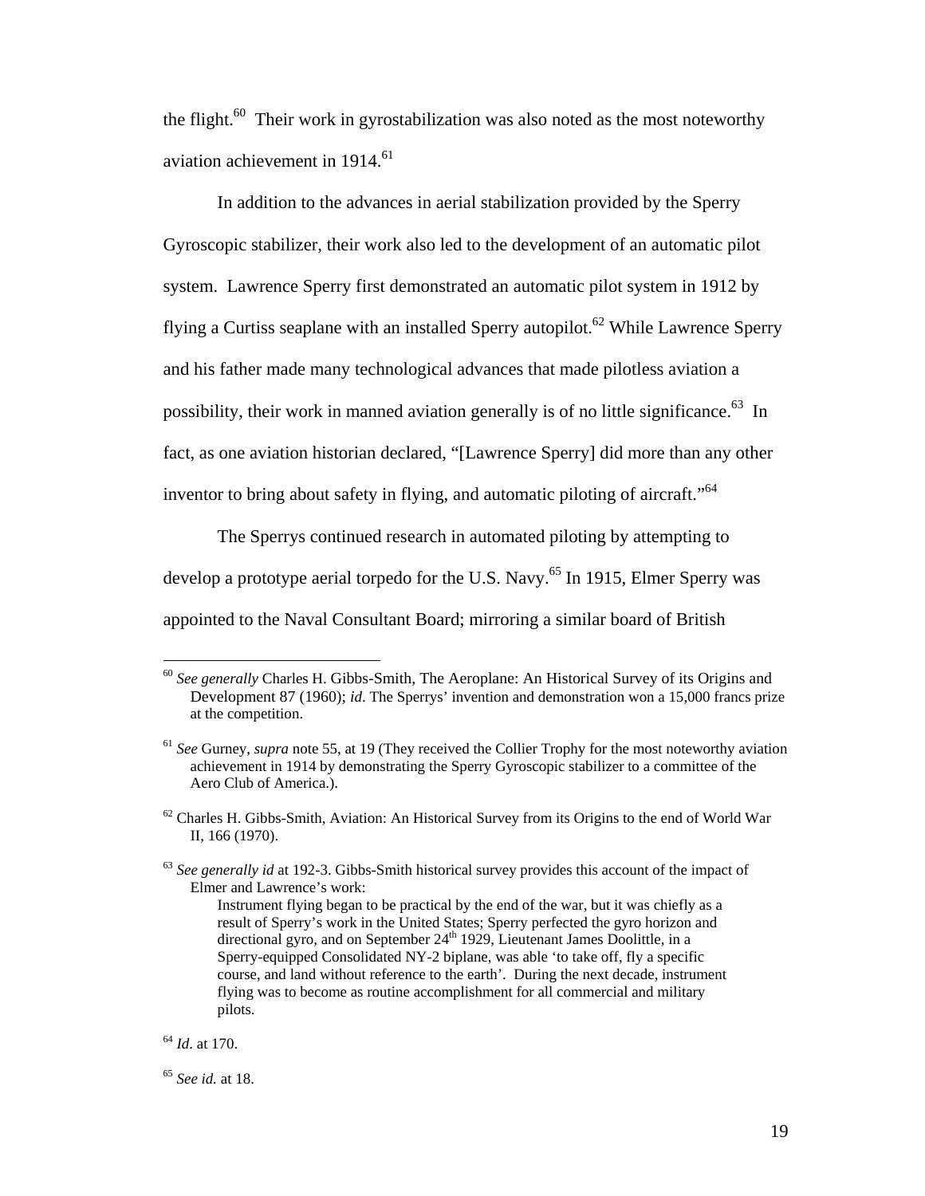the flight.[60] Their work in gyrostabilization was also noted as the most noteworthy aviation achievement in 1914.[61]

In addition to the advances in aerial stabilization provided by the Sperry Gyroscopic stabilizer, their work also led to the development of an automatic pilot system. Lawrence Sperry first demonstrated an automatic pilot system in 1912 by flying a Curtiss seaplane with an installed Sperry autopilot.[62] While Lawrence Sperry and his father made many technological advances that made pilotless aviation a possibility, their work in manned aviation generally is of no little significance.[63] In fact, as one aviation historian declared, "[Lawrence Sperry] did more than any other inventor to bring about safety in flying, and automatic piloting of aircraft."[64]

The Sperrys continued research in automated piloting by attempting to develop a prototype aerial torpedo for the U.S. Navy.[65] In 1915, Elmer Sperry was appointed to the Naval Consultant Board; mirroring a similar board of British

---

[60] *See generally* Charles H. Gibbs-Smith, The Aeroplane: An Historical Survey of its Origins and Development 87 (1960); *id*. The Sperrys' invention and demonstration won a 15,000 francs prize at the competition.

[61] *See* Gurney, *supra* note 55, at 19 (They received the Collier Trophy for the most noteworthy aviation achievement in 1914 by demonstrating the Sperry Gyroscopic stabilizer to a committee of the Aero Club of America.).

[62] Charles H. Gibbs-Smith, Aviation: An Historical Survey from its Origins to the end of World War II, 166 (1970).

[63] *See generally id* at 192-3. Gibbs-Smith historical survey provides this account of the impact of Elmer and Lawrence's work:

> Instrument flying began to be practical by the end of the war, but it was chiefly as a result of Sperry's work in the United States; Sperry perfected the gyro horizon and directional gyro, and on September 24th 1929, Lieutenant James Doolittle, in a Sperry-equipped Consolidated NY-2 biplane, was able 'to take off, fly a specific course, and land without reference to the earth'. During the next decade, instrument flying was to become as routine accomplishment for all commercial and military pilots.

[64] *Id*. at 170.

[65] *See id.* at 18.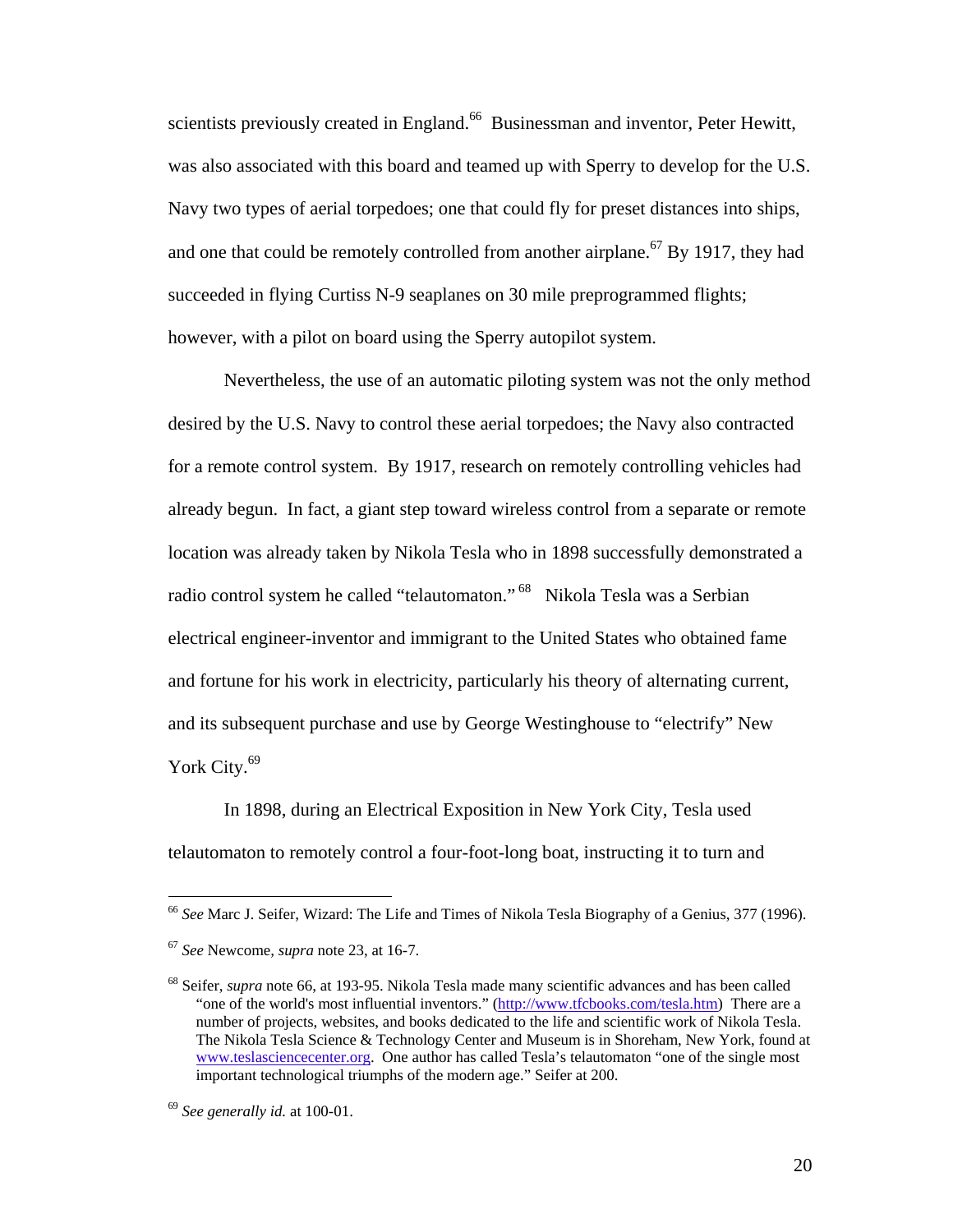scientists previously created in England.[66] Businessman and inventor, Peter Hewitt, was also associated with this board and teamed up with Sperry to develop for the U.S. Navy two types of aerial torpedoes; one that could fly for preset distances into ships, and one that could be remotely controlled from another airplane.[67] By 1917, they had succeeded in flying Curtiss N-9 seaplanes on 30 mile preprogrammed flights; however, with a pilot on board using the Sperry autopilot system.

Nevertheless, the use of an automatic piloting system was not the only method desired by the U.S. Navy to control these aerial torpedoes; the Navy also contracted for a remote control system. By 1917, research on remotely controlling vehicles had already begun. In fact, a giant step toward wireless control from a separate or remote location was already taken by Nikola Tesla who in 1898 successfully demonstrated a radio control system he called "telautomaton."[68] Nikola Tesla was a Serbian electrical engineer-inventor and immigrant to the United States who obtained fame and fortune for his work in electricity, particularly his theory of alternating current, and its subsequent purchase and use by George Westinghouse to "electrify" New York City.[69]

In 1898, during an Electrical Exposition in New York City, Tesla used telautomaton to remotely control a four-foot-long boat, instructing it to turn and

---

[66] *See* Marc J. Seifer, Wizard: The Life and Times of Nikola Tesla Biography of a Genius, 377 (1996).

[67] *See* Newcome, *supra* note 23, at 16-7.

[68] Seifer, *supra* note 66, at 193-95. Nikola Tesla made many scientific advances and has been called "one of the world's most influential inventors." (http://www.tfcbooks.com/tesla.htm) There are a number of projects, websites, and books dedicated to the life and scientific work of Nikola Tesla. The Nikola Tesla Science & Technology Center and Museum is in Shoreham, New York, found at www.teslasciencecenter.org. One author has called Tesla's telautomaton "one of the single most important technological triumphs of the modern age." Seifer at 200.

[69] *See generally id.* at 100-01.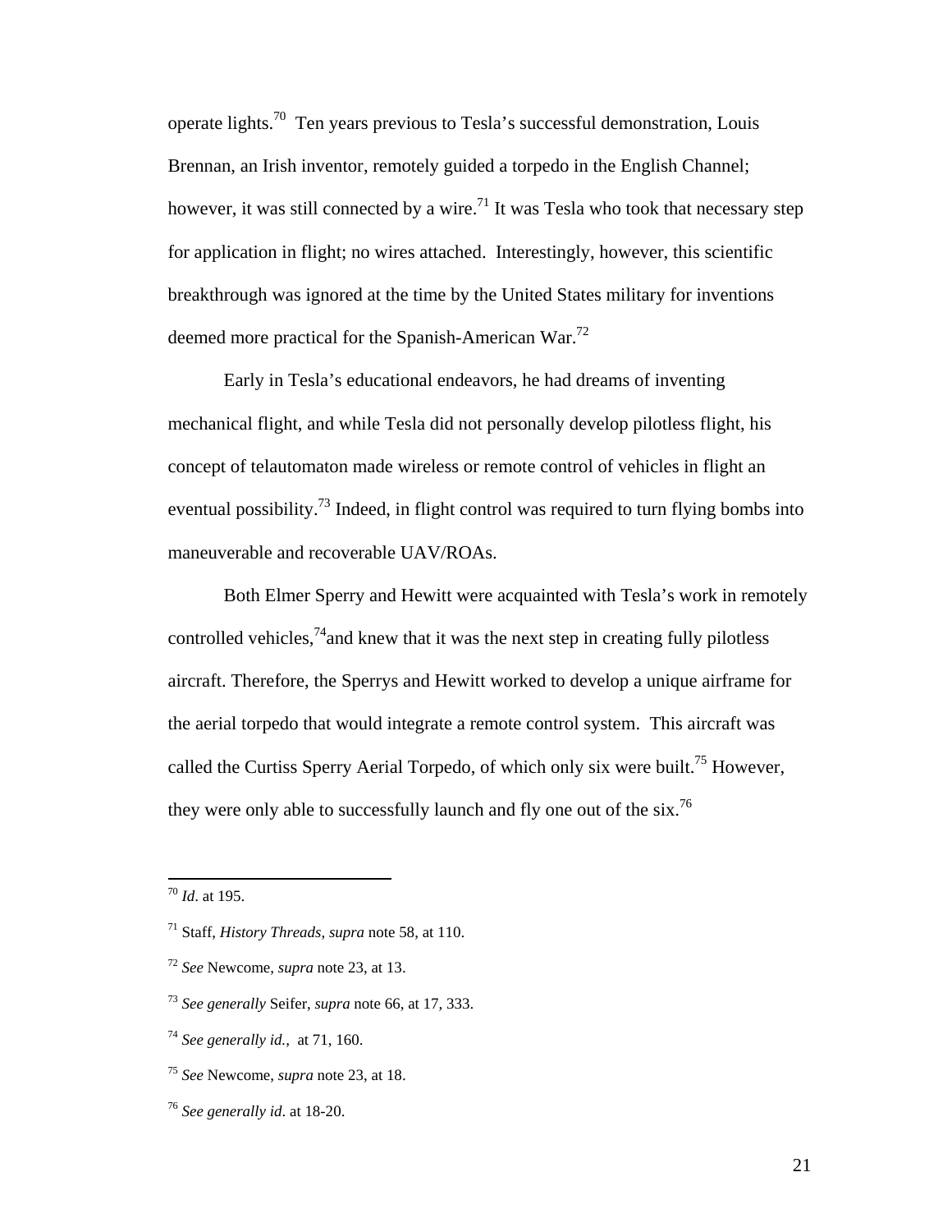operate lights.[70] Ten years previous to Tesla's successful demonstration, Louis Brennan, an Irish inventor, remotely guided a torpedo in the English Channel; however, it was still connected by a wire.[71] It was Tesla who took that necessary step for application in flight; no wires attached. Interestingly, however, this scientific breakthrough was ignored at the time by the United States military for inventions deemed more practical for the Spanish-American War.[72]

Early in Tesla's educational endeavors, he had dreams of inventing mechanical flight, and while Tesla did not personally develop pilotless flight, his concept of telautomaton made wireless or remote control of vehicles in flight an eventual possibility.[73] Indeed, in flight control was required to turn flying bombs into maneuverable and recoverable UAV/ROAs.

Both Elmer Sperry and Hewitt were acquainted with Tesla's work in remotely controlled vehicles,[74]and knew that it was the next step in creating fully pilotless aircraft. Therefore, the Sperrys and Hewitt worked to develop a unique airframe for the aerial torpedo that would integrate a remote control system. This aircraft was called the Curtiss Sperry Aerial Torpedo, of which only six were built.[75] However, they were only able to successfully launch and fly one out of the six.[76]

---

[70] *Id*. at 195.

[71] Staff, *History Threads*, *supra* note 58, at 110.

[72] *See* Newcome, *supra* note 23, at 13.

[73] *See generally* Seifer, *supra* note 66, at 17, 333.

[74] *See generally id.,* at 71, 160.

[75] *See* Newcome, *supra* note 23, at 18.

[76] *See generally id*. at 18-20.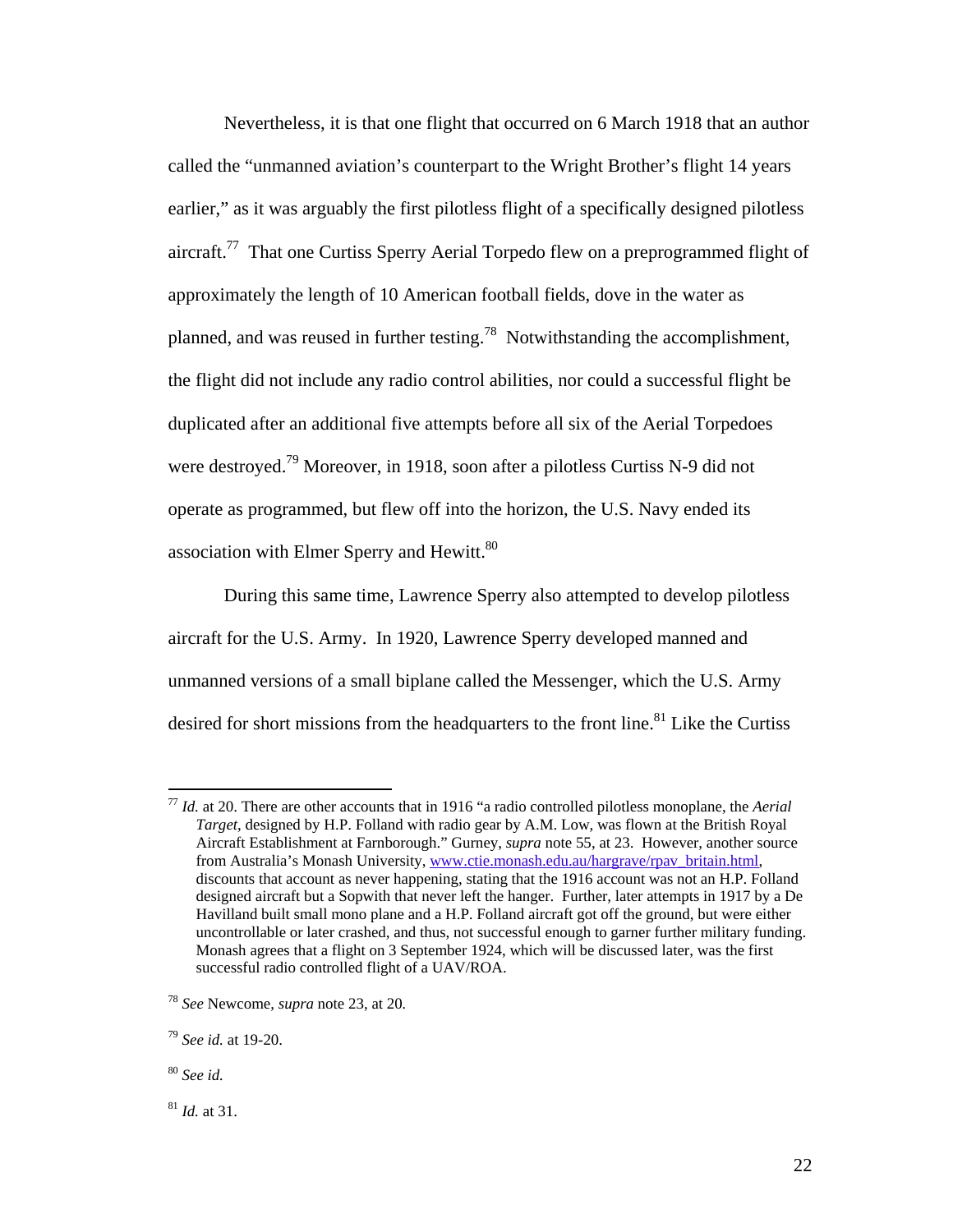Nevertheless, it is that one flight that occurred on 6 March 1918 that an author called the "unmanned aviation's counterpart to the Wright Brother's flight 14 years earlier," as it was arguably the first pilotless flight of a specifically designed pilotless aircraft.[77] That one Curtiss Sperry Aerial Torpedo flew on a preprogrammed flight of approximately the length of 10 American football fields, dove in the water as planned, and was reused in further testing.[78] Notwithstanding the accomplishment, the flight did not include any radio control abilities, nor could a successful flight be duplicated after an additional five attempts before all six of the Aerial Torpedoes were destroyed.[79] Moreover, in 1918, soon after a pilotless Curtiss N-9 did not operate as programmed, but flew off into the horizon, the U.S. Navy ended its association with Elmer Sperry and Hewitt.[80]

During this same time, Lawrence Sperry also attempted to develop pilotless aircraft for the U.S. Army. In 1920, Lawrence Sperry developed manned and unmanned versions of a small biplane called the Messenger, which the U.S. Army desired for short missions from the headquarters to the front line.[81] Like the Curtiss

---

[77] *Id.* at 20. There are other accounts that in 1916 "a radio controlled pilotless monoplane, the *Aerial Target*, designed by H.P. Folland with radio gear by A.M. Low, was flown at the British Royal Aircraft Establishment at Farnborough." Gurney, *supra* note 55, at 23. However, another source from Australia's Monash University, www.ctie.monash.edu.au/hargrave/rpav_britain.html, discounts that account as never happening, stating that the 1916 account was not an H.P. Folland designed aircraft but a Sopwith that never left the hanger. Further, later attempts in 1917 by a De Havilland built small mono plane and a H.P. Folland aircraft got off the ground, but were either uncontrollable or later crashed, and thus, not successful enough to garner further military funding. Monash agrees that a flight on 3 September 1924, which will be discussed later, was the first successful radio controlled flight of a UAV/ROA.

[78] *See* Newcome, *supra* note 23, at 20.

[79] *See id.* at 19-20.

[80] *See id.*

[81] *Id.* at 31.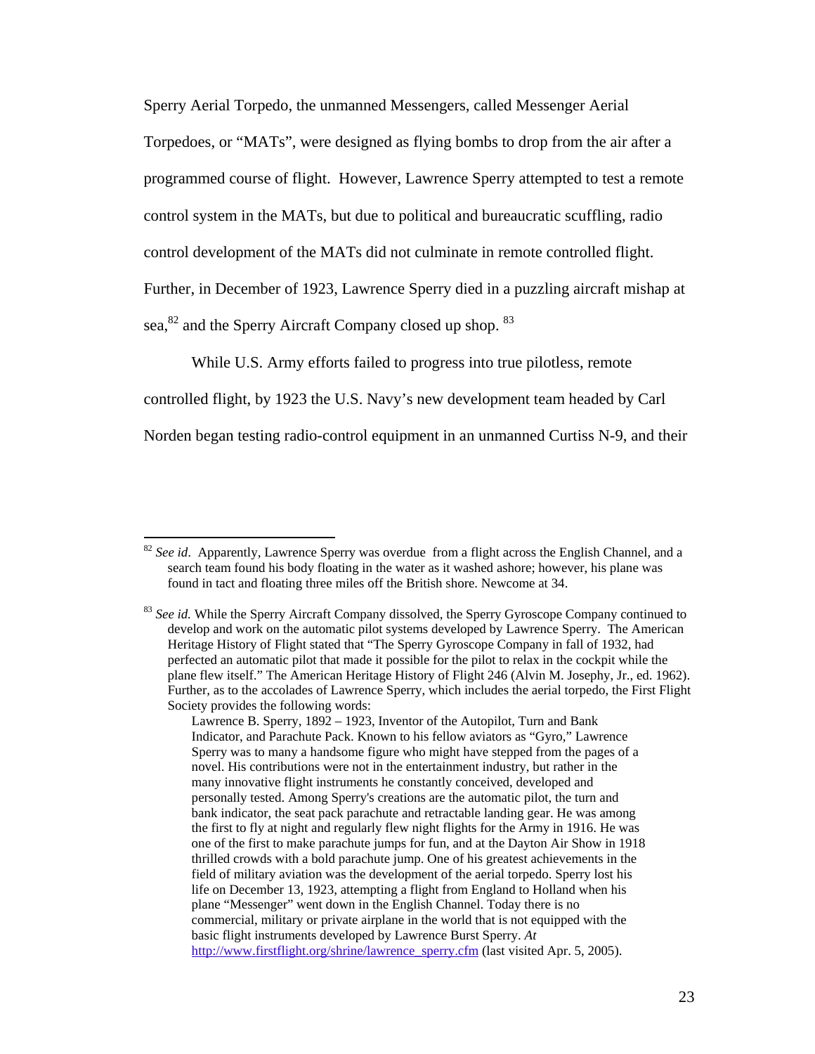Sperry Aerial Torpedo, the unmanned Messengers, called Messenger Aerial Torpedoes, or "MATs", were designed as flying bombs to drop from the air after a programmed course of flight. However, Lawrence Sperry attempted to test a remote control system in the MATs, but due to political and bureaucratic scuffling, radio control development of the MATs did not culminate in remote controlled flight. Further, in December of 1923, Lawrence Sperry died in a puzzling aircraft mishap at sea,[82] and the Sperry Aircraft Company closed up shop. [83]

While U.S. Army efforts failed to progress into true pilotless, remote controlled flight, by 1923 the U.S. Navy's new development team headed by Carl Norden began testing radio-control equipment in an unmanned Curtiss N-9, and their

---

[82] *See id*. Apparently, Lawrence Sperry was overdue from a flight across the English Channel, and a search team found his body floating in the water as it washed ashore; however, his plane was found in tact and floating three miles off the British shore. Newcome at 34.

[83] *See id.* While the Sperry Aircraft Company dissolved, the Sperry Gyroscope Company continued to develop and work on the automatic pilot systems developed by Lawrence Sperry. The American Heritage History of Flight stated that "The Sperry Gyroscope Company in fall of 1932, had perfected an automatic pilot that made it possible for the pilot to relax in the cockpit while the plane flew itself." The American Heritage History of Flight 246 (Alvin M. Josephy, Jr., ed. 1962). Further, as to the accolades of Lawrence Sperry, which includes the aerial torpedo, the First Flight Society provides the following words:

> Lawrence B. Sperry, 1892 – 1923, Inventor of the Autopilot, Turn and Bank Indicator, and Parachute Pack. Known to his fellow aviators as "Gyro," Lawrence Sperry was to many a handsome figure who might have stepped from the pages of a novel. His contributions were not in the entertainment industry, but rather in the many innovative flight instruments he constantly conceived, developed and personally tested. Among Sperry's creations are the automatic pilot, the turn and bank indicator, the seat pack parachute and retractable landing gear. He was among the first to fly at night and regularly flew night flights for the Army in 1916. He was one of the first to make parachute jumps for fun, and at the Dayton Air Show in 1918 thrilled crowds with a bold parachute jump. One of his greatest achievements in the field of military aviation was the development of the aerial torpedo. Sperry lost his life on December 13, 1923, attempting a flight from England to Holland when his plane "Messenger" went down in the English Channel. Today there is no commercial, military or private airplane in the world that is not equipped with the basic flight instruments developed by Lawrence Burst Sperry. *At* http://www.firstflight.org/shrine/lawrence_sperry.cfm (last visited Apr. 5, 2005).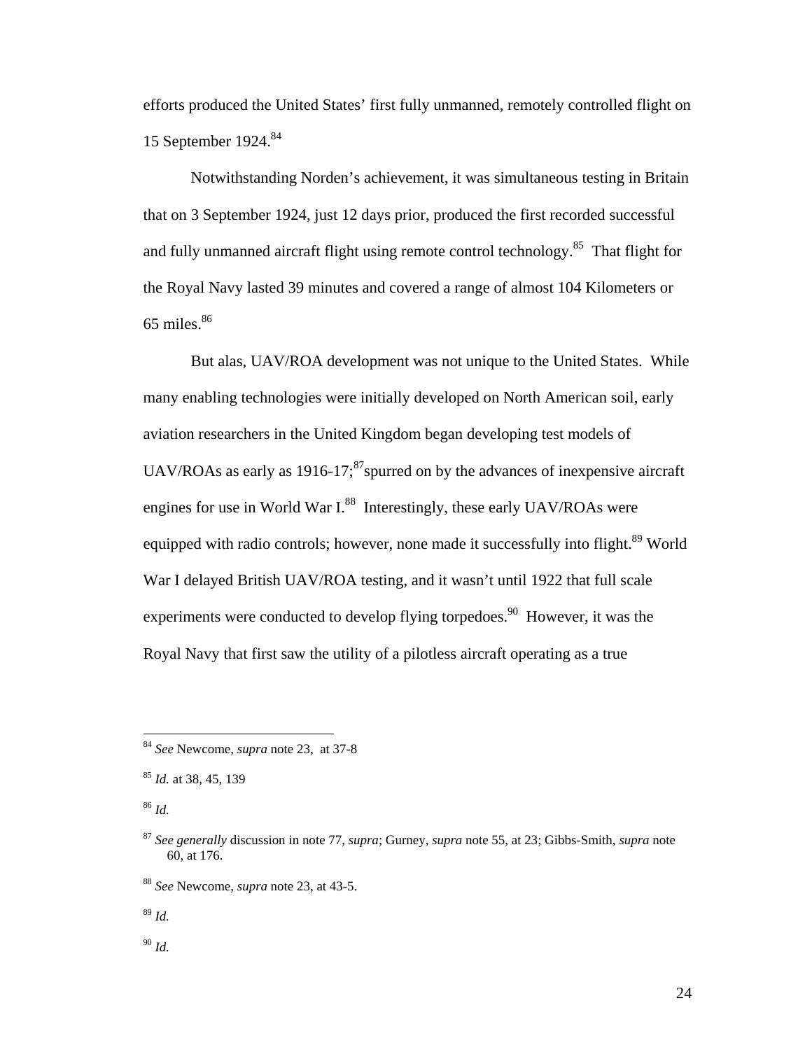efforts produced the United States' first fully unmanned, remotely controlled flight on 15 September 1924.[84]

Notwithstanding Norden's achievement, it was simultaneous testing in Britain that on 3 September 1924, just 12 days prior, produced the first recorded successful and fully unmanned aircraft flight using remote control technology.[85] That flight for the Royal Navy lasted 39 minutes and covered a range of almost 104 Kilometers or 65 miles.[86]

But alas, UAV/ROA development was not unique to the United States. While many enabling technologies were initially developed on North American soil, early aviation researchers in the United Kingdom began developing test models of UAV/ROAs as early as 1916-17;[87]spurred on by the advances of inexpensive aircraft engines for use in World War I.[88] Interestingly, these early UAV/ROAs were equipped with radio controls; however, none made it successfully into flight.[89] World War I delayed British UAV/ROA testing, and it wasn't until 1922 that full scale experiments were conducted to develop flying torpedoes.[90] However, it was the Royal Navy that first saw the utility of a pilotless aircraft operating as a true

---

[84] *See* Newcome, *supra* note 23, at 37-8

[85] *Id.* at 38, 45, 139

[86] *Id.*

[87] *See generally* discussion in note 77, *supra*; Gurney, *supra* note 55, at 23; Gibbs-Smith, *supra* note 60, at 176.

[88] *See* Newcome, *supra* note 23, at 43-5.

[89] *Id.*

[90] *Id.*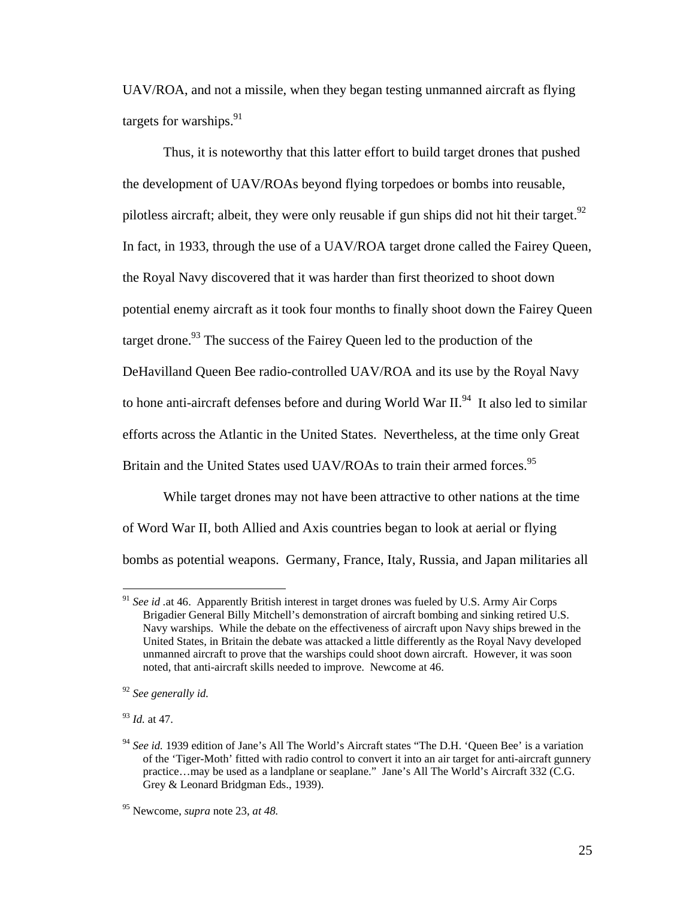UAV/ROA, and not a missile, when they began testing unmanned aircraft as flying targets for warships.[91]

Thus, it is noteworthy that this latter effort to build target drones that pushed the development of UAV/ROAs beyond flying torpedoes or bombs into reusable, pilotless aircraft; albeit, they were only reusable if gun ships did not hit their target.[92] In fact, in 1933, through the use of a UAV/ROA target drone called the Fairey Queen, the Royal Navy discovered that it was harder than first theorized to shoot down potential enemy aircraft as it took four months to finally shoot down the Fairey Queen target drone.[93] The success of the Fairey Queen led to the production of the DeHavilland Queen Bee radio-controlled UAV/ROA and its use by the Royal Navy to hone anti-aircraft defenses before and during World War II.[94] It also led to similar efforts across the Atlantic in the United States. Nevertheless, at the time only Great Britain and the United States used UAV/ROAs to train their armed forces.[95]

While target drones may not have been attractive to other nations at the time of Word War II, both Allied and Axis countries began to look at aerial or flying bombs as potential weapons. Germany, France, Italy, Russia, and Japan militaries all

---

[91] *See id* .at 46. Apparently British interest in target drones was fueled by U.S. Army Air Corps Brigadier General Billy Mitchell's demonstration of aircraft bombing and sinking retired U.S. Navy warships. While the debate on the effectiveness of aircraft upon Navy ships brewed in the United States, in Britain the debate was attacked a little differently as the Royal Navy developed unmanned aircraft to prove that the warships could shoot down aircraft. However, it was soon noted, that anti-aircraft skills needed to improve. Newcome at 46.

[92] *See generally id.*

[93] *Id.* at 47.

[94] *See id.* 1939 edition of Jane's All The World's Aircraft states "The D.H. 'Queen Bee' is a variation of the 'Tiger-Moth' fitted with radio control to convert it into an air target for anti-aircraft gunnery practice…may be used as a landplane or seaplane." Jane's All The World's Aircraft 332 (C.G. Grey & Leonard Bridgman Eds., 1939).

[95] Newcome, *supra* note 23, *at 48.*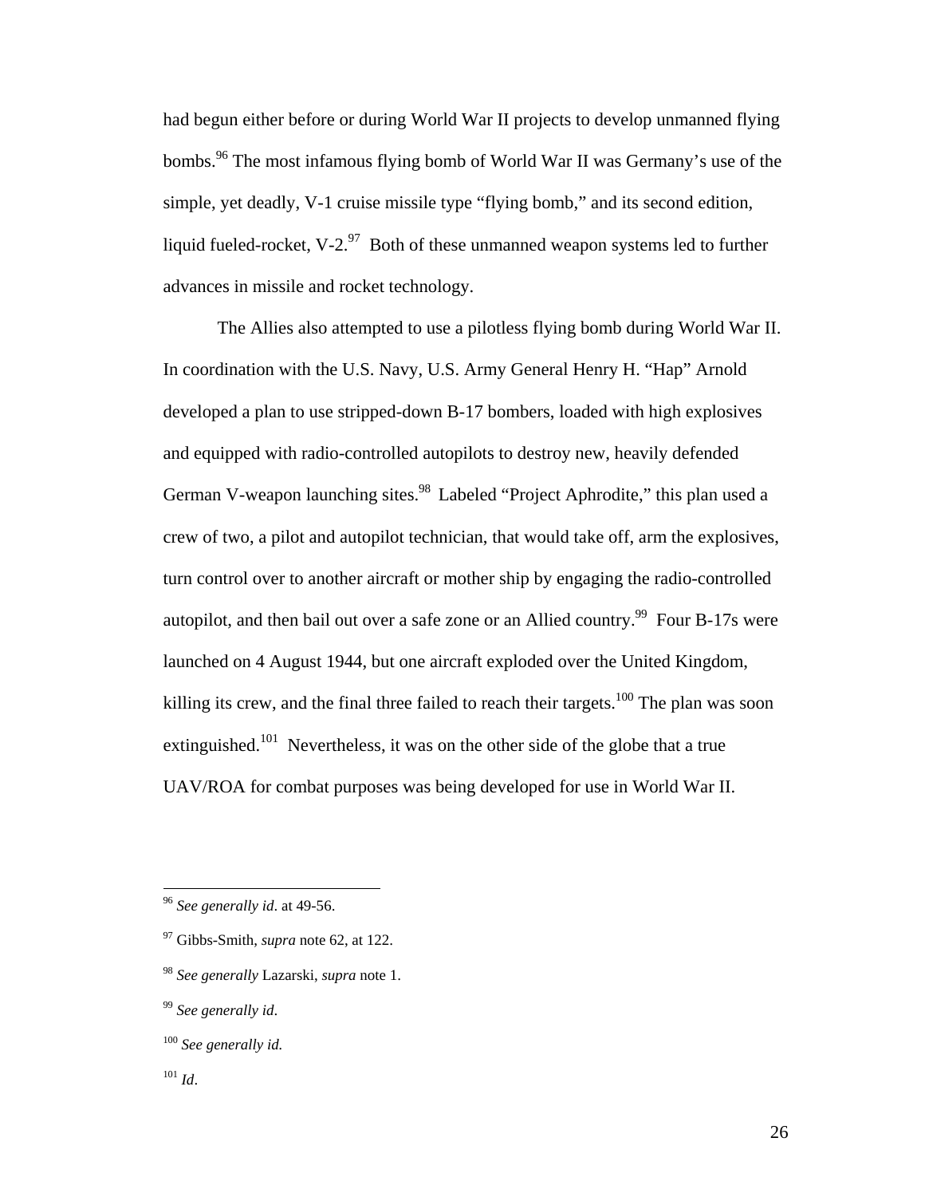had begun either before or during World War II projects to develop unmanned flying bombs.[96] The most infamous flying bomb of World War II was Germany's use of the simple, yet deadly, V-1 cruise missile type "flying bomb," and its second edition, liquid fueled-rocket, V-2.[97] Both of these unmanned weapon systems led to further advances in missile and rocket technology.

The Allies also attempted to use a pilotless flying bomb during World War II. In coordination with the U.S. Navy, U.S. Army General Henry H. "Hap" Arnold developed a plan to use stripped-down B-17 bombers, loaded with high explosives and equipped with radio-controlled autopilots to destroy new, heavily defended German V-weapon launching sites.[98] Labeled "Project Aphrodite," this plan used a crew of two, a pilot and autopilot technician, that would take off, arm the explosives, turn control over to another aircraft or mother ship by engaging the radio-controlled autopilot, and then bail out over a safe zone or an Allied country.[99] Four B-17s were launched on 4 August 1944, but one aircraft exploded over the United Kingdom, killing its crew, and the final three failed to reach their targets.[100] The plan was soon extinguished.[101] Nevertheless, it was on the other side of the globe that a true UAV/ROA for combat purposes was being developed for use in World War II.

---

[96] *See generally id*. at 49-56.

[97] Gibbs-Smith, *supra* note 62, at 122.

[98] *See generally* Lazarski, *supra* note 1.

[99] *See generally id*.

[100] *See generally id.*

[101] *Id*.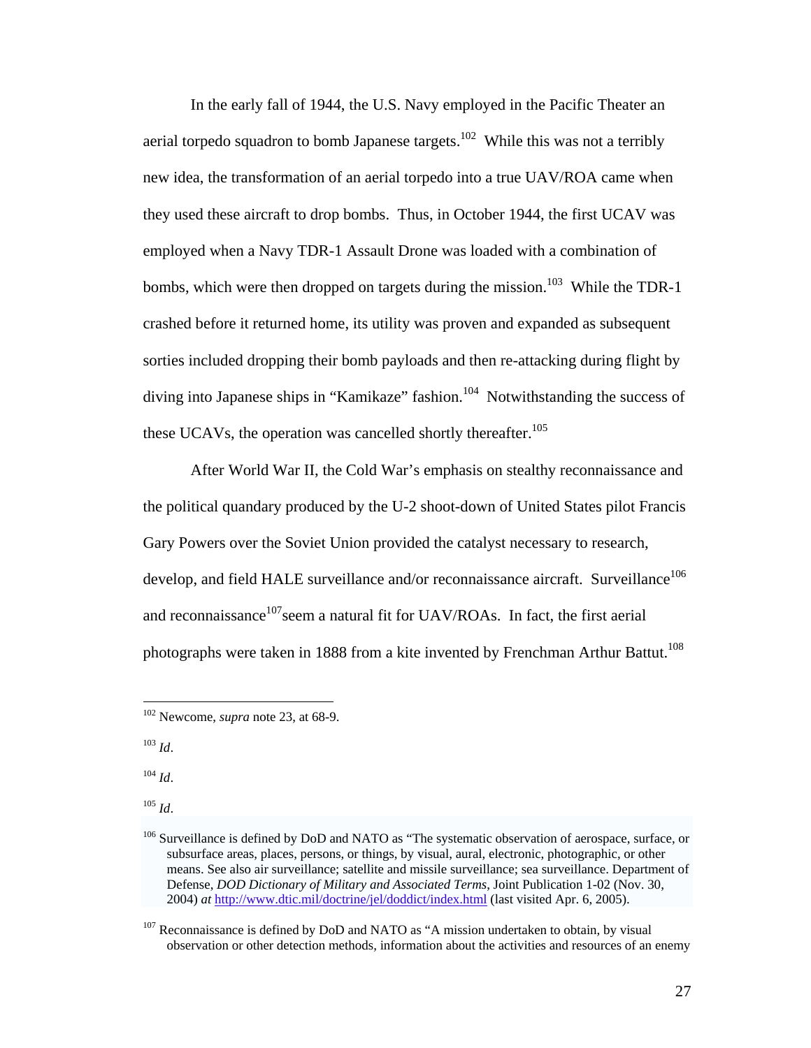In the early fall of 1944, the U.S. Navy employed in the Pacific Theater an aerial torpedo squadron to bomb Japanese targets.[102] While this was not a terribly new idea, the transformation of an aerial torpedo into a true UAV/ROA came when they used these aircraft to drop bombs. Thus, in October 1944, the first UCAV was employed when a Navy TDR-1 Assault Drone was loaded with a combination of bombs, which were then dropped on targets during the mission.[103] While the TDR-1 crashed before it returned home, its utility was proven and expanded as subsequent sorties included dropping their bomb payloads and then re-attacking during flight by diving into Japanese ships in "Kamikaze" fashion.[104] Notwithstanding the success of these UCAVs, the operation was cancelled shortly thereafter.[105]

After World War II, the Cold War's emphasis on stealthy reconnaissance and the political quandary produced by the U-2 shoot-down of United States pilot Francis Gary Powers over the Soviet Union provided the catalyst necessary to research, develop, and field HALE surveillance and/or reconnaissance aircraft. Surveillance[106] and reconnaissance[107]seem a natural fit for UAV/ROAs. In fact, the first aerial photographs were taken in 1888 from a kite invented by Frenchman Arthur Battut.[108]

---

[102] Newcome, *supra* note 23, at 68-9.

[103] *Id*.

[104] *Id*.

[105] *Id*.

[106] Surveillance is defined by DoD and NATO as "The systematic observation of aerospace, surface, or subsurface areas, places, persons, or things, by visual, aural, electronic, photographic, or other means. See also air surveillance; satellite and missile surveillance; sea surveillance. Department of Defense, *DOD Dictionary of Military and Associated Terms*, Joint Publication 1-02 (Nov. 30, 2004) *at* http://www.dtic.mil/doctrine/jel/doddict/index.html (last visited Apr. 6, 2005).

[107] Reconnaissance is defined by DoD and NATO as "A mission undertaken to obtain, by visual observation or other detection methods, information about the activities and resources of an enemy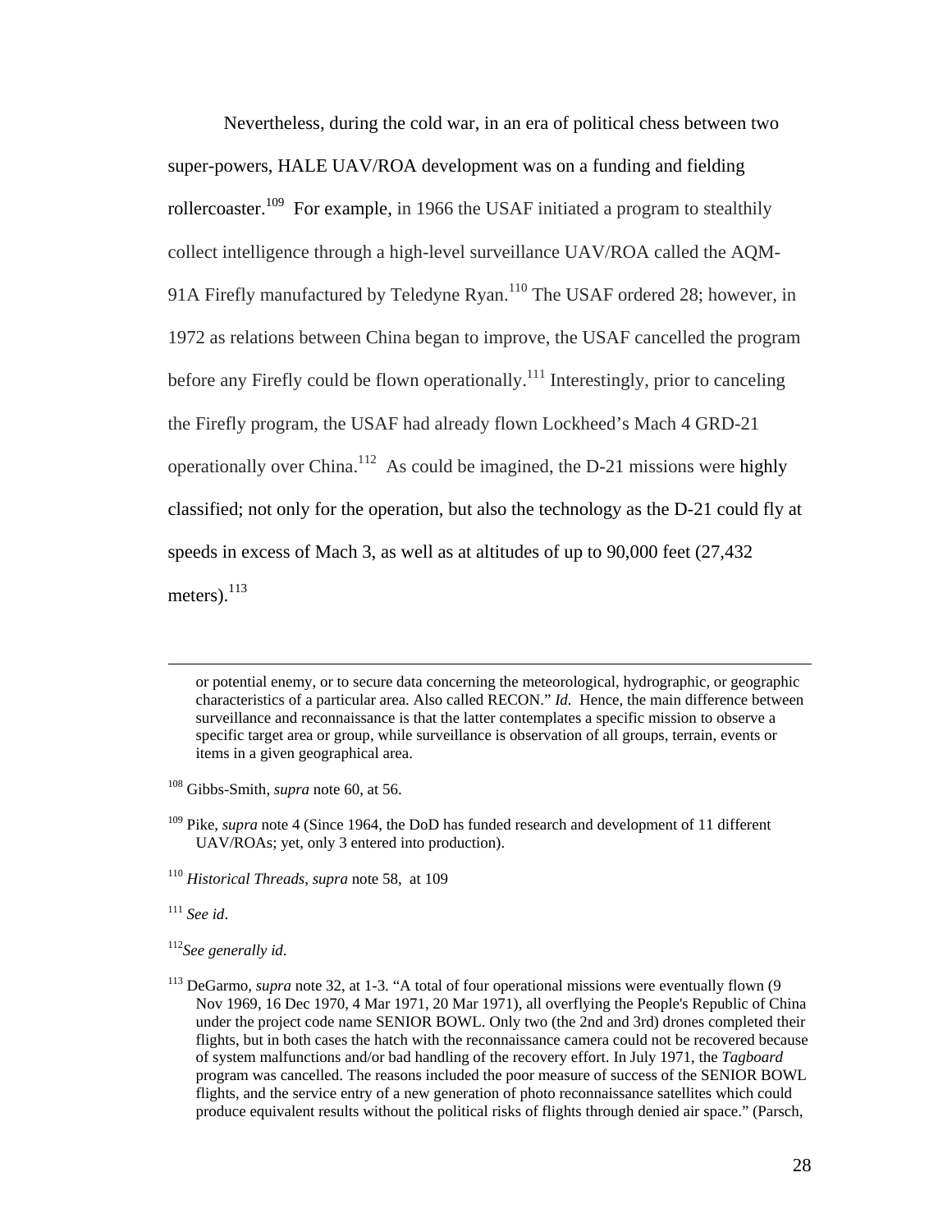Nevertheless, during the cold war, in an era of political chess between two super-powers, HALE UAV/ROA development was on a funding and fielding rollercoaster.[109] For example, in 1966 the USAF initiated a program to stealthily collect intelligence through a high-level surveillance UAV/ROA called the AQM-91A Firefly manufactured by Teledyne Ryan.[110] The USAF ordered 28; however, in 1972 as relations between China began to improve, the USAF cancelled the program before any Firefly could be flown operationally.[111] Interestingly, prior to canceling the Firefly program, the USAF had already flown Lockheed's Mach 4 GRD-21 operationally over China.[112] As could be imagined, the D-21 missions were highly classified; not only for the operation, but also the technology as the D-21 could fly at speeds in excess of Mach 3, as well as at altitudes of up to 90,000 feet (27,432 meters).[113]

---

or potential enemy, or to secure data concerning the meteorological, hydrographic, or geographic characteristics of a particular area. Also called RECON." *Id.* Hence, the main difference between surveillance and reconnaissance is that the latter contemplates a specific mission to observe a specific target area or group, while surveillance is observation of all groups, terrain, events or items in a given geographical area.

[108] Gibbs-Smith, *supra* note 60, at 56.

[109] Pike, *supra* note 4 (Since 1964, the DoD has funded research and development of 11 different UAV/ROAs; yet, only 3 entered into production).

[110] *Historical Threads*, *supra* note 58, at 109

[111] *See id*.

[112] *See generally id*.

[113] DeGarmo, *supra* note 32, at 1-3. "A total of four operational missions were eventually flown (9 Nov 1969, 16 Dec 1970, 4 Mar 1971, 20 Mar 1971), all overflying the People's Republic of China under the project code name SENIOR BOWL. Only two (the 2nd and 3rd) drones completed their flights, but in both cases the hatch with the reconnaissance camera could not be recovered because of system malfunctions and/or bad handling of the recovery effort. In July 1971, the *Tagboard* program was cancelled. The reasons included the poor measure of success of the SENIOR BOWL flights, and the service entry of a new generation of photo reconnaissance satellites which could produce equivalent results without the political risks of flights through denied air space." (Parsch,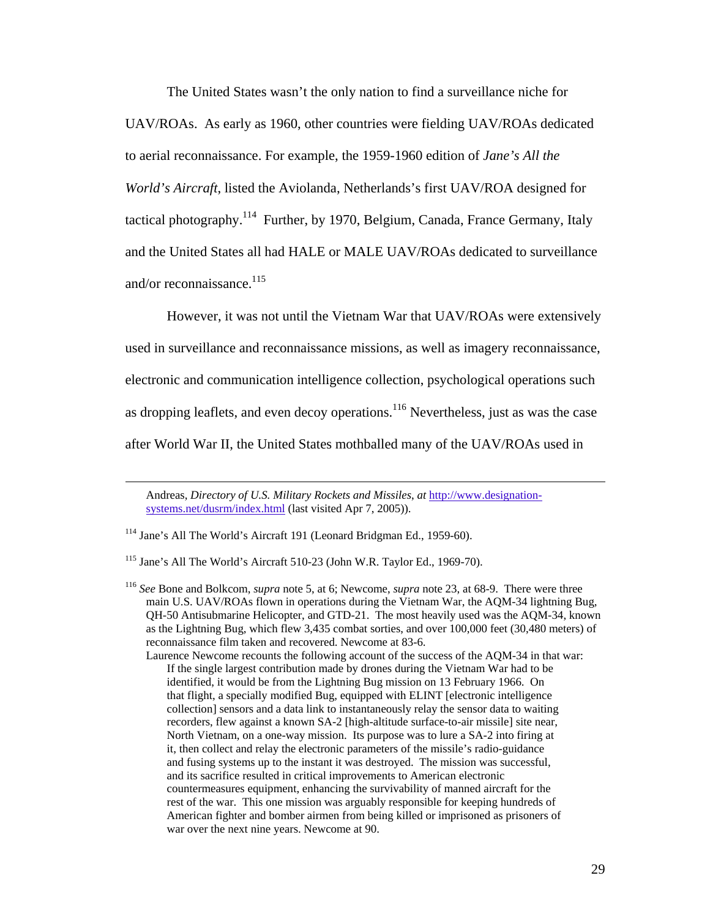The United States wasn't the only nation to find a surveillance niche for UAV/ROAs. As early as 1960, other countries were fielding UAV/ROAs dedicated to aerial reconnaissance. For example, the 1959-1960 edition of *Jane's All the World's Aircraft*, listed the Aviolanda, Netherlands's first UAV/ROA designed for tactical photography.[114] Further, by 1970, Belgium, Canada, France Germany, Italy and the United States all had HALE or MALE UAV/ROAs dedicated to surveillance and/or reconnaissance.[115]

However, it was not until the Vietnam War that UAV/ROAs were extensively used in surveillance and reconnaissance missions, as well as imagery reconnaissance, electronic and communication intelligence collection, psychological operations such as dropping leaflets, and even decoy operations.[116] Nevertheless, just as was the case after World War II, the United States mothballed many of the UAV/ROAs used in

---

Andreas, *Directory of U.S. Military Rockets and Missiles*, *at* http://www.designation-systems.net/dusrm/index.html (last visited Apr 7, 2005)).

[114] Jane's All The World's Aircraft 191 (Leonard Bridgman Ed., 1959-60).

[115] Jane's All The World's Aircraft 510-23 (John W.R. Taylor Ed., 1969-70).

[116] *See* Bone and Bolkcom, *supra* note 5, at 6; Newcome, *supra* note 23, at 68-9. There were three main U.S. UAV/ROAs flown in operations during the Vietnam War, the AQM-34 lightning Bug, QH-50 Antisubmarine Helicopter, and GTD-21. The most heavily used was the AQM-34, known as the Lightning Bug, which flew 3,435 combat sorties, and over 100,000 feet (30,480 meters) of reconnaissance film taken and recovered. Newcome at 83-6.

Laurence Newcome recounts the following account of the success of the AQM-34 in that war:

> If the single largest contribution made by drones during the Vietnam War had to be identified, it would be from the Lightning Bug mission on 13 February 1966. On that flight, a specially modified Bug, equipped with ELINT [electronic intelligence collection] sensors and a data link to instantaneously relay the sensor data to waiting recorders, flew against a known SA-2 [high-altitude surface-to-air missile] site near, North Vietnam, on a one-way mission. Its purpose was to lure a SA-2 into firing at it, then collect and relay the electronic parameters of the missile's radio-guidance and fusing systems up to the instant it was destroyed. The mission was successful, and its sacrifice resulted in critical improvements to American electronic countermeasures equipment, enhancing the survivability of manned aircraft for the rest of the war. This one mission was arguably responsible for keeping hundreds of American fighter and bomber airmen from being killed or imprisoned as prisoners of war over the next nine years. Newcome at 90.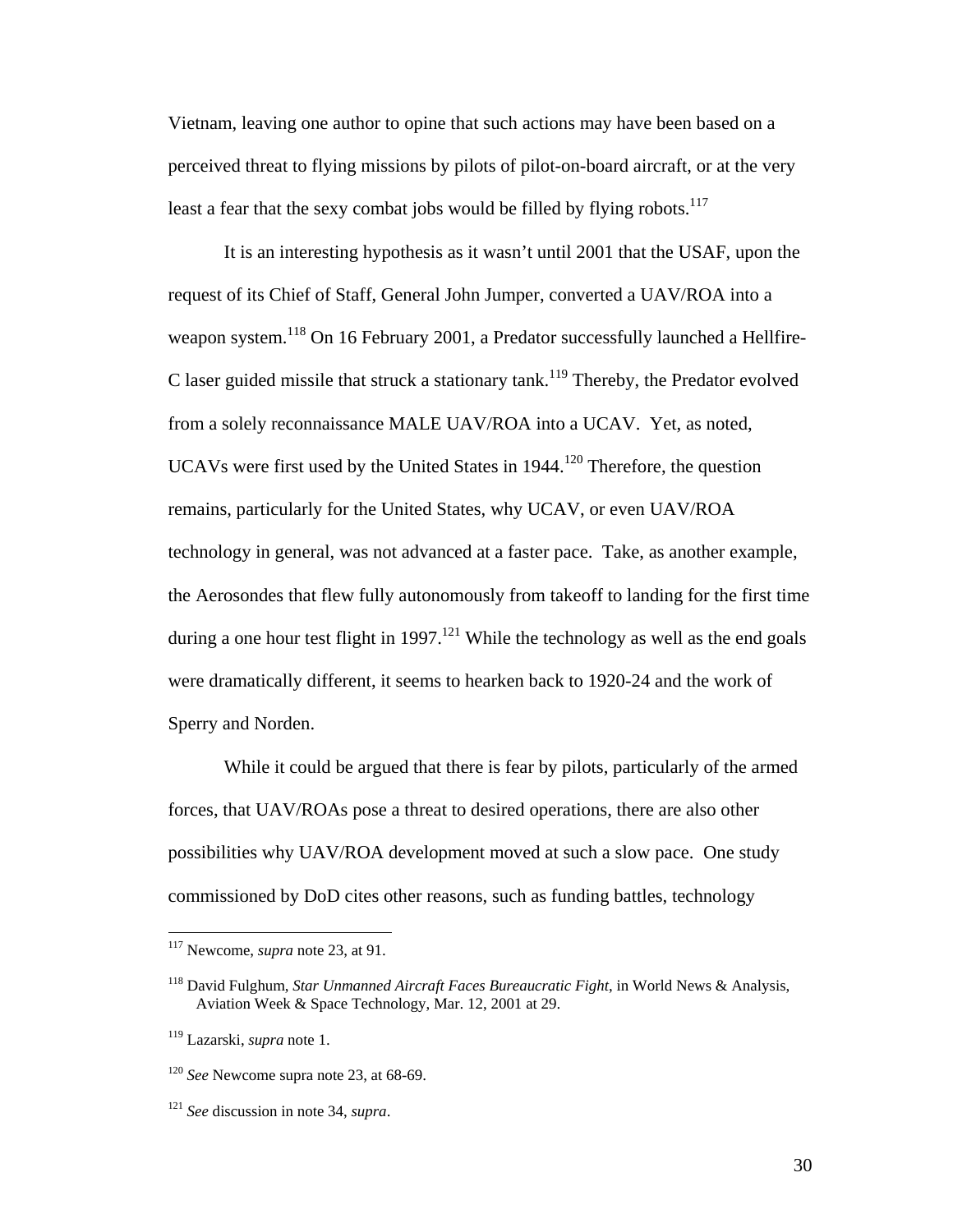Vietnam, leaving one author to opine that such actions may have been based on a perceived threat to flying missions by pilots of pilot-on-board aircraft, or at the very least a fear that the sexy combat jobs would be filled by flying robots.[117]

It is an interesting hypothesis as it wasn't until 2001 that the USAF, upon the request of its Chief of Staff, General John Jumper, converted a UAV/ROA into a weapon system.[118] On 16 February 2001, a Predator successfully launched a Hellfire-C laser guided missile that struck a stationary tank.[119] Thereby, the Predator evolved from a solely reconnaissance MALE UAV/ROA into a UCAV. Yet, as noted, UCAVs were first used by the United States in 1944.[120] Therefore, the question remains, particularly for the United States, why UCAV, or even UAV/ROA technology in general, was not advanced at a faster pace. Take, as another example, the Aerosondes that flew fully autonomously from takeoff to landing for the first time during a one hour test flight in 1997.[121] While the technology as well as the end goals were dramatically different, it seems to hearken back to 1920-24 and the work of Sperry and Norden.

While it could be argued that there is fear by pilots, particularly of the armed forces, that UAV/ROAs pose a threat to desired operations, there are also other possibilities why UAV/ROA development moved at such a slow pace. One study commissioned by DoD cites other reasons, such as funding battles, technology

---

[117] Newcome, *supra* note 23, at 91.

[118] David Fulghum, *Star Unmanned Aircraft Faces Bureaucratic Fight*, in World News & Analysis, Aviation Week & Space Technology, Mar. 12, 2001 at 29.

[119] Lazarski, *supra* note 1.

[120] *See* Newcome supra note 23, at 68-69.

[121] *See* discussion in note 34, *supra*.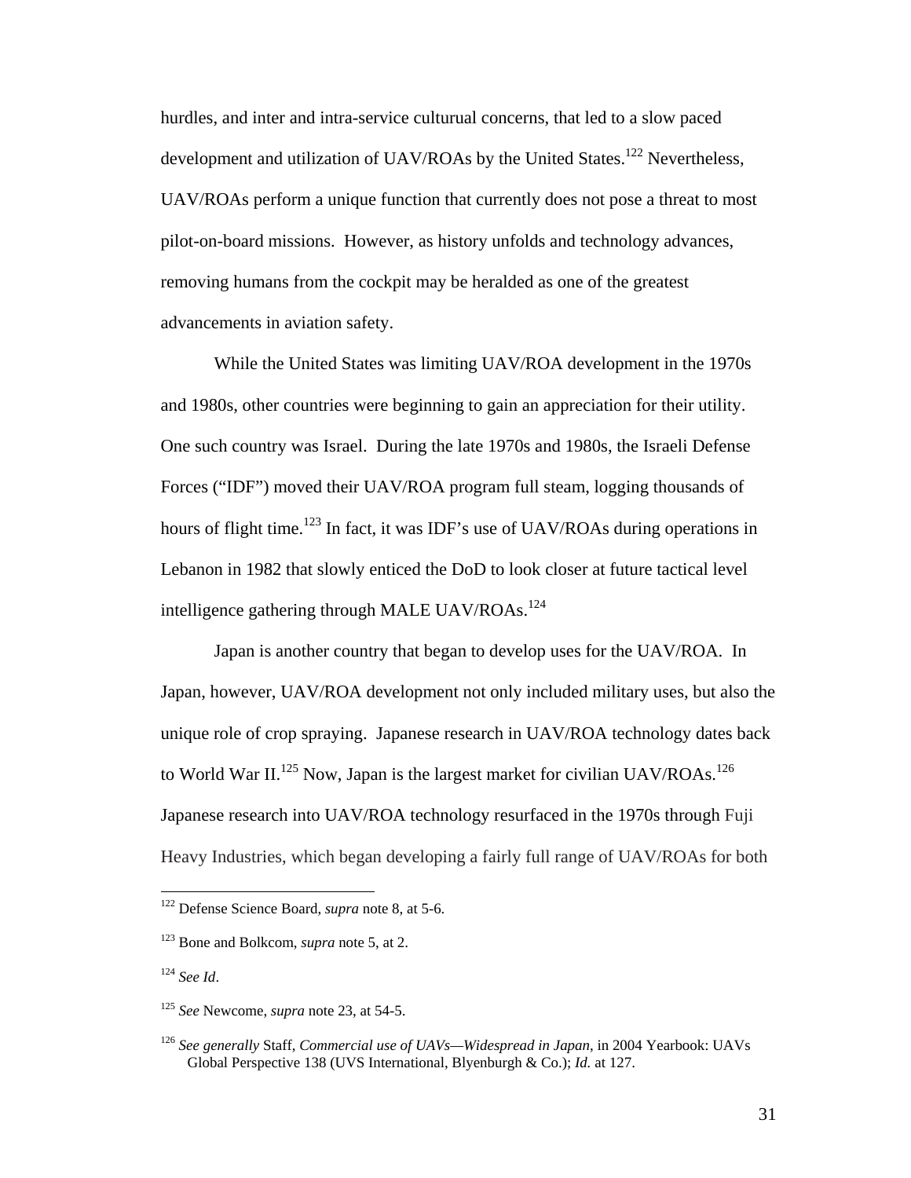hurdles, and inter and intra-service culturual concerns, that led to a slow paced development and utilization of UAV/ROAs by the United States.[122] Nevertheless, UAV/ROAs perform a unique function that currently does not pose a threat to most pilot-on-board missions. However, as history unfolds and technology advances, removing humans from the cockpit may be heralded as one of the greatest advancements in aviation safety.

While the United States was limiting UAV/ROA development in the 1970s and 1980s, other countries were beginning to gain an appreciation for their utility. One such country was Israel. During the late 1970s and 1980s, the Israeli Defense Forces ("IDF") moved their UAV/ROA program full steam, logging thousands of hours of flight time.[123] In fact, it was IDF's use of UAV/ROAs during operations in Lebanon in 1982 that slowly enticed the DoD to look closer at future tactical level intelligence gathering through MALE UAV/ROAs.[124]

Japan is another country that began to develop uses for the UAV/ROA. In Japan, however, UAV/ROA development not only included military uses, but also the unique role of crop spraying. Japanese research in UAV/ROA technology dates back to World War II.[125] Now, Japan is the largest market for civilian UAV/ROAs.[126] Japanese research into UAV/ROA technology resurfaced in the 1970s through Fuji Heavy Industries, which began developing a fairly full range of UAV/ROAs for both

---

[122] Defense Science Board, *supra* note 8, at 5-6.

[123] Bone and Bolkcom, *supra* note 5, at 2.

[124] *See Id*.

[125] *See* Newcome, *supra* note 23, at 54-5.

[126] *See generally* Staff, *Commercial use of UAVs—Widespread in Japan*, in 2004 Yearbook: UAVs Global Perspective 138 (UVS International, Blyenburgh & Co.); *Id.* at 127.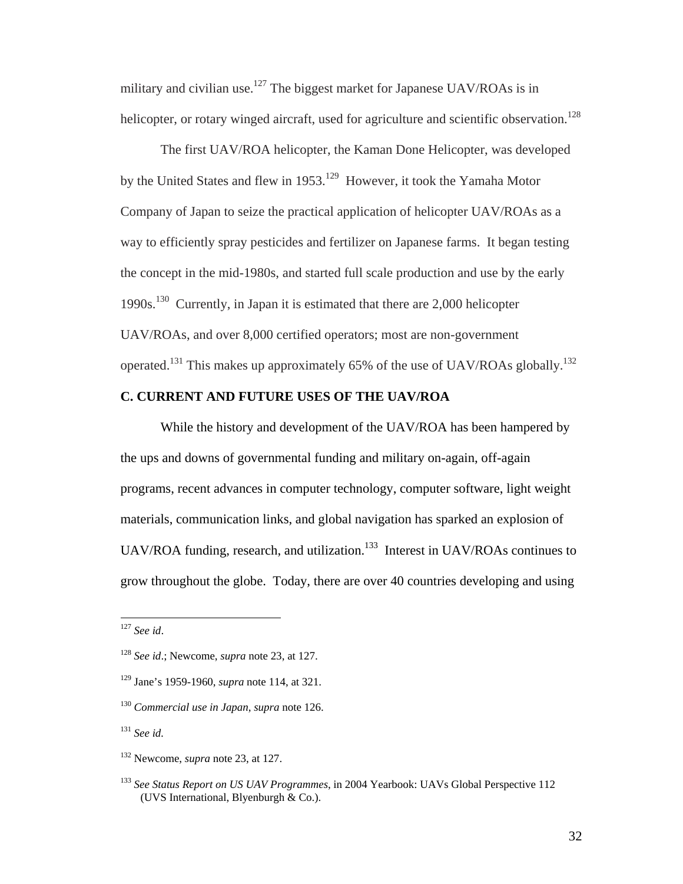military and civilian use.[127] The biggest market for Japanese UAV/ROAs is in helicopter, or rotary winged aircraft, used for agriculture and scientific observation.[128]

The first UAV/ROA helicopter, the Kaman Done Helicopter, was developed by the United States and flew in 1953.[129] However, it took the Yamaha Motor Company of Japan to seize the practical application of helicopter UAV/ROAs as a way to efficiently spray pesticides and fertilizer on Japanese farms. It began testing the concept in the mid-1980s, and started full scale production and use by the early 1990s.[130] Currently, in Japan it is estimated that there are 2,000 helicopter UAV/ROAs, and over 8,000 certified operators; most are non-government operated.[131] This makes up approximately 65% of the use of UAV/ROAs globally.[132]

### C. CURRENT AND FUTURE USES OF THE UAV/ROA

While the history and development of the UAV/ROA has been hampered by the ups and downs of governmental funding and military on-again, off-again programs, recent advances in computer technology, computer software, light weight materials, communication links, and global navigation has sparked an explosion of UAV/ROA funding, research, and utilization.[133] Interest in UAV/ROAs continues to grow throughout the globe. Today, there are over 40 countries developing and using

---

[127] *See id*.

[128] *See id*.; Newcome, *supra* note 23, at 127.

[129] Jane's 1959-1960, *supra* note 114, at 321.

[130] *Commercial use in Japan, supra* note 126.

[131] *See id.*

[132] Newcome, *supra* note 23, at 127.

[133] *See Status Report on US UAV Programmes,* in 2004 Yearbook: UAVs Global Perspective 112 (UVS International, Blyenburgh & Co.).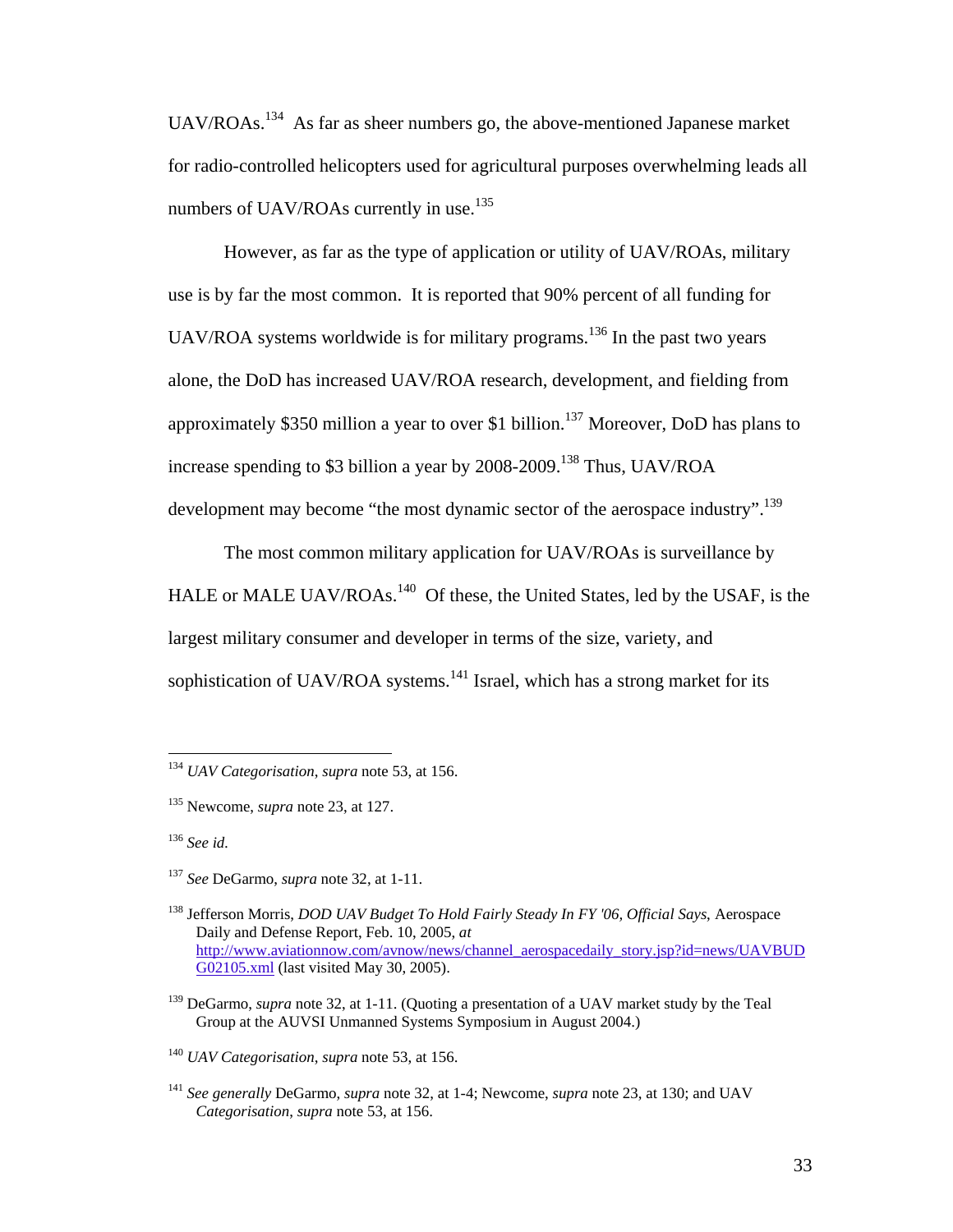UAV/ROAs.[134] As far as sheer numbers go, the above-mentioned Japanese market for radio-controlled helicopters used for agricultural purposes overwhelming leads all numbers of UAV/ROAs currently in use.[135]

However, as far as the type of application or utility of UAV/ROAs, military use is by far the most common. It is reported that 90% percent of all funding for UAV/ROA systems worldwide is for military programs.[136] In the past two years alone, the DoD has increased UAV/ROA research, development, and fielding from approximately $350 million a year to over $1 billion.[137] Moreover, DoD has plans to increase spending to $3 billion a year by 2008-2009.[138] Thus, UAV/ROA development may become "the most dynamic sector of the aerospace industry".[139]

The most common military application for UAV/ROAs is surveillance by HALE or MALE UAV/ROAs.[140] Of these, the United States, led by the USAF, is the largest military consumer and developer in terms of the size, variety, and sophistication of UAV/ROA systems.[141] Israel, which has a strong market for its

---

[134] *UAV Categorisation*, *supra* note 53, at 156.

[135] Newcome, *supra* note 23, at 127.

[136] *See id.*

[137] *See* DeGarmo, *supra* note 32, at 1-11.

[138] Jefferson Morris, *DOD UAV Budget To Hold Fairly Steady In FY '06, Official Says*, Aerospace Daily and Defense Report, Feb. 10, 2005, *at* http://www.aviationnow.com/avnow/news/channel_aerospacedaily_story.jsp?id=news/UAVBUDG02105.xml (last visited May 30, 2005).

[139] DeGarmo, *supra* note 32, at 1-11. (Quoting a presentation of a UAV market study by the Teal Group at the AUVSI Unmanned Systems Symposium in August 2004.)

[140] *UAV Categorisation*, *supra* note 53, at 156.

[141] *See generally* DeGarmo, *supra* note 32, at 1-4; Newcome, *supra* note 23, at 130; and UAV *Categorisation*, *supra* note 53, at 156.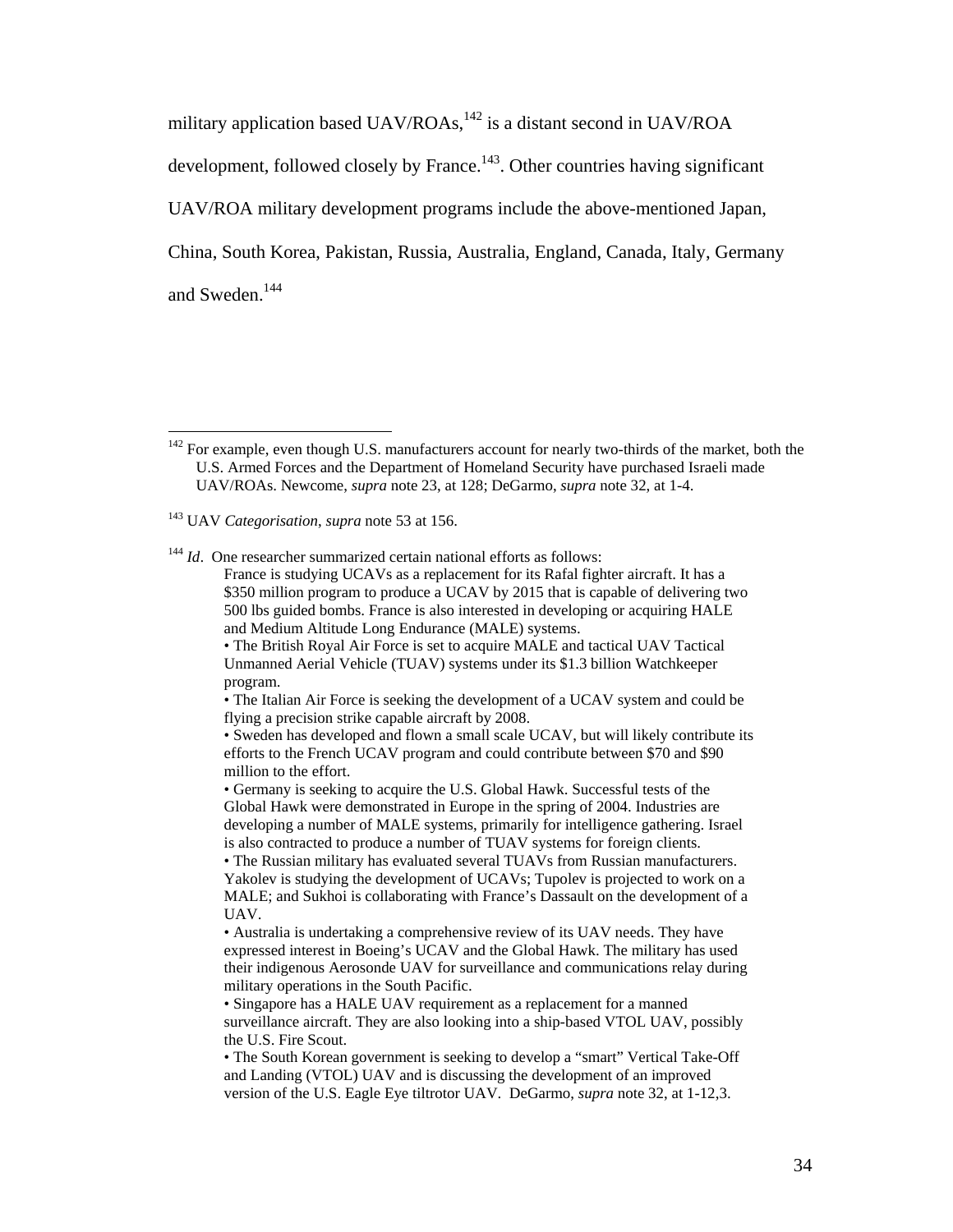military application based UAV/ROAs,[142] is a distant second in UAV/ROA development, followed closely by France.[143]. Other countries having significant UAV/ROA military development programs include the above-mentioned Japan, China, South Korea, Pakistan, Russia, Australia, England, Canada, Italy, Germany and Sweden.[144]

---

[142] For example, even though U.S. manufacturers account for nearly two-thirds of the market, both the U.S. Armed Forces and the Department of Homeland Security have purchased Israeli made UAV/ROAs. Newcome, *supra* note 23, at 128; DeGarmo, *supra* note 32, at 1-4.

[143] UAV *Categorisation*, *supra* note 53 at 156.

[144] *Id*. One researcher summarized certain national efforts as follows:

> France is studying UCAVs as a replacement for its Rafal fighter aircraft. It has a $350 million program to produce a UCAV by 2015 that is capable of delivering two 500 lbs guided bombs. France is also interested in developing or acquiring HALE and Medium Altitude Long Endurance (MALE) systems.
>
> • The British Royal Air Force is set to acquire MALE and tactical UAV Tactical Unmanned Aerial Vehicle (TUAV) systems under its $1.3 billion Watchkeeper program.
>
> • The Italian Air Force is seeking the development of a UCAV system and could be flying a precision strike capable aircraft by 2008.
>
> • Sweden has developed and flown a small scale UCAV, but will likely contribute its efforts to the French UCAV program and could contribute between $70 and $90 million to the effort.
>
> • Germany is seeking to acquire the U.S. Global Hawk. Successful tests of the Global Hawk were demonstrated in Europe in the spring of 2004. Industries are developing a number of MALE systems, primarily for intelligence gathering. Israel is also contracted to produce a number of TUAV systems for foreign clients.
>
> • The Russian military has evaluated several TUAVs from Russian manufacturers. Yakolev is studying the development of UCAVs; Tupolev is projected to work on a MALE; and Sukhoi is collaborating with France's Dassault on the development of a UAV.
>
> • Australia is undertaking a comprehensive review of its UAV needs. They have expressed interest in Boeing's UCAV and the Global Hawk. The military has used their indigenous Aerosonde UAV for surveillance and communications relay during military operations in the South Pacific.
>
> • Singapore has a HALE UAV requirement as a replacement for a manned surveillance aircraft. They are also looking into a ship-based VTOL UAV, possibly the U.S. Fire Scout.
>
> • The South Korean government is seeking to develop a "smart" Vertical Take-Off and Landing (VTOL) UAV and is discussing the development of an improved version of the U.S. Eagle Eye tiltrotor UAV. DeGarmo, *supra* note 32, at 1-12,3.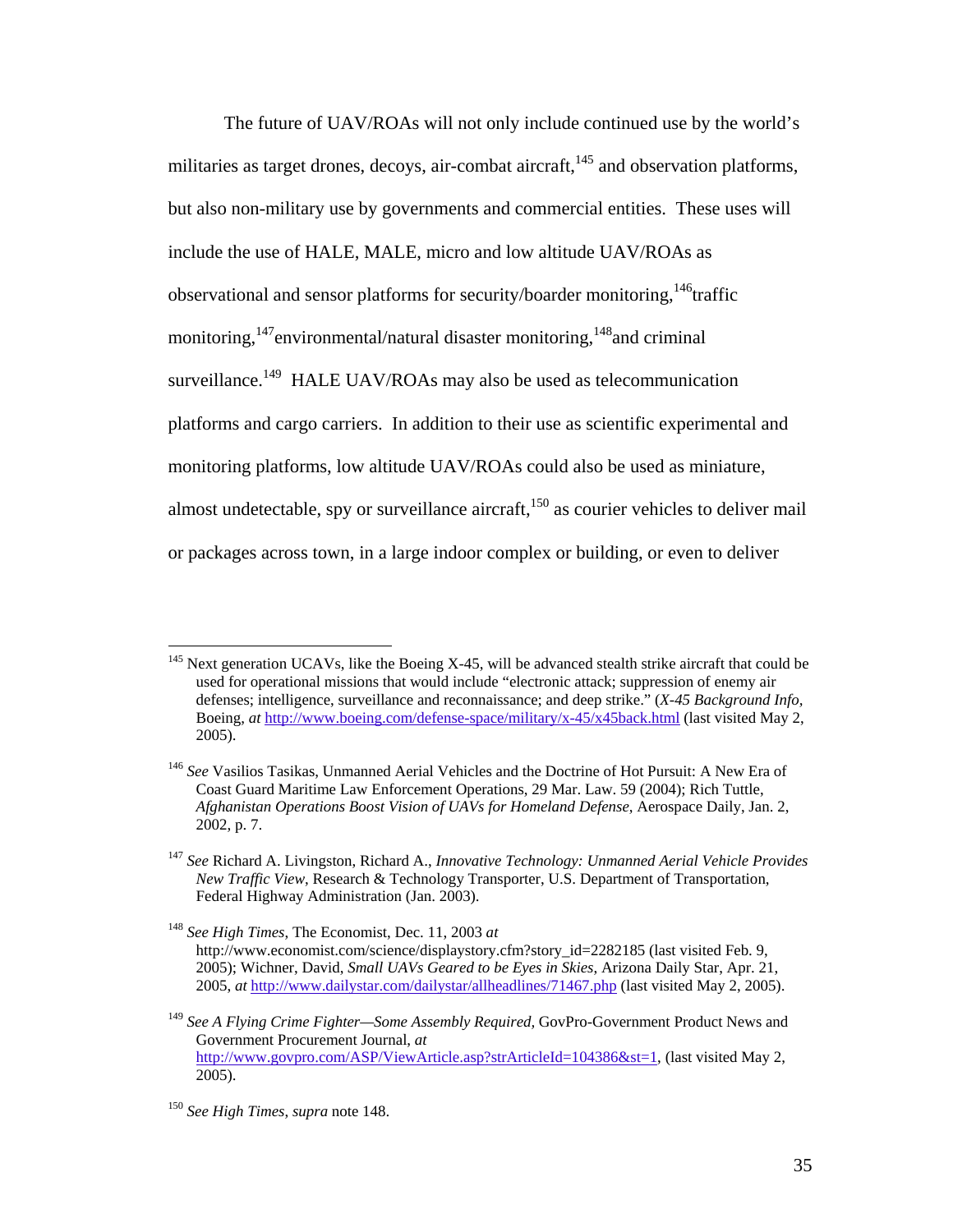The future of UAV/ROAs will not only include continued use by the world's militaries as target drones, decoys, air-combat aircraft,[145] and observation platforms, but also non-military use by governments and commercial entities. These uses will include the use of HALE, MALE, micro and low altitude UAV/ROAs as observational and sensor platforms for security/boarder monitoring,[146]traffic monitoring,[147]environmental/natural disaster monitoring,[148]and criminal surveillance.[149] HALE UAV/ROAs may also be used as telecommunication platforms and cargo carriers. In addition to their use as scientific experimental and monitoring platforms, low altitude UAV/ROAs could also be used as miniature, almost undetectable, spy or surveillance aircraft,[150] as courier vehicles to deliver mail or packages across town, in a large indoor complex or building, or even to deliver

---

[145] Next generation UCAVs, like the Boeing X-45, will be advanced stealth strike aircraft that could be used for operational missions that would include "electronic attack; suppression of enemy air defenses; intelligence, surveillance and reconnaissance; and deep strike." (*X-45 Background Info*, Boeing, *at* http://www.boeing.com/defense-space/military/x-45/x45back.html (last visited May 2, 2005).

[146] *See* Vasilios Tasikas, Unmanned Aerial Vehicles and the Doctrine of Hot Pursuit: A New Era of Coast Guard Maritime Law Enforcement Operations, 29 Mar. Law. 59 (2004); Rich Tuttle, *Afghanistan Operations Boost Vision of UAVs for Homeland Defense*, Aerospace Daily, Jan. 2, 2002, p. 7.

[147] *See* Richard A. Livingston, Richard A., *Innovative Technology: Unmanned Aerial Vehicle Provides New Traffic View*, Research & Technology Transporter, U.S. Department of Transportation, Federal Highway Administration (Jan. 2003).

[148] *See High Times*, The Economist, Dec. 11, 2003 *at* http://www.economist.com/science/displaystory.cfm?story_id=2282185 (last visited Feb. 9, 2005); Wichner, David, *Small UAVs Geared to be Eyes in Skies*, Arizona Daily Star, Apr. 21, 2005, *at* http://www.dailystar.com/dailystar/allheadlines/71467.php (last visited May 2, 2005).

[149] *See A Flying Crime Fighter—Some Assembly Required,* GovPro-Government Product News and Government Procurement Journal, *at* http://www.govpro.com/ASP/ViewArticle.asp?strArticleId=104386&st=1, (last visited May 2, 2005).

[150] *See High Times*, *supra* note 148.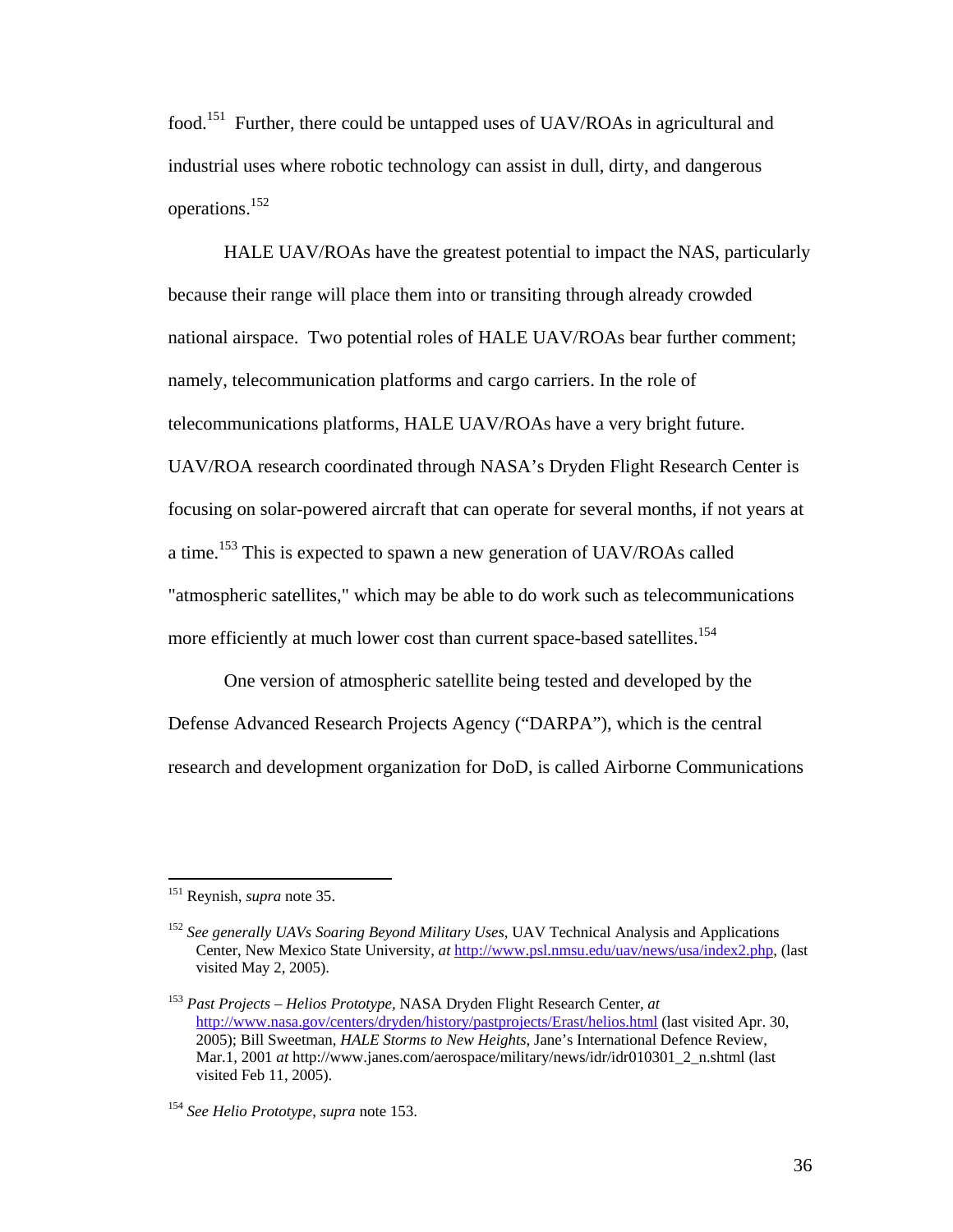food.[151] Further, there could be untapped uses of UAV/ROAs in agricultural and industrial uses where robotic technology can assist in dull, dirty, and dangerous operations.[152]

HALE UAV/ROAs have the greatest potential to impact the NAS, particularly because their range will place them into or transiting through already crowded national airspace. Two potential roles of HALE UAV/ROAs bear further comment; namely, telecommunication platforms and cargo carriers. In the role of telecommunications platforms, HALE UAV/ROAs have a very bright future. UAV/ROA research coordinated through NASA's Dryden Flight Research Center is focusing on solar-powered aircraft that can operate for several months, if not years at a time.[153] This is expected to spawn a new generation of UAV/ROAs called "atmospheric satellites," which may be able to do work such as telecommunications more efficiently at much lower cost than current space-based satellites.[154]

One version of atmospheric satellite being tested and developed by the Defense Advanced Research Projects Agency ("DARPA"), which is the central research and development organization for DoD, is called Airborne Communications

---

[151] Reynish, *supra* note 35.

[152] *See generally UAVs Soaring Beyond Military Uses*, UAV Technical Analysis and Applications Center, New Mexico State University, *at* http://www.psl.nmsu.edu/uav/news/usa/index2.php, (last visited May 2, 2005).

[153] *Past Projects – Helios Prototype*, NASA Dryden Flight Research Center, *at* http://www.nasa.gov/centers/dryden/history/pastprojects/Erast/helios.html (last visited Apr. 30, 2005); Bill Sweetman, *HALE Storms to New Heights*, Jane's International Defence Review, Mar.1, 2001 *at* http://www.janes.com/aerospace/military/news/idr/idr010301_2_n.shtml (last visited Feb 11, 2005).

[154] *See Helio Prototype*, *supra* note 153.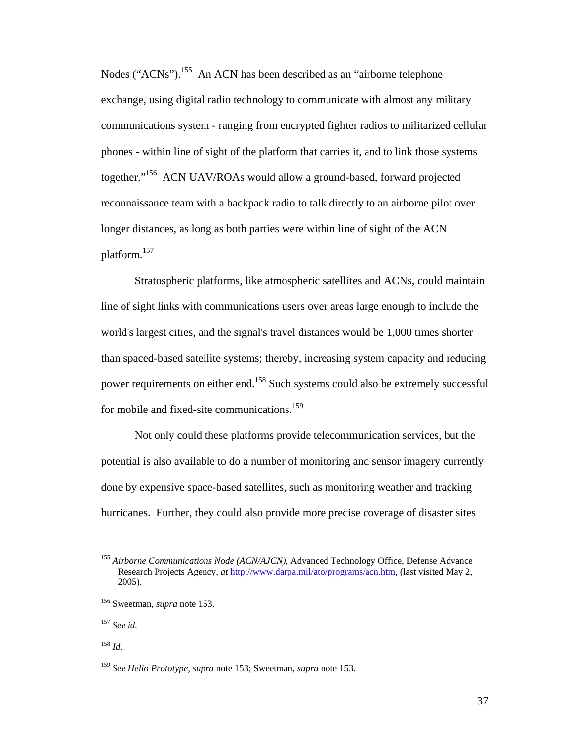Nodes ("ACNs").[155] An ACN has been described as an "airborne telephone exchange, using digital radio technology to communicate with almost any military communications system - ranging from encrypted fighter radios to militarized cellular phones - within line of sight of the platform that carries it, and to link those systems together."[156] ACN UAV/ROAs would allow a ground-based, forward projected reconnaissance team with a backpack radio to talk directly to an airborne pilot over longer distances, as long as both parties were within line of sight of the ACN platform.[157]

Stratospheric platforms, like atmospheric satellites and ACNs, could maintain line of sight links with communications users over areas large enough to include the world's largest cities, and the signal's travel distances would be 1,000 times shorter than spaced-based satellite systems; thereby, increasing system capacity and reducing power requirements on either end.[158] Such systems could also be extremely successful for mobile and fixed-site communications.[159]

Not only could these platforms provide telecommunication services, but the potential is also available to do a number of monitoring and sensor imagery currently done by expensive space-based satellites, such as monitoring weather and tracking hurricanes. Further, they could also provide more precise coverage of disaster sites

---

[155] *Airborne Communications Node (ACN/AJCN)*, Advanced Technology Office, Defense Advance Research Projects Agency, *at* http://www.darpa.mil/ato/programs/acn.htm, (last visited May 2, 2005).

[156] Sweetman, *supra* note 153.

[157] *See id*.

[158] *Id*.

[159] *See Helio Prototype*, *supra* note 153; Sweetman, *supra* note 153.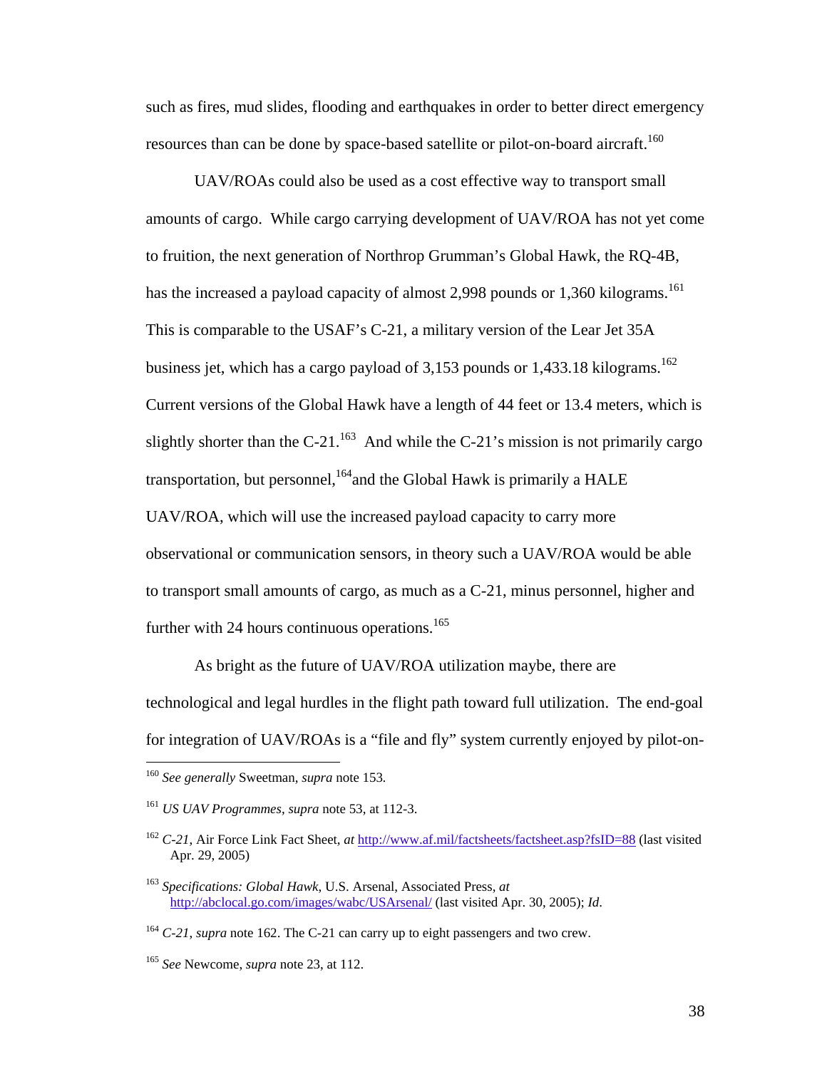such as fires, mud slides, flooding and earthquakes in order to better direct emergency resources than can be done by space-based satellite or pilot-on-board aircraft.[160]

UAV/ROAs could also be used as a cost effective way to transport small amounts of cargo. While cargo carrying development of UAV/ROA has not yet come to fruition, the next generation of Northrop Grumman's Global Hawk, the RQ-4B, has the increased a payload capacity of almost 2,998 pounds or 1,360 kilograms.[161] This is comparable to the USAF's C-21, a military version of the Lear Jet 35A business jet, which has a cargo payload of 3,153 pounds or 1,433.18 kilograms.[162] Current versions of the Global Hawk have a length of 44 feet or 13.4 meters, which is slightly shorter than the C-21.[163] And while the C-21's mission is not primarily cargo transportation, but personnel,[164]and the Global Hawk is primarily a HALE UAV/ROA, which will use the increased payload capacity to carry more observational or communication sensors, in theory such a UAV/ROA would be able to transport small amounts of cargo, as much as a C-21, minus personnel, higher and further with 24 hours continuous operations.[165]

As bright as the future of UAV/ROA utilization maybe, there are technological and legal hurdles in the flight path toward full utilization. The end-goal for integration of UAV/ROAs is a "file and fly" system currently enjoyed by pilot-on-

---

[160] *See generally* Sweetman, *supra* note 153.

[161] *US UAV Programmes*, *supra* note 53, at 112-3.

[162] *C-21*, Air Force Link Fact Sheet, *at* http://www.af.mil/factsheets/factsheet.asp?fsID=88 (last visited Apr. 29, 2005)

[163] *Specifications: Global Hawk*, U.S. Arsenal, Associated Press, *at* http://abclocal.go.com/images/wabc/USArsenal/ (last visited Apr. 30, 2005); *Id*.

[164] *C-21*, *supra* note 162. The C-21 can carry up to eight passengers and two crew.

[165] *See* Newcome, *supra* note 23, at 112.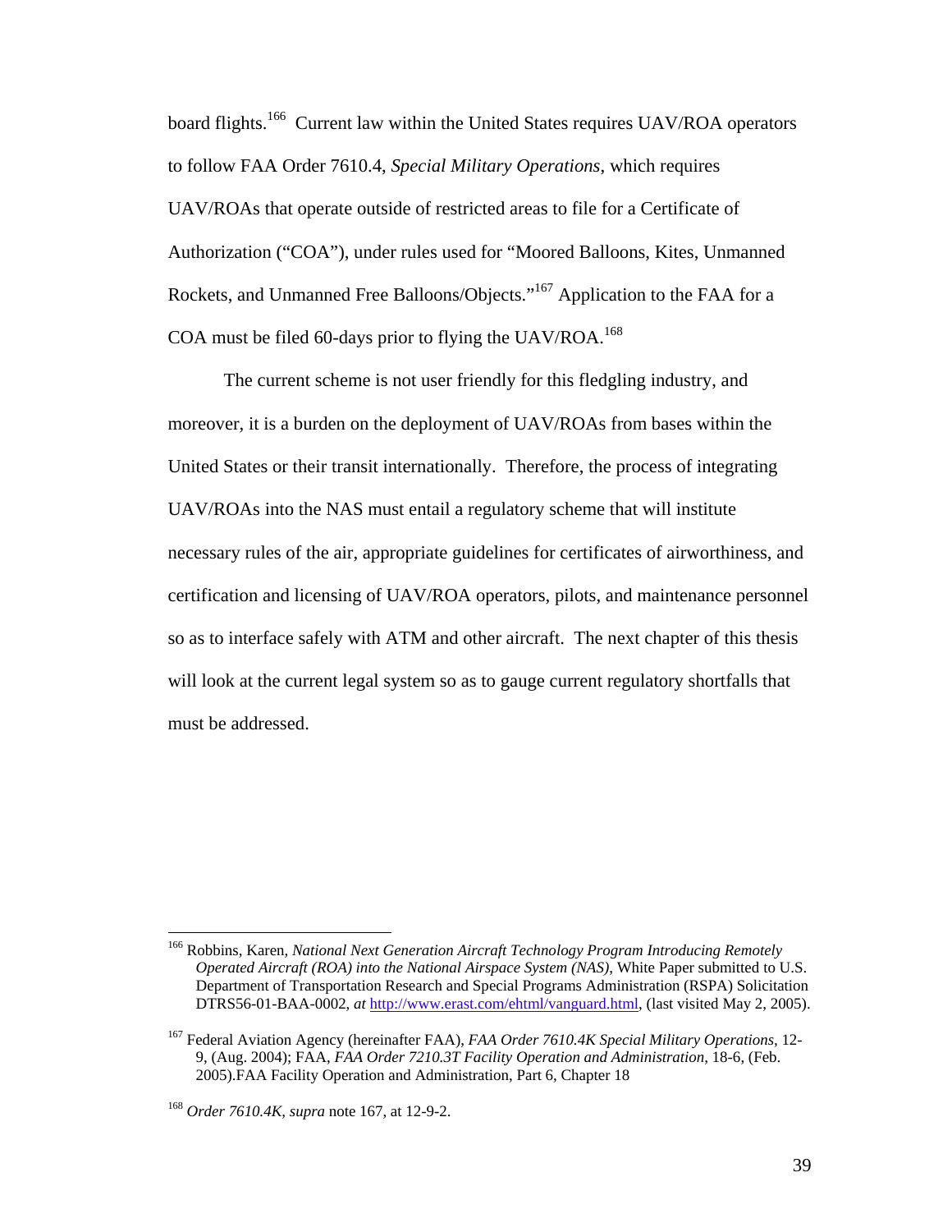board flights.[166] Current law within the United States requires UAV/ROA operators to follow FAA Order 7610.4, *Special Military Operations*, which requires UAV/ROAs that operate outside of restricted areas to file for a Certificate of Authorization ("COA"), under rules used for "Moored Balloons, Kites, Unmanned Rockets, and Unmanned Free Balloons/Objects."[167] Application to the FAA for a COA must be filed 60-days prior to flying the UAV/ROA.[168]

The current scheme is not user friendly for this fledgling industry, and moreover, it is a burden on the deployment of UAV/ROAs from bases within the United States or their transit internationally. Therefore, the process of integrating UAV/ROAs into the NAS must entail a regulatory scheme that will institute necessary rules of the air, appropriate guidelines for certificates of airworthiness, and certification and licensing of UAV/ROA operators, pilots, and maintenance personnel so as to interface safely with ATM and other aircraft. The next chapter of this thesis will look at the current legal system so as to gauge current regulatory shortfalls that must be addressed.

---

[166] Robbins, Karen, *National Next Generation Aircraft Technology Program Introducing Remotely Operated Aircraft (ROA) into the National Airspace System (NAS)*, White Paper submitted to U.S. Department of Transportation Research and Special Programs Administration (RSPA) Solicitation DTRS56-01-BAA-0002, *at* http://www.erast.com/ehtml/vanguard.html, (last visited May 2, 2005).

[167] Federal Aviation Agency (hereinafter FAA), *FAA Order 7610.4K Special Military Operations*, 12-9, (Aug. 2004); FAA, *FAA Order 7210.3T Facility Operation and Administration*, 18-6, (Feb. 2005).FAA Facility Operation and Administration, Part 6, Chapter 18

[168] *Order 7610.4K*, *supra* note 167, at 12-9-2.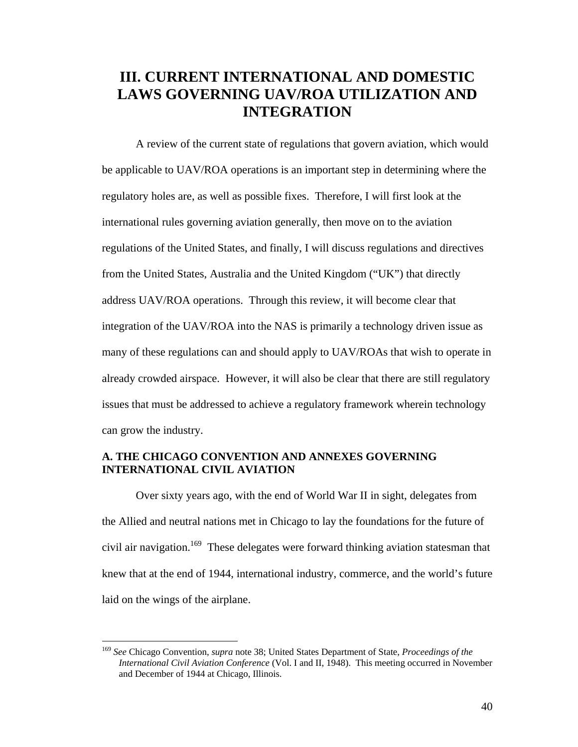# III. CURRENT INTERNATIONAL AND DOMESTIC LAWS GOVERNING UAV/ROA UTILIZATION AND INTEGRATION

A review of the current state of regulations that govern aviation, which would be applicable to UAV/ROA operations is an important step in determining where the regulatory holes are, as well as possible fixes. Therefore, I will first look at the international rules governing aviation generally, then move on to the aviation regulations of the United States, and finally, I will discuss regulations and directives from the United States, Australia and the United Kingdom ("UK") that directly address UAV/ROA operations. Through this review, it will become clear that integration of the UAV/ROA into the NAS is primarily a technology driven issue as many of these regulations can and should apply to UAV/ROAs that wish to operate in already crowded airspace. However, it will also be clear that there are still regulatory issues that must be addressed to achieve a regulatory framework wherein technology can grow the industry.

## A. THE CHICAGO CONVENTION AND ANNEXES GOVERNING INTERNATIONAL CIVIL AVIATION

Over sixty years ago, with the end of World War II in sight, delegates from the Allied and neutral nations met in Chicago to lay the foundations for the future of civil air navigation.[169] These delegates were forward thinking aviation statesman that knew that at the end of 1944, international industry, commerce, and the world's future laid on the wings of the airplane.

[169] *See* Chicago Convention, *supra* note 38; United States Department of State, *Proceedings of the International Civil Aviation Conference* (Vol. I and II, 1948). This meeting occurred in November and December of 1944 at Chicago, Illinois.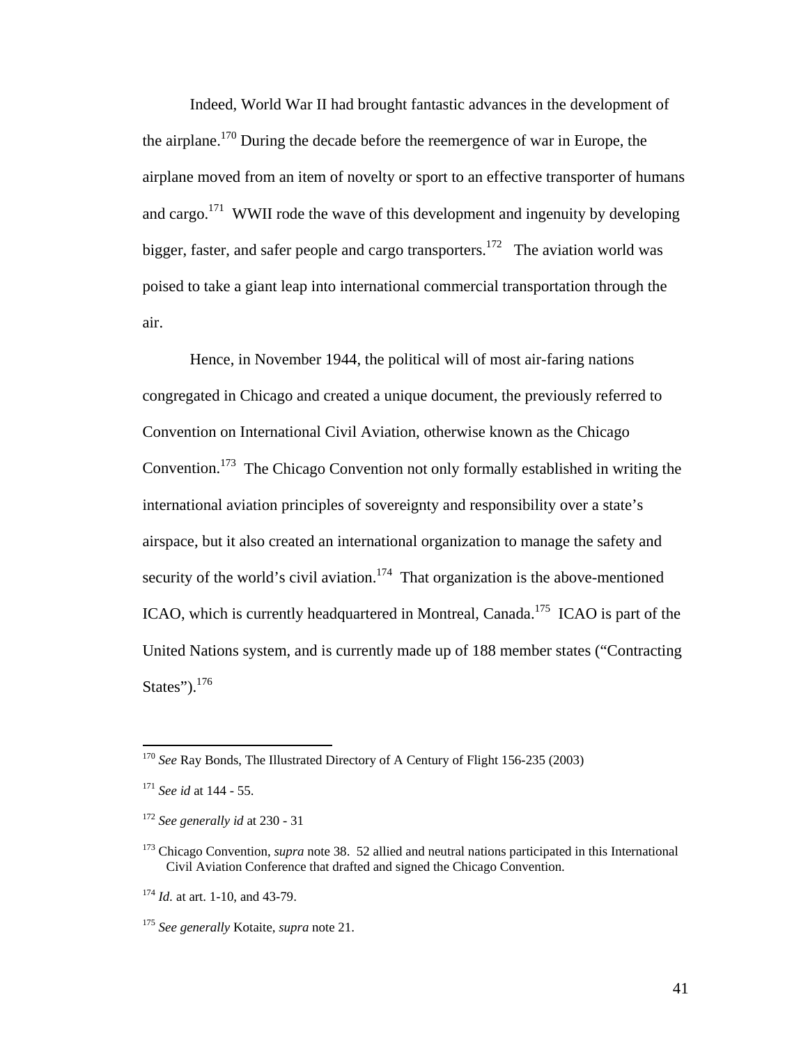Indeed, World War II had brought fantastic advances in the development of the airplane.[170] During the decade before the reemergence of war in Europe, the airplane moved from an item of novelty or sport to an effective transporter of humans and cargo.[171] WWII rode the wave of this development and ingenuity by developing bigger, faster, and safer people and cargo transporters.[172] The aviation world was poised to take a giant leap into international commercial transportation through the air.

Hence, in November 1944, the political will of most air-faring nations congregated in Chicago and created a unique document, the previously referred to Convention on International Civil Aviation, otherwise known as the Chicago Convention.[173] The Chicago Convention not only formally established in writing the international aviation principles of sovereignty and responsibility over a state's airspace, but it also created an international organization to manage the safety and security of the world's civil aviation.[174] That organization is the above-mentioned ICAO, which is currently headquartered in Montreal, Canada.[175] ICAO is part of the United Nations system, and is currently made up of 188 member states ("Contracting States").[176]

---

[170] *See* Ray Bonds, The Illustrated Directory of A Century of Flight 156-235 (2003)

[171] *See id* at 144 - 55.

[172] *See generally id* at 230 - 31

[173] Chicago Convention, *supra* note 38. 52 allied and neutral nations participated in this International Civil Aviation Conference that drafted and signed the Chicago Convention.

[174] *Id.* at art. 1-10, and 43-79.

[175] *See generally* Kotaite, *supra* note 21.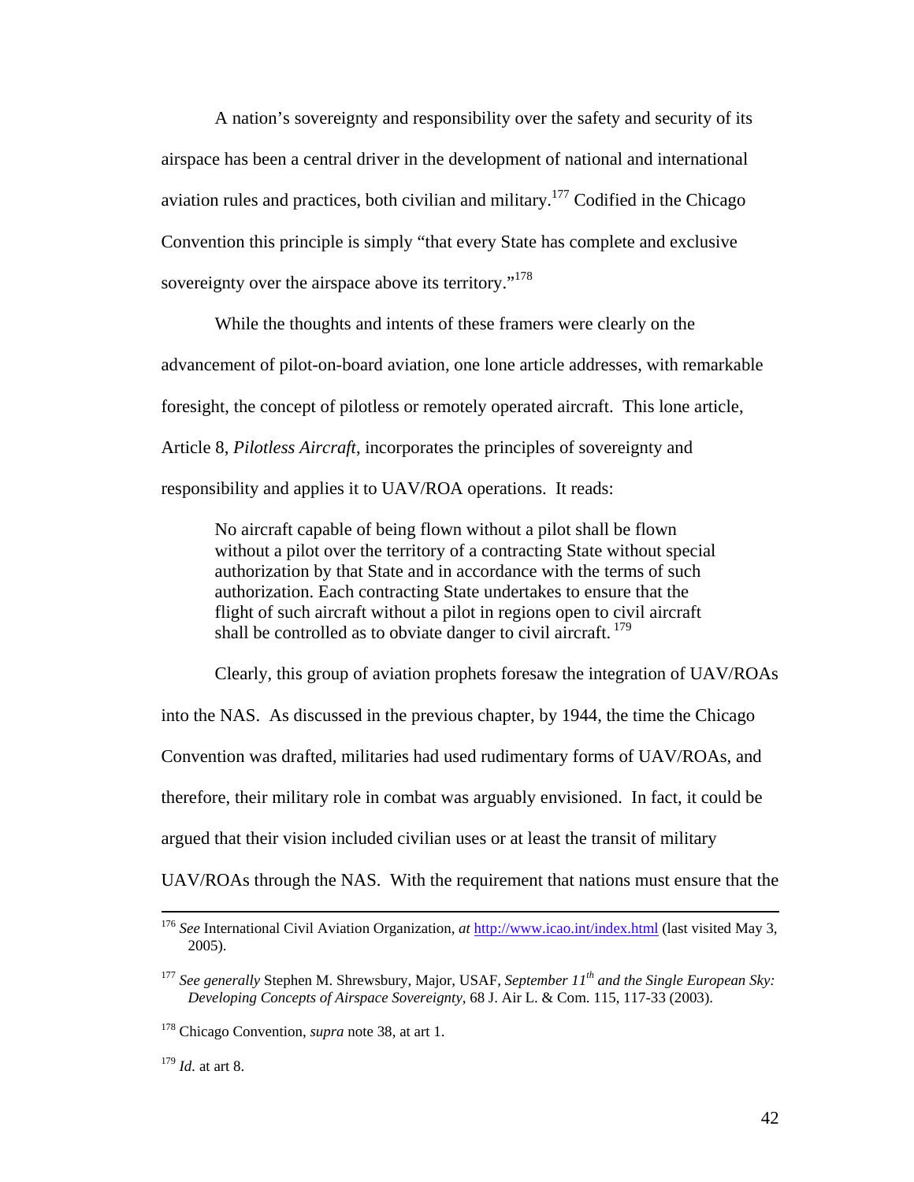A nation's sovereignty and responsibility over the safety and security of its airspace has been a central driver in the development of national and international aviation rules and practices, both civilian and military.[177] Codified in the Chicago Convention this principle is simply "that every State has complete and exclusive sovereignty over the airspace above its territory."[178]

While the thoughts and intents of these framers were clearly on the advancement of pilot-on-board aviation, one lone article addresses, with remarkable foresight, the concept of pilotless or remotely operated aircraft. This lone article, Article 8, *Pilotless Aircraft*, incorporates the principles of sovereignty and responsibility and applies it to UAV/ROA operations. It reads:

> No aircraft capable of being flown without a pilot shall be flown without a pilot over the territory of a contracting State without special authorization by that State and in accordance with the terms of such authorization. Each contracting State undertakes to ensure that the flight of such aircraft without a pilot in regions open to civil aircraft shall be controlled as to obviate danger to civil aircraft.[179]

Clearly, this group of aviation prophets foresaw the integration of UAV/ROAs into the NAS. As discussed in the previous chapter, by 1944, the time the Chicago Convention was drafted, militaries had used rudimentary forms of UAV/ROAs, and therefore, their military role in combat was arguably envisioned. In fact, it could be argued that their vision included civilian uses or at least the transit of military UAV/ROAs through the NAS. With the requirement that nations must ensure that the

---

[176] *See* International Civil Aviation Organization, *at* http://www.icao.int/index.html (last visited May 3, 2005).

[177] *See generally* Stephen M. Shrewsbury, Major, USAF, *September 11th and the Single European Sky: Developing Concepts of Airspace Sovereignty*, 68 J. Air L. & Com. 115, 117-33 (2003).

[178] Chicago Convention, *supra* note 38, at art 1.

[179] *Id.* at art 8.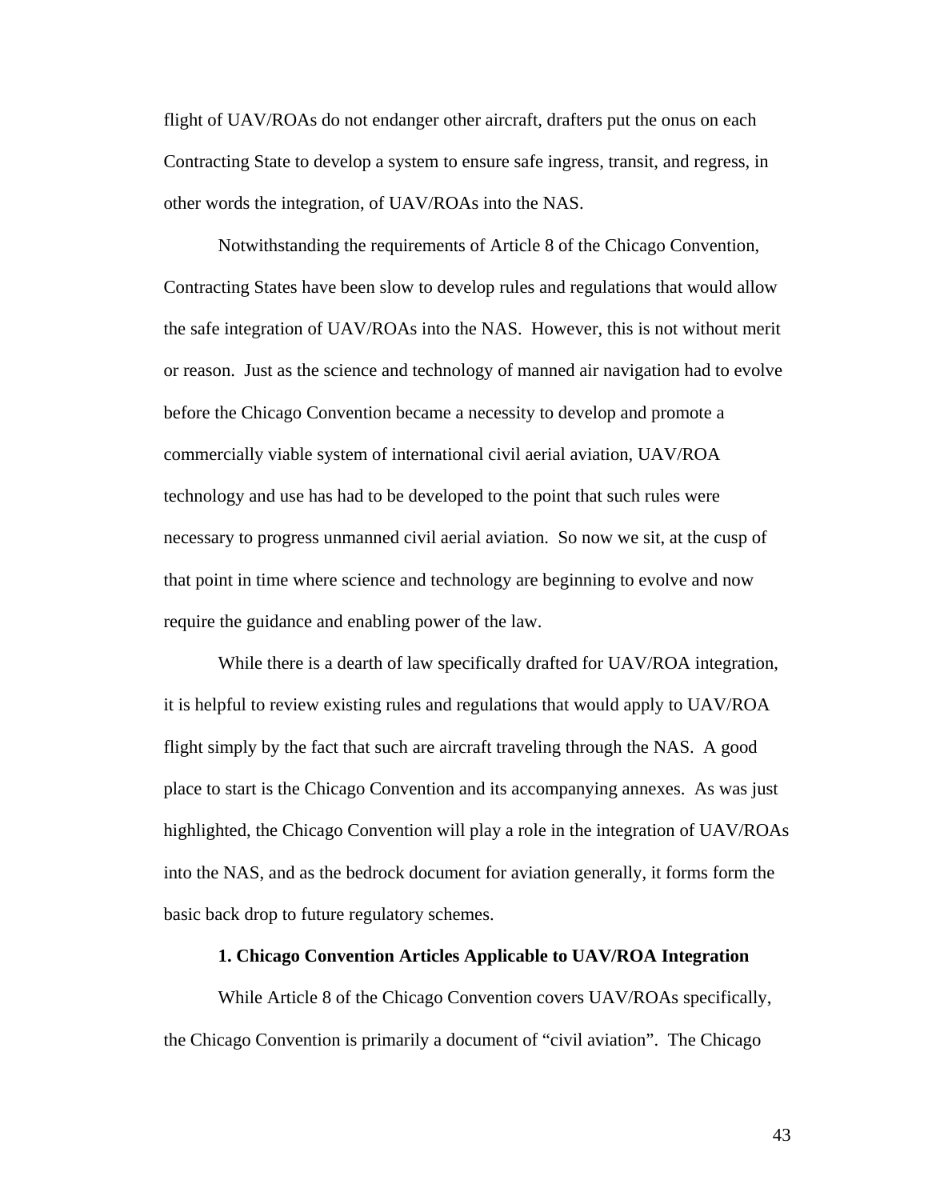flight of UAV/ROAs do not endanger other aircraft, drafters put the onus on each Contracting State to develop a system to ensure safe ingress, transit, and regress, in other words the integration, of UAV/ROAs into the NAS.

Notwithstanding the requirements of Article 8 of the Chicago Convention, Contracting States have been slow to develop rules and regulations that would allow the safe integration of UAV/ROAs into the NAS. However, this is not without merit or reason. Just as the science and technology of manned air navigation had to evolve before the Chicago Convention became a necessity to develop and promote a commercially viable system of international civil aerial aviation, UAV/ROA technology and use has had to be developed to the point that such rules were necessary to progress unmanned civil aerial aviation. So now we sit, at the cusp of that point in time where science and technology are beginning to evolve and now require the guidance and enabling power of the law.

While there is a dearth of law specifically drafted for UAV/ROA integration, it is helpful to review existing rules and regulations that would apply to UAV/ROA flight simply by the fact that such are aircraft traveling through the NAS. A good place to start is the Chicago Convention and its accompanying annexes. As was just highlighted, the Chicago Convention will play a role in the integration of UAV/ROAs into the NAS, and as the bedrock document for aviation generally, it forms form the basic back drop to future regulatory schemes.

### 1. Chicago Convention Articles Applicable to UAV/ROA Integration

While Article 8 of the Chicago Convention covers UAV/ROAs specifically, the Chicago Convention is primarily a document of "civil aviation". The Chicago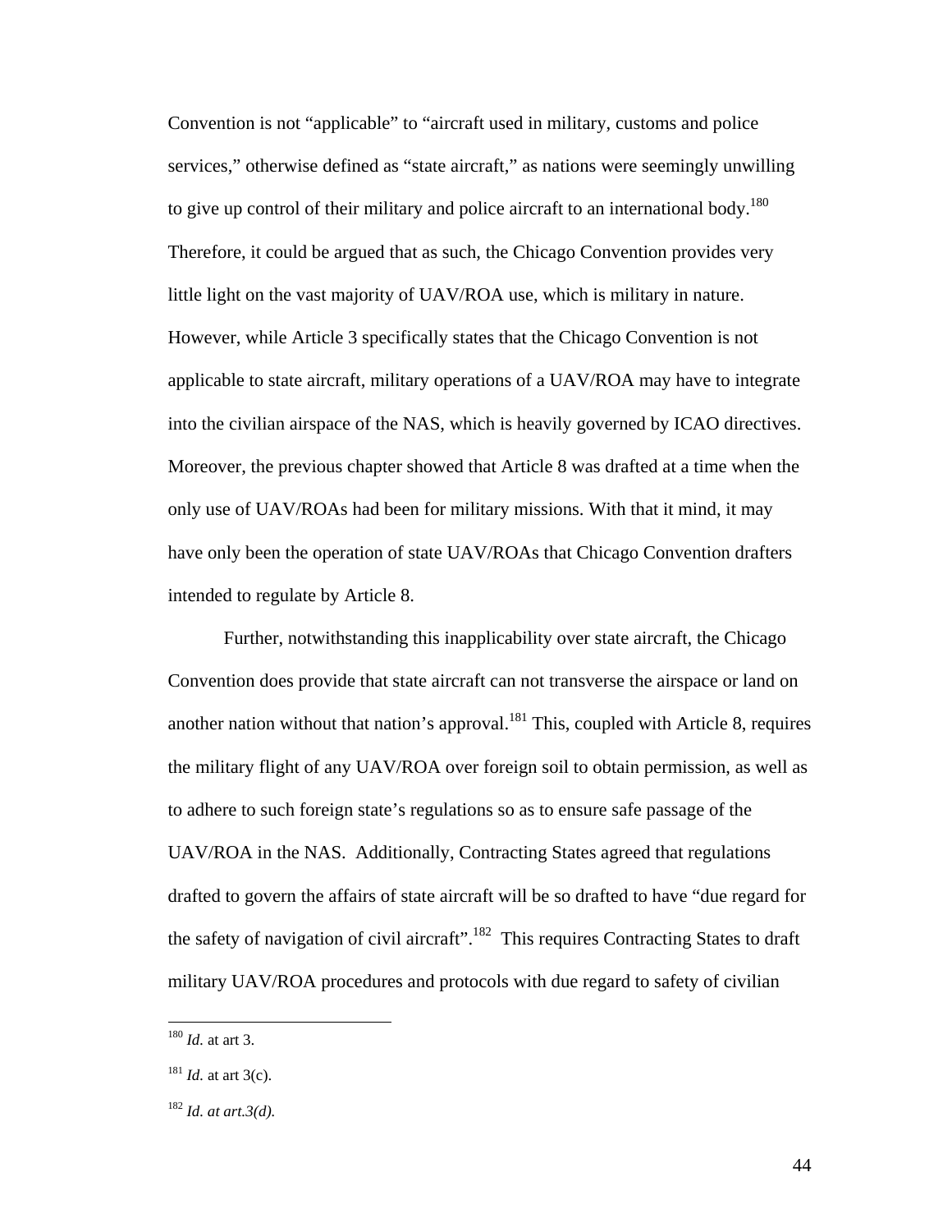Convention is not "applicable" to "aircraft used in military, customs and police services," otherwise defined as "state aircraft," as nations were seemingly unwilling to give up control of their military and police aircraft to an international body.[180] Therefore, it could be argued that as such, the Chicago Convention provides very little light on the vast majority of UAV/ROA use, which is military in nature. However, while Article 3 specifically states that the Chicago Convention is not applicable to state aircraft, military operations of a UAV/ROA may have to integrate into the civilian airspace of the NAS, which is heavily governed by ICAO directives. Moreover, the previous chapter showed that Article 8 was drafted at a time when the only use of UAV/ROAs had been for military missions. With that it mind, it may have only been the operation of state UAV/ROAs that Chicago Convention drafters intended to regulate by Article 8.

Further, notwithstanding this inapplicability over state aircraft, the Chicago Convention does provide that state aircraft can not transverse the airspace or land on another nation without that nation's approval.[181] This, coupled with Article 8, requires the military flight of any UAV/ROA over foreign soil to obtain permission, as well as to adhere to such foreign state's regulations so as to ensure safe passage of the UAV/ROA in the NAS. Additionally, Contracting States agreed that regulations drafted to govern the affairs of state aircraft will be so drafted to have "due regard for the safety of navigation of civil aircraft".[182] This requires Contracting States to draft military UAV/ROA procedures and protocols with due regard to safety of civilian

---

[180] *Id.* at art 3.

[181] *Id.* at art 3(c).

[182] *Id. at art.3(d).*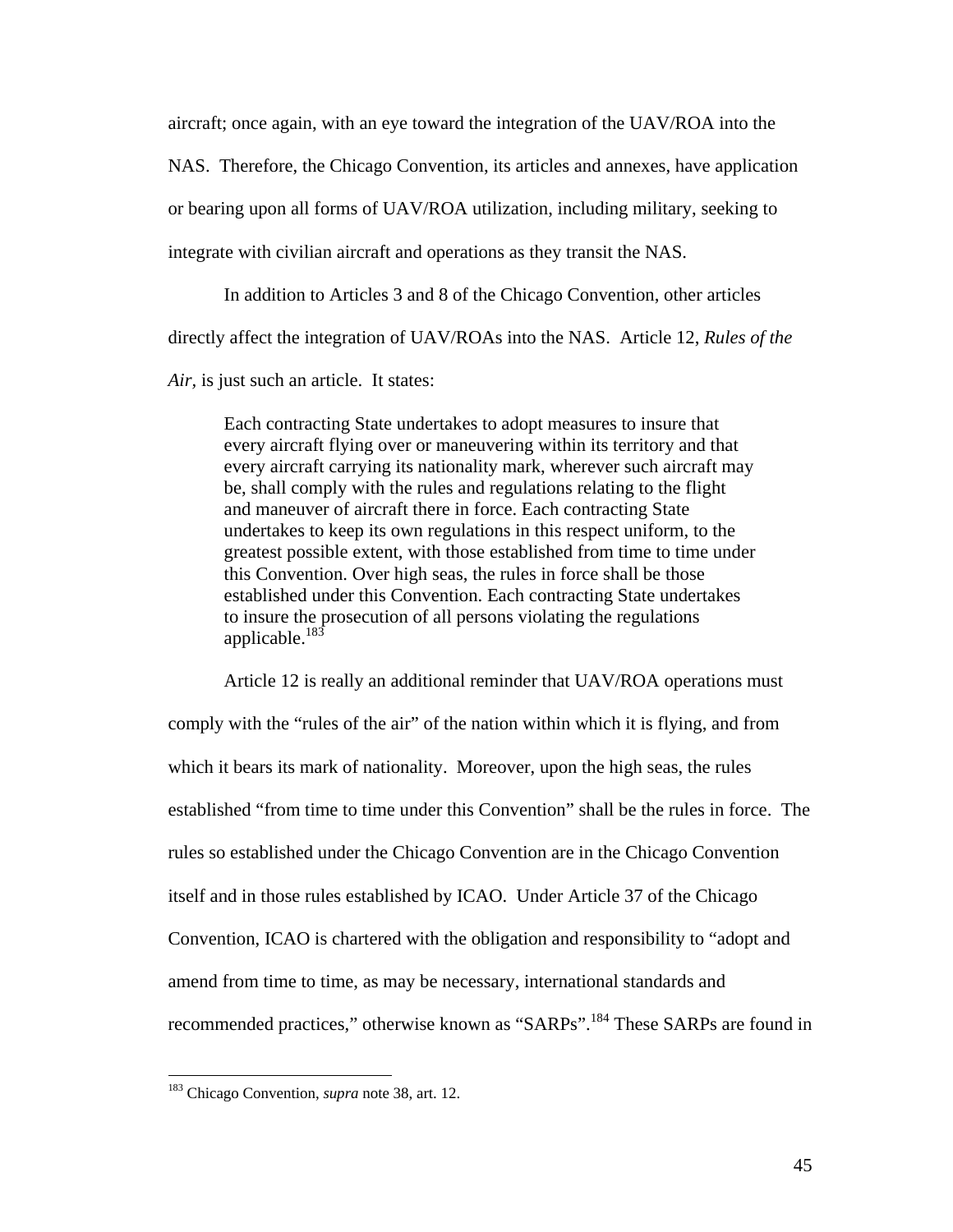aircraft; once again, with an eye toward the integration of the UAV/ROA into the NAS. Therefore, the Chicago Convention, its articles and annexes, have application or bearing upon all forms of UAV/ROA utilization, including military, seeking to integrate with civilian aircraft and operations as they transit the NAS.

In addition to Articles 3 and 8 of the Chicago Convention, other articles directly affect the integration of UAV/ROAs into the NAS. Article 12, *Rules of the Air*, is just such an article. It states:

> Each contracting State undertakes to adopt measures to insure that every aircraft flying over or maneuvering within its territory and that every aircraft carrying its nationality mark, wherever such aircraft may be, shall comply with the rules and regulations relating to the flight and maneuver of aircraft there in force. Each contracting State undertakes to keep its own regulations in this respect uniform, to the greatest possible extent, with those established from time to time under this Convention. Over high seas, the rules in force shall be those established under this Convention. Each contracting State undertakes to insure the prosecution of all persons violating the regulations applicable.[183]

Article 12 is really an additional reminder that UAV/ROA operations must comply with the "rules of the air" of the nation within which it is flying, and from which it bears its mark of nationality. Moreover, upon the high seas, the rules established "from time to time under this Convention" shall be the rules in force. The rules so established under the Chicago Convention are in the Chicago Convention itself and in those rules established by ICAO. Under Article 37 of the Chicago Convention, ICAO is chartered with the obligation and responsibility to "adopt and amend from time to time, as may be necessary, international standards and recommended practices," otherwise known as "SARPs".[184] These SARPs are found in

---

[183] Chicago Convention, *supra* note 38, art. 12.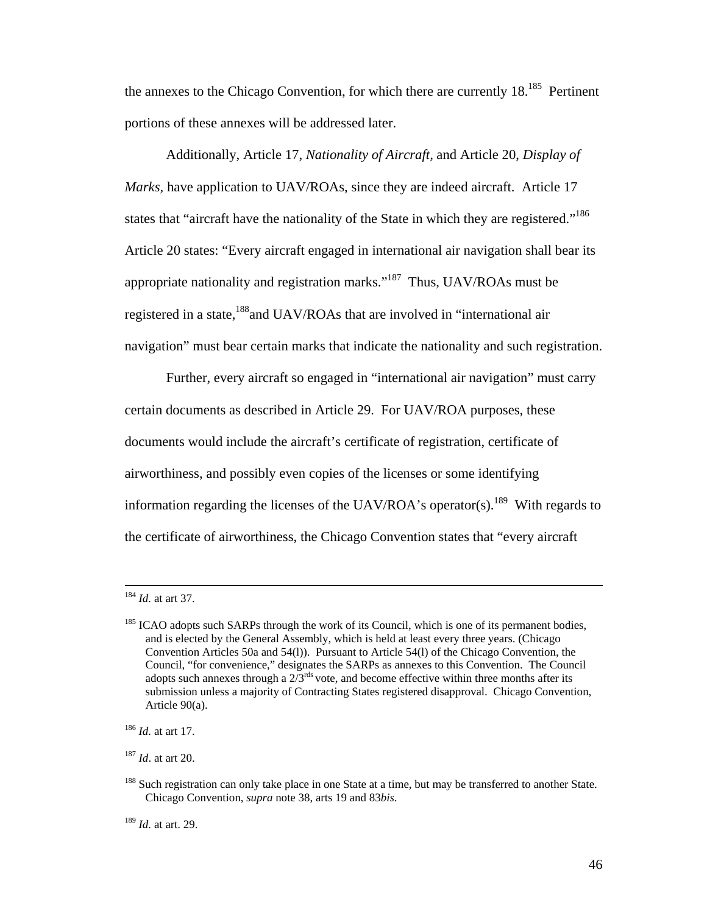the annexes to the Chicago Convention, for which there are currently 18.[185] Pertinent portions of these annexes will be addressed later.

Additionally, Article 17, *Nationality of Aircraft*, and Article 20, *Display of Marks*, have application to UAV/ROAs, since they are indeed aircraft. Article 17 states that "aircraft have the nationality of the State in which they are registered."[186] Article 20 states: "Every aircraft engaged in international air navigation shall bear its appropriate nationality and registration marks."[187] Thus, UAV/ROAs must be registered in a state,[188] and UAV/ROAs that are involved in "international air navigation" must bear certain marks that indicate the nationality and such registration.

Further, every aircraft so engaged in "international air navigation" must carry certain documents as described in Article 29. For UAV/ROA purposes, these documents would include the aircraft's certificate of registration, certificate of airworthiness, and possibly even copies of the licenses or some identifying information regarding the licenses of the UAV/ROA's operator(s).[189] With regards to the certificate of airworthiness, the Chicago Convention states that "every aircraft

---

[184] *Id.* at art 37.

[185] ICAO adopts such SARPs through the work of its Council, which is one of its permanent bodies, and is elected by the General Assembly, which is held at least every three years. (Chicago Convention Articles 50a and 54(l)). Pursuant to Article 54(l) of the Chicago Convention, the Council, "for convenience," designates the SARPs as annexes to this Convention. The Council adopts such annexes through a 2/3[rds] vote, and become effective within three months after its submission unless a majority of Contracting States registered disapproval. Chicago Convention, Article 90(a).

[186] *Id.* at art 17.

[187] *Id*. at art 20.

[188] Such registration can only take place in one State at a time, but may be transferred to another State. Chicago Convention, *supra* note 38, arts 19 and 83*bis*.

[189] *Id.* at art. 29.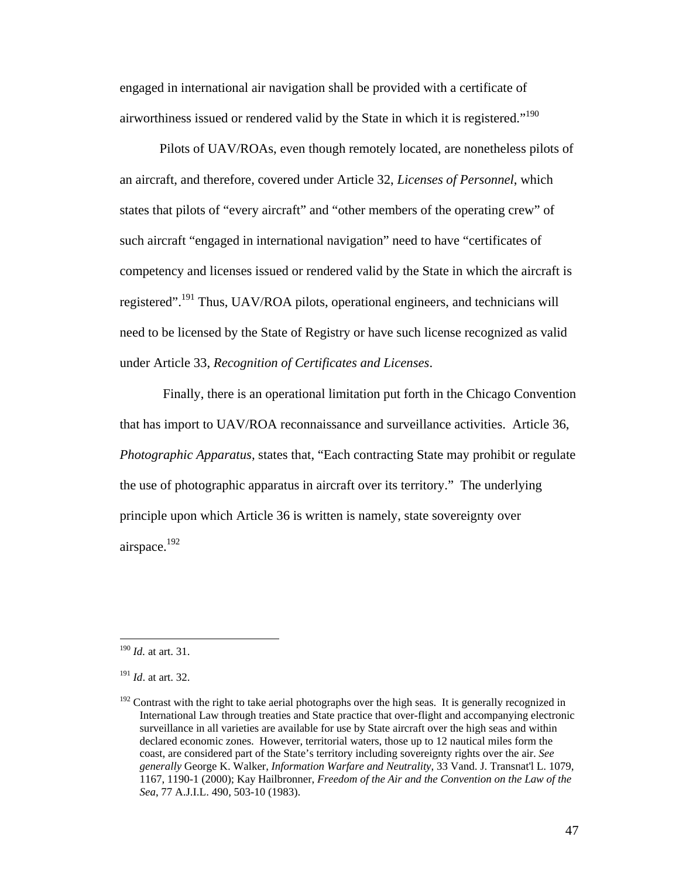engaged in international air navigation shall be provided with a certificate of airworthiness issued or rendered valid by the State in which it is registered."[190]

Pilots of UAV/ROAs, even though remotely located, are nonetheless pilots of an aircraft, and therefore, covered under Article 32, *Licenses of Personnel*, which states that pilots of "every aircraft" and "other members of the operating crew" of such aircraft "engaged in international navigation" need to have "certificates of competency and licenses issued or rendered valid by the State in which the aircraft is registered".[191] Thus, UAV/ROA pilots, operational engineers, and technicians will need to be licensed by the State of Registry or have such license recognized as valid under Article 33, *Recognition of Certificates and Licenses*.

Finally, there is an operational limitation put forth in the Chicago Convention that has import to UAV/ROA reconnaissance and surveillance activities. Article 36, *Photographic Apparatus*, states that, "Each contracting State may prohibit or regulate the use of photographic apparatus in aircraft over its territory." The underlying principle upon which Article 36 is written is namely, state sovereignty over airspace.[192]

---

[190] *Id.* at art. 31.

[191] *Id*. at art. 32.

[192] Contrast with the right to take aerial photographs over the high seas. It is generally recognized in International Law through treaties and State practice that over-flight and accompanying electronic surveillance in all varieties are available for use by State aircraft over the high seas and within declared economic zones. However, territorial waters, those up to 12 nautical miles form the coast, are considered part of the State's territory including sovereignty rights over the air. *See generally* George K. Walker, *Information Warfare and Neutrality*, 33 Vand. J. Transnat'l L. 1079, 1167, 1190-1 (2000); Kay Hailbronner, *Freedom of the Air and the Convention on the Law of the Sea*, 77 A.J.I.L. 490, 503-10 (1983).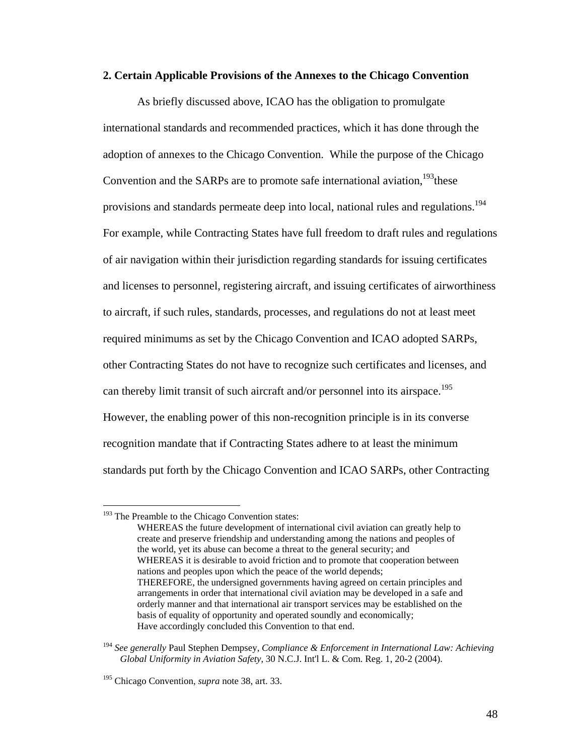### 2. Certain Applicable Provisions of the Annexes to the Chicago Convention

As briefly discussed above, ICAO has the obligation to promulgate international standards and recommended practices, which it has done through the adoption of annexes to the Chicago Convention. While the purpose of the Chicago Convention and the SARPs are to promote safe international aviation,[193]these provisions and standards permeate deep into local, national rules and regulations.[194] For example, while Contracting States have full freedom to draft rules and regulations of air navigation within their jurisdiction regarding standards for issuing certificates and licenses to personnel, registering aircraft, and issuing certificates of airworthiness to aircraft, if such rules, standards, processes, and regulations do not at least meet required minimums as set by the Chicago Convention and ICAO adopted SARPs, other Contracting States do not have to recognize such certificates and licenses, and can thereby limit transit of such aircraft and/or personnel into its airspace.[195] However, the enabling power of this non-recognition principle is in its converse recognition mandate that if Contracting States adhere to at least the minimum standards put forth by the Chicago Convention and ICAO SARPs, other Contracting

---

[193] The Preamble to the Chicago Convention states:

> WHEREAS the future development of international civil aviation can greatly help to create and preserve friendship and understanding among the nations and peoples of the world, yet its abuse can become a threat to the general security; and
> WHEREAS it is desirable to avoid friction and to promote that cooperation between nations and peoples upon which the peace of the world depends;
> THEREFORE, the undersigned governments having agreed on certain principles and arrangements in order that international civil aviation may be developed in a safe and orderly manner and that international air transport services may be established on the basis of equality of opportunity and operated soundly and economically;
> Have accordingly concluded this Convention to that end.

[194] *See generally* Paul Stephen Dempsey, *Compliance & Enforcement in International Law: Achieving Global Uniformity in Aviation Safety*, 30 N.C.J. Int'l L. & Com. Reg. 1, 20-2 (2004).

[195] Chicago Convention, *supra* note 38, art. 33.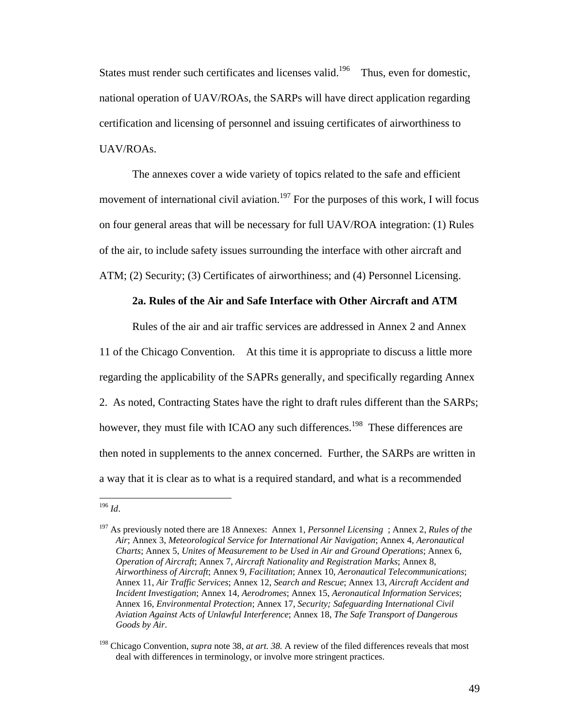States must render such certificates and licenses valid.[196] Thus, even for domestic, national operation of UAV/ROAs, the SARPs will have direct application regarding certification and licensing of personnel and issuing certificates of airworthiness to UAV/ROAs.

The annexes cover a wide variety of topics related to the safe and efficient movement of international civil aviation.[197] For the purposes of this work, I will focus on four general areas that will be necessary for full UAV/ROA integration: (1) Rules of the air, to include safety issues surrounding the interface with other aircraft and ATM; (2) Security; (3) Certificates of airworthiness; and (4) Personnel Licensing.

**2a. Rules of the Air and Safe Interface with Other Aircraft and ATM**

Rules of the air and air traffic services are addressed in Annex 2 and Annex 11 of the Chicago Convention. At this time it is appropriate to discuss a little more regarding the applicability of the SAPRs generally, and specifically regarding Annex 2. As noted, Contracting States have the right to draft rules different than the SARPs; however, they must file with ICAO any such differences.[198] These differences are then noted in supplements to the annex concerned. Further, the SARPs are written in a way that it is clear as to what is a required standard, and what is a recommended

---

[196] *Id*.

[197] As previously noted there are 18 Annexes: Annex 1, *Personnel Licensing* ; Annex 2, *Rules of the Air*; Annex 3, *Meteorological Service for International Air Navigation*; Annex 4, *Aeronautical Charts*; Annex 5, *Unites of Measurement to be Used in Air and Ground Operations*; Annex 6, *Operation of Aircraft*; Annex 7, *Aircraft Nationality and Registration Marks*; Annex 8, *Airworthiness of Aircraft*; Annex 9, *Facilitation*; Annex 10, *Aeronautical Telecommunications*; Annex 11, *Air Traffic Services*; Annex 12, *Search and Rescue*; Annex 13, *Aircraft Accident and Incident Investigation*; Annex 14, *Aerodromes*; Annex 15, *Aeronautical Information Services*; Annex 16, *Environmental Protection*; Annex 17, *Security; Safeguarding International Civil Aviation Against Acts of Unlawful Interference*; Annex 18, *The Safe Transport of Dangerous Goods by Air*.

[198] Chicago Convention, *supra* note 38, *at art. 38.* A review of the filed differences reveals that most deal with differences in terminology, or involve more stringent practices.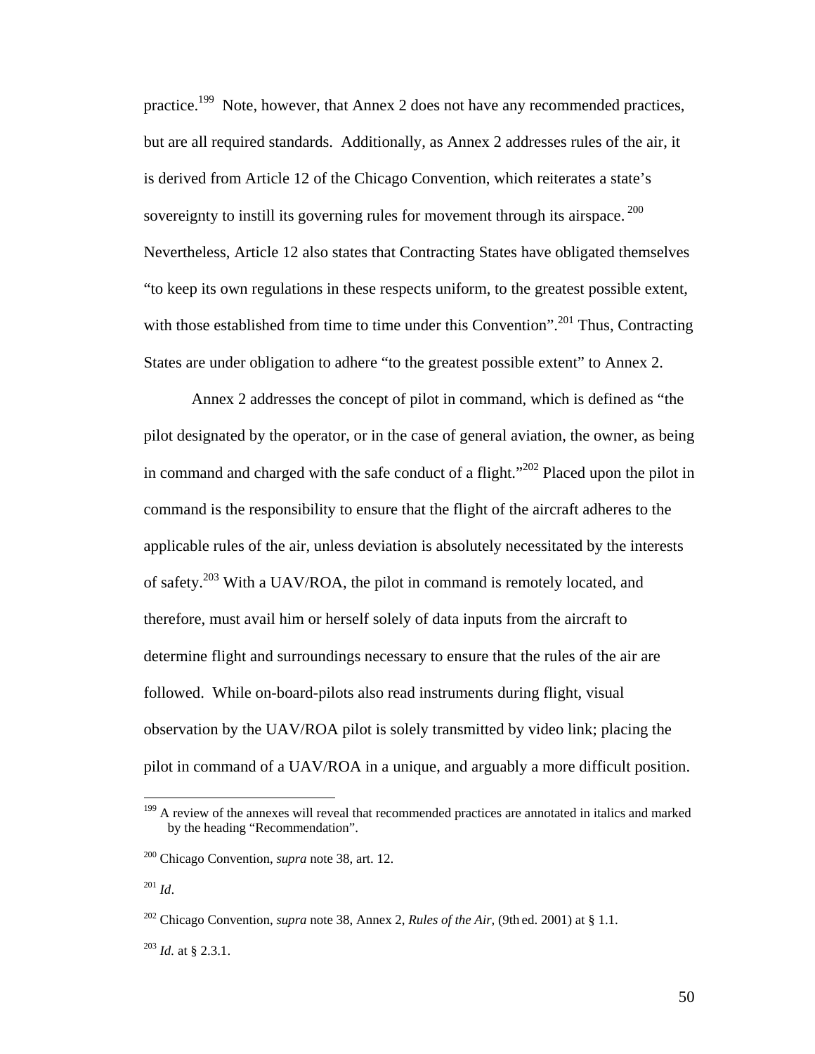practice.[199] Note, however, that Annex 2 does not have any recommended practices, but are all required standards. Additionally, as Annex 2 addresses rules of the air, it is derived from Article 12 of the Chicago Convention, which reiterates a state's sovereignty to instill its governing rules for movement through its airspace.[200] Nevertheless, Article 12 also states that Contracting States have obligated themselves "to keep its own regulations in these respects uniform, to the greatest possible extent, with those established from time to time under this Convention".[201] Thus, Contracting States are under obligation to adhere "to the greatest possible extent" to Annex 2.

Annex 2 addresses the concept of pilot in command, which is defined as "the pilot designated by the operator, or in the case of general aviation, the owner, as being in command and charged with the safe conduct of a flight."[202] Placed upon the pilot in command is the responsibility to ensure that the flight of the aircraft adheres to the applicable rules of the air, unless deviation is absolutely necessitated by the interests of safety.[203] With a UAV/ROA, the pilot in command is remotely located, and therefore, must avail him or herself solely of data inputs from the aircraft to determine flight and surroundings necessary to ensure that the rules of the air are followed. While on-board-pilots also read instruments during flight, visual observation by the UAV/ROA pilot is solely transmitted by video link; placing the pilot in command of a UAV/ROA in a unique, and arguably a more difficult position.

---

[199] A review of the annexes will reveal that recommended practices are annotated in italics and marked by the heading "Recommendation".

[200] Chicago Convention, *supra* note 38, art. 12.

[201] *Id*.

[202] Chicago Convention, *supra* note 38, Annex 2, *Rules of the Air*, (9th ed. 2001) at § 1.1.

[203] *Id*. at § 2.3.1.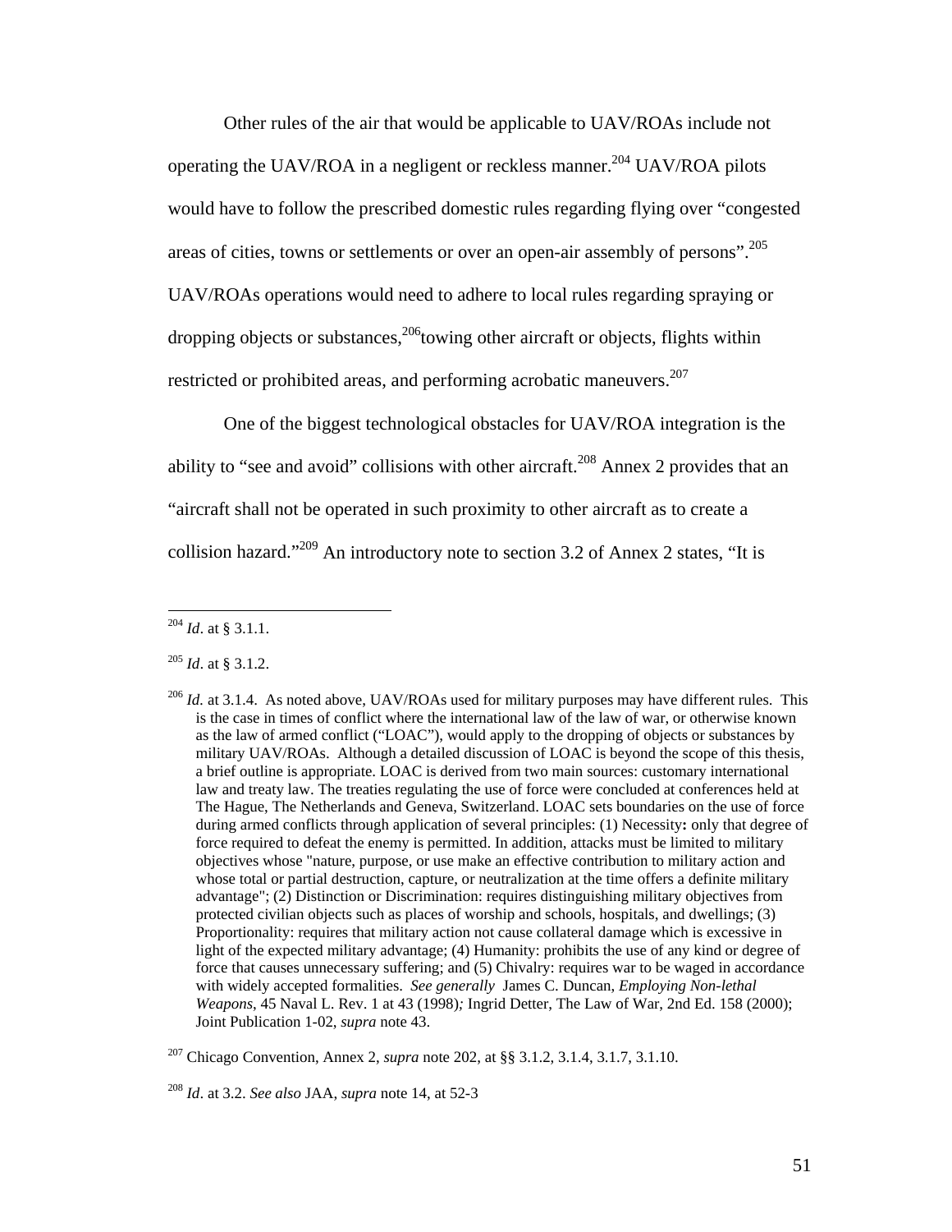Other rules of the air that would be applicable to UAV/ROAs include not operating the UAV/ROA in a negligent or reckless manner.[204] UAV/ROA pilots would have to follow the prescribed domestic rules regarding flying over "congested areas of cities, towns or settlements or over an open-air assembly of persons".[205] UAV/ROAs operations would need to adhere to local rules regarding spraying or dropping objects or substances,[206]towing other aircraft or objects, flights within restricted or prohibited areas, and performing acrobatic maneuvers.[207]

One of the biggest technological obstacles for UAV/ROA integration is the ability to "see and avoid" collisions with other aircraft.[208] Annex 2 provides that an "aircraft shall not be operated in such proximity to other aircraft as to create a collision hazard."[209] An introductory note to section 3.2 of Annex 2 states, "It is

---

[204] *Id*. at § 3.1.1.

[205] *Id*. at § 3.1.2.

[206] *Id.* at 3.1.4. As noted above, UAV/ROAs used for military purposes may have different rules. This is the case in times of conflict where the international law of the law of war, or otherwise known as the law of armed conflict ("LOAC"), would apply to the dropping of objects or substances by military UAV/ROAs. Although a detailed discussion of LOAC is beyond the scope of this thesis, a brief outline is appropriate. LOAC is derived from two main sources: customary international law and treaty law. The treaties regulating the use of force were concluded at conferences held at The Hague, The Netherlands and Geneva, Switzerland. LOAC sets boundaries on the use of force during armed conflicts through application of several principles: (1) Necessity**:** only that degree of force required to defeat the enemy is permitted. In addition, attacks must be limited to military objectives whose "nature, purpose, or use make an effective contribution to military action and whose total or partial destruction, capture, or neutralization at the time offers a definite military advantage"; (2) Distinction or Discrimination: requires distinguishing military objectives from protected civilian objects such as places of worship and schools, hospitals, and dwellings; (3) Proportionality: requires that military action not cause collateral damage which is excessive in light of the expected military advantage; (4) Humanity: prohibits the use of any kind or degree of force that causes unnecessary suffering; and (5) Chivalry: requires war to be waged in accordance with widely accepted formalities. *See generally* James C. Duncan, *Employing Non-lethal Weapons*, 45 Naval L. Rev. 1 at 43 (1998)*;* Ingrid Detter, The Law of War, 2nd Ed. 158 (2000); Joint Publication 1-02, *supra* note 43.

[207] Chicago Convention, Annex 2, *supra* note 202, at §§ 3.1.2, 3.1.4, 3.1.7, 3.1.10.

[208] *Id*. at 3.2. *See also* JAA, *supra* note 14, at 52-3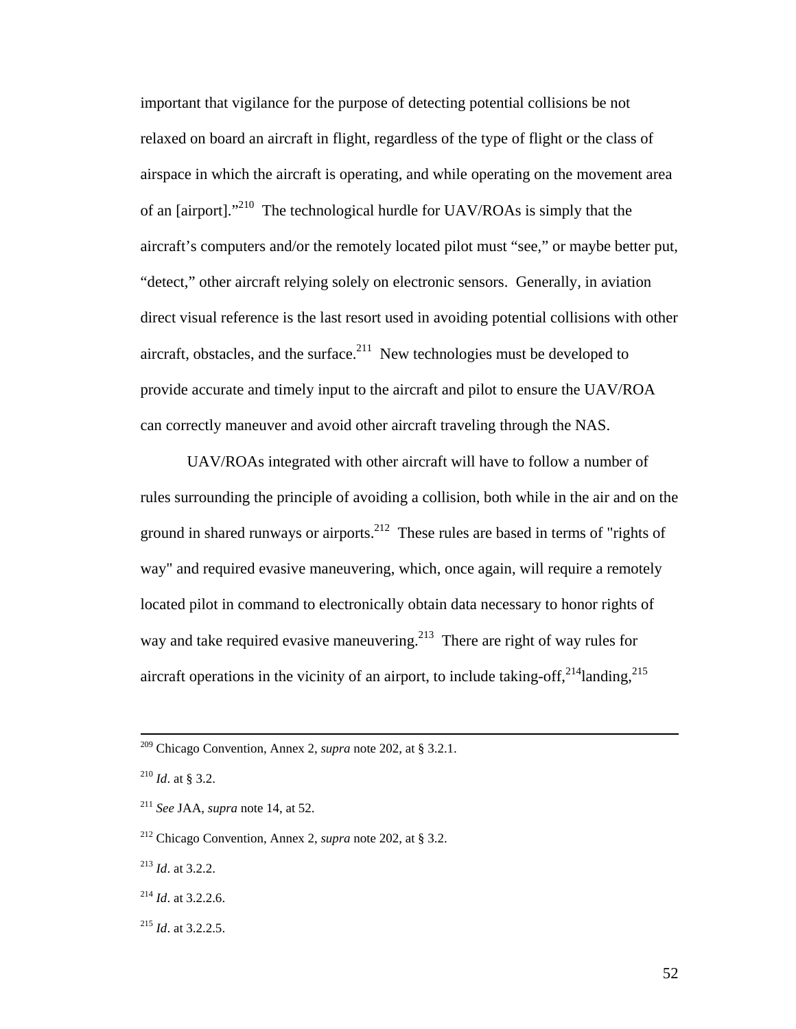important that vigilance for the purpose of detecting potential collisions be not relaxed on board an aircraft in flight, regardless of the type of flight or the class of airspace in which the aircraft is operating, and while operating on the movement area of an [airport]."[210] The technological hurdle for UAV/ROAs is simply that the aircraft's computers and/or the remotely located pilot must "see," or maybe better put, "detect," other aircraft relying solely on electronic sensors. Generally, in aviation direct visual reference is the last resort used in avoiding potential collisions with other aircraft, obstacles, and the surface.[211] New technologies must be developed to provide accurate and timely input to the aircraft and pilot to ensure the UAV/ROA can correctly maneuver and avoid other aircraft traveling through the NAS.

UAV/ROAs integrated with other aircraft will have to follow a number of rules surrounding the principle of avoiding a collision, both while in the air and on the ground in shared runways or airports.[212] These rules are based in terms of "rights of way" and required evasive maneuvering, which, once again, will require a remotely located pilot in command to electronically obtain data necessary to honor rights of way and take required evasive maneuvering.[213] There are right of way rules for aircraft operations in the vicinity of an airport, to include taking-off,[214] landing,[215]

---

[209] Chicago Convention, Annex 2, *supra* note 202, at § 3.2.1.

[210] *Id*. at § 3.2.

[211] *See* JAA, *supra* note 14, at 52.

[212] Chicago Convention, Annex 2, *supra* note 202, at § 3.2.

[213] *Id*. at 3.2.2.

[214] *Id*. at 3.2.2.6.

[215] *Id*. at 3.2.2.5.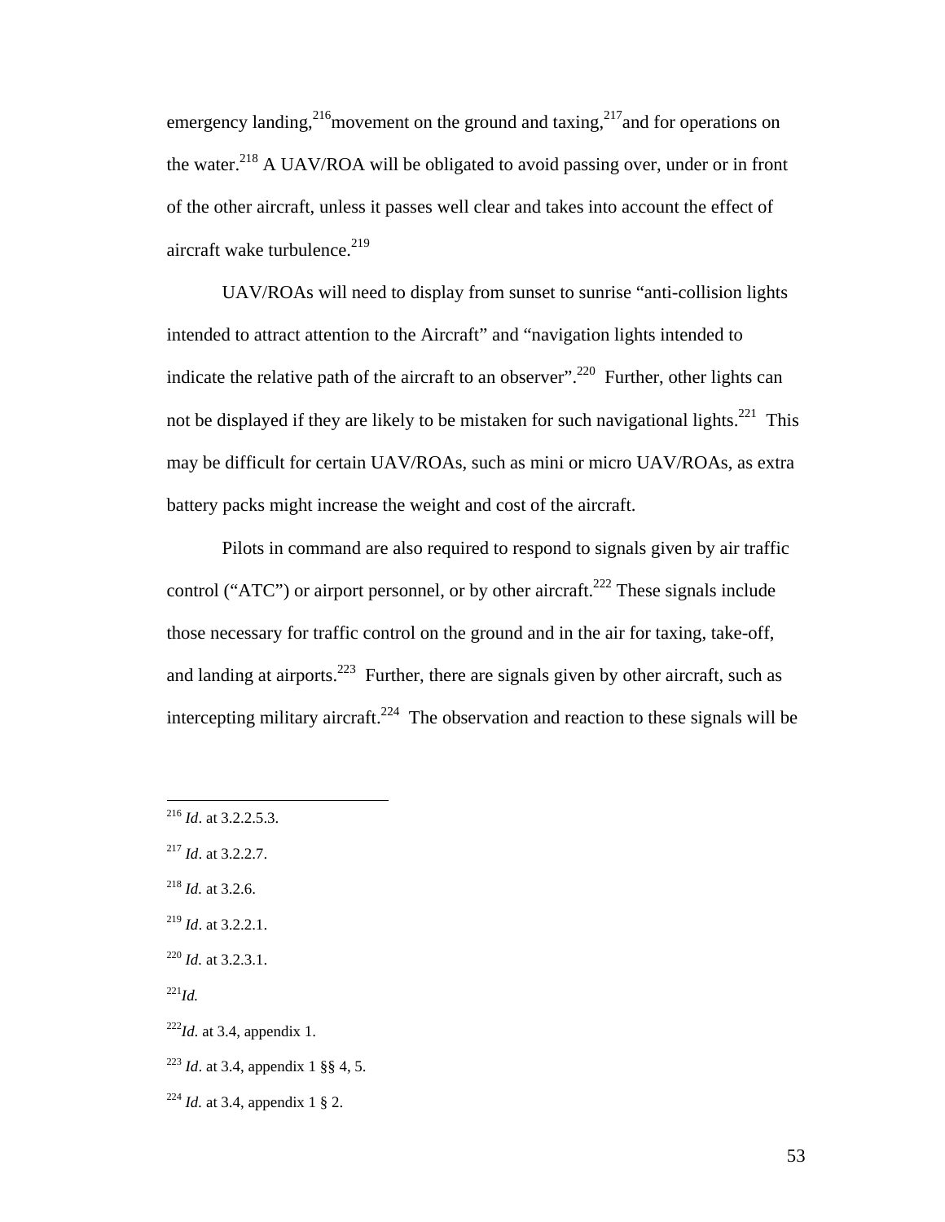emergency landing,[216]movement on the ground and taxing,[217]and for operations on the water.[218] A UAV/ROA will be obligated to avoid passing over, under or in front of the other aircraft, unless it passes well clear and takes into account the effect of aircraft wake turbulence.[219]

UAV/ROAs will need to display from sunset to sunrise "anti-collision lights intended to attract attention to the Aircraft" and "navigation lights intended to indicate the relative path of the aircraft to an observer".[220] Further, other lights can not be displayed if they are likely to be mistaken for such navigational lights.[221] This may be difficult for certain UAV/ROAs, such as mini or micro UAV/ROAs, as extra battery packs might increase the weight and cost of the aircraft.

Pilots in command are also required to respond to signals given by air traffic control ("ATC") or airport personnel, or by other aircraft.[222] These signals include those necessary for traffic control on the ground and in the air for taxing, take-off, and landing at airports.[223] Further, there are signals given by other aircraft, such as intercepting military aircraft.[224] The observation and reaction to these signals will be

---

[216] *Id*. at 3.2.2.5.3.

[217] *Id*. at 3.2.2.7.

[218] *Id.* at 3.2.6.

[219] *Id*. at 3.2.2.1.

[220] *Id.* at 3.2.3.1.

[221] *Id.*

[222] *Id.* at 3.4, appendix 1.

[223] *Id*. at 3.4, appendix 1 §§ 4, 5.

[224] *Id.* at 3.4, appendix 1 § 2.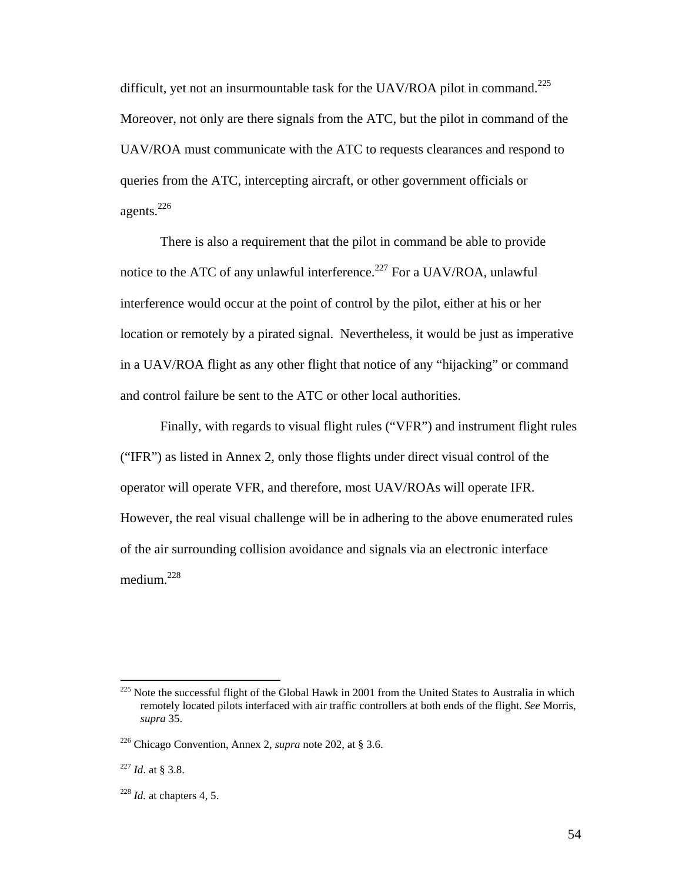difficult, yet not an insurmountable task for the UAV/ROA pilot in command.[225] Moreover, not only are there signals from the ATC, but the pilot in command of the UAV/ROA must communicate with the ATC to requests clearances and respond to queries from the ATC, intercepting aircraft, or other government officials or agents.[226]

There is also a requirement that the pilot in command be able to provide notice to the ATC of any unlawful interference.[227] For a UAV/ROA, unlawful interference would occur at the point of control by the pilot, either at his or her location or remotely by a pirated signal. Nevertheless, it would be just as imperative in a UAV/ROA flight as any other flight that notice of any "hijacking" or command and control failure be sent to the ATC or other local authorities.

Finally, with regards to visual flight rules ("VFR") and instrument flight rules ("IFR") as listed in Annex 2, only those flights under direct visual control of the operator will operate VFR, and therefore, most UAV/ROAs will operate IFR. However, the real visual challenge will be in adhering to the above enumerated rules of the air surrounding collision avoidance and signals via an electronic interface medium.[228]

---

[225] Note the successful flight of the Global Hawk in 2001 from the United States to Australia in which remotely located pilots interfaced with air traffic controllers at both ends of the flight. *See* Morris, *supra* 35.

[226] Chicago Convention, Annex 2, *supra* note 202, at § 3.6.

[227] *Id*. at § 3.8.

[228] *Id*. at chapters 4, 5.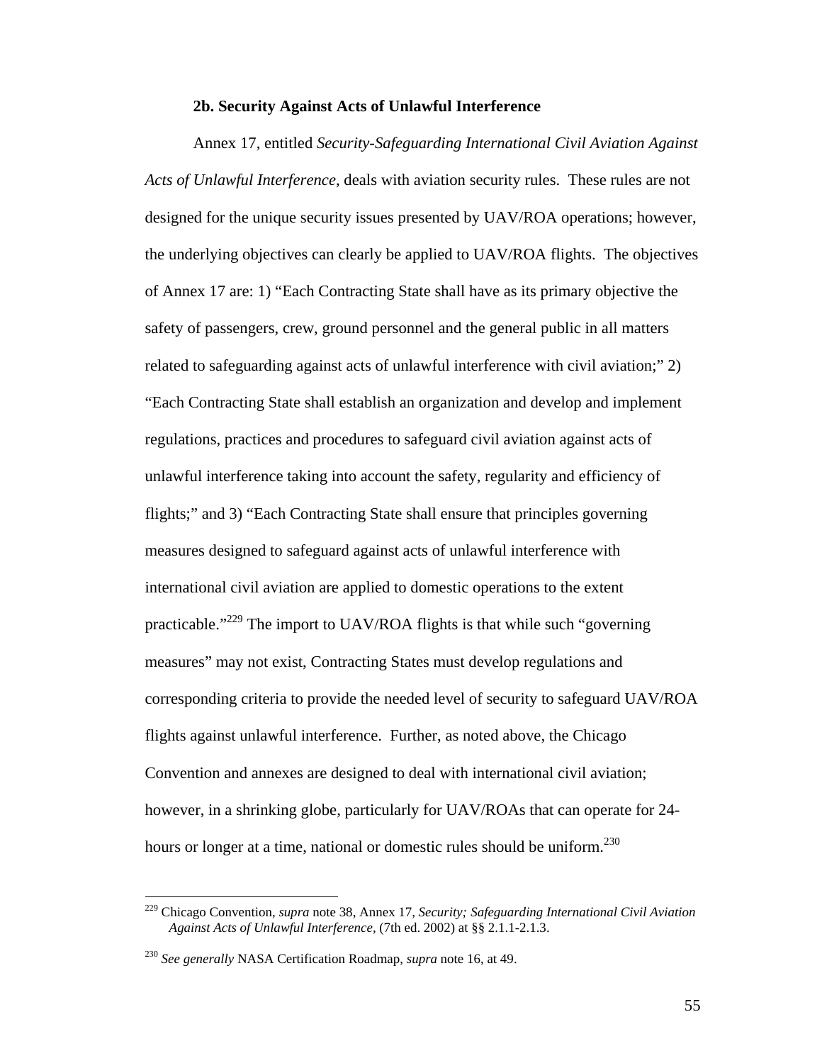### 2b. Security Against Acts of Unlawful Interference

Annex 17, entitled *Security-Safeguarding International Civil Aviation Against Acts of Unlawful Interference*, deals with aviation security rules. These rules are not designed for the unique security issues presented by UAV/ROA operations; however, the underlying objectives can clearly be applied to UAV/ROA flights. The objectives of Annex 17 are: 1) "Each Contracting State shall have as its primary objective the safety of passengers, crew, ground personnel and the general public in all matters related to safeguarding against acts of unlawful interference with civil aviation;" 2) "Each Contracting State shall establish an organization and develop and implement regulations, practices and procedures to safeguard civil aviation against acts of unlawful interference taking into account the safety, regularity and efficiency of flights;" and 3) "Each Contracting State shall ensure that principles governing measures designed to safeguard against acts of unlawful interference with international civil aviation are applied to domestic operations to the extent practicable."[229] The import to UAV/ROA flights is that while such "governing measures" may not exist, Contracting States must develop regulations and corresponding criteria to provide the needed level of security to safeguard UAV/ROA flights against unlawful interference. Further, as noted above, the Chicago Convention and annexes are designed to deal with international civil aviation; however, in a shrinking globe, particularly for UAV/ROAs that can operate for 24-hours or longer at a time, national or domestic rules should be uniform.[230]

---

[229] Chicago Convention, *supra* note 38, Annex 17, *Security; Safeguarding International Civil Aviation Against Acts of Unlawful Interference*, (7th ed. 2002) at §§ 2.1.1-2.1.3.

[230] *See generally* NASA Certification Roadmap, *supra* note 16, at 49.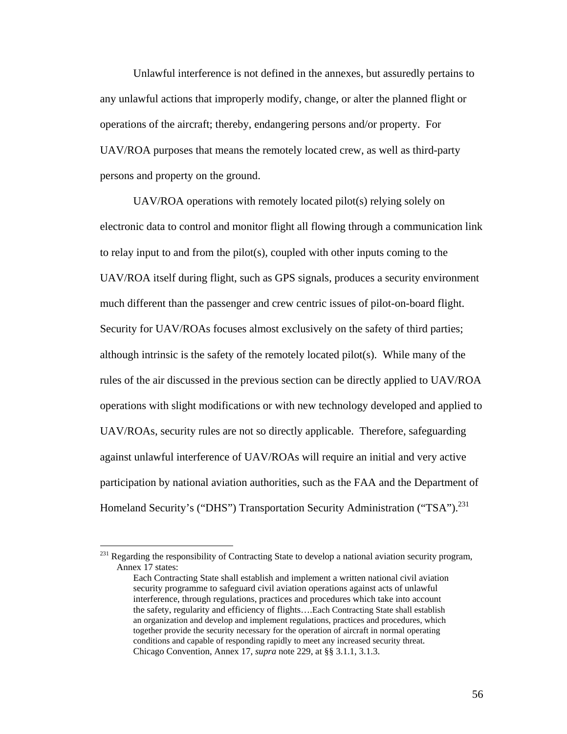Unlawful interference is not defined in the annexes, but assuredly pertains to any unlawful actions that improperly modify, change, or alter the planned flight or operations of the aircraft; thereby, endangering persons and/or property. For UAV/ROA purposes that means the remotely located crew, as well as third-party persons and property on the ground.

UAV/ROA operations with remotely located pilot(s) relying solely on electronic data to control and monitor flight all flowing through a communication link to relay input to and from the pilot(s), coupled with other inputs coming to the UAV/ROA itself during flight, such as GPS signals, produces a security environment much different than the passenger and crew centric issues of pilot-on-board flight. Security for UAV/ROAs focuses almost exclusively on the safety of third parties; although intrinsic is the safety of the remotely located pilot(s). While many of the rules of the air discussed in the previous section can be directly applied to UAV/ROA operations with slight modifications or with new technology developed and applied to UAV/ROAs, security rules are not so directly applicable. Therefore, safeguarding against unlawful interference of UAV/ROAs will require an initial and very active participation by national aviation authorities, such as the FAA and the Department of Homeland Security's ("DHS") Transportation Security Administration ("TSA").[231]

---

[231] Regarding the responsibility of Contracting State to develop a national aviation security program, Annex 17 states:

> Each Contracting State shall establish and implement a written national civil aviation security programme to safeguard civil aviation operations against acts of unlawful interference, through regulations, practices and procedures which take into account the safety, regularity and efficiency of flights….Each Contracting State shall establish an organization and develop and implement regulations, practices and procedures, which together provide the security necessary for the operation of aircraft in normal operating conditions and capable of responding rapidly to meet any increased security threat. Chicago Convention, Annex 17, *supra* note 229, at §§ 3.1.1, 3.1.3.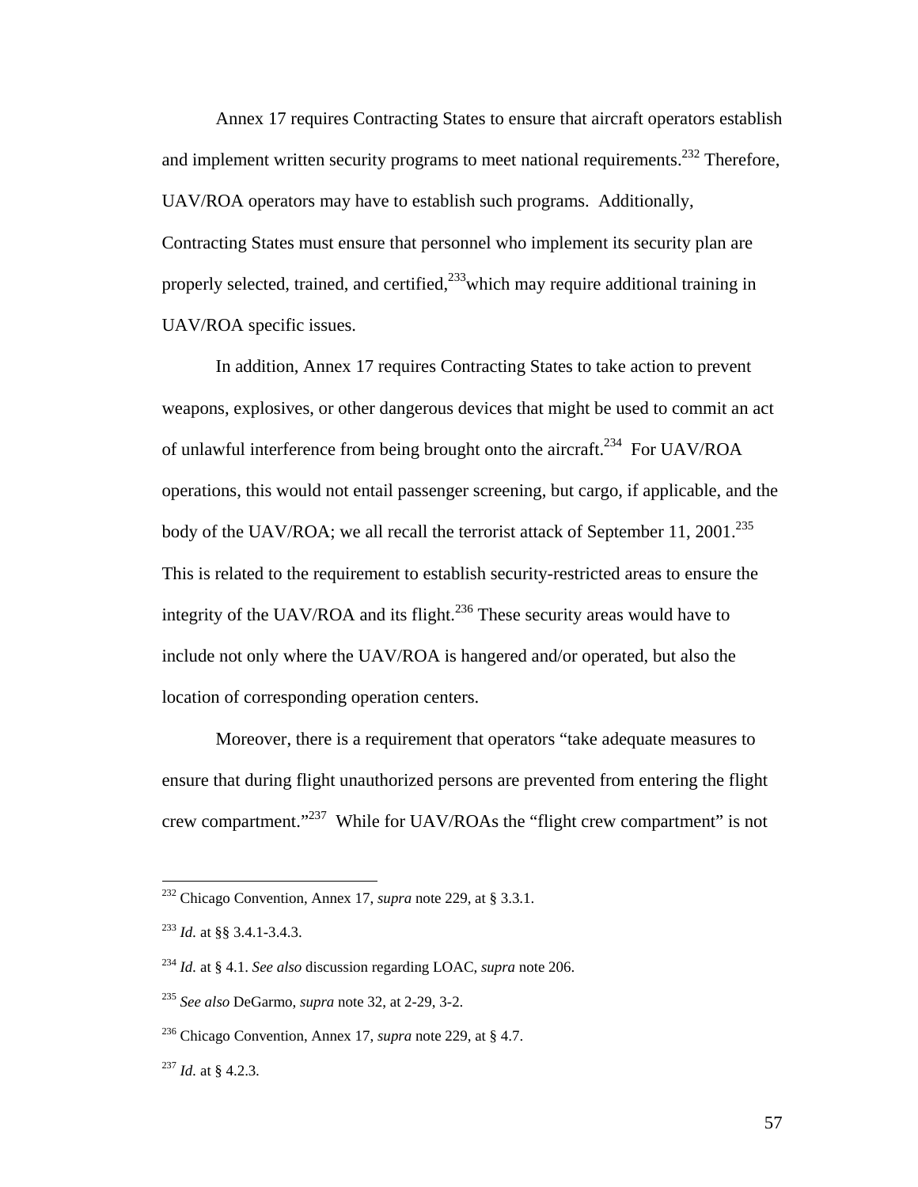Annex 17 requires Contracting States to ensure that aircraft operators establish and implement written security programs to meet national requirements.[232] Therefore, UAV/ROA operators may have to establish such programs. Additionally, Contracting States must ensure that personnel who implement its security plan are properly selected, trained, and certified,[233]which may require additional training in UAV/ROA specific issues.

In addition, Annex 17 requires Contracting States to take action to prevent weapons, explosives, or other dangerous devices that might be used to commit an act of unlawful interference from being brought onto the aircraft.[234] For UAV/ROA operations, this would not entail passenger screening, but cargo, if applicable, and the body of the UAV/ROA; we all recall the terrorist attack of September 11, 2001.[235] This is related to the requirement to establish security-restricted areas to ensure the integrity of the UAV/ROA and its flight.[236] These security areas would have to include not only where the UAV/ROA is hangered and/or operated, but also the location of corresponding operation centers.

Moreover, there is a requirement that operators "take adequate measures to ensure that during flight unauthorized persons are prevented from entering the flight crew compartment."[237] While for UAV/ROAs the "flight crew compartment" is not

---

[232] Chicago Convention, Annex 17, *supra* note 229, at § 3.3.1.

[233] *Id.* at §§ 3.4.1-3.4.3.

[234] *Id.* at § 4.1. *See also* discussion regarding LOAC, *supra* note 206.

[235] *See also* DeGarmo, *supra* note 32, at 2-29, 3-2.

[236] Chicago Convention, Annex 17, *supra* note 229, at § 4.7.

[237] *Id.* at § 4.2.3.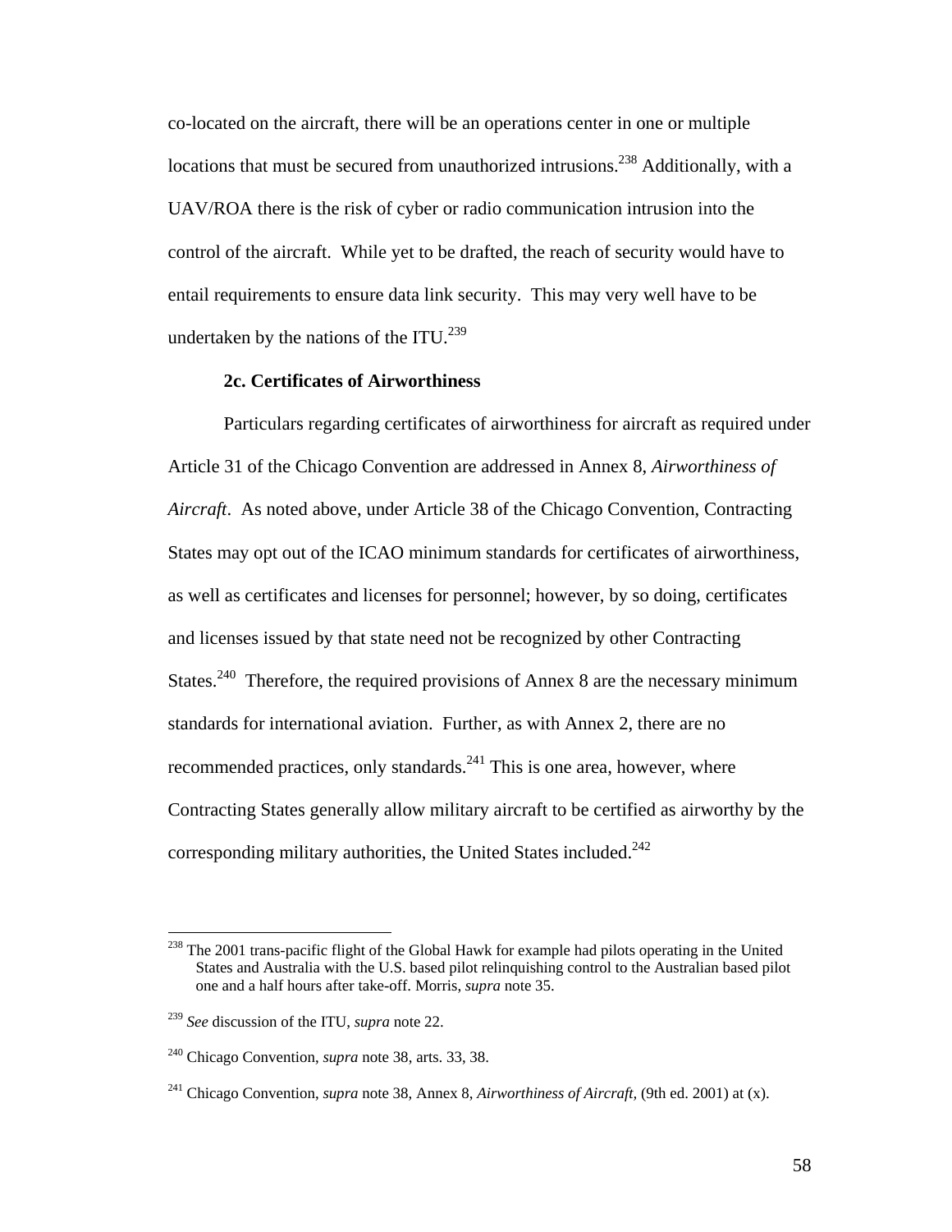co-located on the aircraft, there will be an operations center in one or multiple locations that must be secured from unauthorized intrusions.[238] Additionally, with a UAV/ROA there is the risk of cyber or radio communication intrusion into the control of the aircraft. While yet to be drafted, the reach of security would have to entail requirements to ensure data link security. This may very well have to be undertaken by the nations of the ITU.[239]

**2c. Certificates of Airworthiness**

Particulars regarding certificates of airworthiness for aircraft as required under Article 31 of the Chicago Convention are addressed in Annex 8, *Airworthiness of Aircraft*. As noted above, under Article 38 of the Chicago Convention, Contracting States may opt out of the ICAO minimum standards for certificates of airworthiness, as well as certificates and licenses for personnel; however, by so doing, certificates and licenses issued by that state need not be recognized by other Contracting States.[240] Therefore, the required provisions of Annex 8 are the necessary minimum standards for international aviation. Further, as with Annex 2, there are no recommended practices, only standards.[241] This is one area, however, where Contracting States generally allow military aircraft to be certified as airworthy by the corresponding military authorities, the United States included.[242]

---

[238] The 2001 trans-pacific flight of the Global Hawk for example had pilots operating in the United States and Australia with the U.S. based pilot relinquishing control to the Australian based pilot one and a half hours after take-off. Morris, *supra* note 35.

[239] *See* discussion of the ITU, *supra* note 22.

[240] Chicago Convention, *supra* note 38, arts. 33, 38.

[241] Chicago Convention, *supra* note 38, Annex 8, *Airworthiness of Aircraft,* (9th ed. 2001) at (x).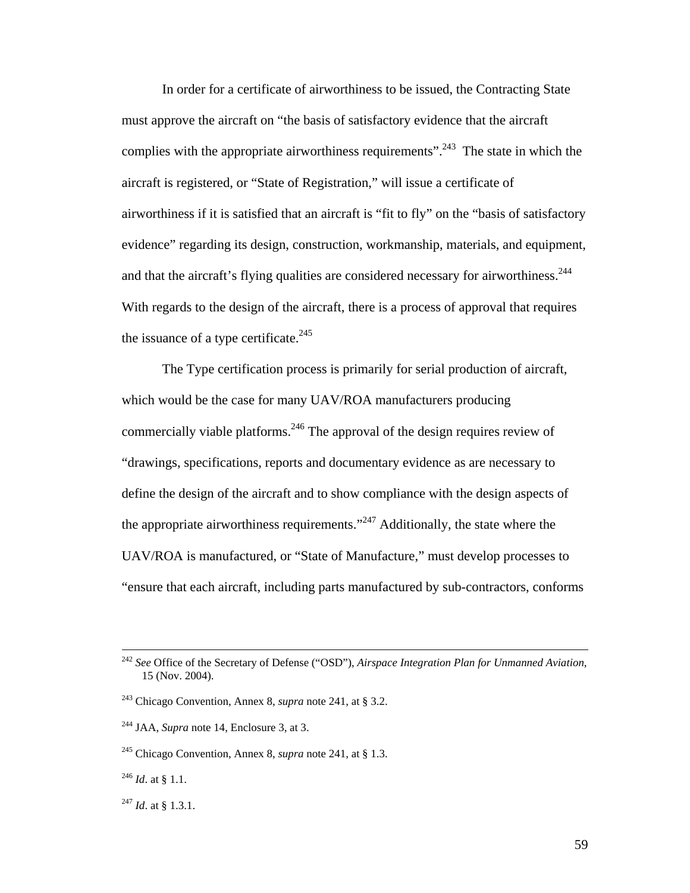In order for a certificate of airworthiness to be issued, the Contracting State must approve the aircraft on "the basis of satisfactory evidence that the aircraft complies with the appropriate airworthiness requirements".[243] The state in which the aircraft is registered, or "State of Registration," will issue a certificate of airworthiness if it is satisfied that an aircraft is "fit to fly" on the "basis of satisfactory evidence" regarding its design, construction, workmanship, materials, and equipment, and that the aircraft's flying qualities are considered necessary for airworthiness.[244] With regards to the design of the aircraft, there is a process of approval that requires the issuance of a type certificate.[245]

The Type certification process is primarily for serial production of aircraft, which would be the case for many UAV/ROA manufacturers producing commercially viable platforms.[246] The approval of the design requires review of "drawings, specifications, reports and documentary evidence as are necessary to define the design of the aircraft and to show compliance with the design aspects of the appropriate airworthiness requirements."[247] Additionally, the state where the UAV/ROA is manufactured, or "State of Manufacture," must develop processes to "ensure that each aircraft, including parts manufactured by sub-contractors, conforms

---

[242] *See* Office of the Secretary of Defense ("OSD"), *Airspace Integration Plan for Unmanned Aviation*, 15 (Nov. 2004).

[243] Chicago Convention, Annex 8, *supra* note 241, at § 3.2.

[244] JAA, *Supra* note 14, Enclosure 3, at 3.

[245] Chicago Convention, Annex 8, *supra* note 241, at § 1.3.

[246] *Id*. at § 1.1.

[247] *Id*. at § 1.3.1.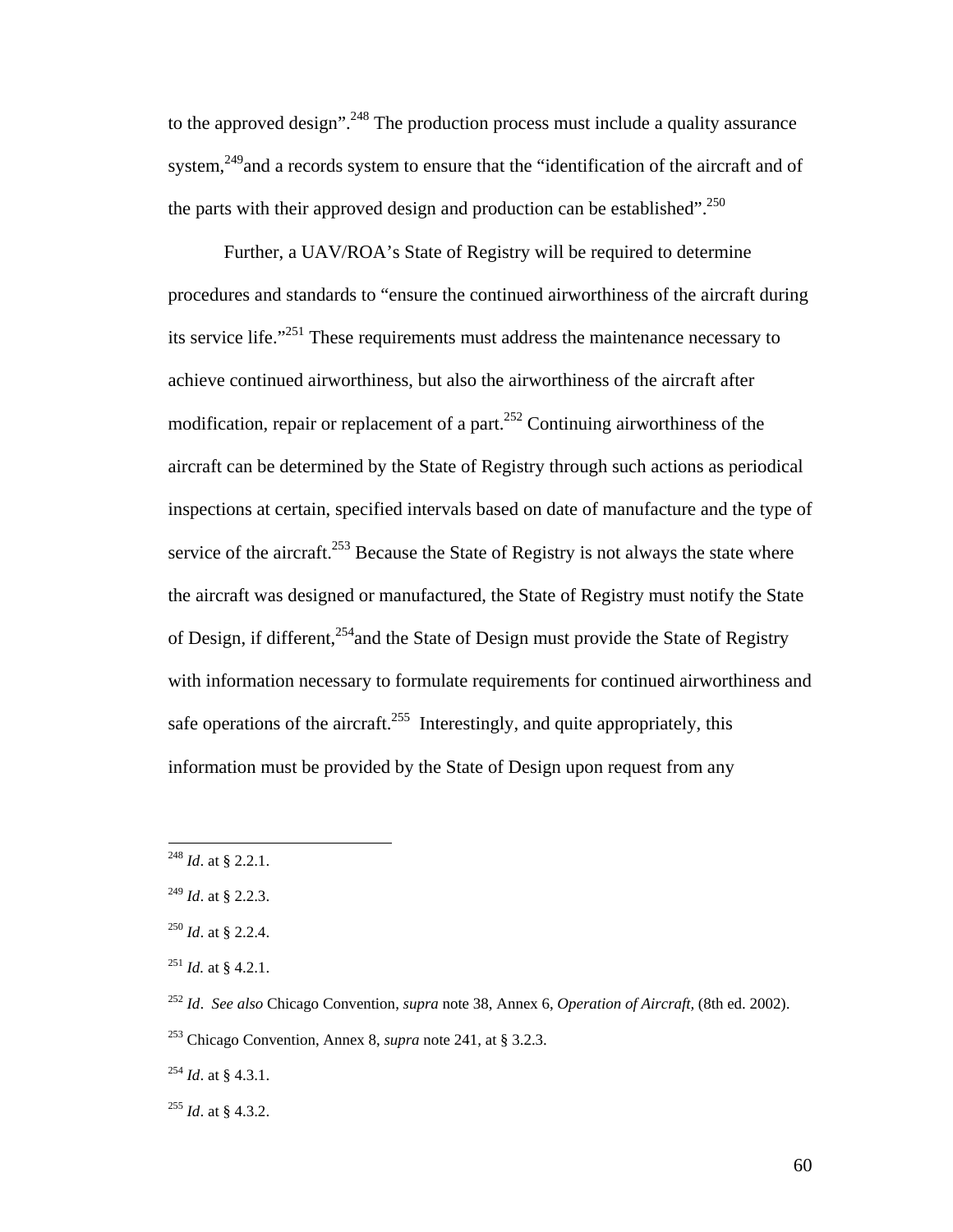to the approved design".[248] The production process must include a quality assurance system,[249]and a records system to ensure that the "identification of the aircraft and of the parts with their approved design and production can be established".[250]

Further, a UAV/ROA's State of Registry will be required to determine procedures and standards to "ensure the continued airworthiness of the aircraft during its service life."[251] These requirements must address the maintenance necessary to achieve continued airworthiness, but also the airworthiness of the aircraft after modification, repair or replacement of a part.[252] Continuing airworthiness of the aircraft can be determined by the State of Registry through such actions as periodical inspections at certain, specified intervals based on date of manufacture and the type of service of the aircraft.[253] Because the State of Registry is not always the state where the aircraft was designed or manufactured, the State of Registry must notify the State of Design, if different,[254]and the State of Design must provide the State of Registry with information necessary to formulate requirements for continued airworthiness and safe operations of the aircraft.[255] Interestingly, and quite appropriately, this information must be provided by the State of Design upon request from any

---

[248] *Id*. at § 2.2.1.

[249] *Id*. at § 2.2.3.

[250] *Id*. at § 2.2.4.

[251] *Id.* at § 4.2.1.

[252] *Id*. *See also* Chicago Convention, *supra* note 38, Annex 6, *Operation of Aircraft*, (8th ed. 2002).

[253] Chicago Convention, Annex 8, *supra* note 241, at § 3.2.3.

[254] *Id*. at § 4.3.1.

[255] *Id*. at § 4.3.2.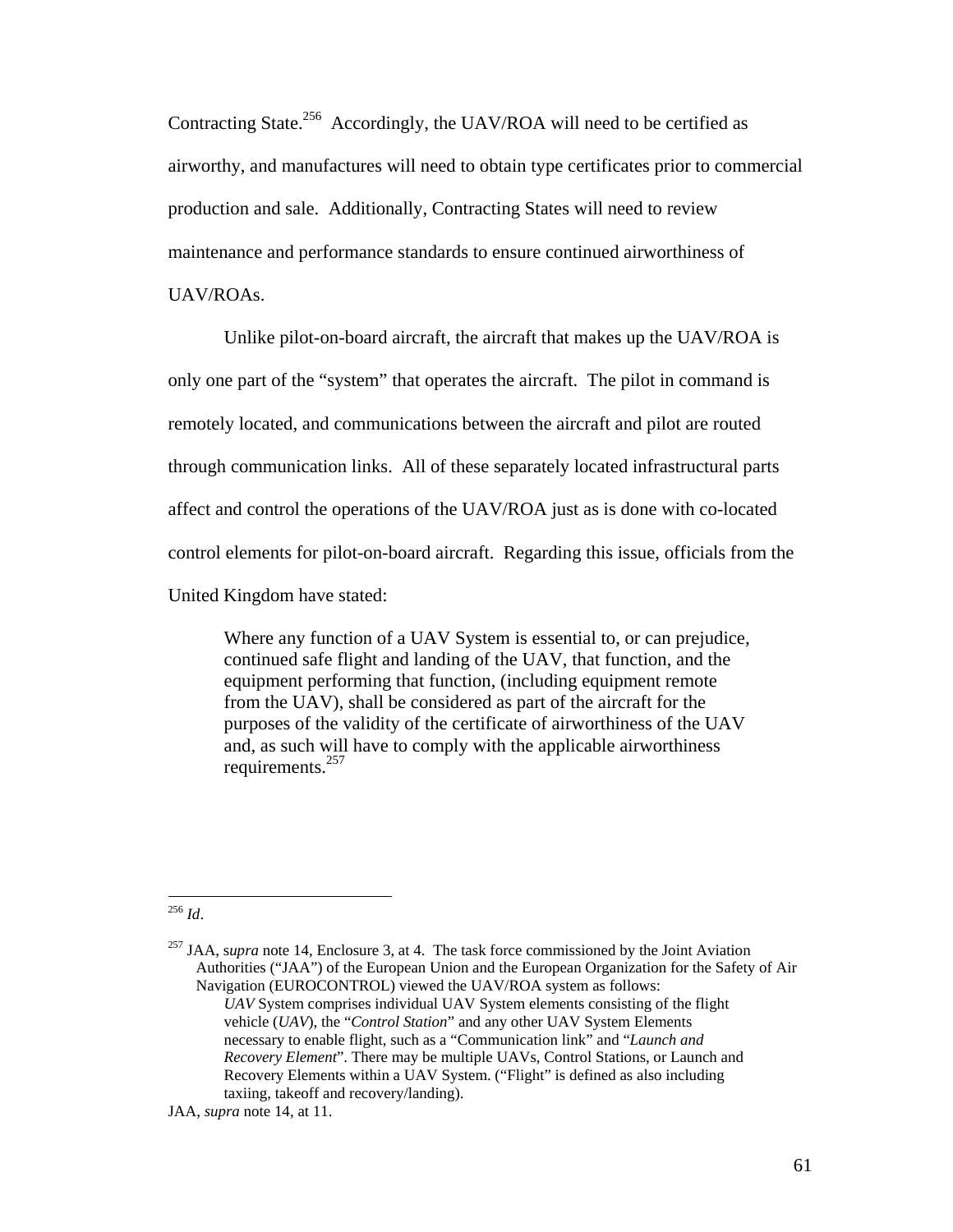Contracting State.[256] Accordingly, the UAV/ROA will need to be certified as airworthy, and manufactures will need to obtain type certificates prior to commercial production and sale. Additionally, Contracting States will need to review maintenance and performance standards to ensure continued airworthiness of UAV/ROAs.

Unlike pilot-on-board aircraft, the aircraft that makes up the UAV/ROA is only one part of the "system" that operates the aircraft. The pilot in command is remotely located, and communications between the aircraft and pilot are routed through communication links. All of these separately located infrastructural parts affect and control the operations of the UAV/ROA just as is done with co-located control elements for pilot-on-board aircraft. Regarding this issue, officials from the United Kingdom have stated:

> Where any function of a UAV System is essential to, or can prejudice, continued safe flight and landing of the UAV, that function, and the equipment performing that function, (including equipment remote from the UAV), shall be considered as part of the aircraft for the purposes of the validity of the certificate of airworthiness of the UAV and, as such will have to comply with the applicable airworthiness requirements.[257]

---

[256] *Id*.

[257] JAA, s*upra* note 14, Enclosure 3, at 4. The task force commissioned by the Joint Aviation Authorities ("JAA") of the European Union and the European Organization for the Safety of Air Navigation (EUROCONTROL) viewed the UAV/ROA system as follows:

> *UAV* System comprises individual UAV System elements consisting of the flight vehicle (*UAV*), the "*Control Station*" and any other UAV System Elements necessary to enable flight, such as a "Communication link" and "*Launch and Recovery Element*". There may be multiple UAVs, Control Stations, or Launch and Recovery Elements within a UAV System. ("Flight" is defined as also including taxiing, takeoff and recovery/landing).

JAA, *supra* note 14, at 11.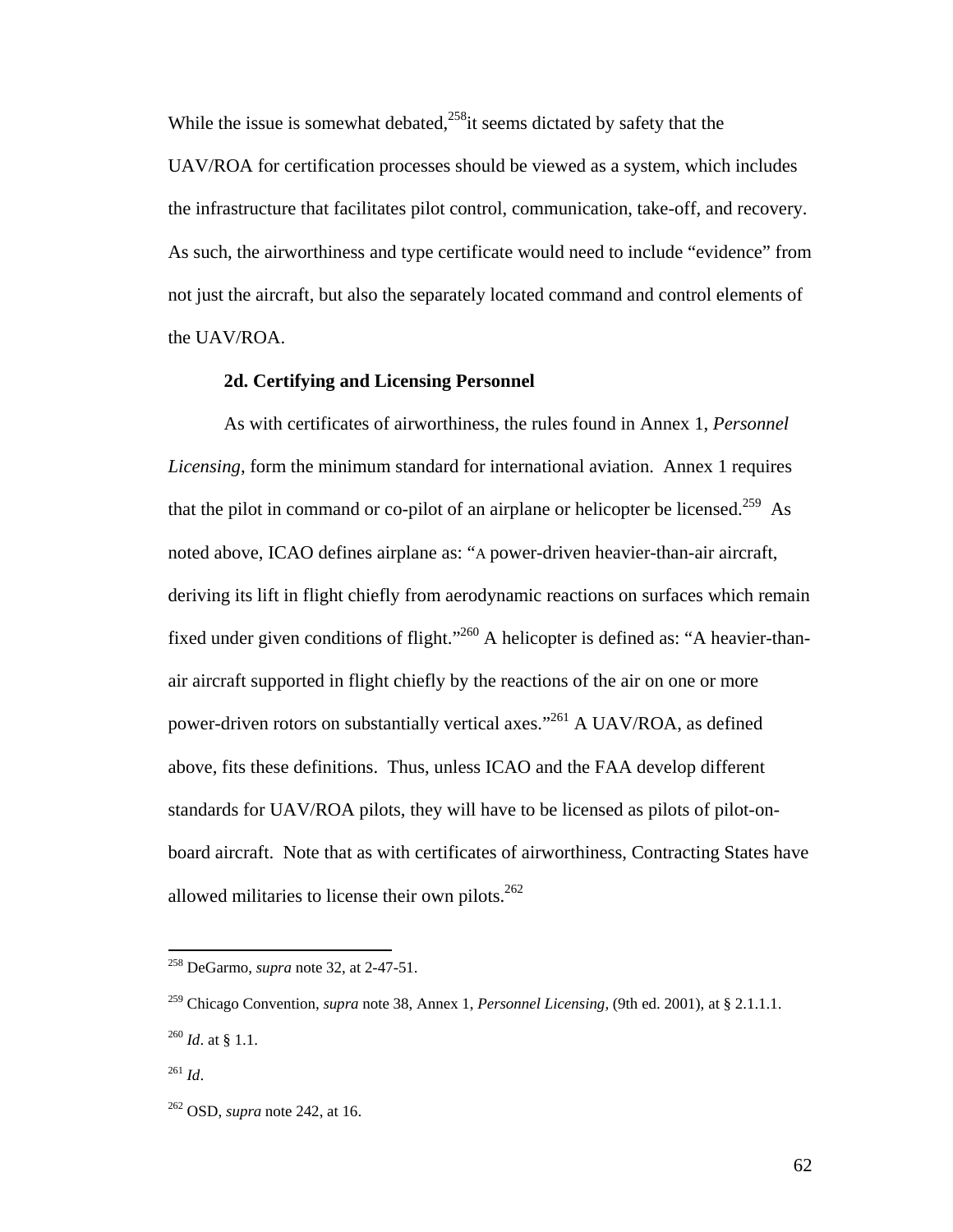While the issue is somewhat debated,[258]it seems dictated by safety that the UAV/ROA for certification processes should be viewed as a system, which includes the infrastructure that facilitates pilot control, communication, take-off, and recovery. As such, the airworthiness and type certificate would need to include "evidence" from not just the aircraft, but also the separately located command and control elements of the UAV/ROA.

**2d. Certifying and Licensing Personnel**

As with certificates of airworthiness, the rules found in Annex 1, *Personnel Licensing*, form the minimum standard for international aviation. Annex 1 requires that the pilot in command or co-pilot of an airplane or helicopter be licensed.[259] As noted above, ICAO defines airplane as: "A power-driven heavier-than-air aircraft, deriving its lift in flight chiefly from aerodynamic reactions on surfaces which remain fixed under given conditions of flight."[260] A helicopter is defined as: "A heavier-than-air aircraft supported in flight chiefly by the reactions of the air on one or more power-driven rotors on substantially vertical axes."[261] A UAV/ROA, as defined above, fits these definitions. Thus, unless ICAO and the FAA develop different standards for UAV/ROA pilots, they will have to be licensed as pilots of pilot-on-board aircraft. Note that as with certificates of airworthiness, Contracting States have allowed militaries to license their own pilots.[262]

---

[258] DeGarmo, *supra* note 32, at 2-47-51.

[259] Chicago Convention, *supra* note 38, Annex 1, *Personnel Licensing*, (9th ed. 2001), at § 2.1.1.1.

[260] *Id*. at § 1.1.

[261] *Id*.

[262] OSD, *supra* note 242, at 16.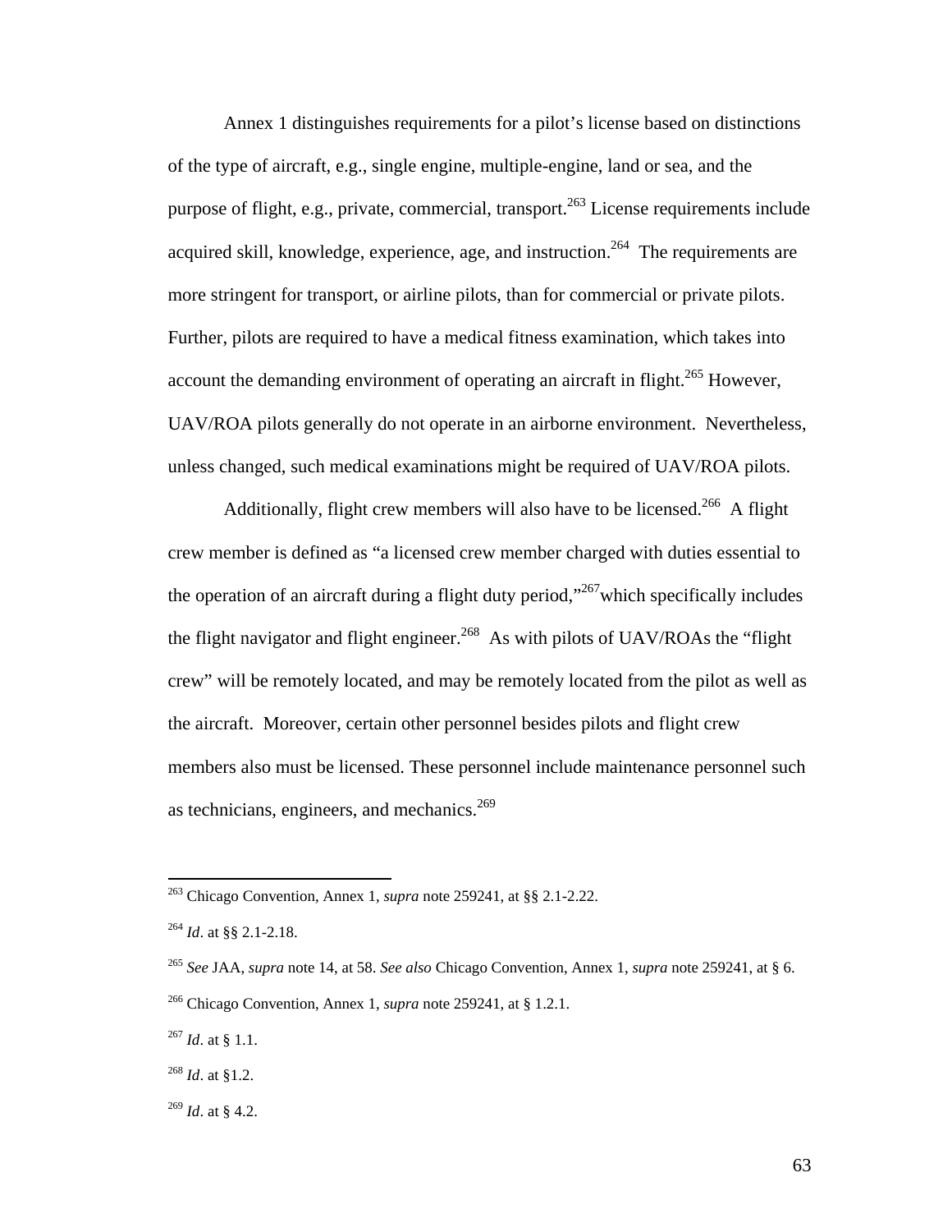Annex 1 distinguishes requirements for a pilot's license based on distinctions of the type of aircraft, e.g., single engine, multiple-engine, land or sea, and the purpose of flight, e.g., private, commercial, transport.[263] License requirements include acquired skill, knowledge, experience, age, and instruction.[264] The requirements are more stringent for transport, or airline pilots, than for commercial or private pilots. Further, pilots are required to have a medical fitness examination, which takes into account the demanding environment of operating an aircraft in flight.[265] However, UAV/ROA pilots generally do not operate in an airborne environment. Nevertheless, unless changed, such medical examinations might be required of UAV/ROA pilots.

Additionally, flight crew members will also have to be licensed.[266] A flight crew member is defined as "a licensed crew member charged with duties essential to the operation of an aircraft during a flight duty period,"[267]which specifically includes the flight navigator and flight engineer.[268] As with pilots of UAV/ROAs the "flight crew" will be remotely located, and may be remotely located from the pilot as well as the aircraft. Moreover, certain other personnel besides pilots and flight crew members also must be licensed. These personnel include maintenance personnel such as technicians, engineers, and mechanics.[269]

---

[263] Chicago Convention, Annex 1, *supra* note 259241, at §§ 2.1-2.22.

[264] *Id*. at §§ 2.1-2.18.

[265] *See* JAA, *supra* note 14, at 58. *See also* Chicago Convention, Annex 1, *supra* note 259241, at § 6.

[266] Chicago Convention, Annex 1, *supra* note 259241, at § 1.2.1.

[267] *Id*. at § 1.1.

[268] *Id*. at §1.2.

[269] *Id*. at § 4.2.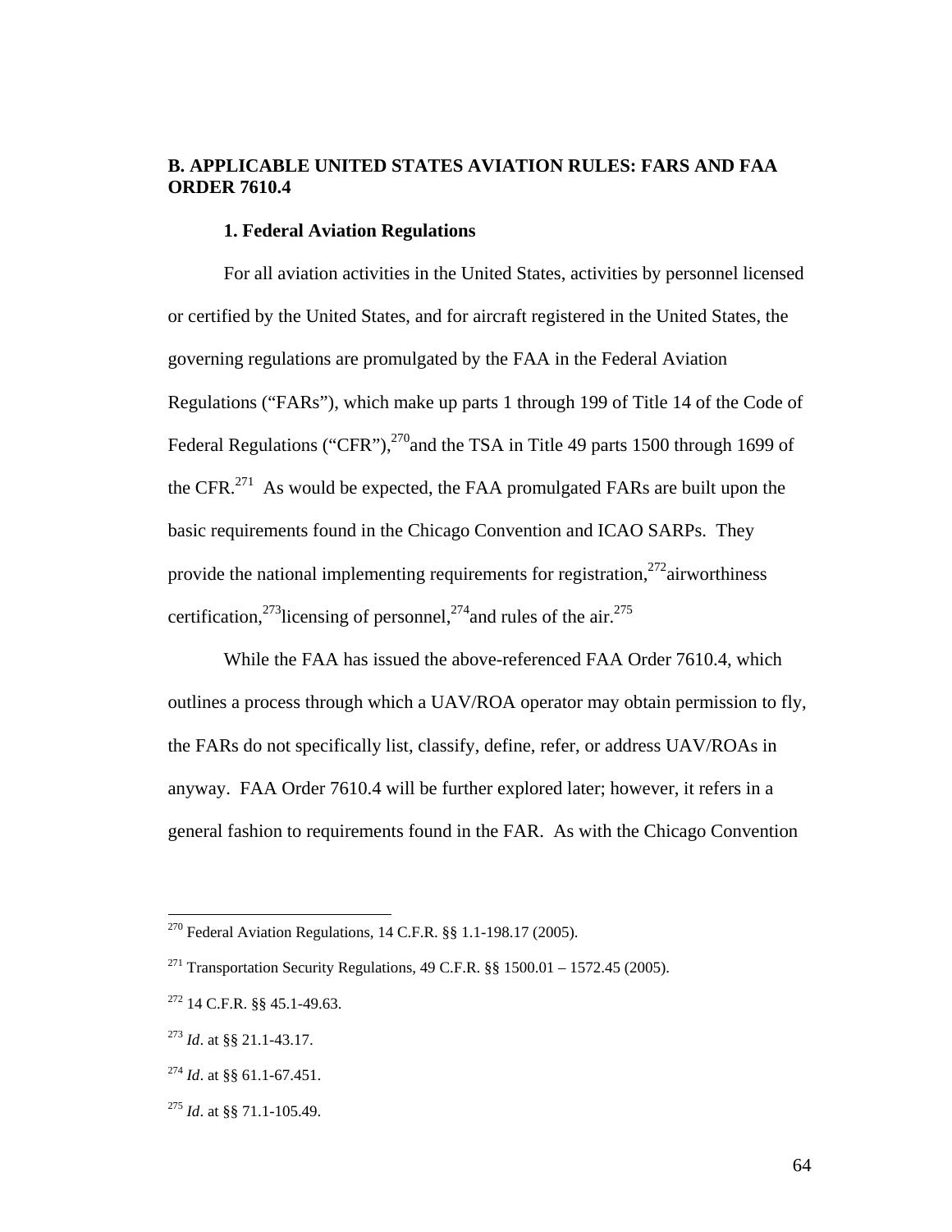## B. APPLICABLE UNITED STATES AVIATION RULES: FARS AND FAA ORDER 7610.4

### 1. Federal Aviation Regulations

For all aviation activities in the United States, activities by personnel licensed or certified by the United States, and for aircraft registered in the United States, the governing regulations are promulgated by the FAA in the Federal Aviation Regulations ("FARs"), which make up parts 1 through 199 of Title 14 of the Code of Federal Regulations ("CFR"),[270]and the TSA in Title 49 parts 1500 through 1699 of the CFR.[271] As would be expected, the FAA promulgated FARs are built upon the basic requirements found in the Chicago Convention and ICAO SARPs. They provide the national implementing requirements for registration,[272]airworthiness certification,[273]licensing of personnel,[274]and rules of the air.[275]

While the FAA has issued the above-referenced FAA Order 7610.4, which outlines a process through which a UAV/ROA operator may obtain permission to fly, the FARs do not specifically list, classify, define, refer, or address UAV/ROAs in anyway. FAA Order 7610.4 will be further explored later; however, it refers in a general fashion to requirements found in the FAR. As with the Chicago Convention

---

[270] Federal Aviation Regulations, 14 C.F.R. §§ 1.1-198.17 (2005).

[271] Transportation Security Regulations, 49 C.F.R. §§ 1500.01 – 1572.45 (2005).

[272] 14 C.F.R. §§ 45.1-49.63.

[273] *Id*. at §§ 21.1-43.17.

[274] *Id*. at §§ 61.1-67.451.

[275] *Id*. at §§ 71.1-105.49.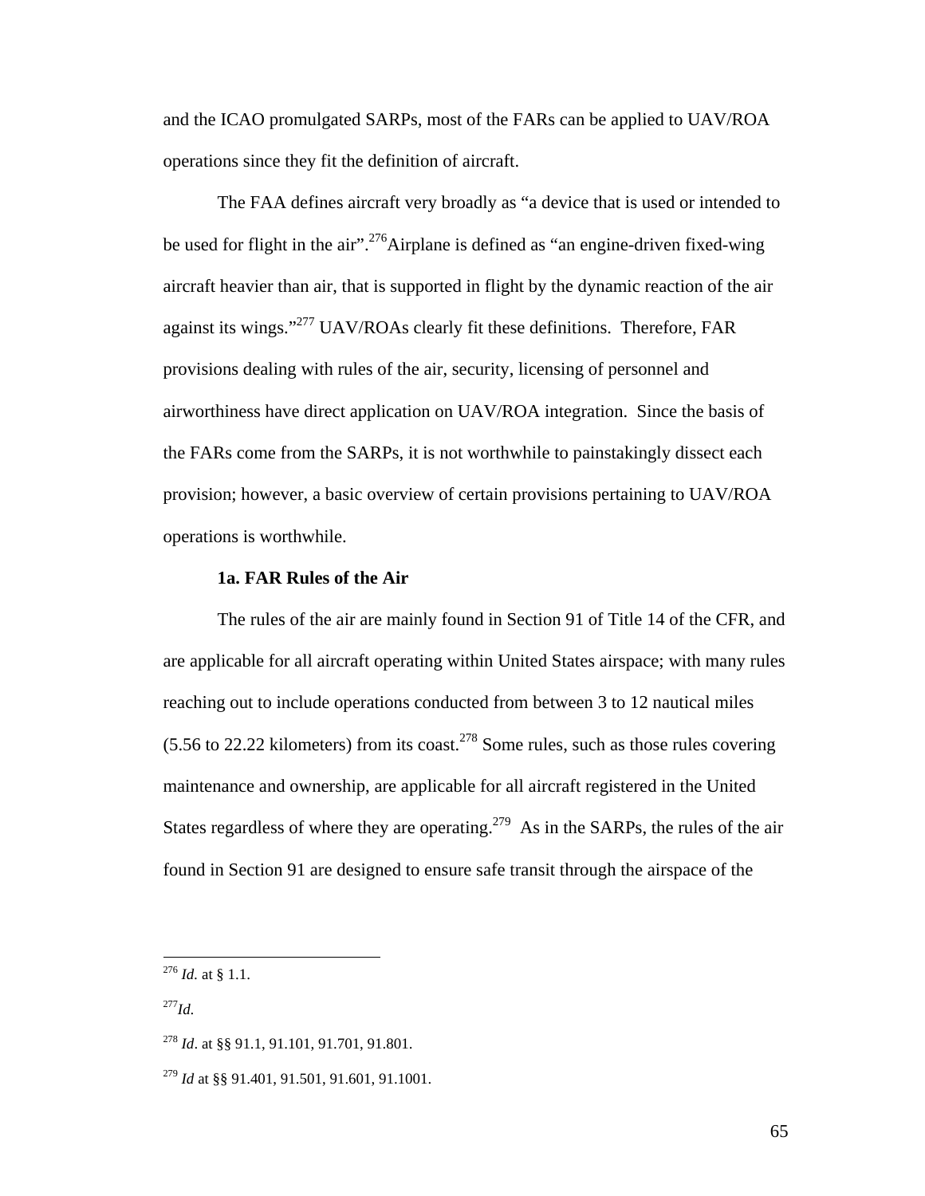and the ICAO promulgated SARPs, most of the FARs can be applied to UAV/ROA operations since they fit the definition of aircraft.

The FAA defines aircraft very broadly as "a device that is used or intended to be used for flight in the air".[276] Airplane is defined as "an engine-driven fixed-wing aircraft heavier than air, that is supported in flight by the dynamic reaction of the air against its wings."[277] UAV/ROAs clearly fit these definitions. Therefore, FAR provisions dealing with rules of the air, security, licensing of personnel and airworthiness have direct application on UAV/ROA integration. Since the basis of the FARs come from the SARPs, it is not worthwhile to painstakingly dissect each provision; however, a basic overview of certain provisions pertaining to UAV/ROA operations is worthwhile.

**1a. FAR Rules of the Air**

The rules of the air are mainly found in Section 91 of Title 14 of the CFR, and are applicable for all aircraft operating within United States airspace; with many rules reaching out to include operations conducted from between 3 to 12 nautical miles (5.56 to 22.22 kilometers) from its coast.[278] Some rules, such as those rules covering maintenance and ownership, are applicable for all aircraft registered in the United States regardless of where they are operating.[279] As in the SARPs, the rules of the air found in Section 91 are designed to ensure safe transit through the airspace of the

---

[276] *Id.* at § 1.1.

[277] *Id.*

[278] *Id*. at §§ 91.1, 91.101, 91.701, 91.801.

[279] *Id* at §§ 91.401, 91.501, 91.601, 91.1001.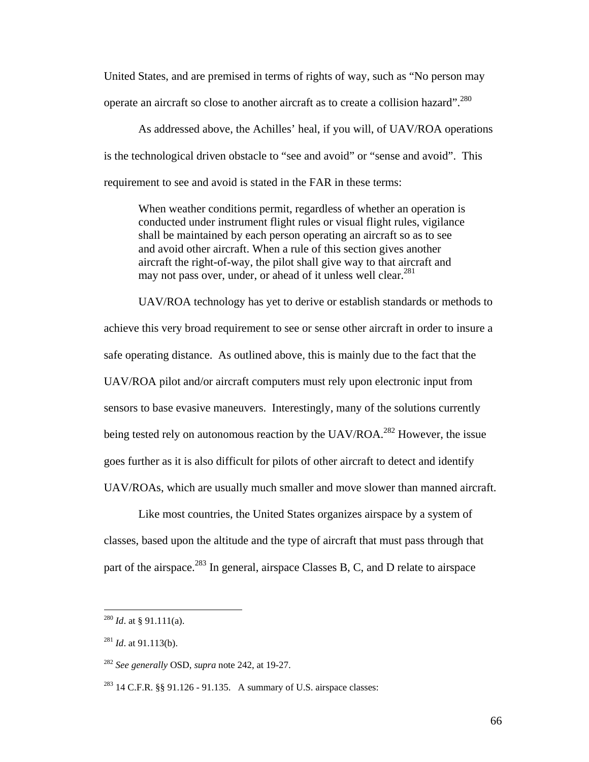United States, and are premised in terms of rights of way, such as "No person may operate an aircraft so close to another aircraft as to create a collision hazard".[280]

As addressed above, the Achilles' heal, if you will, of UAV/ROA operations is the technological driven obstacle to "see and avoid" or "sense and avoid". This requirement to see and avoid is stated in the FAR in these terms:

> When weather conditions permit, regardless of whether an operation is conducted under instrument flight rules or visual flight rules, vigilance shall be maintained by each person operating an aircraft so as to see and avoid other aircraft. When a rule of this section gives another aircraft the right-of-way, the pilot shall give way to that aircraft and may not pass over, under, or ahead of it unless well clear.[281]

UAV/ROA technology has yet to derive or establish standards or methods to achieve this very broad requirement to see or sense other aircraft in order to insure a safe operating distance. As outlined above, this is mainly due to the fact that the UAV/ROA pilot and/or aircraft computers must rely upon electronic input from sensors to base evasive maneuvers. Interestingly, many of the solutions currently being tested rely on autonomous reaction by the UAV/ROA.[282] However, the issue goes further as it is also difficult for pilots of other aircraft to detect and identify UAV/ROAs, which are usually much smaller and move slower than manned aircraft.

Like most countries, the United States organizes airspace by a system of classes, based upon the altitude and the type of aircraft that must pass through that part of the airspace.[283] In general, airspace Classes B, C, and D relate to airspace

---

[280] *Id*. at § 91.111(a).

[281] *Id*. at 91.113(b).

[282] *See generally* OSD, *supra* note 242, at 19-27.

[283] 14 C.F.R. §§ 91.126 - 91.135. A summary of U.S. airspace classes: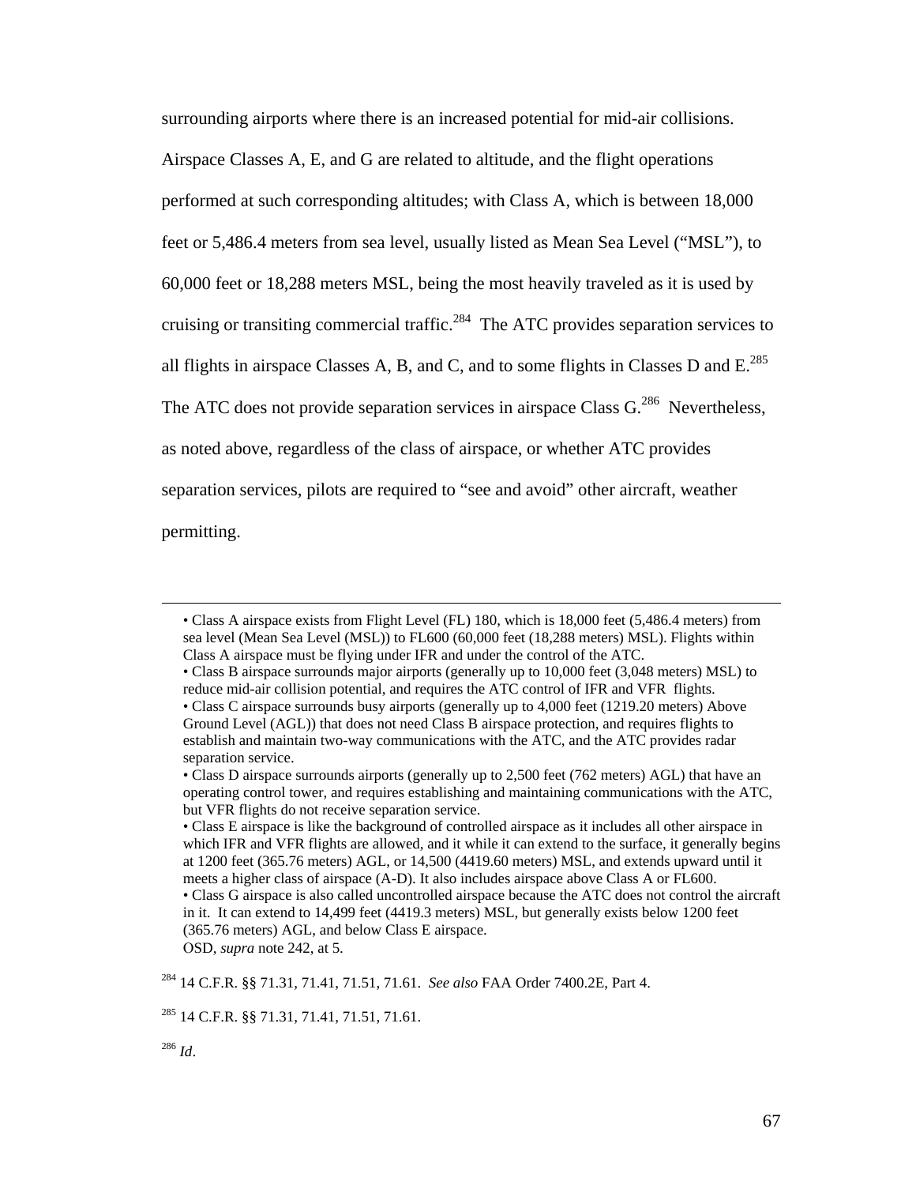surrounding airports where there is an increased potential for mid-air collisions. Airspace Classes A, E, and G are related to altitude, and the flight operations performed at such corresponding altitudes; with Class A, which is between 18,000 feet or 5,486.4 meters from sea level, usually listed as Mean Sea Level ("MSL"), to 60,000 feet or 18,288 meters MSL, being the most heavily traveled as it is used by cruising or transiting commercial traffic.[284] The ATC provides separation services to all flights in airspace Classes A, B, and C, and to some flights in Classes D and E.[285] The ATC does not provide separation services in airspace Class G.[286] Nevertheless, as noted above, regardless of the class of airspace, or whether ATC provides separation services, pilots are required to "see and avoid" other aircraft, weather permitting.

---

• Class A airspace exists from Flight Level (FL) 180, which is 18,000 feet (5,486.4 meters) from sea level (Mean Sea Level (MSL)) to FL600 (60,000 feet (18,288 meters) MSL). Flights within Class A airspace must be flying under IFR and under the control of the ATC.
• Class B airspace surrounds major airports (generally up to 10,000 feet (3,048 meters) MSL) to reduce mid-air collision potential, and requires the ATC control of IFR and VFR flights.
• Class C airspace surrounds busy airports (generally up to 4,000 feet (1219.20 meters) Above Ground Level (AGL)) that does not need Class B airspace protection, and requires flights to establish and maintain two-way communications with the ATC, and the ATC provides radar separation service.
• Class D airspace surrounds airports (generally up to 2,500 feet (762 meters) AGL) that have an operating control tower, and requires establishing and maintaining communications with the ATC, but VFR flights do not receive separation service.
• Class E airspace is like the background of controlled airspace as it includes all other airspace in which IFR and VFR flights are allowed, and it while it can extend to the surface, it generally begins at 1200 feet (365.76 meters) AGL, or 14,500 (4419.60 meters) MSL, and extends upward until it meets a higher class of airspace (A-D). It also includes airspace above Class A or FL600.
• Class G airspace is also called uncontrolled airspace because the ATC does not control the aircraft in it. It can extend to 14,499 feet (4419.3 meters) MSL, but generally exists below 1200 feet (365.76 meters) AGL, and below Class E airspace.
OSD, *supra* note 242, at 5.

[284] 14 C.F.R. §§ 71.31, 71.41, 71.51, 71.61. *See also* FAA Order 7400.2E, Part 4.

[285] 14 C.F.R. §§ 71.31, 71.41, 71.51, 71.61.

[286] *Id*.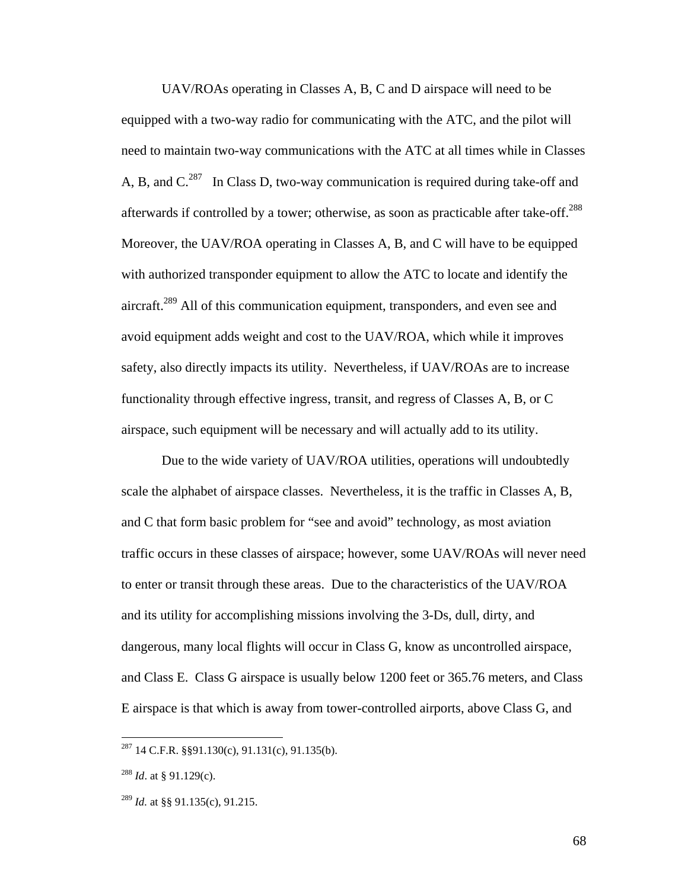UAV/ROAs operating in Classes A, B, C and D airspace will need to be equipped with a two-way radio for communicating with the ATC, and the pilot will need to maintain two-way communications with the ATC at all times while in Classes A, B, and C.[287] In Class D, two-way communication is required during take-off and afterwards if controlled by a tower; otherwise, as soon as practicable after take-off.[288] Moreover, the UAV/ROA operating in Classes A, B, and C will have to be equipped with authorized transponder equipment to allow the ATC to locate and identify the aircraft.[289] All of this communication equipment, transponders, and even see and avoid equipment adds weight and cost to the UAV/ROA, which while it improves safety, also directly impacts its utility. Nevertheless, if UAV/ROAs are to increase functionality through effective ingress, transit, and regress of Classes A, B, or C airspace, such equipment will be necessary and will actually add to its utility.

Due to the wide variety of UAV/ROA utilities, operations will undoubtedly scale the alphabet of airspace classes. Nevertheless, it is the traffic in Classes A, B, and C that form basic problem for "see and avoid" technology, as most aviation traffic occurs in these classes of airspace; however, some UAV/ROAs will never need to enter or transit through these areas. Due to the characteristics of the UAV/ROA and its utility for accomplishing missions involving the 3-Ds, dull, dirty, and dangerous, many local flights will occur in Class G, know as uncontrolled airspace, and Class E. Class G airspace is usually below 1200 feet or 365.76 meters, and Class E airspace is that which is away from tower-controlled airports, above Class G, and

---

[287] 14 C.F.R. §§91.130(c), 91.131(c), 91.135(b).

[288] *Id*. at § 91.129(c).

[289] *Id.* at §§ 91.135(c), 91.215.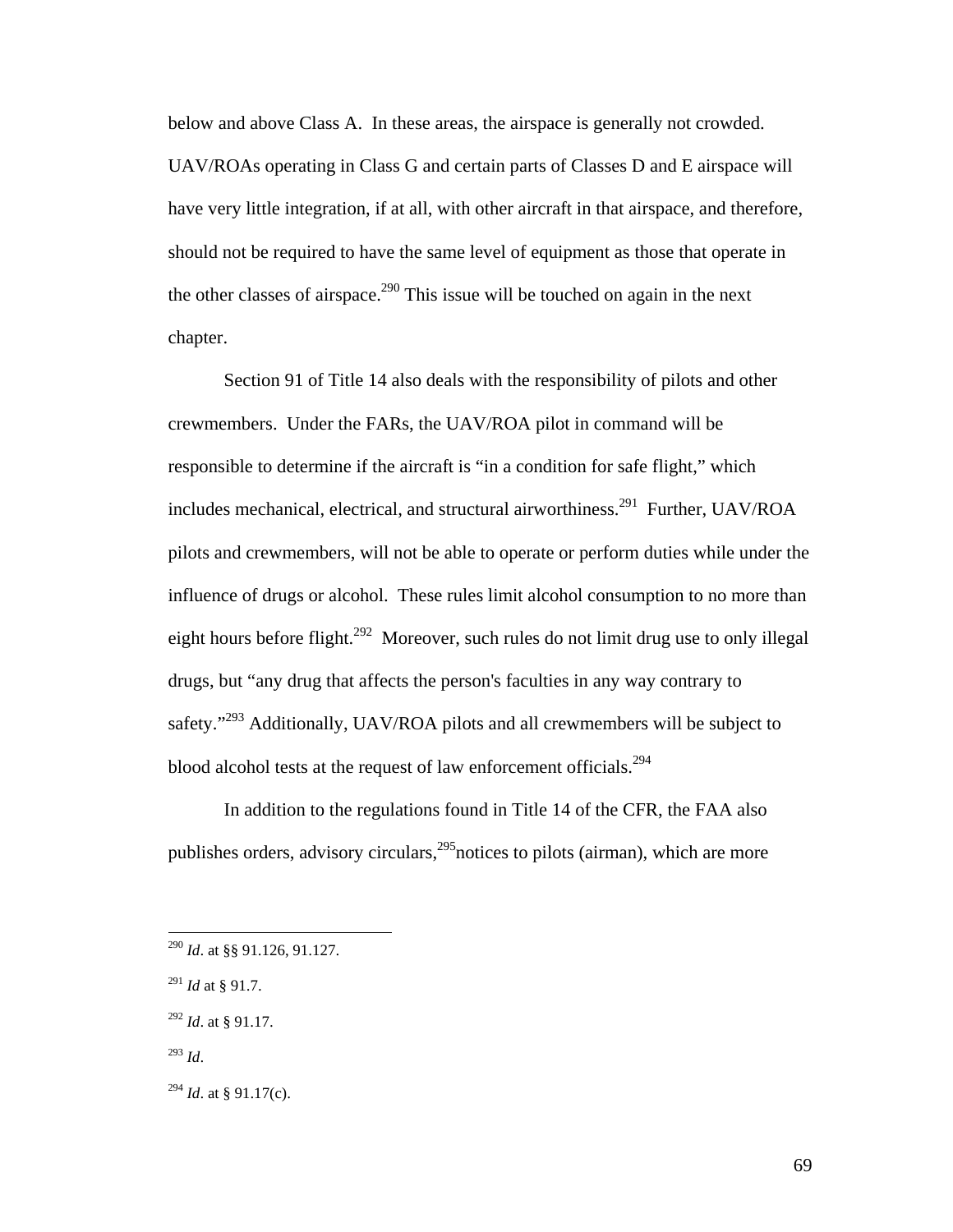below and above Class A. In these areas, the airspace is generally not crowded. UAV/ROAs operating in Class G and certain parts of Classes D and E airspace will have very little integration, if at all, with other aircraft in that airspace, and therefore, should not be required to have the same level of equipment as those that operate in the other classes of airspace.[290] This issue will be touched on again in the next chapter.

Section 91 of Title 14 also deals with the responsibility of pilots and other crewmembers. Under the FARs, the UAV/ROA pilot in command will be responsible to determine if the aircraft is "in a condition for safe flight," which includes mechanical, electrical, and structural airworthiness.[291] Further, UAV/ROA pilots and crewmembers, will not be able to operate or perform duties while under the influence of drugs or alcohol. These rules limit alcohol consumption to no more than eight hours before flight.[292] Moreover, such rules do not limit drug use to only illegal drugs, but "any drug that affects the person's faculties in any way contrary to safety."[293] Additionally, UAV/ROA pilots and all crewmembers will be subject to blood alcohol tests at the request of law enforcement officials.[294]

In addition to the regulations found in Title 14 of the CFR, the FAA also publishes orders, advisory circulars,[295]notices to pilots (airman), which are more

---

[290] *Id*. at §§ 91.126, 91.127.

[291] *Id* at § 91.7.

[292] *Id*. at § 91.17.

[293] *Id*.

[294] *Id*. at § 91.17(c).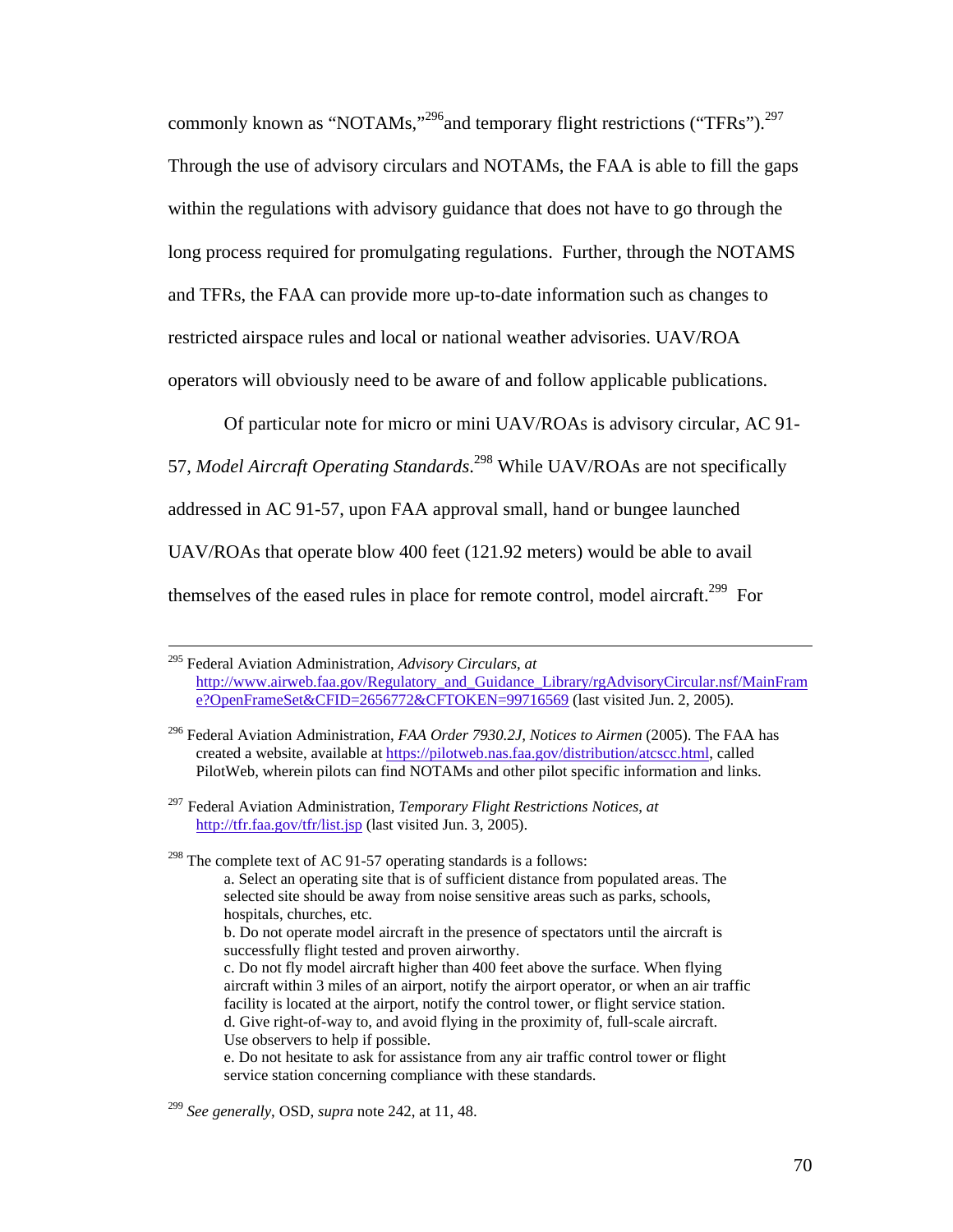commonly known as "NOTAMs,"[296] and temporary flight restrictions ("TFRs").[297] Through the use of advisory circulars and NOTAMs, the FAA is able to fill the gaps within the regulations with advisory guidance that does not have to go through the long process required for promulgating regulations. Further, through the NOTAMS and TFRs, the FAA can provide more up-to-date information such as changes to restricted airspace rules and local or national weather advisories. UAV/ROA operators will obviously need to be aware of and follow applicable publications.

Of particular note for micro or mini UAV/ROAs is advisory circular, AC 91-57, *Model Aircraft Operating Standards*.[298] While UAV/ROAs are not specifically addressed in AC 91-57, upon FAA approval small, hand or bungee launched UAV/ROAs that operate blow 400 feet (121.92 meters) would be able to avail themselves of the eased rules in place for remote control, model aircraft.[299] For

---

[295] Federal Aviation Administration, *Advisory Circulars*, *at* http://www.airweb.faa.gov/Regulatory_and_Guidance_Library/rgAdvisoryCircular.nsf/MainFrame?OpenFrameSet&CFID=2656772&CFTOKEN=99716569 (last visited Jun. 2, 2005).

[296] Federal Aviation Administration, *FAA Order 7930.2J, Notices to Airmen* (2005). The FAA has created a website, available at https://pilotweb.nas.faa.gov/distribution/atcscc.html, called PilotWeb, wherein pilots can find NOTAMs and other pilot specific information and links.

[297] Federal Aviation Administration, *Temporary Flight Restrictions Notices*, *at* http://tfr.faa.gov/tfr/list.jsp (last visited Jun. 3, 2005).

[298] The complete text of AC 91-57 operating standards is a follows:

> a. Select an operating site that is of sufficient distance from populated areas. The selected site should be away from noise sensitive areas such as parks, schools, hospitals, churches, etc.
> b. Do not operate model aircraft in the presence of spectators until the aircraft is successfully flight tested and proven airworthy.
> c. Do not fly model aircraft higher than 400 feet above the surface. When flying aircraft within 3 miles of an airport, notify the airport operator, or when an air traffic facility is located at the airport, notify the control tower, or flight service station.
> d. Give right-of-way to, and avoid flying in the proximity of, full-scale aircraft. Use observers to help if possible.
> e. Do not hesitate to ask for assistance from any air traffic control tower or flight service station concerning compliance with these standards.

[299] *See generally*, OSD, *supra* note 242, at 11, 48.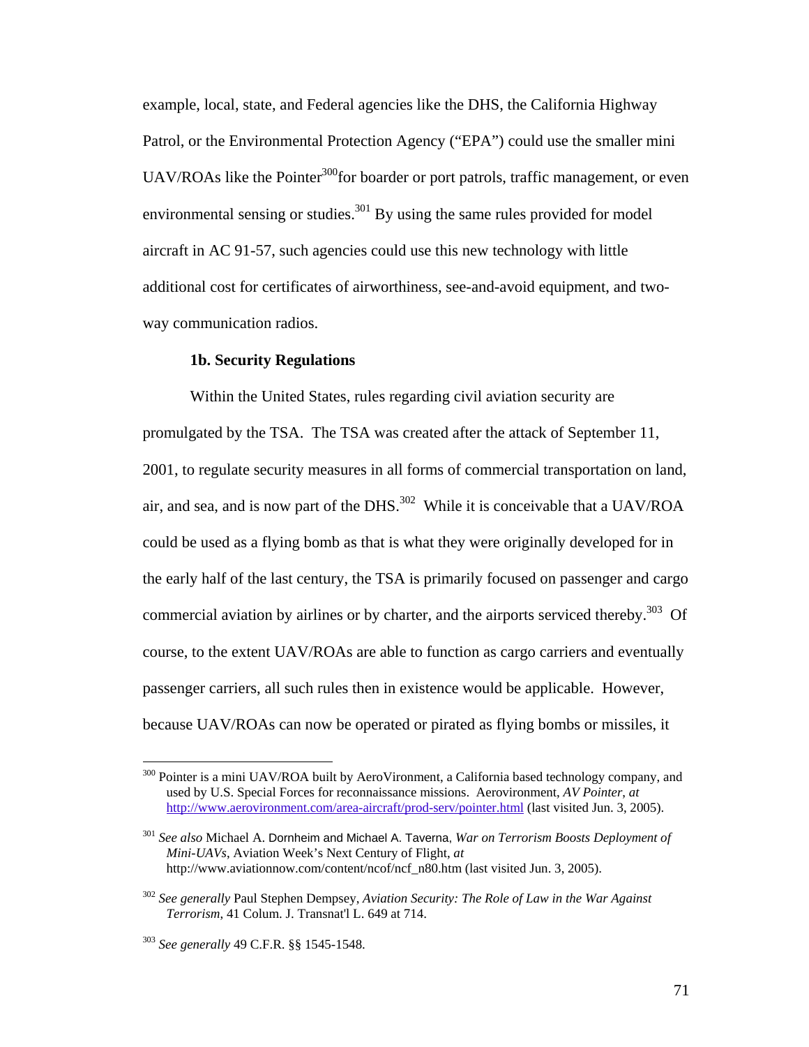example, local, state, and Federal agencies like the DHS, the California Highway Patrol, or the Environmental Protection Agency ("EPA") could use the smaller mini UAV/ROAs like the Pointer[300]for boarder or port patrols, traffic management, or even environmental sensing or studies.[301] By using the same rules provided for model aircraft in AC 91-57, such agencies could use this new technology with little additional cost for certificates of airworthiness, see-and-avoid equipment, and two-way communication radios.

#### 1b. Security Regulations

Within the United States, rules regarding civil aviation security are promulgated by the TSA. The TSA was created after the attack of September 11, 2001, to regulate security measures in all forms of commercial transportation on land, air, and sea, and is now part of the DHS.[302] While it is conceivable that a UAV/ROA could be used as a flying bomb as that is what they were originally developed for in the early half of the last century, the TSA is primarily focused on passenger and cargo commercial aviation by airlines or by charter, and the airports serviced thereby.[303] Of course, to the extent UAV/ROAs are able to function as cargo carriers and eventually passenger carriers, all such rules then in existence would be applicable. However, because UAV/ROAs can now be operated or pirated as flying bombs or missiles, it

---

[300] Pointer is a mini UAV/ROA built by AeroVironment, a California based technology company, and used by U.S. Special Forces for reconnaissance missions. Aerovironment, *AV Pointer*, *at* http://www.aerovironment.com/area-aircraft/prod-serv/pointer.html (last visited Jun. 3, 2005).

[301] *See also* Michael A. Dornheim and Michael A. Taverna, *War on Terrorism Boosts Deployment of Mini-UAVs*, Aviation Week's Next Century of Flight, *at* http://www.aviationnow.com/content/ncof/ncf_n80.htm (last visited Jun. 3, 2005).

[302] *See generally* Paul Stephen Dempsey, *Aviation Security: The Role of Law in the War Against Terrorism*, 41 Colum. J. Transnat'l L. 649 at 714.

[303] *See generally* 49 C.F.R. §§ 1545-1548.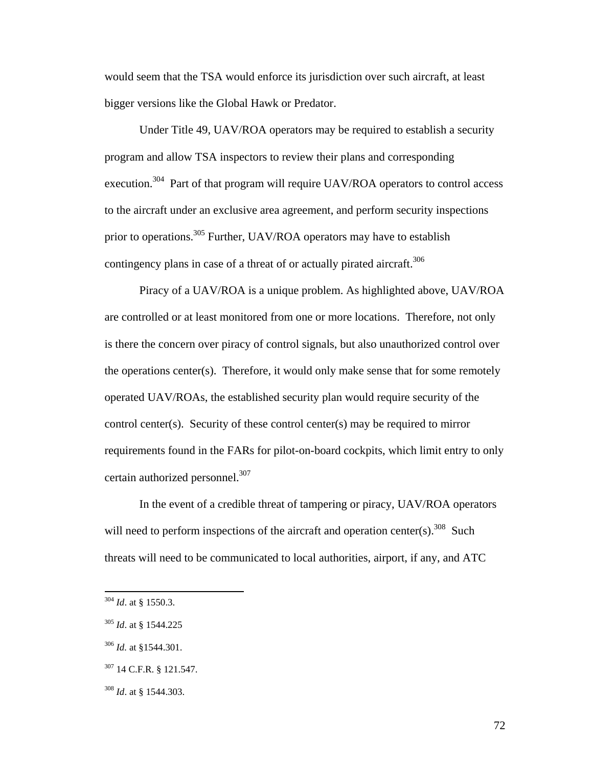would seem that the TSA would enforce its jurisdiction over such aircraft, at least bigger versions like the Global Hawk or Predator.

Under Title 49, UAV/ROA operators may be required to establish a security program and allow TSA inspectors to review their plans and corresponding execution.[304] Part of that program will require UAV/ROA operators to control access to the aircraft under an exclusive area agreement, and perform security inspections prior to operations.[305] Further, UAV/ROA operators may have to establish contingency plans in case of a threat of or actually pirated aircraft.[306]

Piracy of a UAV/ROA is a unique problem. As highlighted above, UAV/ROA are controlled or at least monitored from one or more locations. Therefore, not only is there the concern over piracy of control signals, but also unauthorized control over the operations center(s). Therefore, it would only make sense that for some remotely operated UAV/ROAs, the established security plan would require security of the control center(s). Security of these control center(s) may be required to mirror requirements found in the FARs for pilot-on-board cockpits, which limit entry to only certain authorized personnel.[307]

In the event of a credible threat of tampering or piracy, UAV/ROA operators will need to perform inspections of the aircraft and operation center(s).[308] Such threats will need to be communicated to local authorities, airport, if any, and ATC

---

[304] *Id*. at § 1550.3.

[305] *Id*. at § 1544.225

[306] *Id.* at §1544.301.

[307] 14 C.F.R. § 121.547.

[308] *Id*. at § 1544.303.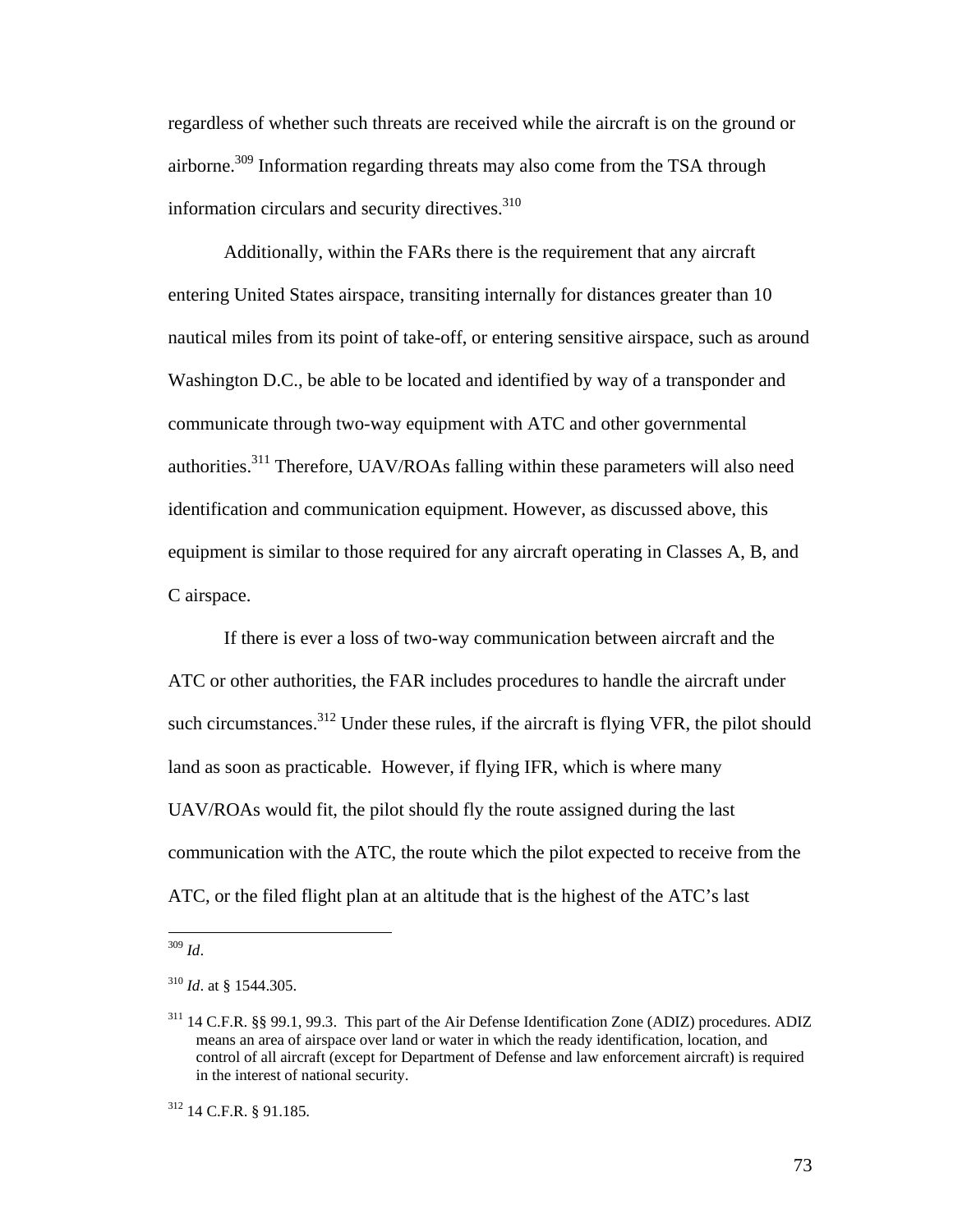regardless of whether such threats are received while the aircraft is on the ground or airborne.[309] Information regarding threats may also come from the TSA through information circulars and security directives.[310]

Additionally, within the FARs there is the requirement that any aircraft entering United States airspace, transiting internally for distances greater than 10 nautical miles from its point of take-off, or entering sensitive airspace, such as around Washington D.C., be able to be located and identified by way of a transponder and communicate through two-way equipment with ATC and other governmental authorities.[311] Therefore, UAV/ROAs falling within these parameters will also need identification and communication equipment. However, as discussed above, this equipment is similar to those required for any aircraft operating in Classes A, B, and C airspace.

If there is ever a loss of two-way communication between aircraft and the ATC or other authorities, the FAR includes procedures to handle the aircraft under such circumstances.[312] Under these rules, if the aircraft is flying VFR, the pilot should land as soon as practicable. However, if flying IFR, which is where many UAV/ROAs would fit, the pilot should fly the route assigned during the last communication with the ATC, the route which the pilot expected to receive from the ATC, or the filed flight plan at an altitude that is the highest of the ATC's last

---

[309] *Id*.

[310] *Id*. at § 1544.305.

[311] 14 C.F.R. §§ 99.1, 99.3. This part of the Air Defense Identification Zone (ADIZ) procedures. ADIZ means an area of airspace over land or water in which the ready identification, location, and control of all aircraft (except for Department of Defense and law enforcement aircraft) is required in the interest of national security.

[312] 14 C.F.R. § 91.185.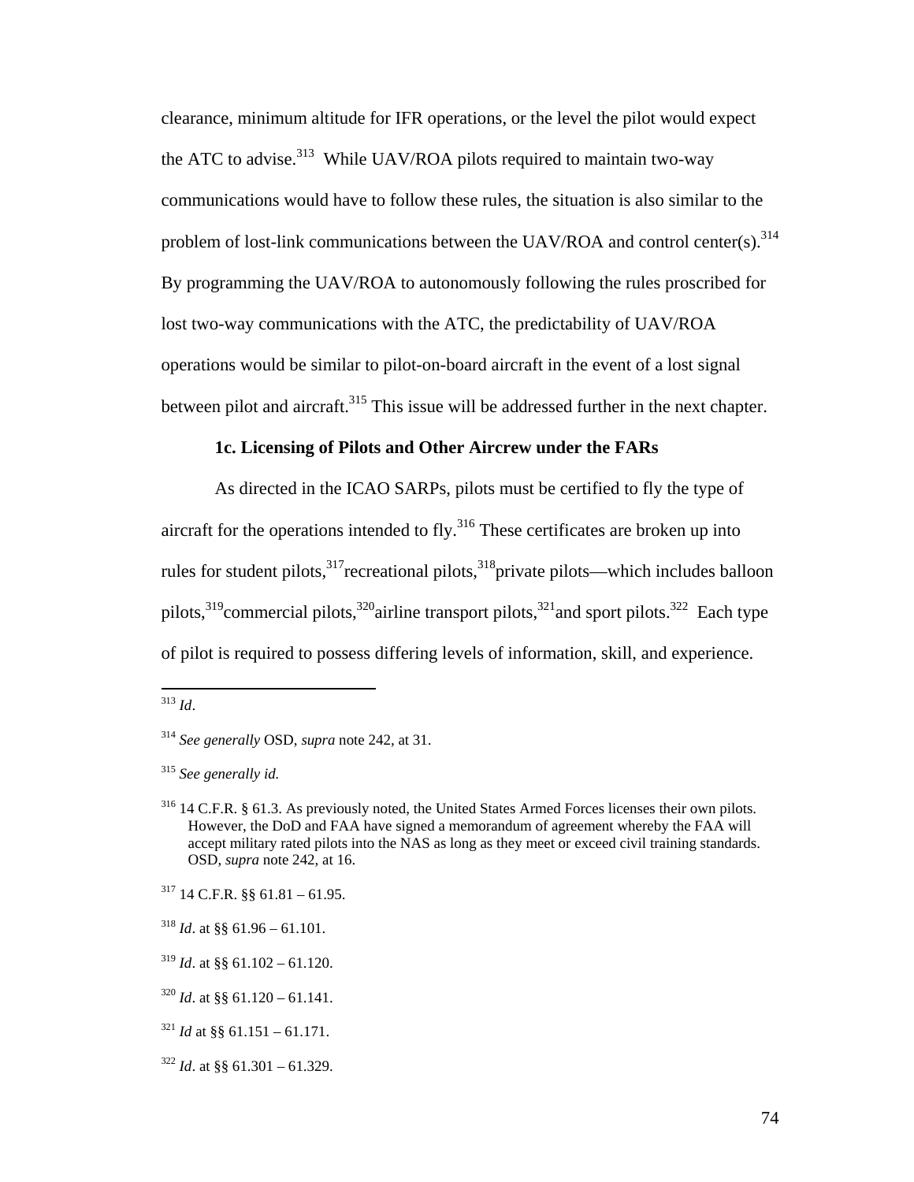clearance, minimum altitude for IFR operations, or the level the pilot would expect the ATC to advise.[313] While UAV/ROA pilots required to maintain two-way communications would have to follow these rules, the situation is also similar to the problem of lost-link communications between the UAV/ROA and control center(s).[314] By programming the UAV/ROA to autonomously following the rules proscribed for lost two-way communications with the ATC, the predictability of UAV/ROA operations would be similar to pilot-on-board aircraft in the event of a lost signal between pilot and aircraft.[315] This issue will be addressed further in the next chapter.

#### 1c. Licensing of Pilots and Other Aircrew under the FARs

As directed in the ICAO SARPs, pilots must be certified to fly the type of aircraft for the operations intended to fly.[316] These certificates are broken up into rules for student pilots,[317] recreational pilots,[318] private pilots—which includes balloon pilots,[319] commercial pilots,[320] airline transport pilots,[321] and sport pilots.[322] Each type of pilot is required to possess differing levels of information, skill, and experience.

---

[313] *Id*.

[314] *See generally* OSD, *supra* note 242, at 31.

[315] *See generally id.*

[316] 14 C.F.R. § 61.3. As previously noted, the United States Armed Forces licenses their own pilots. However, the DoD and FAA have signed a memorandum of agreement whereby the FAA will accept military rated pilots into the NAS as long as they meet or exceed civil training standards. OSD, *supra* note 242, at 16.

[317] 14 C.F.R. §§ 61.81 – 61.95.

[318] *Id*. at §§ 61.96 – 61.101.

[319] *Id*. at §§ 61.102 – 61.120.

[320] *Id*. at §§ 61.120 – 61.141.

[321] *Id* at §§ 61.151 – 61.171.

[322] *Id*. at §§ 61.301 – 61.329.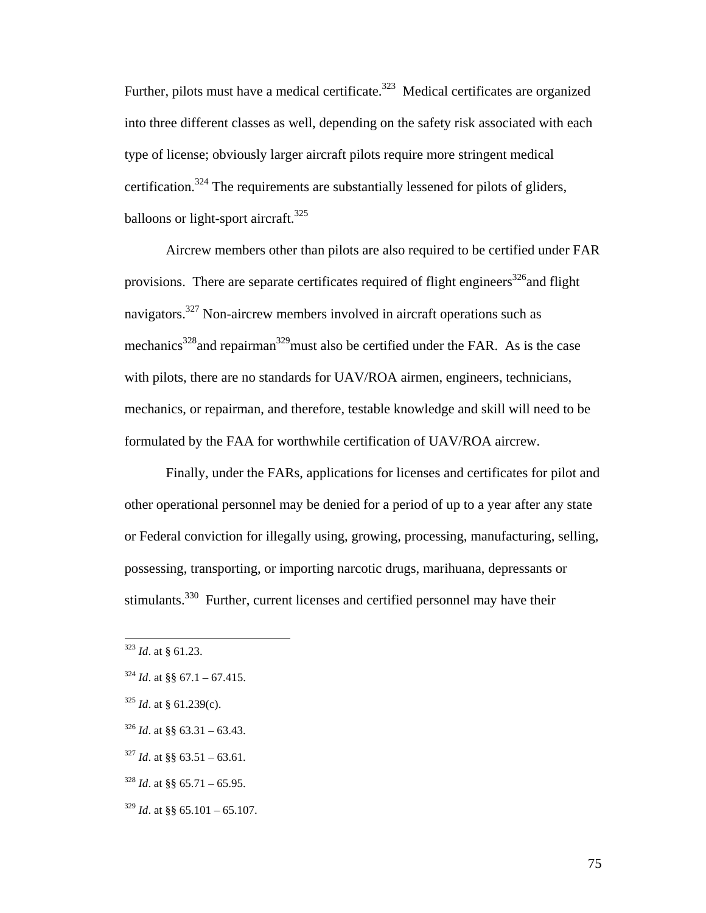Further, pilots must have a medical certificate.[323] Medical certificates are organized into three different classes as well, depending on the safety risk associated with each type of license; obviously larger aircraft pilots require more stringent medical certification.[324] The requirements are substantially lessened for pilots of gliders, balloons or light-sport aircraft.[325]

Aircrew members other than pilots are also required to be certified under FAR provisions. There are separate certificates required of flight engineers[326]and flight navigators.[327] Non-aircrew members involved in aircraft operations such as mechanics[328]and repairman[329]must also be certified under the FAR. As is the case with pilots, there are no standards for UAV/ROA airmen, engineers, technicians, mechanics, or repairman, and therefore, testable knowledge and skill will need to be formulated by the FAA for worthwhile certification of UAV/ROA aircrew.

Finally, under the FARs, applications for licenses and certificates for pilot and other operational personnel may be denied for a period of up to a year after any state or Federal conviction for illegally using, growing, processing, manufacturing, selling, possessing, transporting, or importing narcotic drugs, marihuana, depressants or stimulants.[330] Further, current licenses and certified personnel may have their

---

[323] *Id*. at § 61.23.

[324] *Id*. at §§ 67.1 – 67.415.

[325] *Id*. at § 61.239(c).

[326] *Id*. at §§ 63.31 – 63.43.

[327] *Id*. at §§ 63.51 – 63.61.

[328] *Id*. at §§ 65.71 – 65.95.

[329] *Id*. at §§ 65.101 – 65.107.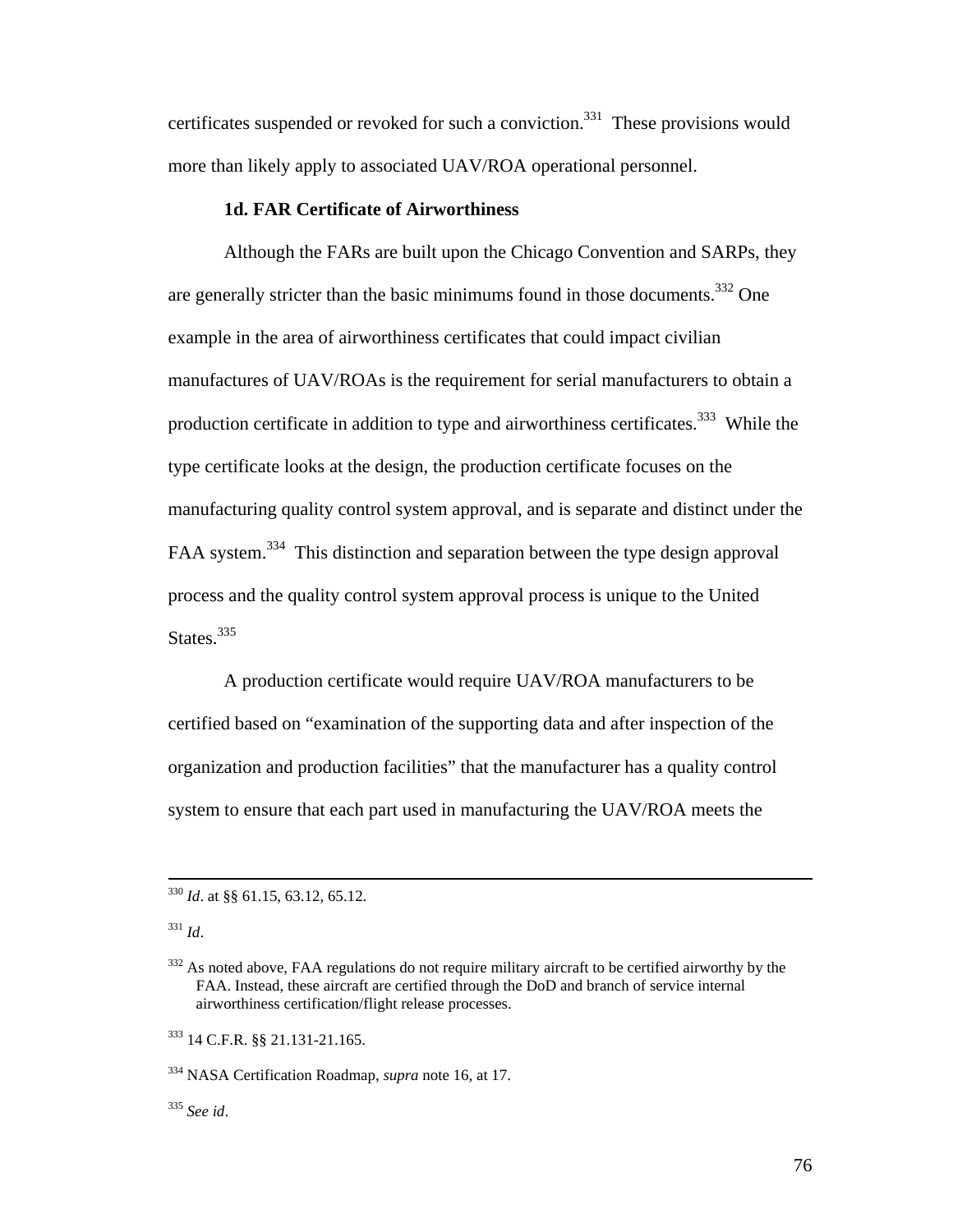certificates suspended or revoked for such a conviction.[331] These provisions would more than likely apply to associated UAV/ROA operational personnel.

### 1d. FAR Certificate of Airworthiness

Although the FARs are built upon the Chicago Convention and SARPs, they are generally stricter than the basic minimums found in those documents.[332] One example in the area of airworthiness certificates that could impact civilian manufactures of UAV/ROAs is the requirement for serial manufacturers to obtain a production certificate in addition to type and airworthiness certificates.[333] While the type certificate looks at the design, the production certificate focuses on the manufacturing quality control system approval, and is separate and distinct under the FAA system.[334] This distinction and separation between the type design approval process and the quality control system approval process is unique to the United States.[335]

A production certificate would require UAV/ROA manufacturers to be certified based on "examination of the supporting data and after inspection of the organization and production facilities" that the manufacturer has a quality control system to ensure that each part used in manufacturing the UAV/ROA meets the

---

[330] *Id*. at §§ 61.15, 63.12, 65.12.

[331] *Id*.

[332] As noted above, FAA regulations do not require military aircraft to be certified airworthy by the FAA. Instead, these aircraft are certified through the DoD and branch of service internal airworthiness certification/flight release processes.

[333] 14 C.F.R. §§ 21.131-21.165.

[334] NASA Certification Roadmap, *supra* note 16, at 17.

[335] *See id*.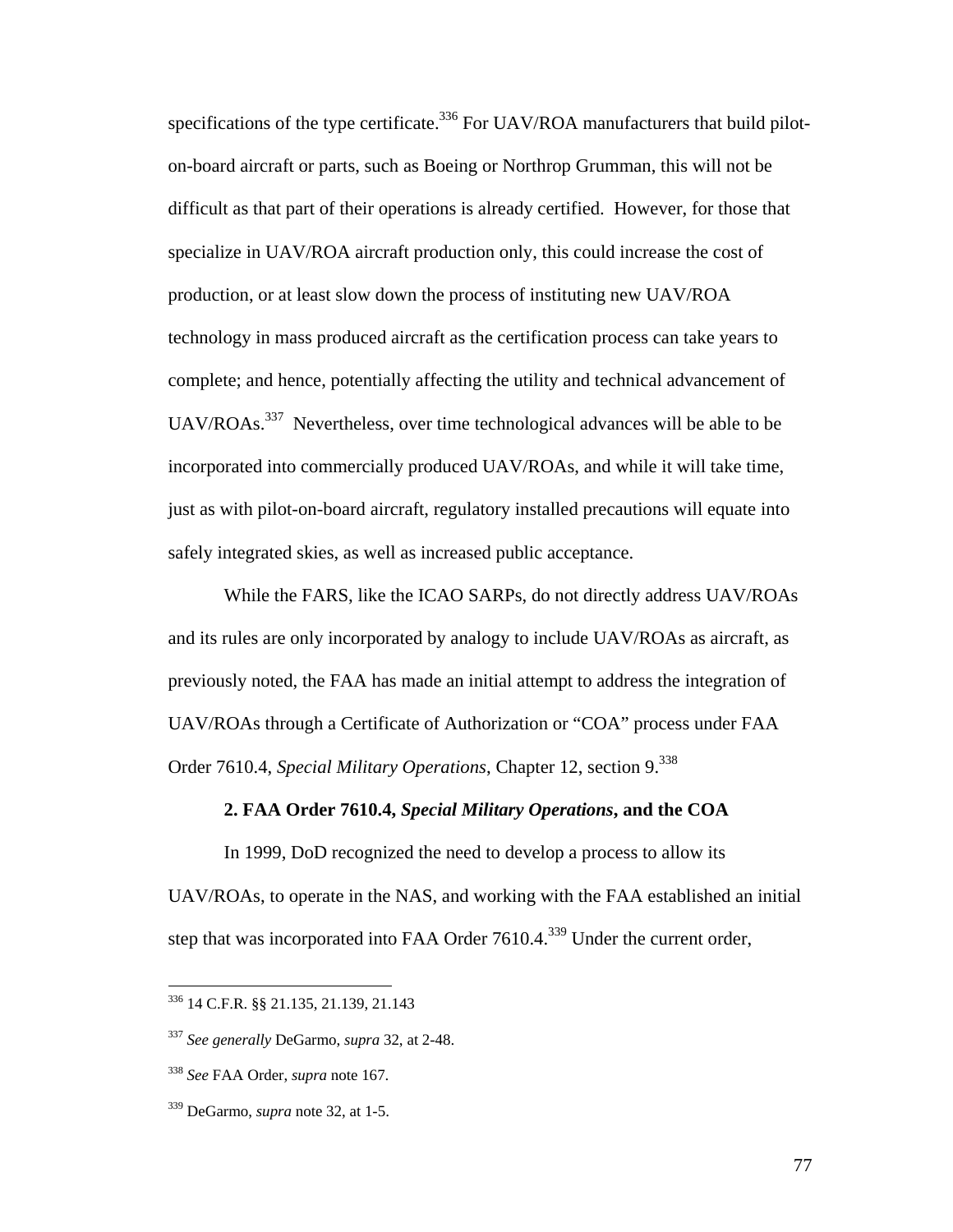specifications of the type certificate.[336] For UAV/ROA manufacturers that build pilot-on-board aircraft or parts, such as Boeing or Northrop Grumman, this will not be difficult as that part of their operations is already certified. However, for those that specialize in UAV/ROA aircraft production only, this could increase the cost of production, or at least slow down the process of instituting new UAV/ROA technology in mass produced aircraft as the certification process can take years to complete; and hence, potentially affecting the utility and technical advancement of UAV/ROAs.[337] Nevertheless, over time technological advances will be able to be incorporated into commercially produced UAV/ROAs, and while it will take time, just as with pilot-on-board aircraft, regulatory installed precautions will equate into safely integrated skies, as well as increased public acceptance.

While the FARS, like the ICAO SARPs, do not directly address UAV/ROAs and its rules are only incorporated by analogy to include UAV/ROAs as aircraft, as previously noted, the FAA has made an initial attempt to address the integration of UAV/ROAs through a Certificate of Authorization or "COA" process under FAA Order 7610.4, *Special Military Operations*, Chapter 12, section 9.[338]

#### 2. FAA Order 7610.4, *Special Military Operations*, and the COA

In 1999, DoD recognized the need to develop a process to allow its UAV/ROAs, to operate in the NAS, and working with the FAA established an initial step that was incorporated into FAA Order 7610.4.[339] Under the current order,

---

[336] 14 C.F.R. §§ 21.135, 21.139, 21.143

[337] *See generally* DeGarmo, *supra* 32, at 2-48.

[338] *See* FAA Order, *supra* note 167.

[339] DeGarmo, *supra* note 32, at 1-5.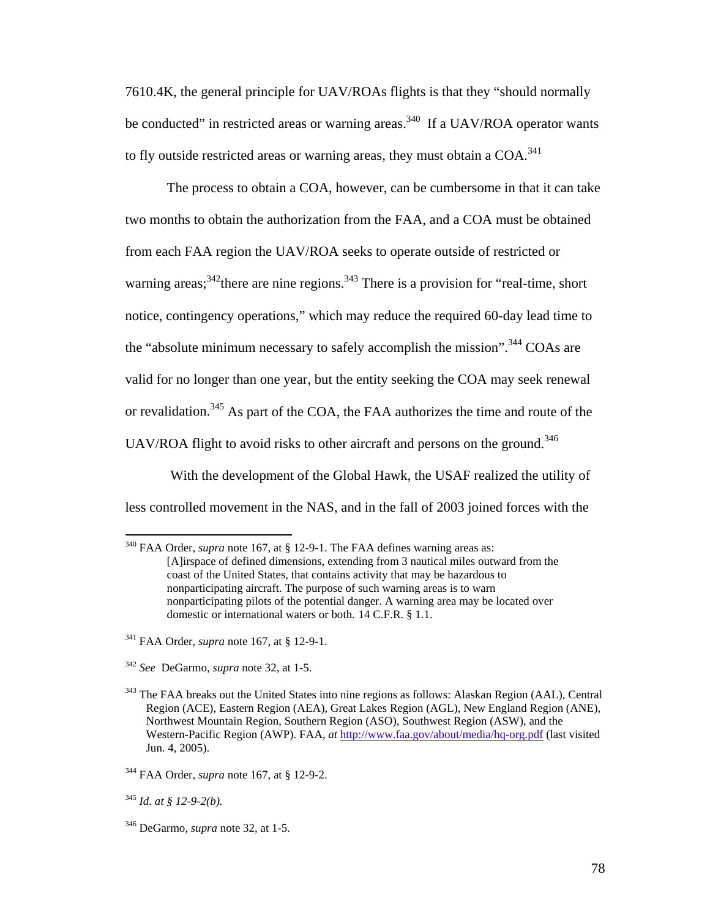7610.4K, the general principle for UAV/ROAs flights is that they "should normally be conducted" in restricted areas or warning areas.[340] If a UAV/ROA operator wants to fly outside restricted areas or warning areas, they must obtain a COA.[341]

The process to obtain a COA, however, can be cumbersome in that it can take two months to obtain the authorization from the FAA, and a COA must be obtained from each FAA region the UAV/ROA seeks to operate outside of restricted or warning areas;[342]there are nine regions.[343] There is a provision for "real-time, short notice, contingency operations," which may reduce the required 60-day lead time to the "absolute minimum necessary to safely accomplish the mission".[344] COAs are valid for no longer than one year, but the entity seeking the COA may seek renewal or revalidation.[345] As part of the COA, the FAA authorizes the time and route of the UAV/ROA flight to avoid risks to other aircraft and persons on the ground.[346]

With the development of the Global Hawk, the USAF realized the utility of less controlled movement in the NAS, and in the fall of 2003 joined forces with the

---

[340] FAA Order, *supra* note 167, at § 12-9-1. The FAA defines warning areas as:

> [A]irspace of defined dimensions, extending from 3 nautical miles outward from the coast of the United States, that contains activity that may be hazardous to nonparticipating aircraft. The purpose of such warning areas is to warn nonparticipating pilots of the potential danger. A warning area may be located over domestic or international waters or both. 14 C.F.R. § 1.1.

[341] FAA Order, *supra* note 167, at § 12-9-1.

[342] *See* DeGarmo, *supra* note 32, at 1-5.

[343] The FAA breaks out the United States into nine regions as follows: Alaskan Region (AAL), Central Region (ACE), Eastern Region (AEA), Great Lakes Region (AGL), New England Region (ANE), Northwest Mountain Region, Southern Region (ASO), Southwest Region (ASW), and the Western-Pacific Region (AWP). FAA, *at* http://www.faa.gov/about/media/hq-org.pdf (last visited Jun. 4, 2005).

[344] FAA Order, *supra* note 167, at § 12-9-2.

[345] *Id. at § 12-9-2(b).*

[346] DeGarmo, *supra* note 32, at 1-5.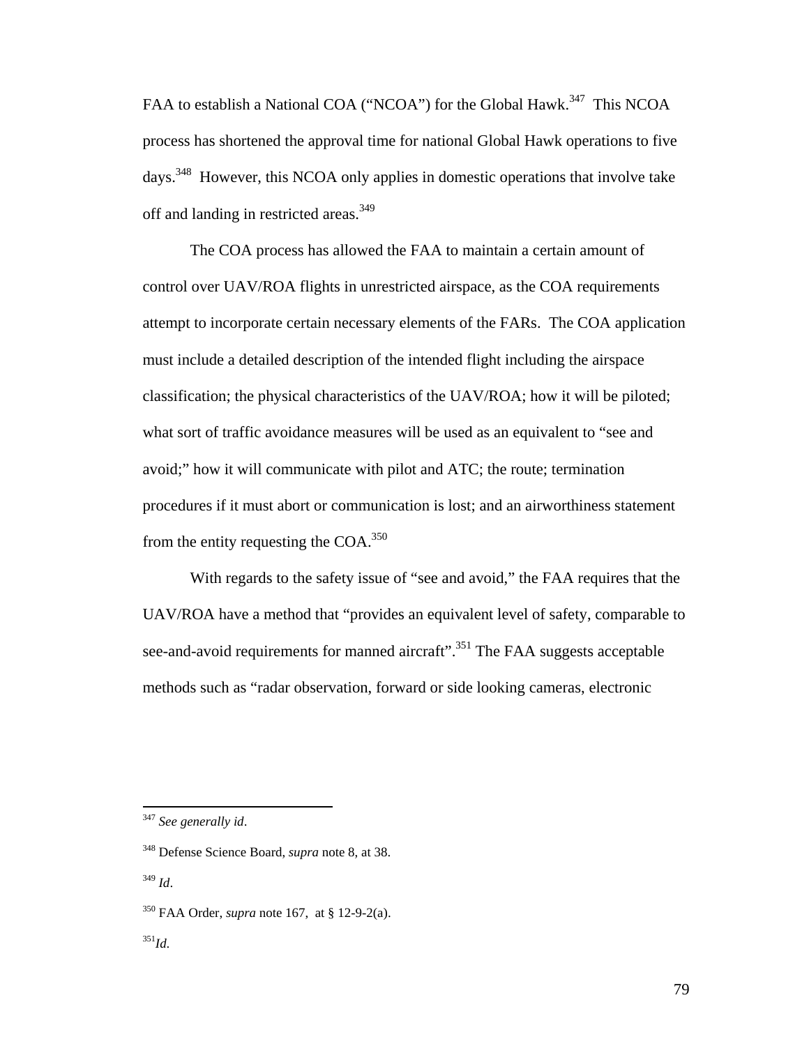FAA to establish a National COA ("NCOA") for the Global Hawk.[347] This NCOA process has shortened the approval time for national Global Hawk operations to five days.[348] However, this NCOA only applies in domestic operations that involve take off and landing in restricted areas.[349]

The COA process has allowed the FAA to maintain a certain amount of control over UAV/ROA flights in unrestricted airspace, as the COA requirements attempt to incorporate certain necessary elements of the FARs. The COA application must include a detailed description of the intended flight including the airspace classification; the physical characteristics of the UAV/ROA; how it will be piloted; what sort of traffic avoidance measures will be used as an equivalent to "see and avoid;" how it will communicate with pilot and ATC; the route; termination procedures if it must abort or communication is lost; and an airworthiness statement from the entity requesting the COA.[350]

With regards to the safety issue of "see and avoid," the FAA requires that the UAV/ROA have a method that "provides an equivalent level of safety, comparable to see-and-avoid requirements for manned aircraft".[351] The FAA suggests acceptable methods such as "radar observation, forward or side looking cameras, electronic

---

[347] *See generally id*.

[348] Defense Science Board, *supra* note 8, at 38.

[349] *Id*.

[350] FAA Order, *supra* note 167, at § 12-9-2(a).

[351] *Id.*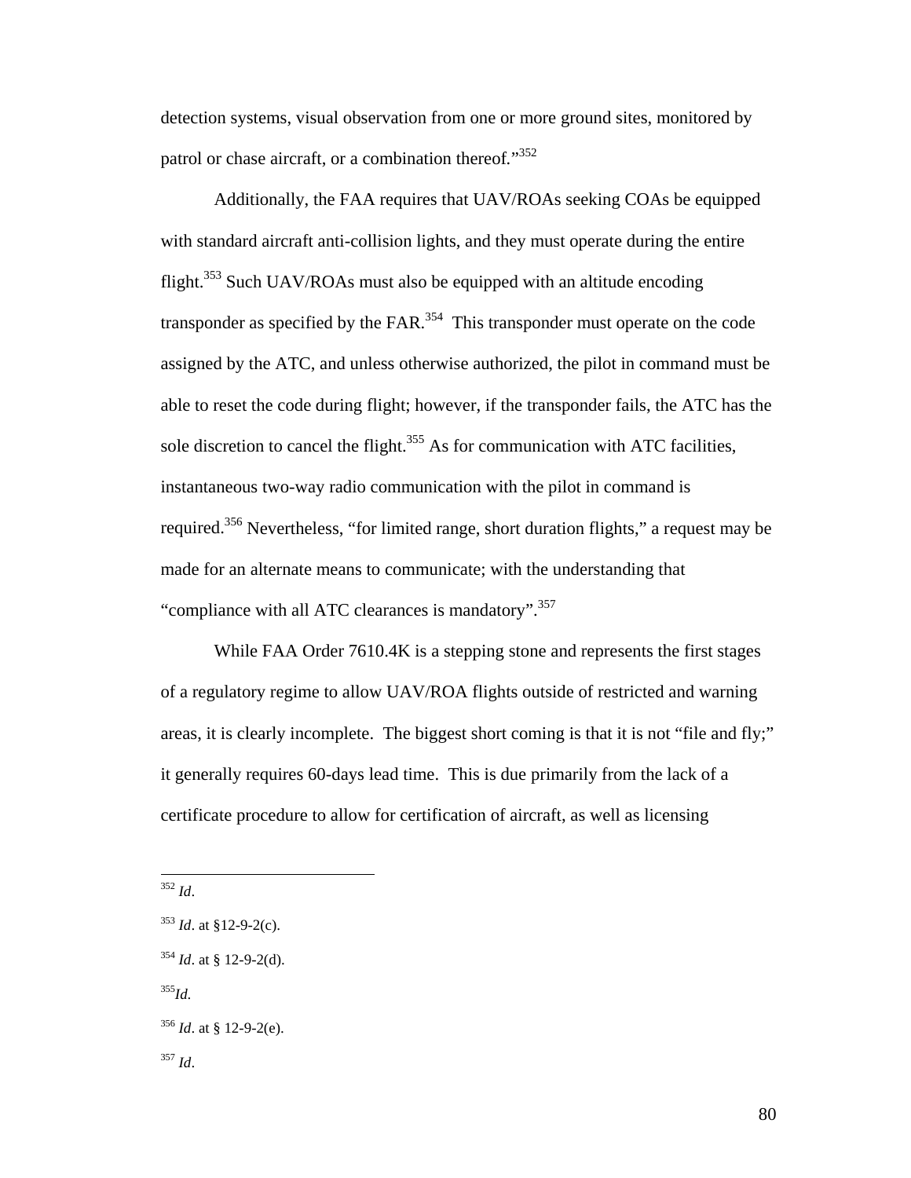detection systems, visual observation from one or more ground sites, monitored by patrol or chase aircraft, or a combination thereof."[352]

Additionally, the FAA requires that UAV/ROAs seeking COAs be equipped with standard aircraft anti-collision lights, and they must operate during the entire flight.[353] Such UAV/ROAs must also be equipped with an altitude encoding transponder as specified by the FAR.[354] This transponder must operate on the code assigned by the ATC, and unless otherwise authorized, the pilot in command must be able to reset the code during flight; however, if the transponder fails, the ATC has the sole discretion to cancel the flight.[355] As for communication with ATC facilities, instantaneous two-way radio communication with the pilot in command is required.[356] Nevertheless, "for limited range, short duration flights," a request may be made for an alternate means to communicate; with the understanding that "compliance with all ATC clearances is mandatory".[357]

While FAA Order 7610.4K is a stepping stone and represents the first stages of a regulatory regime to allow UAV/ROA flights outside of restricted and warning areas, it is clearly incomplete. The biggest short coming is that it is not "file and fly;" it generally requires 60-days lead time. This is due primarily from the lack of a certificate procedure to allow for certification of aircraft, as well as licensing

---

[352] *Id*.

[353] *Id*. at §12-9-2(c).

[354] *Id*. at § 12-9-2(d).

[355] *Id.*

[356] *Id*. at § 12-9-2(e).

[357] *Id*.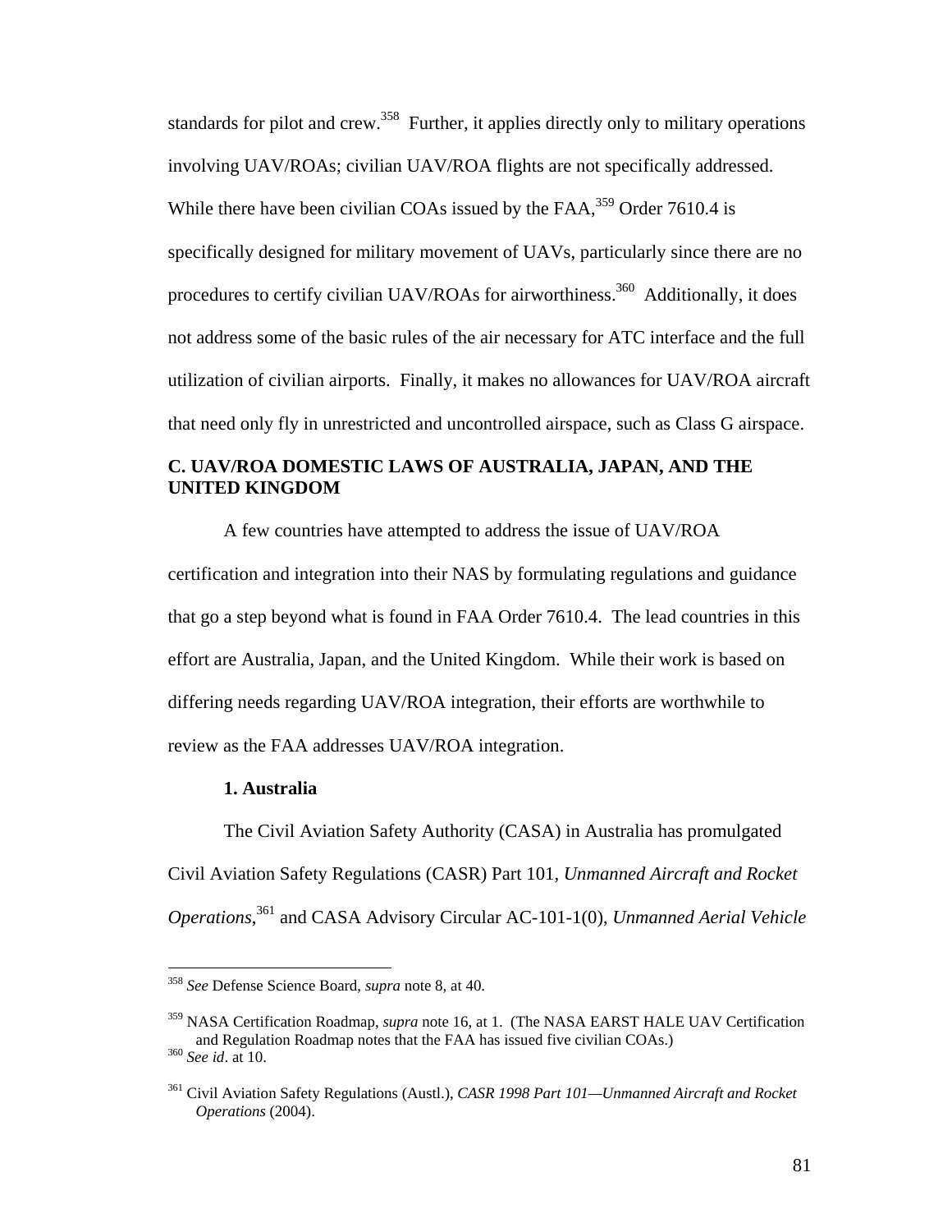standards for pilot and crew.[358] Further, it applies directly only to military operations involving UAV/ROAs; civilian UAV/ROA flights are not specifically addressed. While there have been civilian COAs issued by the FAA,[359] Order 7610.4 is specifically designed for military movement of UAVs, particularly since there are no procedures to certify civilian UAV/ROAs for airworthiness.[360] Additionally, it does not address some of the basic rules of the air necessary for ATC interface and the full utilization of civilian airports. Finally, it makes no allowances for UAV/ROA aircraft that need only fly in unrestricted and uncontrolled airspace, such as Class G airspace.

## C. UAV/ROA DOMESTIC LAWS OF AUSTRALIA, JAPAN, AND THE UNITED KINGDOM

A few countries have attempted to address the issue of UAV/ROA certification and integration into their NAS by formulating regulations and guidance that go a step beyond what is found in FAA Order 7610.4. The lead countries in this effort are Australia, Japan, and the United Kingdom. While their work is based on differing needs regarding UAV/ROA integration, their efforts are worthwhile to review as the FAA addresses UAV/ROA integration.

### 1. Australia

The Civil Aviation Safety Authority (CASA) in Australia has promulgated Civil Aviation Safety Regulations (CASR) Part 101, *Unmanned Aircraft and Rocket Operations*,[361] and CASA Advisory Circular AC-101-1(0), *Unmanned Aerial Vehicle*

---

[358] *See* Defense Science Board, *supra* note 8, at 40.

[359] NASA Certification Roadmap, *supra* note 16, at 1. (The NASA EARST HALE UAV Certification and Regulation Roadmap notes that the FAA has issued five civilian COAs.)

[360] *See id*. at 10.

[361] Civil Aviation Safety Regulations (Austl.), *CASR 1998 Part 101—Unmanned Aircraft and Rocket Operations* (2004).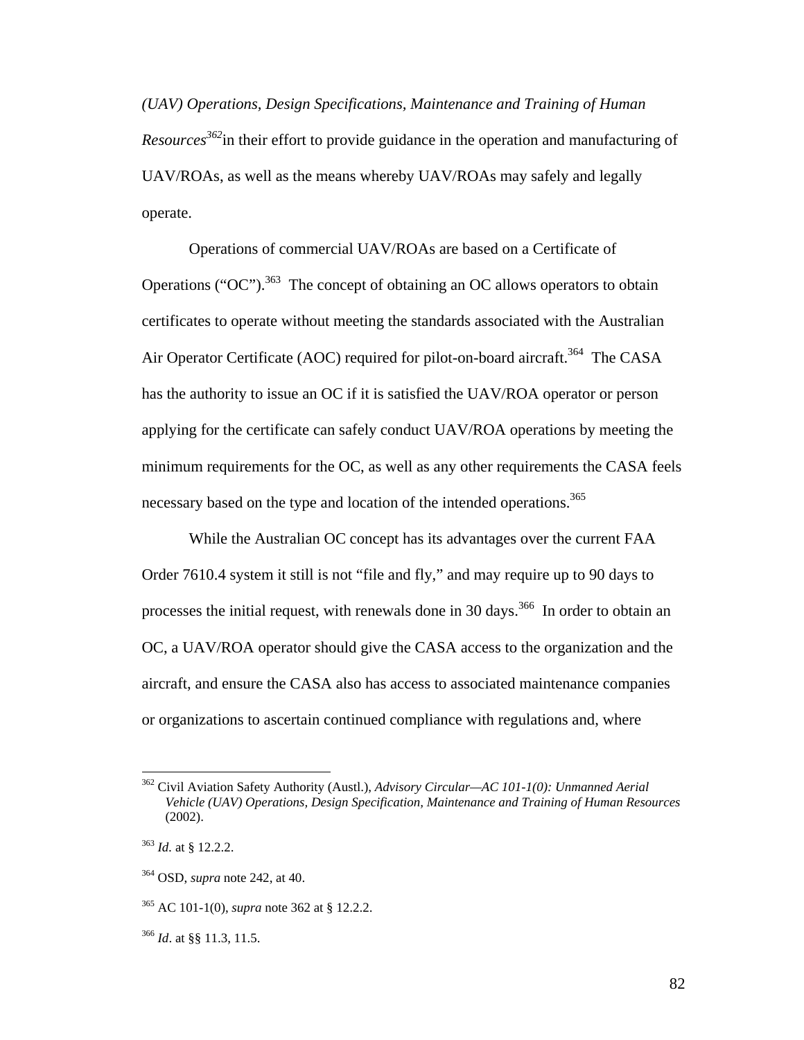*(UAV) Operations, Design Specifications, Maintenance and Training of Human Resources*[362] in their effort to provide guidance in the operation and manufacturing of UAV/ROAs, as well as the means whereby UAV/ROAs may safely and legally operate.

Operations of commercial UAV/ROAs are based on a Certificate of Operations ("OC").[363] The concept of obtaining an OC allows operators to obtain certificates to operate without meeting the standards associated with the Australian Air Operator Certificate (AOC) required for pilot-on-board aircraft.[364] The CASA has the authority to issue an OC if it is satisfied the UAV/ROA operator or person applying for the certificate can safely conduct UAV/ROA operations by meeting the minimum requirements for the OC, as well as any other requirements the CASA feels necessary based on the type and location of the intended operations.[365]

While the Australian OC concept has its advantages over the current FAA Order 7610.4 system it still is not "file and fly," and may require up to 90 days to processes the initial request, with renewals done in 30 days.[366] In order to obtain an OC, a UAV/ROA operator should give the CASA access to the organization and the aircraft, and ensure the CASA also has access to associated maintenance companies or organizations to ascertain continued compliance with regulations and, where

---

[362] Civil Aviation Safety Authority (Austl.), *Advisory Circular—AC 101-1(0): Unmanned Aerial Vehicle (UAV) Operations, Design Specification, Maintenance and Training of Human Resources* (2002).

[363] *Id.* at § 12.2.2.

[364] OSD, *supra* note 242, at 40.

[365] AC 101-1(0), *supra* note 362 at § 12.2.2.

[366] *Id*. at §§ 11.3, 11.5.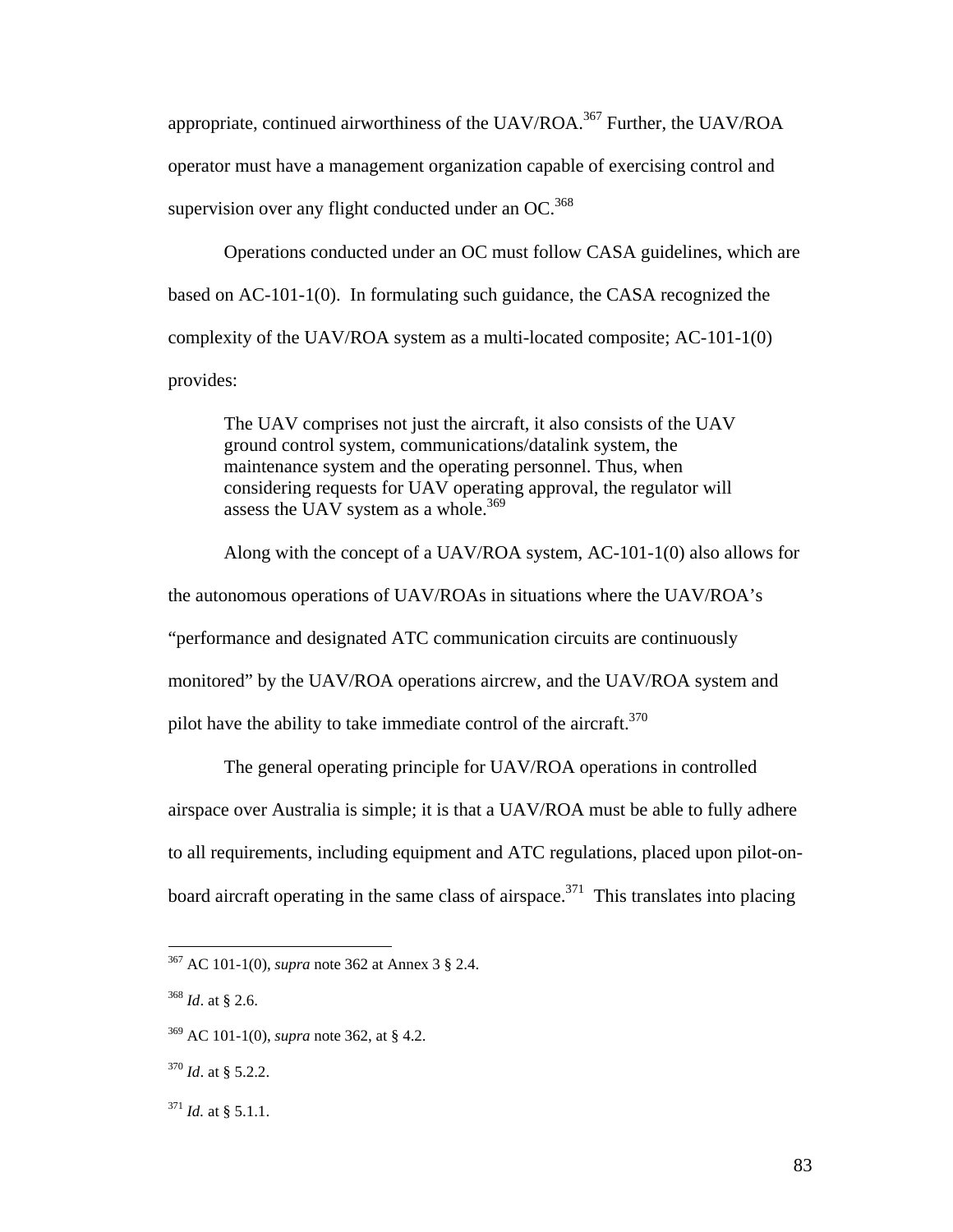appropriate, continued airworthiness of the UAV/ROA.[367] Further, the UAV/ROA operator must have a management organization capable of exercising control and supervision over any flight conducted under an OC.[368]

Operations conducted under an OC must follow CASA guidelines, which are based on AC-101-1(0). In formulating such guidance, the CASA recognized the complexity of the UAV/ROA system as a multi-located composite; AC-101-1(0) provides:

> The UAV comprises not just the aircraft, it also consists of the UAV ground control system, communications/datalink system, the maintenance system and the operating personnel. Thus, when considering requests for UAV operating approval, the regulator will assess the UAV system as a whole.[369]

Along with the concept of a UAV/ROA system, AC-101-1(0) also allows for the autonomous operations of UAV/ROAs in situations where the UAV/ROA's "performance and designated ATC communication circuits are continuously monitored" by the UAV/ROA operations aircrew, and the UAV/ROA system and pilot have the ability to take immediate control of the aircraft.[370]

The general operating principle for UAV/ROA operations in controlled airspace over Australia is simple; it is that a UAV/ROA must be able to fully adhere to all requirements, including equipment and ATC regulations, placed upon pilot-on-board aircraft operating in the same class of airspace.[371] This translates into placing

---

[367] AC 101-1(0), *supra* note 362 at Annex 3 § 2.4.

[368] *Id*. at § 2.6.

[369] AC 101-1(0), *supra* note 362, at § 4.2.

[370] *Id*. at § 5.2.2.

[371] *Id.* at § 5.1.1.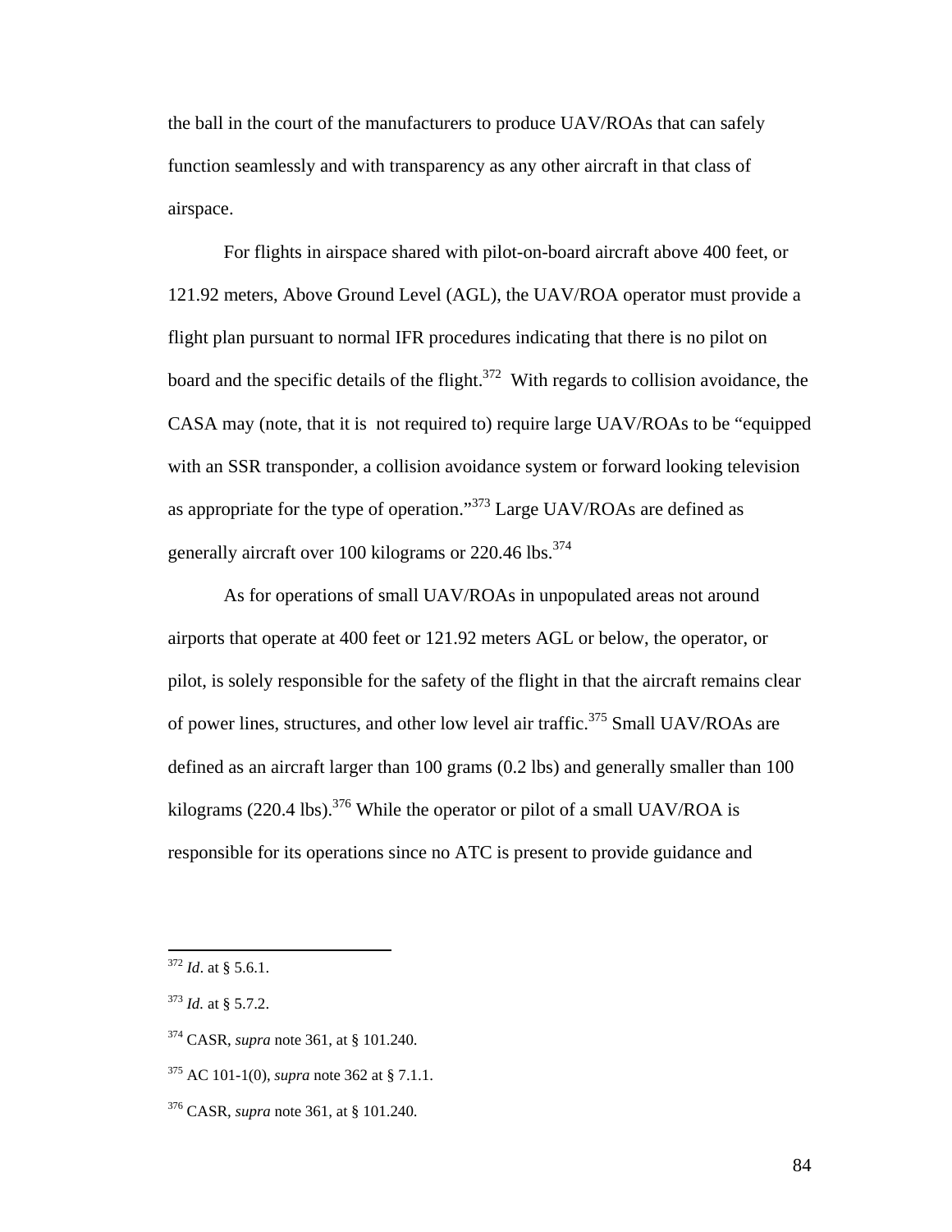the ball in the court of the manufacturers to produce UAV/ROAs that can safely function seamlessly and with transparency as any other aircraft in that class of airspace.

For flights in airspace shared with pilot-on-board aircraft above 400 feet, or 121.92 meters, Above Ground Level (AGL), the UAV/ROA operator must provide a flight plan pursuant to normal IFR procedures indicating that there is no pilot on board and the specific details of the flight.[372] With regards to collision avoidance, the CASA may (note, that it is not required to) require large UAV/ROAs to be "equipped with an SSR transponder, a collision avoidance system or forward looking television as appropriate for the type of operation."[373] Large UAV/ROAs are defined as generally aircraft over 100 kilograms or 220.46 lbs.[374]

As for operations of small UAV/ROAs in unpopulated areas not around airports that operate at 400 feet or 121.92 meters AGL or below, the operator, or pilot, is solely responsible for the safety of the flight in that the aircraft remains clear of power lines, structures, and other low level air traffic.[375] Small UAV/ROAs are defined as an aircraft larger than 100 grams (0.2 lbs) and generally smaller than 100 kilograms (220.4 lbs).[376] While the operator or pilot of a small UAV/ROA is responsible for its operations since no ATC is present to provide guidance and

---

[372] *Id*. at § 5.6.1.

[373] *Id.* at § 5.7.2.

[374] CASR, *supra* note 361, at § 101.240.

[375] AC 101-1(0), *supra* note 362 at § 7.1.1.

[376] CASR, *supra* note 361, at § 101.240.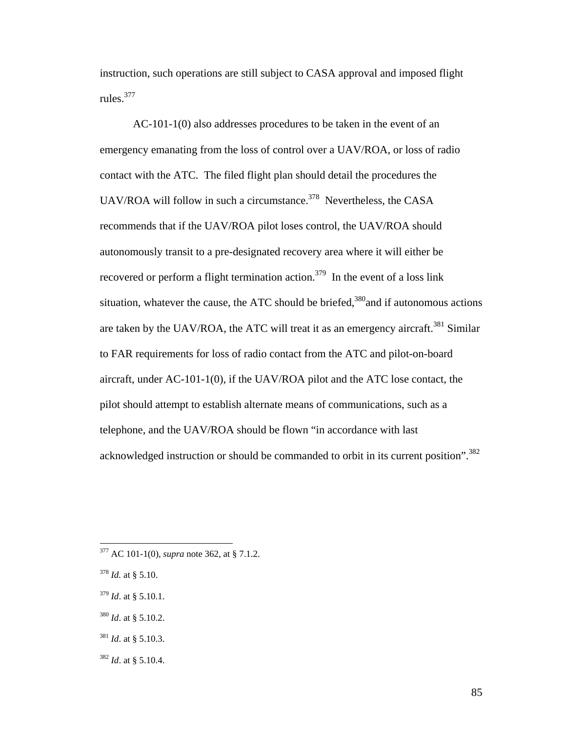instruction, such operations are still subject to CASA approval and imposed flight rules.[377]

AC-101-1(0) also addresses procedures to be taken in the event of an emergency emanating from the loss of control over a UAV/ROA, or loss of radio contact with the ATC. The filed flight plan should detail the procedures the UAV/ROA will follow in such a circumstance.[378] Nevertheless, the CASA recommends that if the UAV/ROA pilot loses control, the UAV/ROA should autonomously transit to a pre-designated recovery area where it will either be recovered or perform a flight termination action.[379] In the event of a loss link situation, whatever the cause, the ATC should be briefed,[380]and if autonomous actions are taken by the UAV/ROA, the ATC will treat it as an emergency aircraft.[381] Similar to FAR requirements for loss of radio contact from the ATC and pilot-on-board aircraft, under AC-101-1(0), if the UAV/ROA pilot and the ATC lose contact, the pilot should attempt to establish alternate means of communications, such as a telephone, and the UAV/ROA should be flown "in accordance with last acknowledged instruction or should be commanded to orbit in its current position".[382]

---

[377] AC 101-1(0), *supra* note 362, at § 7.1.2.

[378] *Id.* at § 5.10.

[379] *Id*. at § 5.10.1.

[380] *Id*. at § 5.10.2.

[381] *Id*. at § 5.10.3.

[382] *Id*. at § 5.10.4.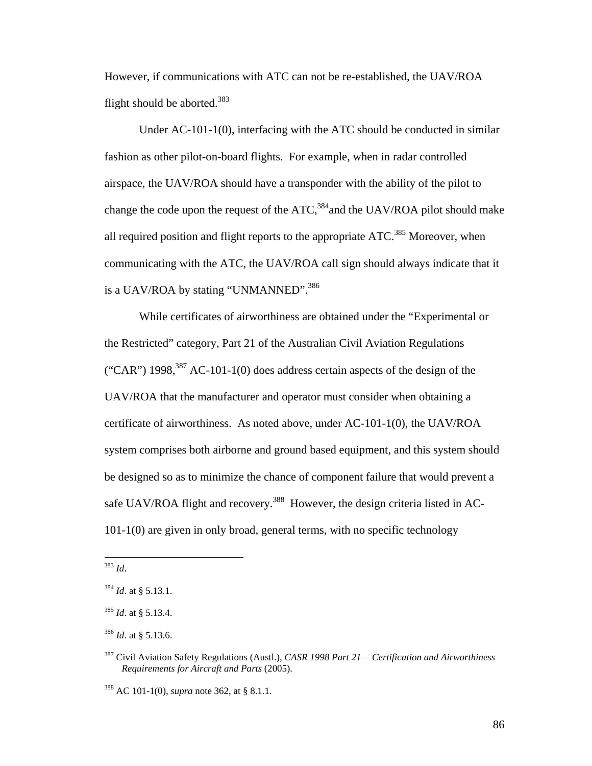However, if communications with ATC can not be re-established, the UAV/ROA flight should be aborted.[383]

Under AC-101-1(0), interfacing with the ATC should be conducted in similar fashion as other pilot-on-board flights. For example, when in radar controlled airspace, the UAV/ROA should have a transponder with the ability of the pilot to change the code upon the request of the ATC,[384]and the UAV/ROA pilot should make all required position and flight reports to the appropriate ATC.[385] Moreover, when communicating with the ATC, the UAV/ROA call sign should always indicate that it is a UAV/ROA by stating "UNMANNED".[386]

While certificates of airworthiness are obtained under the "Experimental or the Restricted" category, Part 21 of the Australian Civil Aviation Regulations ("CAR") 1998,[387] AC-101-1(0) does address certain aspects of the design of the UAV/ROA that the manufacturer and operator must consider when obtaining a certificate of airworthiness. As noted above, under AC-101-1(0), the UAV/ROA system comprises both airborne and ground based equipment, and this system should be designed so as to minimize the chance of component failure that would prevent a safe UAV/ROA flight and recovery.[388] However, the design criteria listed in AC-101-1(0) are given in only broad, general terms, with no specific technology

---

[383] *Id*.

[384] *Id*. at § 5.13.1.

[385] *Id*. at § 5.13.4.

[386] *Id*. at § 5.13.6.

[387] Civil Aviation Safety Regulations (Austl.), *CASR 1998 Part 21— Certification and Airworthiness Requirements for Aircraft and Parts* (2005).

[388] AC 101-1(0), *supra* note 362, at § 8.1.1.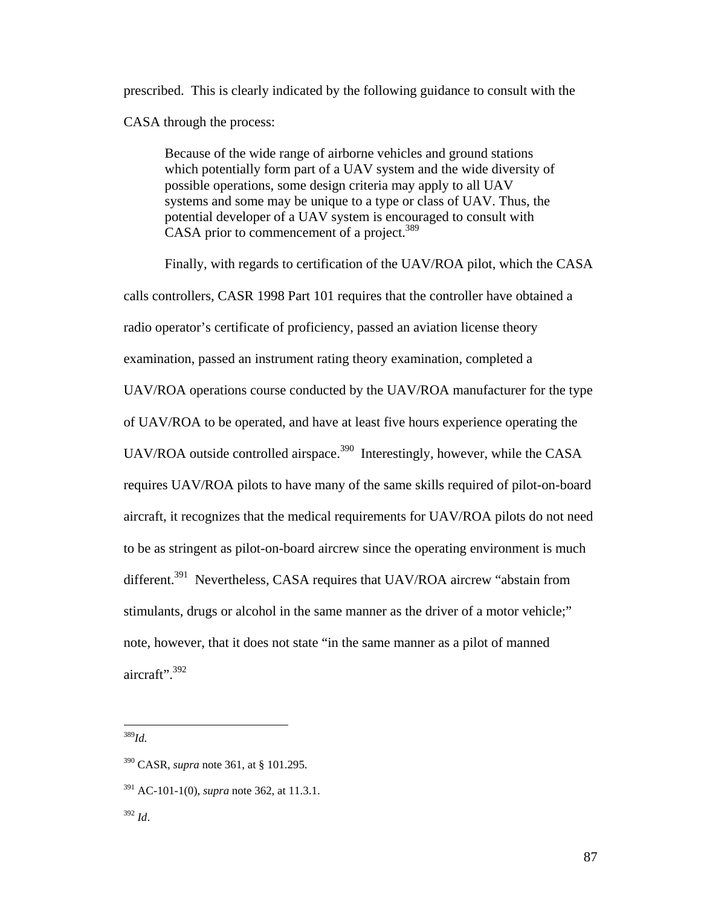prescribed. This is clearly indicated by the following guidance to consult with the CASA through the process:

> Because of the wide range of airborne vehicles and ground stations which potentially form part of a UAV system and the wide diversity of possible operations, some design criteria may apply to all UAV systems and some may be unique to a type or class of UAV. Thus, the potential developer of a UAV system is encouraged to consult with CASA prior to commencement of a project.[389]

Finally, with regards to certification of the UAV/ROA pilot, which the CASA calls controllers, CASR 1998 Part 101 requires that the controller have obtained a radio operator's certificate of proficiency, passed an aviation license theory examination, passed an instrument rating theory examination, completed a UAV/ROA operations course conducted by the UAV/ROA manufacturer for the type of UAV/ROA to be operated, and have at least five hours experience operating the UAV/ROA outside controlled airspace.[390] Interestingly, however, while the CASA requires UAV/ROA pilots to have many of the same skills required of pilot-on-board aircraft, it recognizes that the medical requirements for UAV/ROA pilots do not need to be as stringent as pilot-on-board aircrew since the operating environment is much different.[391] Nevertheless, CASA requires that UAV/ROA aircrew "abstain from stimulants, drugs or alcohol in the same manner as the driver of a motor vehicle;" note, however, that it does not state "in the same manner as a pilot of manned aircraft".[392]

---

[389] *Id.*

[390] CASR, *supra* note 361, at § 101.295.

[391] AC-101-1(0), *supra* note 362, at 11.3.1.

[392] *Id*.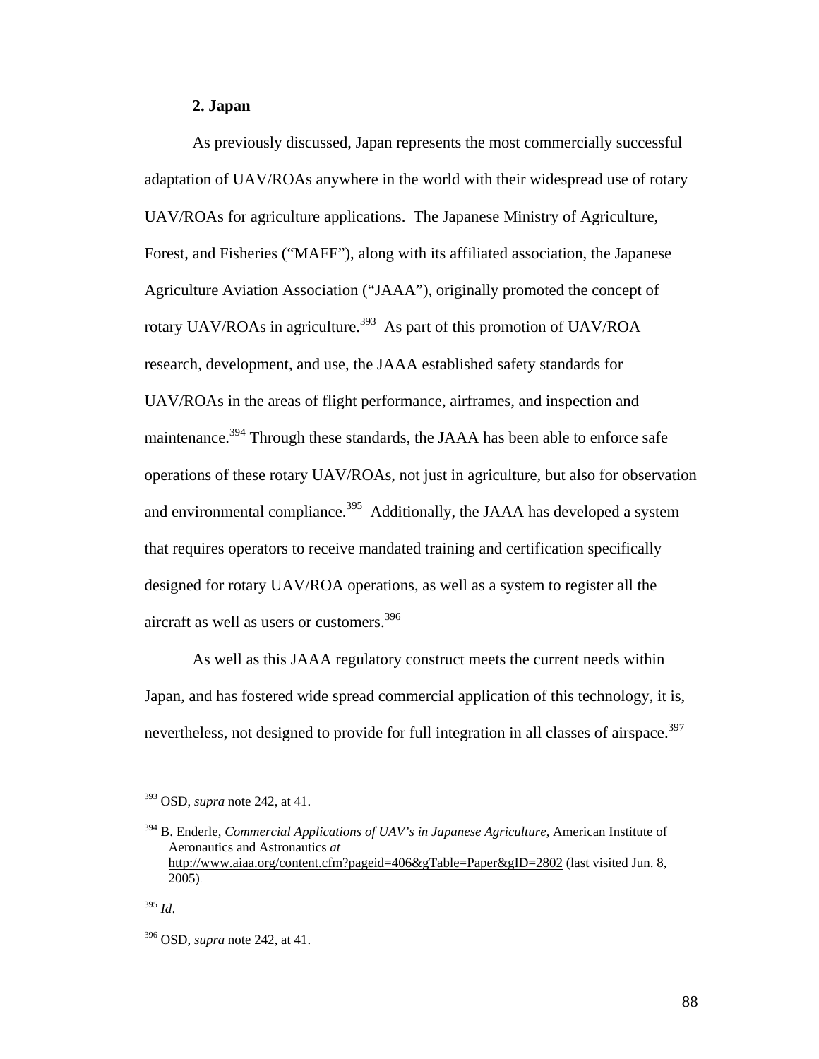**2. Japan**

As previously discussed, Japan represents the most commercially successful adaptation of UAV/ROAs anywhere in the world with their widespread use of rotary UAV/ROAs for agriculture applications. The Japanese Ministry of Agriculture, Forest, and Fisheries ("MAFF"), along with its affiliated association, the Japanese Agriculture Aviation Association ("JAAA"), originally promoted the concept of rotary UAV/ROAs in agriculture.[393] As part of this promotion of UAV/ROA research, development, and use, the JAAA established safety standards for UAV/ROAs in the areas of flight performance, airframes, and inspection and maintenance.[394] Through these standards, the JAAA has been able to enforce safe operations of these rotary UAV/ROAs, not just in agriculture, but also for observation and environmental compliance.[395] Additionally, the JAAA has developed a system that requires operators to receive mandated training and certification specifically designed for rotary UAV/ROA operations, as well as a system to register all the aircraft as well as users or customers.[396]

As well as this JAAA regulatory construct meets the current needs within Japan, and has fostered wide spread commercial application of this technology, it is, nevertheless, not designed to provide for full integration in all classes of airspace.[397]

---

[393] OSD, *supra* note 242, at 41.

[394] B. Enderle, *Commercial Applications of UAV's in Japanese Agriculture*, American Institute of Aeronautics and Astronautics *at* http://www.aiaa.org/content.cfm?pageid=406&gTable=Paper&gID=2802 (last visited Jun. 8, 2005).

[395] *Id*.

[396] OSD, *supra* note 242, at 41.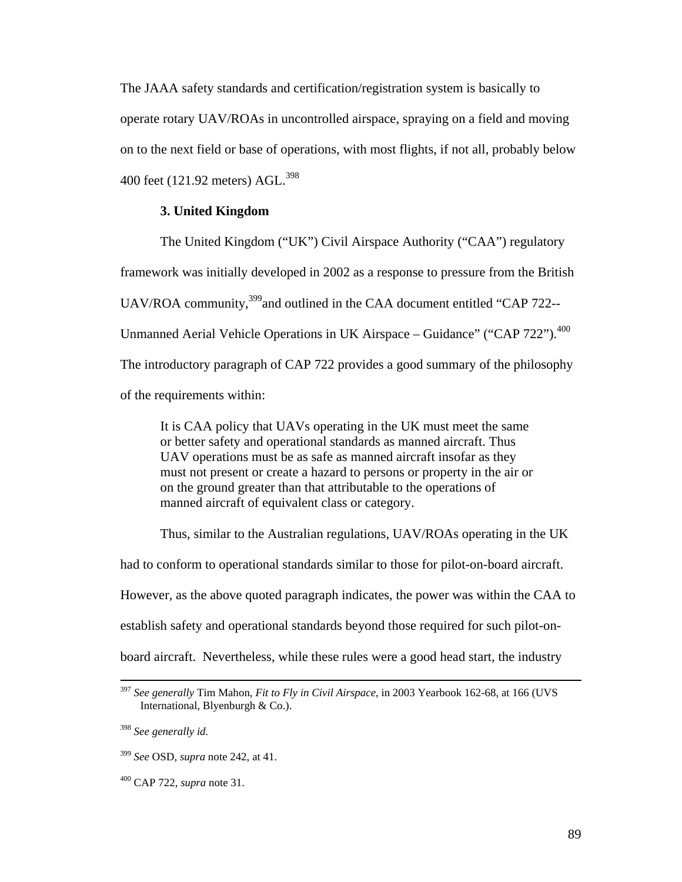The JAAA safety standards and certification/registration system is basically to operate rotary UAV/ROAs in uncontrolled airspace, spraying on a field and moving on to the next field or base of operations, with most flights, if not all, probably below 400 feet (121.92 meters) AGL.[398]

### 3. United Kingdom

The United Kingdom ("UK") Civil Airspace Authority ("CAA") regulatory framework was initially developed in 2002 as a response to pressure from the British UAV/ROA community,[399]and outlined in the CAA document entitled "CAP 722--Unmanned Aerial Vehicle Operations in UK Airspace – Guidance" ("CAP 722").[400] The introductory paragraph of CAP 722 provides a good summary of the philosophy of the requirements within:

> It is CAA policy that UAVs operating in the UK must meet the same or better safety and operational standards as manned aircraft. Thus UAV operations must be as safe as manned aircraft insofar as they must not present or create a hazard to persons or property in the air or on the ground greater than that attributable to the operations of manned aircraft of equivalent class or category.

Thus, similar to the Australian regulations, UAV/ROAs operating in the UK had to conform to operational standards similar to those for pilot-on-board aircraft. However, as the above quoted paragraph indicates, the power was within the CAA to establish safety and operational standards beyond those required for such pilot-on-board aircraft. Nevertheless, while these rules were a good head start, the industry

---

[397] *See generally* Tim Mahon, *Fit to Fly in Civil Airspace*, in 2003 Yearbook 162-68, at 166 (UVS International, Blyenburgh & Co.).

[398] *See generally id.*

[399] *See* OSD, *supra* note 242, at 41.

[400] CAP 722, *supra* note 31.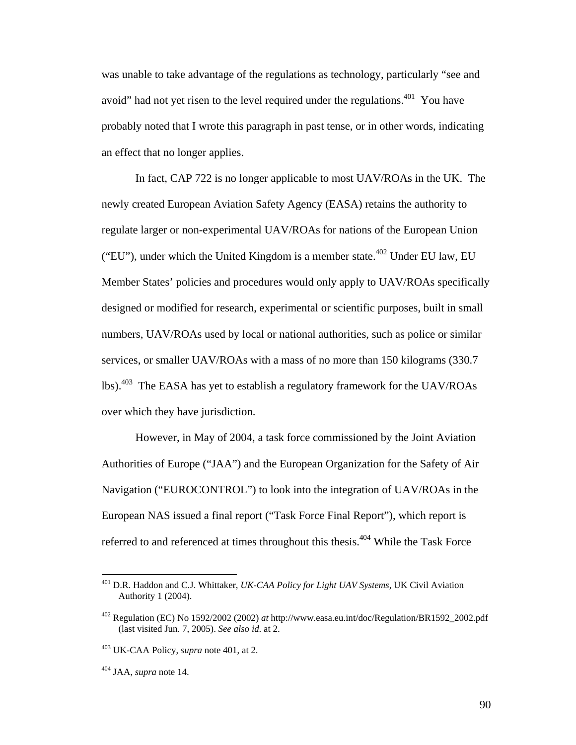was unable to take advantage of the regulations as technology, particularly "see and avoid" had not yet risen to the level required under the regulations.[401] You have probably noted that I wrote this paragraph in past tense, or in other words, indicating an effect that no longer applies.

In fact, CAP 722 is no longer applicable to most UAV/ROAs in the UK. The newly created European Aviation Safety Agency (EASA) retains the authority to regulate larger or non-experimental UAV/ROAs for nations of the European Union ("EU"), under which the United Kingdom is a member state.[402] Under EU law, EU Member States' policies and procedures would only apply to UAV/ROAs specifically designed or modified for research, experimental or scientific purposes, built in small numbers, UAV/ROAs used by local or national authorities, such as police or similar services, or smaller UAV/ROAs with a mass of no more than 150 kilograms (330.7 lbs).[403] The EASA has yet to establish a regulatory framework for the UAV/ROAs over which they have jurisdiction.

However, in May of 2004, a task force commissioned by the Joint Aviation Authorities of Europe ("JAA") and the European Organization for the Safety of Air Navigation ("EUROCONTROL") to look into the integration of UAV/ROAs in the European NAS issued a final report ("Task Force Final Report"), which report is referred to and referenced at times throughout this thesis.[404] While the Task Force

---

[401] D.R. Haddon and C.J. Whittaker, *UK-CAA Policy for Light UAV Systems*, UK Civil Aviation Authority 1 (2004).

[402] Regulation (EC) No 1592/2002 (2002) *at* http://www.easa.eu.int/doc/Regulation/BR1592_2002.pdf (last visited Jun. 7, 2005). *See also id.* at 2.

[403] UK-CAA Policy, *supra* note 401, at 2.

[404] JAA, *supra* note 14.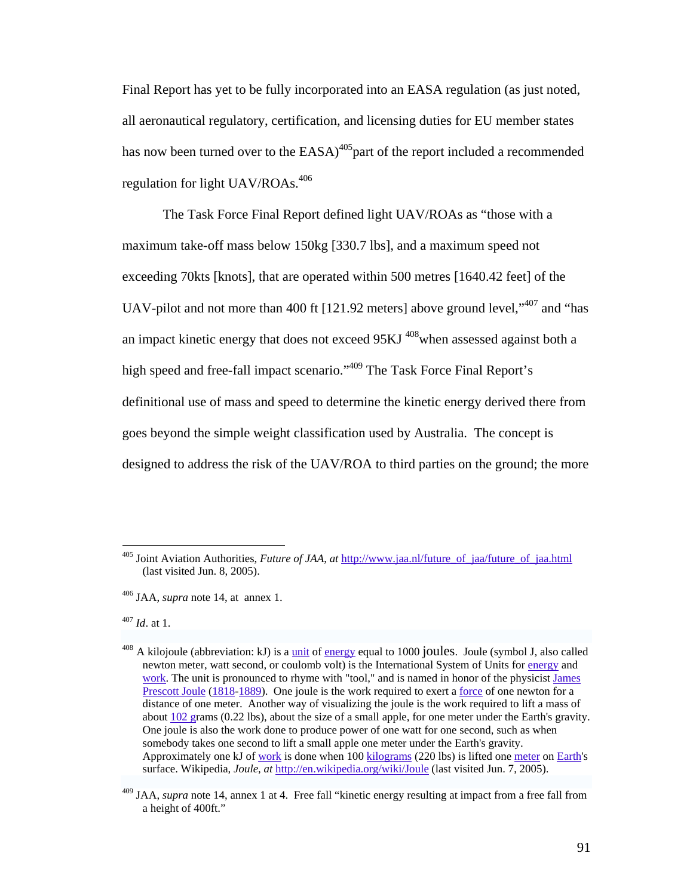Final Report has yet to be fully incorporated into an EASA regulation (as just noted, all aeronautical regulatory, certification, and licensing duties for EU member states has now been turned over to the EASA)[405]part of the report included a recommended regulation for light UAV/ROAs.[406]

The Task Force Final Report defined light UAV/ROAs as "those with a maximum take-off mass below 150kg [330.7 lbs], and a maximum speed not exceeding 70kts [knots], that are operated within 500 metres [1640.42 feet] of the UAV-pilot and not more than 400 ft [121.92 meters] above ground level,"[407] and "has an impact kinetic energy that does not exceed 95KJ [408]when assessed against both a high speed and free-fall impact scenario."[409] The Task Force Final Report's definitional use of mass and speed to determine the kinetic energy derived there from goes beyond the simple weight classification used by Australia. The concept is designed to address the risk of the UAV/ROA to third parties on the ground; the more

---

[405] Joint Aviation Authorities, *Future of JAA*, *at* http://www.jaa.nl/future_of_jaa/future_of_jaa.html (last visited Jun. 8, 2005).

[406] JAA, *supra* note 14, at annex 1.

[407] *Id*. at 1.

[408] A kilojoule (abbreviation: kJ) is a unit of energy equal to 1000 joules. Joule (symbol J, also called newton meter, watt second, or coulomb volt) is the International System of Units for energy and work. The unit is pronounced to rhyme with "tool," and is named in honor of the physicist James Prescott Joule (1818-1889). One joule is the work required to exert a force of one newton for a distance of one meter. Another way of visualizing the joule is the work required to lift a mass of about 102 grams (0.22 lbs), about the size of a small apple, for one meter under the Earth's gravity. One joule is also the work done to produce power of one watt for one second, such as when somebody takes one second to lift a small apple one meter under the Earth's gravity. Approximately one kJ of work is done when 100 kilograms (220 lbs) is lifted one meter on Earth's surface. Wikipedia, *Joule*, *at* http://en.wikipedia.org/wiki/Joule (last visited Jun. 7, 2005).

[409] JAA, *supra* note 14, annex 1 at 4. Free fall "kinetic energy resulting at impact from a free fall from a height of 400ft."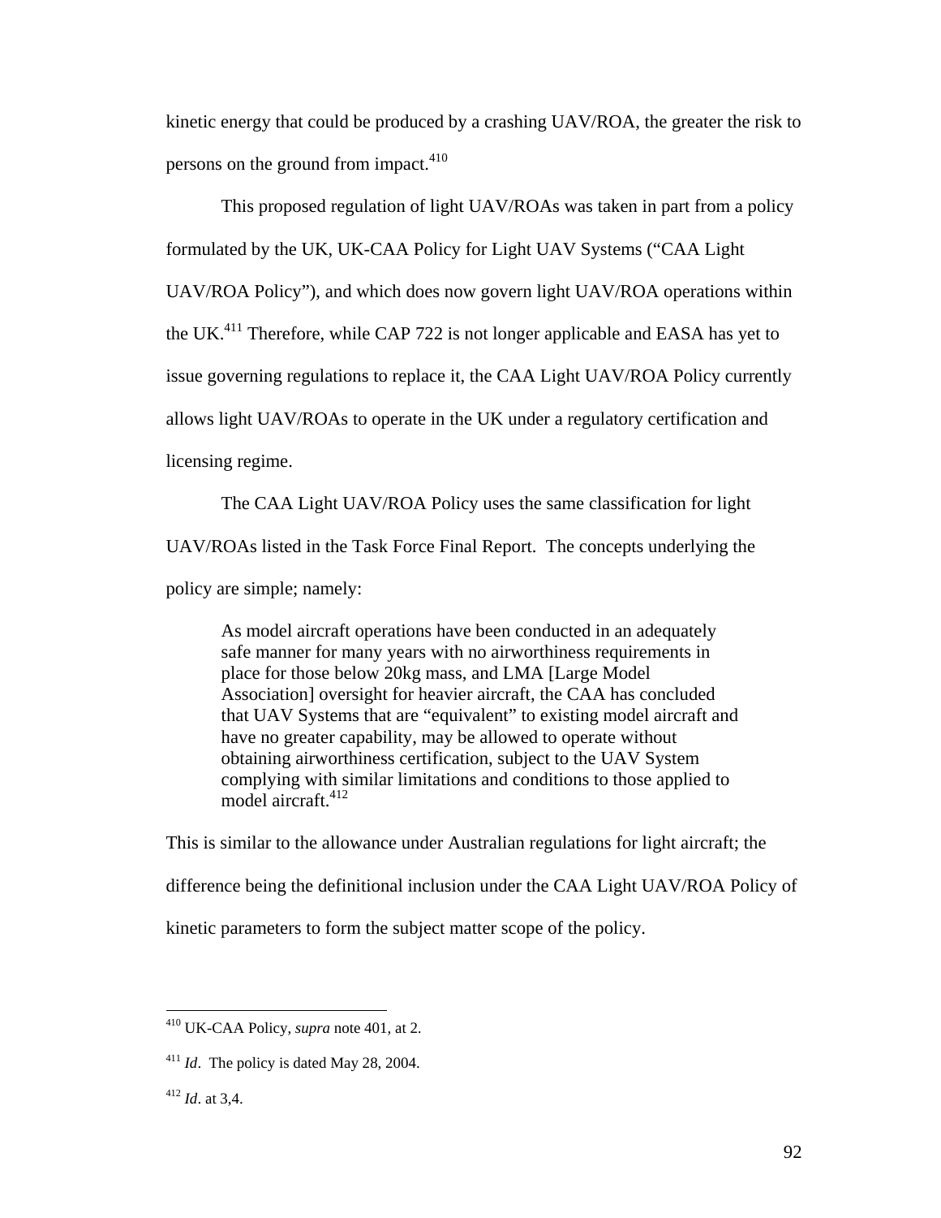kinetic energy that could be produced by a crashing UAV/ROA, the greater the risk to persons on the ground from impact.[410]

This proposed regulation of light UAV/ROAs was taken in part from a policy formulated by the UK, UK-CAA Policy for Light UAV Systems ("CAA Light UAV/ROA Policy"), and which does now govern light UAV/ROA operations within the UK.[411] Therefore, while CAP 722 is not longer applicable and EASA has yet to issue governing regulations to replace it, the CAA Light UAV/ROA Policy currently allows light UAV/ROAs to operate in the UK under a regulatory certification and licensing regime.

The CAA Light UAV/ROA Policy uses the same classification for light UAV/ROAs listed in the Task Force Final Report. The concepts underlying the policy are simple; namely:

> As model aircraft operations have been conducted in an adequately safe manner for many years with no airworthiness requirements in place for those below 20kg mass, and LMA [Large Model Association] oversight for heavier aircraft, the CAA has concluded that UAV Systems that are "equivalent" to existing model aircraft and have no greater capability, may be allowed to operate without obtaining airworthiness certification, subject to the UAV System complying with similar limitations and conditions to those applied to model aircraft.[412]

This is similar to the allowance under Australian regulations for light aircraft; the difference being the definitional inclusion under the CAA Light UAV/ROA Policy of kinetic parameters to form the subject matter scope of the policy.

---

[410] UK-CAA Policy, *supra* note 401, at 2.

[411] *Id*. The policy is dated May 28, 2004.

[412] *Id*. at 3,4.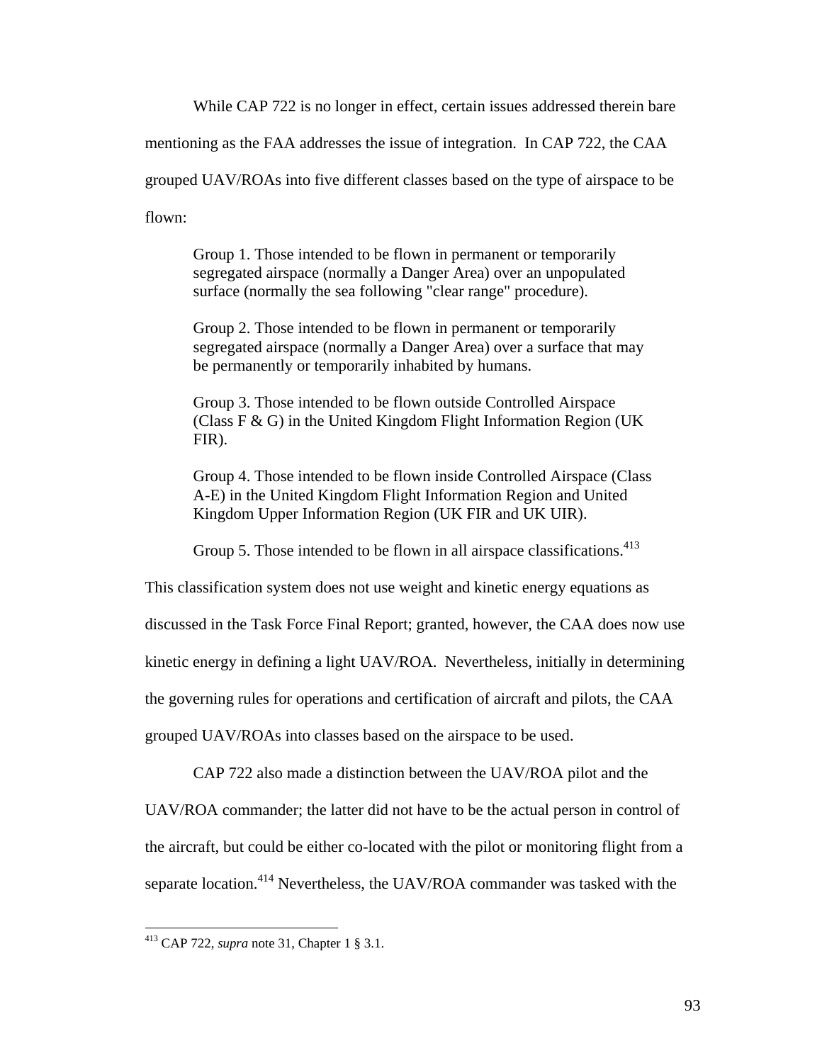While CAP 722 is no longer in effect, certain issues addressed therein bare mentioning as the FAA addresses the issue of integration. In CAP 722, the CAA grouped UAV/ROAs into five different classes based on the type of airspace to be flown:

> Group 1. Those intended to be flown in permanent or temporarily segregated airspace (normally a Danger Area) over an unpopulated surface (normally the sea following "clear range" procedure).
>
> Group 2. Those intended to be flown in permanent or temporarily segregated airspace (normally a Danger Area) over a surface that may be permanently or temporarily inhabited by humans.
>
> Group 3. Those intended to be flown outside Controlled Airspace (Class F & G) in the United Kingdom Flight Information Region (UK FIR).
>
> Group 4. Those intended to be flown inside Controlled Airspace (Class A-E) in the United Kingdom Flight Information Region and United Kingdom Upper Information Region (UK FIR and UK UIR).
>
> Group 5. Those intended to be flown in all airspace classifications.[413]

This classification system does not use weight and kinetic energy equations as discussed in the Task Force Final Report; granted, however, the CAA does now use kinetic energy in defining a light UAV/ROA. Nevertheless, initially in determining the governing rules for operations and certification of aircraft and pilots, the CAA grouped UAV/ROAs into classes based on the airspace to be used.

CAP 722 also made a distinction between the UAV/ROA pilot and the UAV/ROA commander; the latter did not have to be the actual person in control of the aircraft, but could be either co-located with the pilot or monitoring flight from a separate location.[414] Nevertheless, the UAV/ROA commander was tasked with the

---

[413] CAP 722, *supra* note 31, Chapter 1 § 3.1.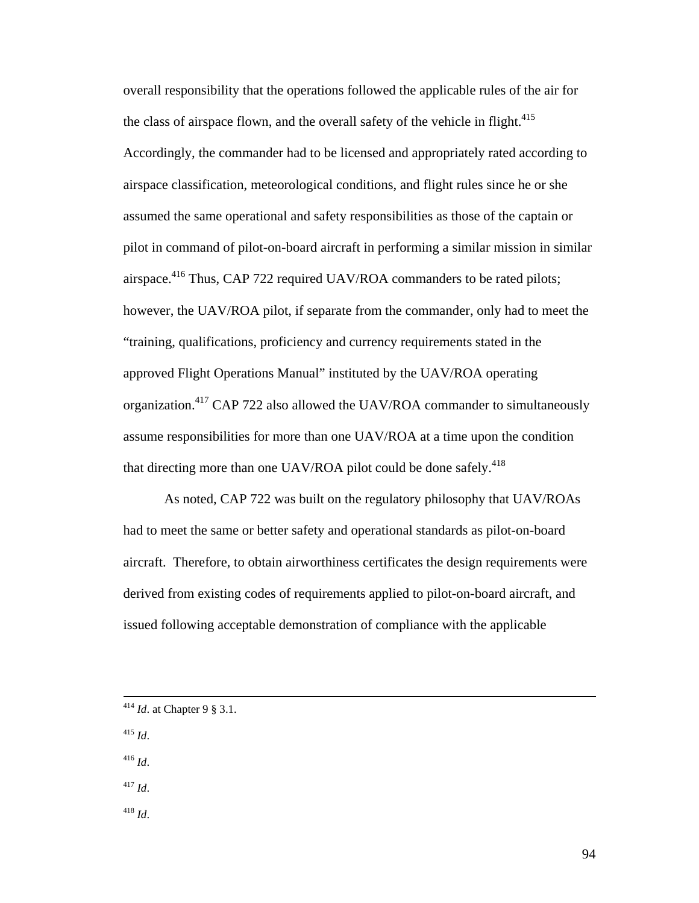overall responsibility that the operations followed the applicable rules of the air for the class of airspace flown, and the overall safety of the vehicle in flight.[415] Accordingly, the commander had to be licensed and appropriately rated according to airspace classification, meteorological conditions, and flight rules since he or she assumed the same operational and safety responsibilities as those of the captain or pilot in command of pilot-on-board aircraft in performing a similar mission in similar airspace.[416] Thus, CAP 722 required UAV/ROA commanders to be rated pilots; however, the UAV/ROA pilot, if separate from the commander, only had to meet the "training, qualifications, proficiency and currency requirements stated in the approved Flight Operations Manual" instituted by the UAV/ROA operating organization.[417] CAP 722 also allowed the UAV/ROA commander to simultaneously assume responsibilities for more than one UAV/ROA at a time upon the condition that directing more than one UAV/ROA pilot could be done safely.[418]

As noted, CAP 722 was built on the regulatory philosophy that UAV/ROAs had to meet the same or better safety and operational standards as pilot-on-board aircraft. Therefore, to obtain airworthiness certificates the design requirements were derived from existing codes of requirements applied to pilot-on-board aircraft, and issued following acceptable demonstration of compliance with the applicable

---

[414] *Id*. at Chapter 9 § 3.1.

[415] *Id*.

[416] *Id*.

[417] *Id*.

[418] *Id*.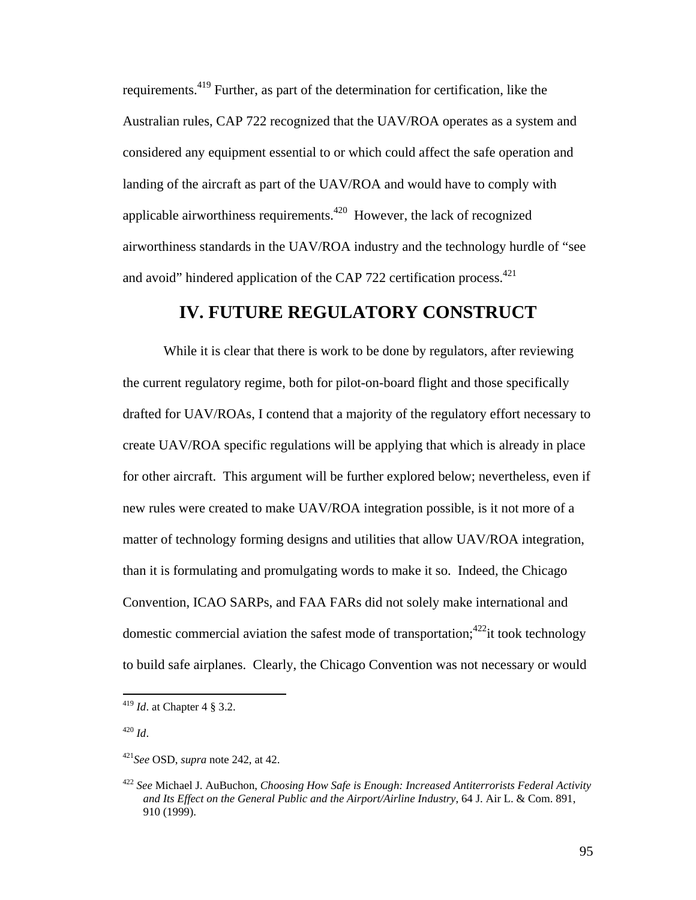requirements.[419] Further, as part of the determination for certification, like the Australian rules, CAP 722 recognized that the UAV/ROA operates as a system and considered any equipment essential to or which could affect the safe operation and landing of the aircraft as part of the UAV/ROA and would have to comply with applicable airworthiness requirements.[420] However, the lack of recognized airworthiness standards in the UAV/ROA industry and the technology hurdle of "see and avoid" hindered application of the CAP 722 certification process.[421]

## IV. FUTURE REGULATORY CONSTRUCT

While it is clear that there is work to be done by regulators, after reviewing the current regulatory regime, both for pilot-on-board flight and those specifically drafted for UAV/ROAs, I contend that a majority of the regulatory effort necessary to create UAV/ROA specific regulations will be applying that which is already in place for other aircraft. This argument will be further explored below; nevertheless, even if new rules were created to make UAV/ROA integration possible, is it not more of a matter of technology forming designs and utilities that allow UAV/ROA integration, than it is formulating and promulgating words to make it so. Indeed, the Chicago Convention, ICAO SARPs, and FAA FARs did not solely make international and domestic commercial aviation the safest mode of transportation;[422]it took technology to build safe airplanes. Clearly, the Chicago Convention was not necessary or would

---

[419] *Id*. at Chapter 4 § 3.2.

[420] *Id*.

[421] *See* OSD, *supra* note 242, at 42.

[422] *See* Michael J. AuBuchon, *Choosing How Safe is Enough: Increased Antiterrorists Federal Activity and Its Effect on the General Public and the Airport/Airline Industry*, 64 J. Air L. & Com. 891, 910 (1999).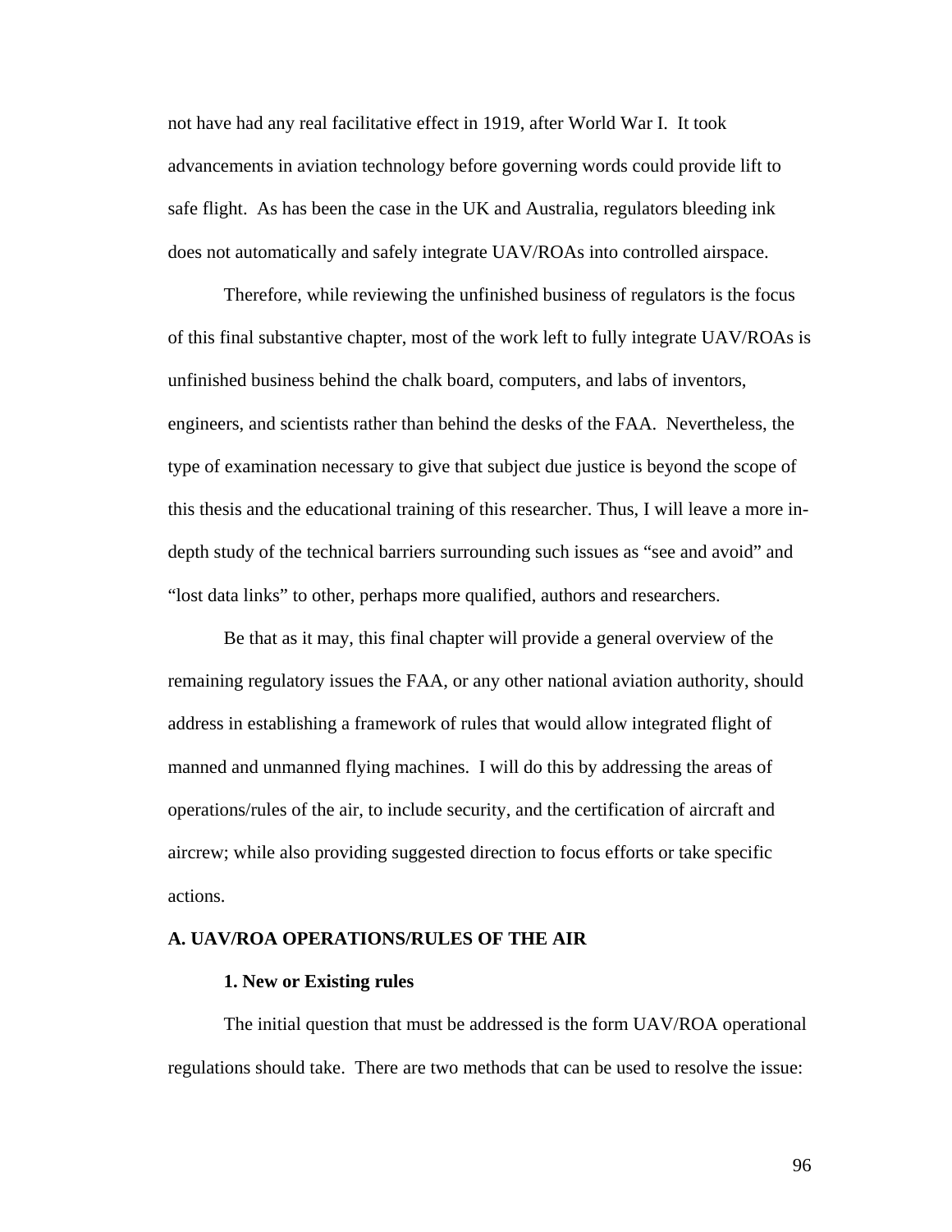not have had any real facilitative effect in 1919, after World War I. It took advancements in aviation technology before governing words could provide lift to safe flight. As has been the case in the UK and Australia, regulators bleeding ink does not automatically and safely integrate UAV/ROAs into controlled airspace.

Therefore, while reviewing the unfinished business of regulators is the focus of this final substantive chapter, most of the work left to fully integrate UAV/ROAs is unfinished business behind the chalk board, computers, and labs of inventors, engineers, and scientists rather than behind the desks of the FAA. Nevertheless, the type of examination necessary to give that subject due justice is beyond the scope of this thesis and the educational training of this researcher. Thus, I will leave a more in-depth study of the technical barriers surrounding such issues as "see and avoid" and "lost data links" to other, perhaps more qualified, authors and researchers.

Be that as it may, this final chapter will provide a general overview of the remaining regulatory issues the FAA, or any other national aviation authority, should address in establishing a framework of rules that would allow integrated flight of manned and unmanned flying machines. I will do this by addressing the areas of operations/rules of the air, to include security, and the certification of aircraft and aircrew; while also providing suggested direction to focus efforts or take specific actions.

## A. UAV/ROA OPERATIONS/RULES OF THE AIR

### 1. New or Existing rules

The initial question that must be addressed is the form UAV/ROA operational regulations should take. There are two methods that can be used to resolve the issue: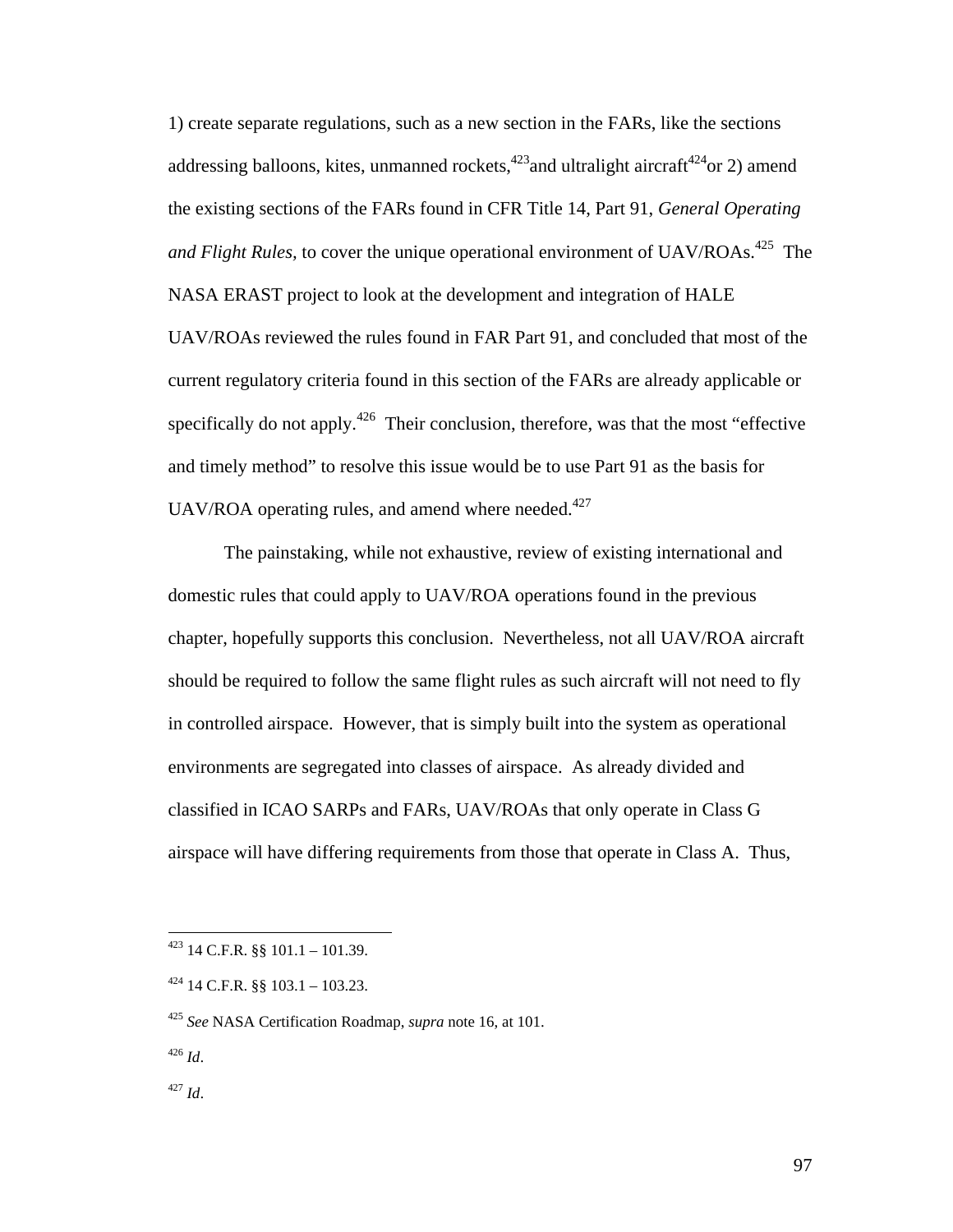1) create separate regulations, such as a new section in the FARs, like the sections addressing balloons, kites, unmanned rockets,[423] and ultralight aircraft[424] or 2) amend the existing sections of the FARs found in CFR Title 14, Part 91, *General Operating and Flight Rules,* to cover the unique operational environment of UAV/ROAs.[425] The NASA ERAST project to look at the development and integration of HALE UAV/ROAs reviewed the rules found in FAR Part 91, and concluded that most of the current regulatory criteria found in this section of the FARs are already applicable or specifically do not apply.[426] Their conclusion, therefore, was that the most "effective and timely method" to resolve this issue would be to use Part 91 as the basis for UAV/ROA operating rules, and amend where needed.[427]

The painstaking, while not exhaustive, review of existing international and domestic rules that could apply to UAV/ROA operations found in the previous chapter, hopefully supports this conclusion. Nevertheless, not all UAV/ROA aircraft should be required to follow the same flight rules as such aircraft will not need to fly in controlled airspace. However, that is simply built into the system as operational environments are segregated into classes of airspace. As already divided and classified in ICAO SARPs and FARs, UAV/ROAs that only operate in Class G airspace will have differing requirements from those that operate in Class A. Thus,

---

[423] 14 C.F.R. §§ 101.1 – 101.39.

[424] 14 C.F.R. §§ 103.1 – 103.23.

[425] *See* NASA Certification Roadmap, *supra* note 16, at 101.

[426] *Id*.

[427] *Id*.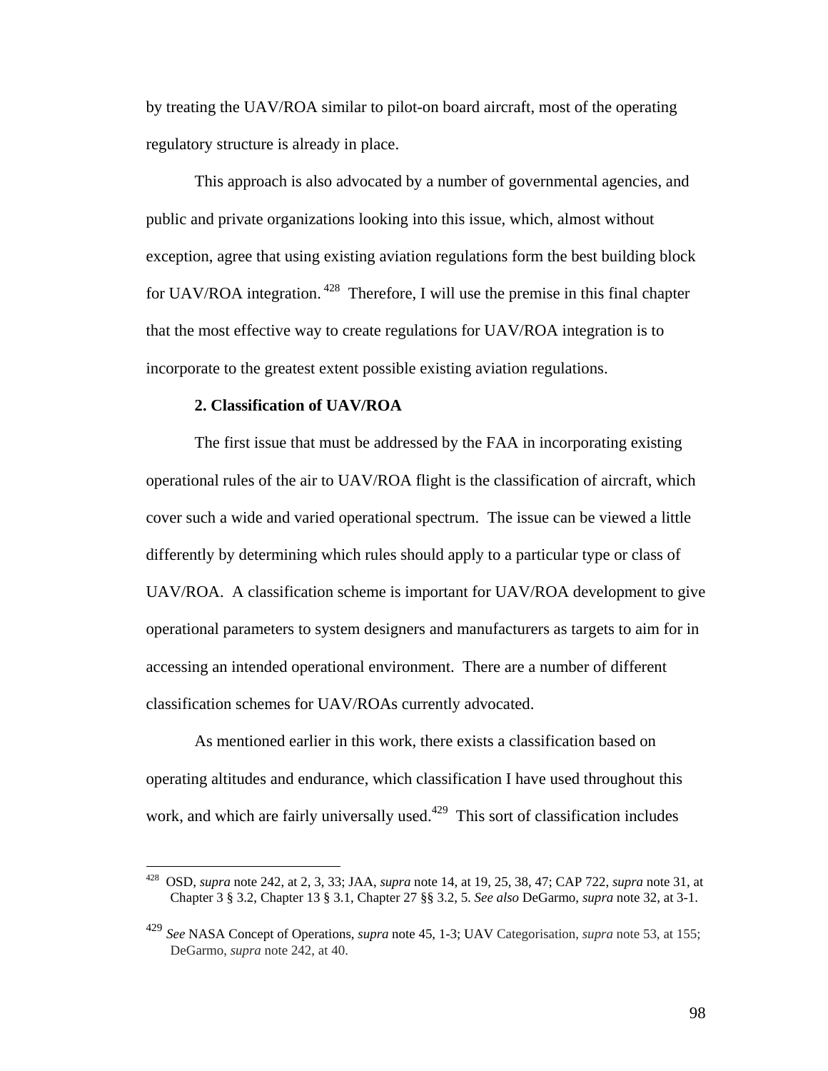by treating the UAV/ROA similar to pilot-on board aircraft, most of the operating regulatory structure is already in place.

This approach is also advocated by a number of governmental agencies, and public and private organizations looking into this issue, which, almost without exception, agree that using existing aviation regulations form the best building block for UAV/ROA integration.[428] Therefore, I will use the premise in this final chapter that the most effective way to create regulations for UAV/ROA integration is to incorporate to the greatest extent possible existing aviation regulations.

**2. Classification of UAV/ROA**

The first issue that must be addressed by the FAA in incorporating existing operational rules of the air to UAV/ROA flight is the classification of aircraft, which cover such a wide and varied operational spectrum. The issue can be viewed a little differently by determining which rules should apply to a particular type or class of UAV/ROA. A classification scheme is important for UAV/ROA development to give operational parameters to system designers and manufacturers as targets to aim for in accessing an intended operational environment. There are a number of different classification schemes for UAV/ROAs currently advocated.

As mentioned earlier in this work, there exists a classification based on operating altitudes and endurance, which classification I have used throughout this work, and which are fairly universally used.[429] This sort of classification includes

---

[428] OSD, *supra* note 242, at 2, 3, 33; JAA, *supra* note 14, at 19, 25, 38, 47; CAP 722, *supra* note 31, at Chapter 3 § 3.2, Chapter 13 § 3.1, Chapter 27 §§ 3.2, 5. *See also* DeGarmo, *supra* note 32, at 3-1.

[429] *See* NASA Concept of Operations, *supra* note 45, 1-3; UAV Categorisation, *supra* note 53, at 155; DeGarmo, *supra* note 242, at 40.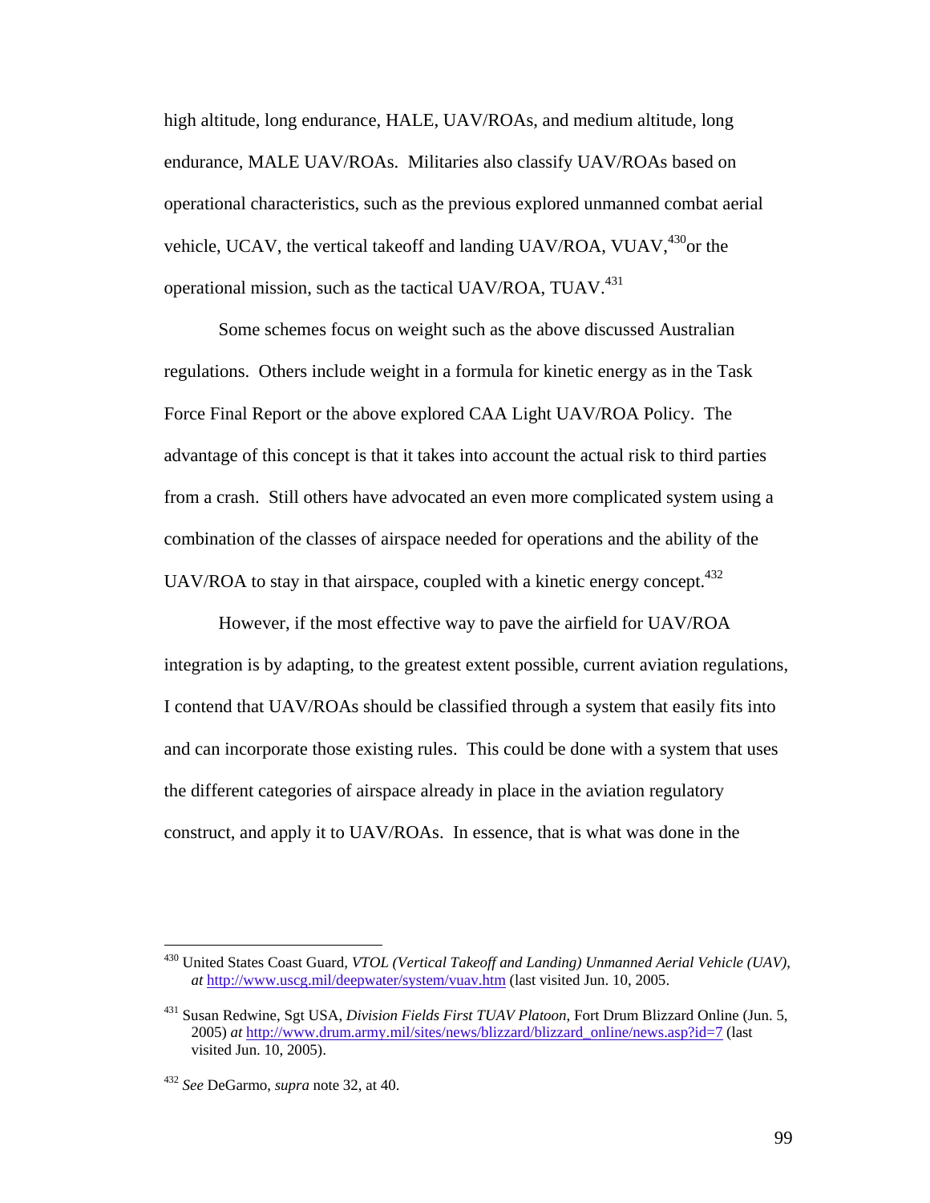high altitude, long endurance, HALE, UAV/ROAs, and medium altitude, long endurance, MALE UAV/ROAs. Militaries also classify UAV/ROAs based on operational characteristics, such as the previous explored unmanned combat aerial vehicle, UCAV, the vertical takeoff and landing UAV/ROA, VUAV,[430]or the operational mission, such as the tactical UAV/ROA, TUAV.[431]

Some schemes focus on weight such as the above discussed Australian regulations. Others include weight in a formula for kinetic energy as in the Task Force Final Report or the above explored CAA Light UAV/ROA Policy. The advantage of this concept is that it takes into account the actual risk to third parties from a crash. Still others have advocated an even more complicated system using a combination of the classes of airspace needed for operations and the ability of the UAV/ROA to stay in that airspace, coupled with a kinetic energy concept.[432]

However, if the most effective way to pave the airfield for UAV/ROA integration is by adapting, to the greatest extent possible, current aviation regulations, I contend that UAV/ROAs should be classified through a system that easily fits into and can incorporate those existing rules. This could be done with a system that uses the different categories of airspace already in place in the aviation regulatory construct, and apply it to UAV/ROAs. In essence, that is what was done in the

---

[430] United States Coast Guard, *VTOL (Vertical Takeoff and Landing) Unmanned Aerial Vehicle (UAV)*, *at* http://www.uscg.mil/deepwater/system/vuav.htm (last visited Jun. 10, 2005.

[431] Susan Redwine, Sgt USA, *Division Fields First TUAV Platoon*, Fort Drum Blizzard Online (Jun. 5, 2005) *at* http://www.drum.army.mil/sites/news/blizzard/blizzard_online/news.asp?id=7 (last visited Jun. 10, 2005).

[432] *See* DeGarmo, *supra* note 32, at 40.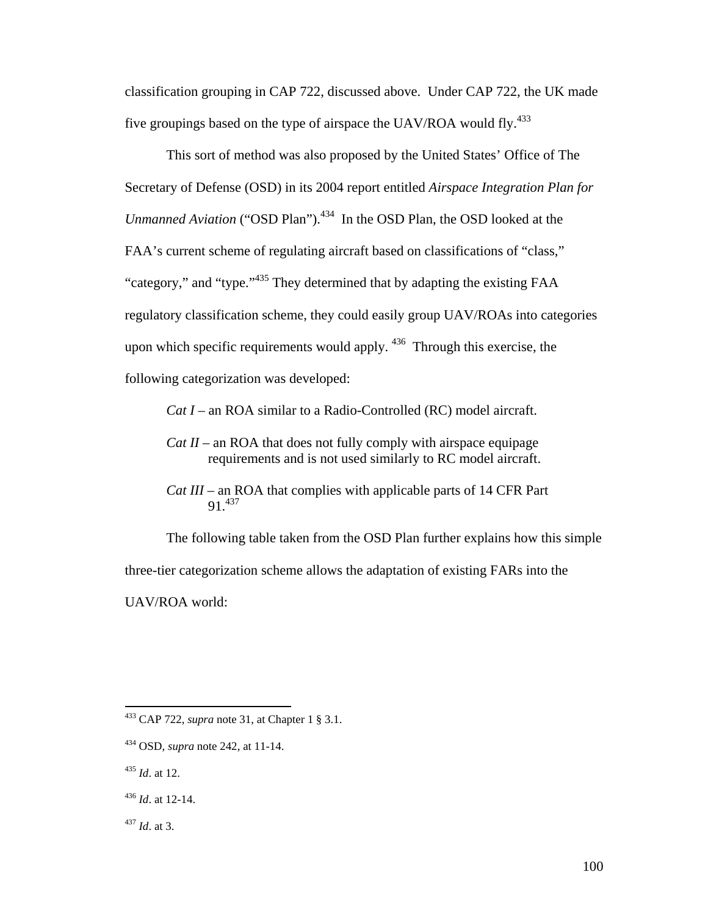classification grouping in CAP 722, discussed above. Under CAP 722, the UK made five groupings based on the type of airspace the UAV/ROA would fly.[433]

This sort of method was also proposed by the United States' Office of The Secretary of Defense (OSD) in its 2004 report entitled *Airspace Integration Plan for Unmanned Aviation* ("OSD Plan").[434] In the OSD Plan, the OSD looked at the FAA's current scheme of regulating aircraft based on classifications of "class," "category," and "type."[435] They determined that by adapting the existing FAA regulatory classification scheme, they could easily group UAV/ROAs into categories upon which specific requirements would apply.[436] Through this exercise, the following categorization was developed:

> *Cat I* – an ROA similar to a Radio-Controlled (RC) model aircraft.
>
> *Cat II* – an ROA that does not fully comply with airspace equipage requirements and is not used similarly to RC model aircraft.
>
> *Cat III* – an ROA that complies with applicable parts of 14 CFR Part 91.[437]

The following table taken from the OSD Plan further explains how this simple three-tier categorization scheme allows the adaptation of existing FARs into the UAV/ROA world:

---

[433] CAP 722, *supra* note 31, at Chapter 1 § 3.1.

[434] OSD, *supra* note 242, at 11-14.

[435] *Id*. at 12.

[436] *Id*. at 12-14.

[437] *Id*. at 3.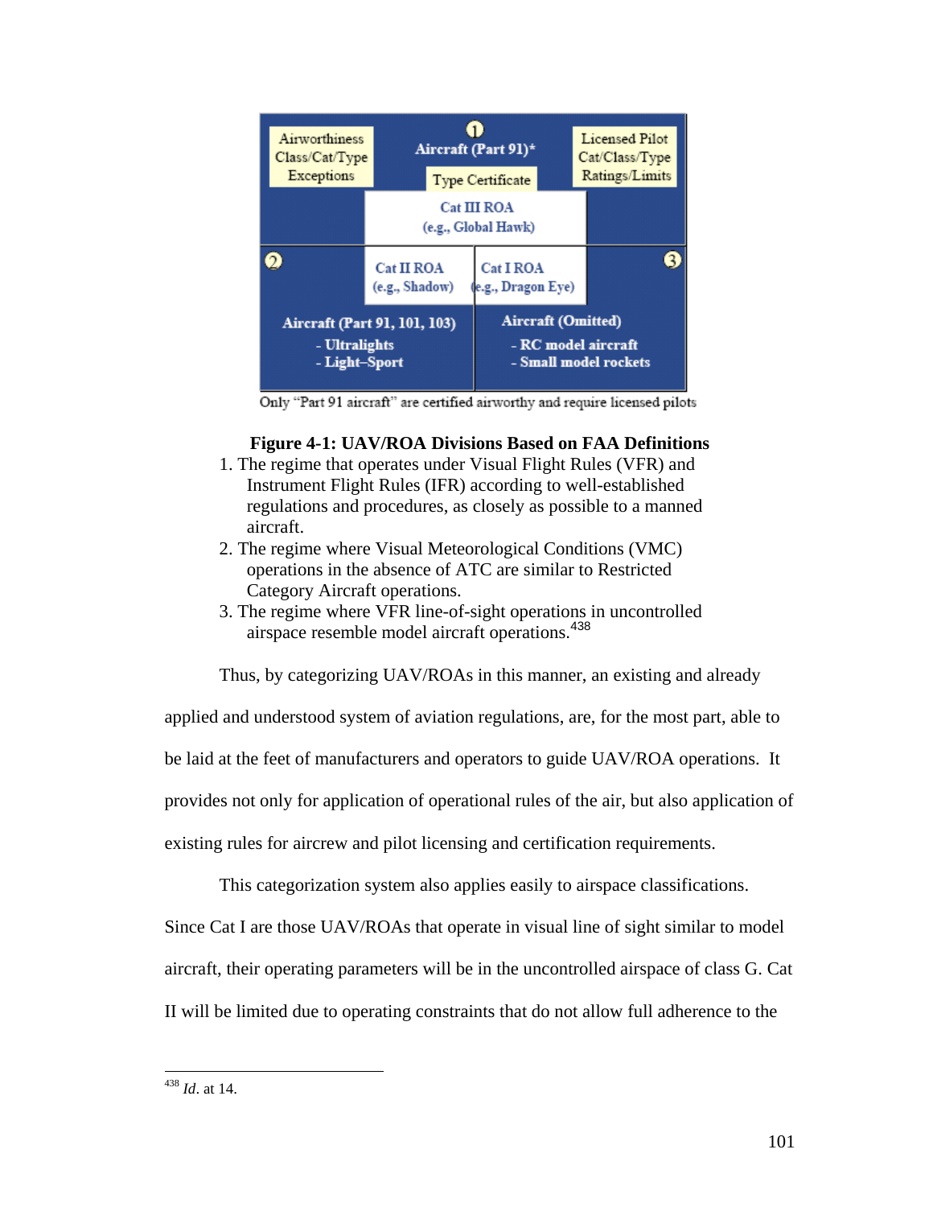Airworthiness Class/Cat/Type Exceptions | ① Aircraft (Part 91)* | Type Certificate | Licensed Pilot Cat/Class/Type Ratings/Limits

Cat III ROA (e.g., Global Hawk)

② Cat II ROA (e.g., Shadow) | Cat I ROA (e.g., Dragon Eye) ③

Aircraft (Part 91, 101, 103)
- Ultralights
- Light–Sport

Aircraft (Omitted)
- RC model aircraft
- Small model rockets

Only "Part 91 aircraft" are certified airworthy and require licensed pilots

**Figure 4-1: UAV/ROA Divisions Based on FAA Definitions**

1. The regime that operates under Visual Flight Rules (VFR) and Instrument Flight Rules (IFR) according to well-established regulations and procedures, as closely as possible to a manned aircraft.
2. The regime where Visual Meteorological Conditions (VMC) operations in the absence of ATC are similar to Restricted Category Aircraft operations.
3. The regime where VFR line-of-sight operations in uncontrolled airspace resemble model aircraft operations.[438]

Thus, by categorizing UAV/ROAs in this manner, an existing and already applied and understood system of aviation regulations, are, for the most part, able to be laid at the feet of manufacturers and operators to guide UAV/ROA operations. It provides not only for application of operational rules of the air, but also application of existing rules for aircrew and pilot licensing and certification requirements.

This categorization system also applies easily to airspace classifications. Since Cat I are those UAV/ROAs that operate in visual line of sight similar to model aircraft, their operating parameters will be in the uncontrolled airspace of class G. Cat II will be limited due to operating constraints that do not allow full adherence to the

[438] *Id*. at 14.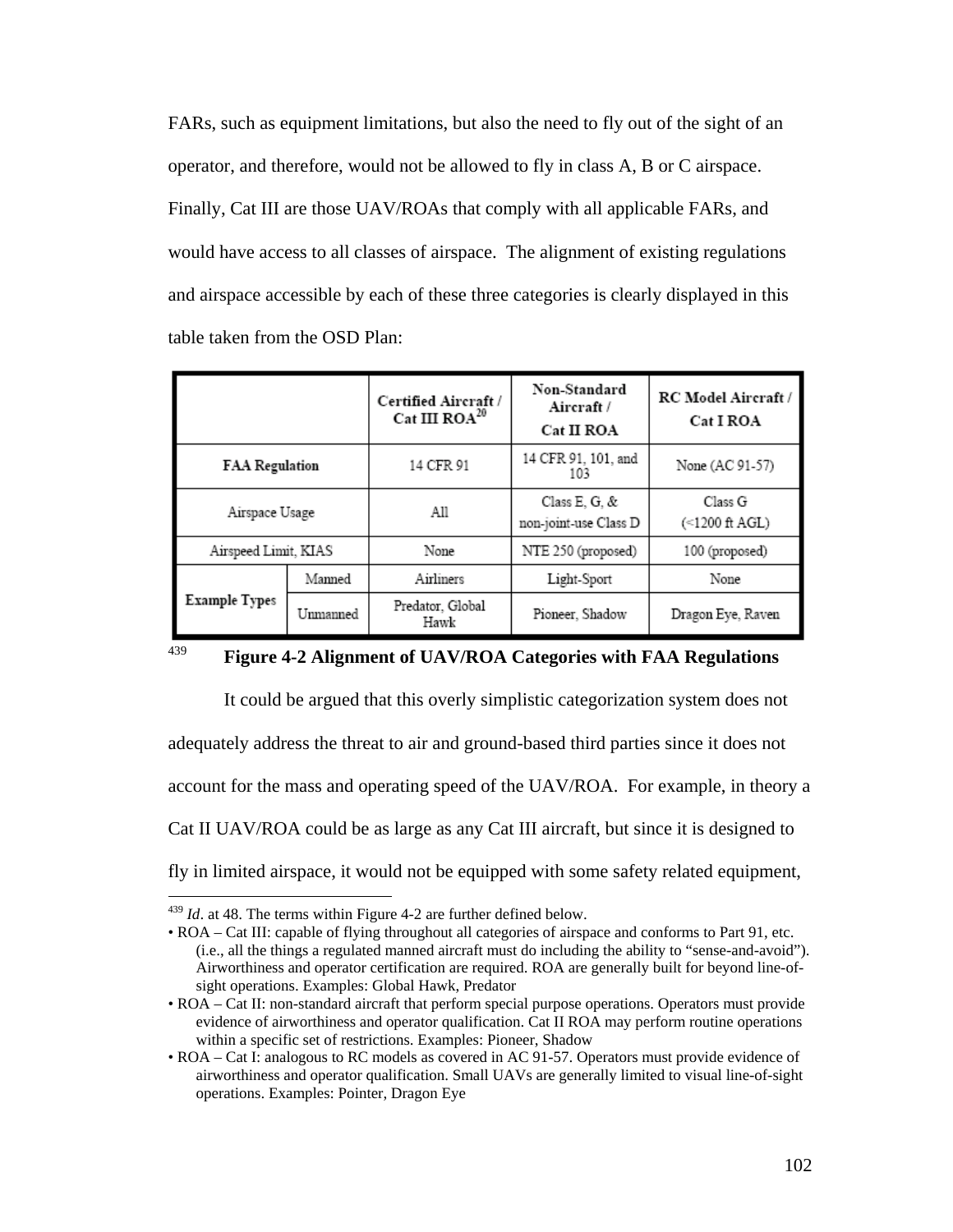FARs, such as equipment limitations, but also the need to fly out of the sight of an operator, and therefore, would not be allowed to fly in class A, B or C airspace. Finally, Cat III are those UAV/ROAs that comply with all applicable FARs, and would have access to all classes of airspace. The alignment of existing regulations and airspace accessible by each of these three categories is clearly displayed in this table taken from the OSD Plan:

| | | Certified Aircraft / Cat III ROA[20] | Non-Standard Aircraft / Cat II ROA | RC Model Aircraft / Cat I ROA |
|---|---|---|---|---|
| **FAA Regulation** | | 14 CFR 91 | 14 CFR 91, 101, and 103 | None (AC 91-57) |
| Airspace Usage | | All | Class E, G, & non-joint-use Class D | Class G (<1200 ft AGL) |
| Airspeed Limit, KIAS | | None | NTE 250 (proposed) | 100 (proposed) |
| **Example Types** | Manned | Airliners | Light-Sport | None |
| | Unmanned | Predator, Global Hawk | Pioneer, Shadow | Dragon Eye, Raven |

[439] **Figure 4-2 Alignment of UAV/ROA Categories with FAA Regulations**

It could be argued that this overly simplistic categorization system does not adequately address the threat to air and ground-based third parties since it does not account for the mass and operating speed of the UAV/ROA. For example, in theory a Cat II UAV/ROA could be as large as any Cat III aircraft, but since it is designed to fly in limited airspace, it would not be equipped with some safety related equipment,

---

[439] *Id*. at 48. The terms within Figure 4-2 are further defined below.

- ROA – Cat III: capable of flying throughout all categories of airspace and conforms to Part 91, etc. (i.e., all the things a regulated manned aircraft must do including the ability to "sense-and-avoid"). Airworthiness and operator certification are required. ROA are generally built for beyond line-of-sight operations. Examples: Global Hawk, Predator
- ROA – Cat II: non-standard aircraft that perform special purpose operations. Operators must provide evidence of airworthiness and operator qualification. Cat II ROA may perform routine operations within a specific set of restrictions. Examples: Pioneer, Shadow
- ROA – Cat I: analogous to RC models as covered in AC 91-57. Operators must provide evidence of airworthiness and operator qualification. Small UAVs are generally limited to visual line-of-sight operations. Examples: Pointer, Dragon Eye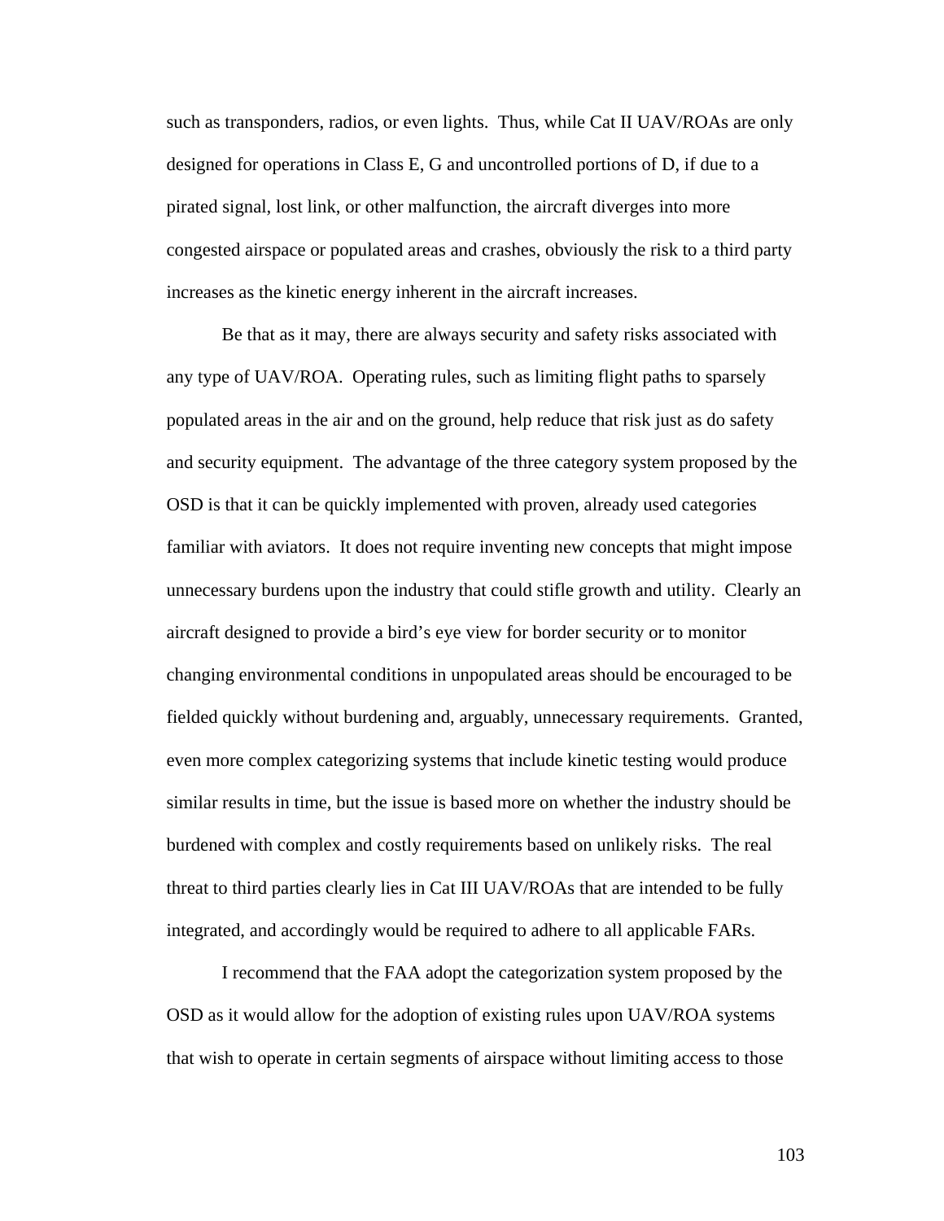such as transponders, radios, or even lights. Thus, while Cat II UAV/ROAs are only designed for operations in Class E, G and uncontrolled portions of D, if due to a pirated signal, lost link, or other malfunction, the aircraft diverges into more congested airspace or populated areas and crashes, obviously the risk to a third party increases as the kinetic energy inherent in the aircraft increases.

Be that as it may, there are always security and safety risks associated with any type of UAV/ROA. Operating rules, such as limiting flight paths to sparsely populated areas in the air and on the ground, help reduce that risk just as do safety and security equipment. The advantage of the three category system proposed by the OSD is that it can be quickly implemented with proven, already used categories familiar with aviators. It does not require inventing new concepts that might impose unnecessary burdens upon the industry that could stifle growth and utility. Clearly an aircraft designed to provide a bird's eye view for border security or to monitor changing environmental conditions in unpopulated areas should be encouraged to be fielded quickly without burdening and, arguably, unnecessary requirements. Granted, even more complex categorizing systems that include kinetic testing would produce similar results in time, but the issue is based more on whether the industry should be burdened with complex and costly requirements based on unlikely risks. The real threat to third parties clearly lies in Cat III UAV/ROAs that are intended to be fully integrated, and accordingly would be required to adhere to all applicable FARs.

I recommend that the FAA adopt the categorization system proposed by the OSD as it would allow for the adoption of existing rules upon UAV/ROA systems that wish to operate in certain segments of airspace without limiting access to those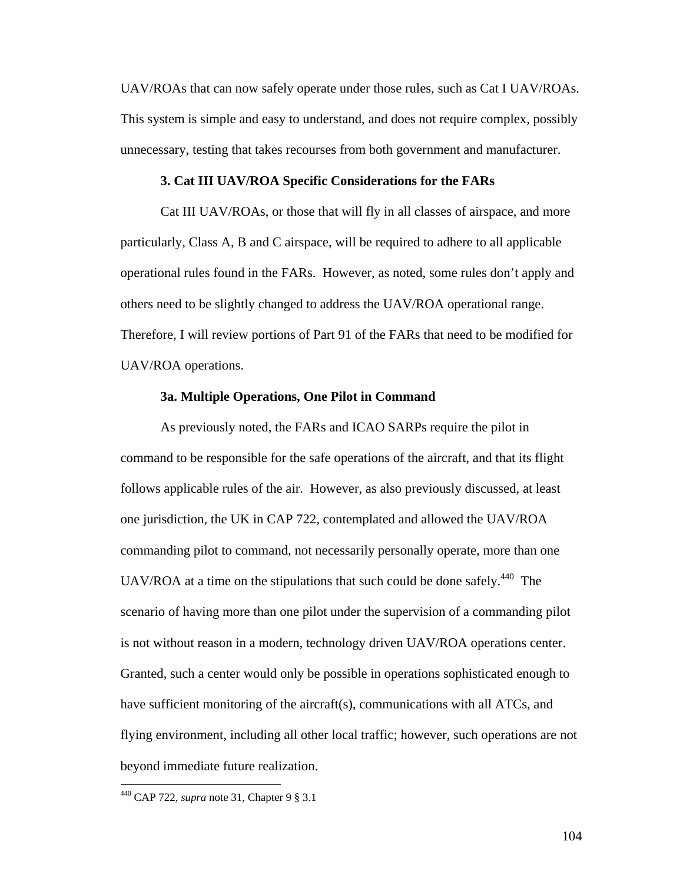UAV/ROAs that can now safely operate under those rules, such as Cat I UAV/ROAs. This system is simple and easy to understand, and does not require complex, possibly unnecessary, testing that takes recourses from both government and manufacturer.

### 3. Cat III UAV/ROA Specific Considerations for the FARs

Cat III UAV/ROAs, or those that will fly in all classes of airspace, and more particularly, Class A, B and C airspace, will be required to adhere to all applicable operational rules found in the FARs. However, as noted, some rules don't apply and others need to be slightly changed to address the UAV/ROA operational range. Therefore, I will review portions of Part 91 of the FARs that need to be modified for UAV/ROA operations.

#### 3a. Multiple Operations, One Pilot in Command

As previously noted, the FARs and ICAO SARPs require the pilot in command to be responsible for the safe operations of the aircraft, and that its flight follows applicable rules of the air. However, as also previously discussed, at least one jurisdiction, the UK in CAP 722, contemplated and allowed the UAV/ROA commanding pilot to command, not necessarily personally operate, more than one UAV/ROA at a time on the stipulations that such could be done safely.[440] The scenario of having more than one pilot under the supervision of a commanding pilot is not without reason in a modern, technology driven UAV/ROA operations center. Granted, such a center would only be possible in operations sophisticated enough to have sufficient monitoring of the aircraft(s), communications with all ATCs, and flying environment, including all other local traffic; however, such operations are not beyond immediate future realization.

---

[440] CAP 722, *supra* note 31, Chapter 9 § 3.1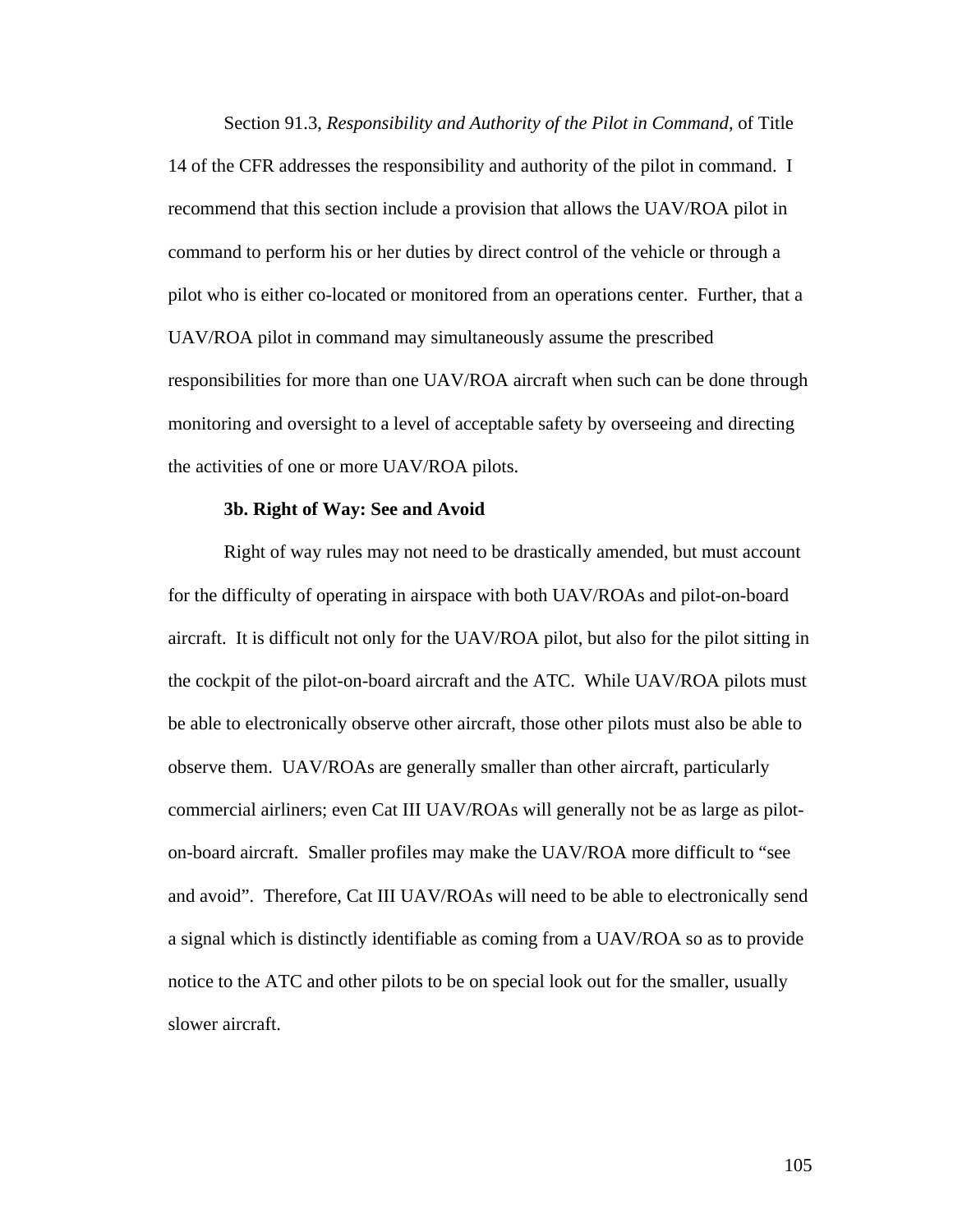Section 91.3, *Responsibility and Authority of the Pilot in Command,* of Title 14 of the CFR addresses the responsibility and authority of the pilot in command. I recommend that this section include a provision that allows the UAV/ROA pilot in command to perform his or her duties by direct control of the vehicle or through a pilot who is either co-located or monitored from an operations center. Further, that a UAV/ROA pilot in command may simultaneously assume the prescribed responsibilities for more than one UAV/ROA aircraft when such can be done through monitoring and oversight to a level of acceptable safety by overseeing and directing the activities of one or more UAV/ROA pilots.

**3b. Right of Way: See and Avoid**

Right of way rules may not need to be drastically amended, but must account for the difficulty of operating in airspace with both UAV/ROAs and pilot-on-board aircraft. It is difficult not only for the UAV/ROA pilot, but also for the pilot sitting in the cockpit of the pilot-on-board aircraft and the ATC. While UAV/ROA pilots must be able to electronically observe other aircraft, those other pilots must also be able to observe them. UAV/ROAs are generally smaller than other aircraft, particularly commercial airliners; even Cat III UAV/ROAs will generally not be as large as pilot-on-board aircraft. Smaller profiles may make the UAV/ROA more difficult to "see and avoid". Therefore, Cat III UAV/ROAs will need to be able to electronically send a signal which is distinctly identifiable as coming from a UAV/ROA so as to provide notice to the ATC and other pilots to be on special look out for the smaller, usually slower aircraft.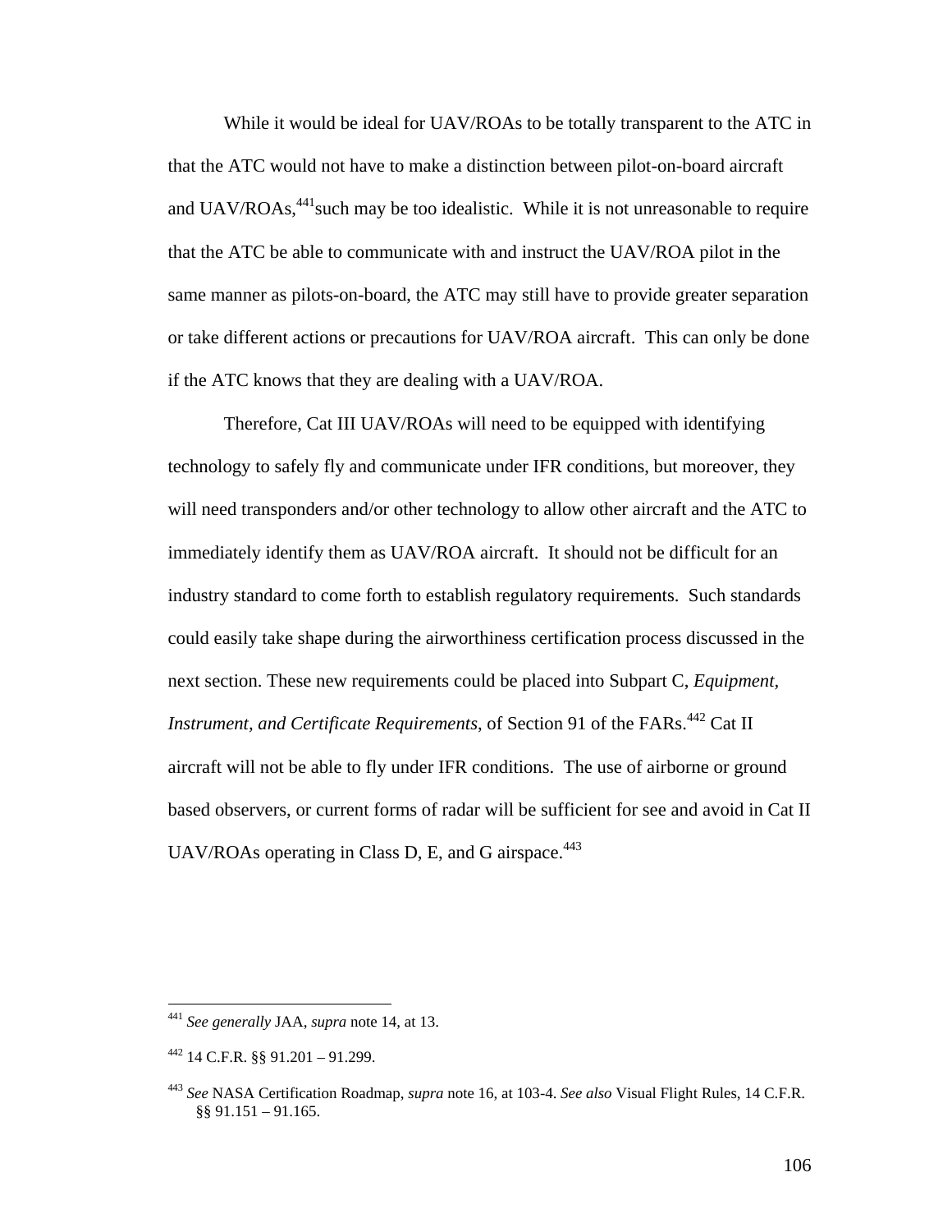While it would be ideal for UAV/ROAs to be totally transparent to the ATC in that the ATC would not have to make a distinction between pilot-on-board aircraft and UAV/ROAs,[441]such may be too idealistic. While it is not unreasonable to require that the ATC be able to communicate with and instruct the UAV/ROA pilot in the same manner as pilots-on-board, the ATC may still have to provide greater separation or take different actions or precautions for UAV/ROA aircraft. This can only be done if the ATC knows that they are dealing with a UAV/ROA.

Therefore, Cat III UAV/ROAs will need to be equipped with identifying technology to safely fly and communicate under IFR conditions, but moreover, they will need transponders and/or other technology to allow other aircraft and the ATC to immediately identify them as UAV/ROA aircraft. It should not be difficult for an industry standard to come forth to establish regulatory requirements. Such standards could easily take shape during the airworthiness certification process discussed in the next section. These new requirements could be placed into Subpart C, *Equipment, Instrument, and Certificate Requirements*, of Section 91 of the FARs.[442] Cat II aircraft will not be able to fly under IFR conditions. The use of airborne or ground based observers, or current forms of radar will be sufficient for see and avoid in Cat II UAV/ROAs operating in Class D, E, and G airspace.[443]

---

[441] *See generally* JAA, *supra* note 14, at 13.

[442] 14 C.F.R. §§ 91.201 – 91.299.

[443] *See* NASA Certification Roadmap, *supra* note 16, at 103-4. *See also* Visual Flight Rules, 14 C.F.R. §§ 91.151 – 91.165.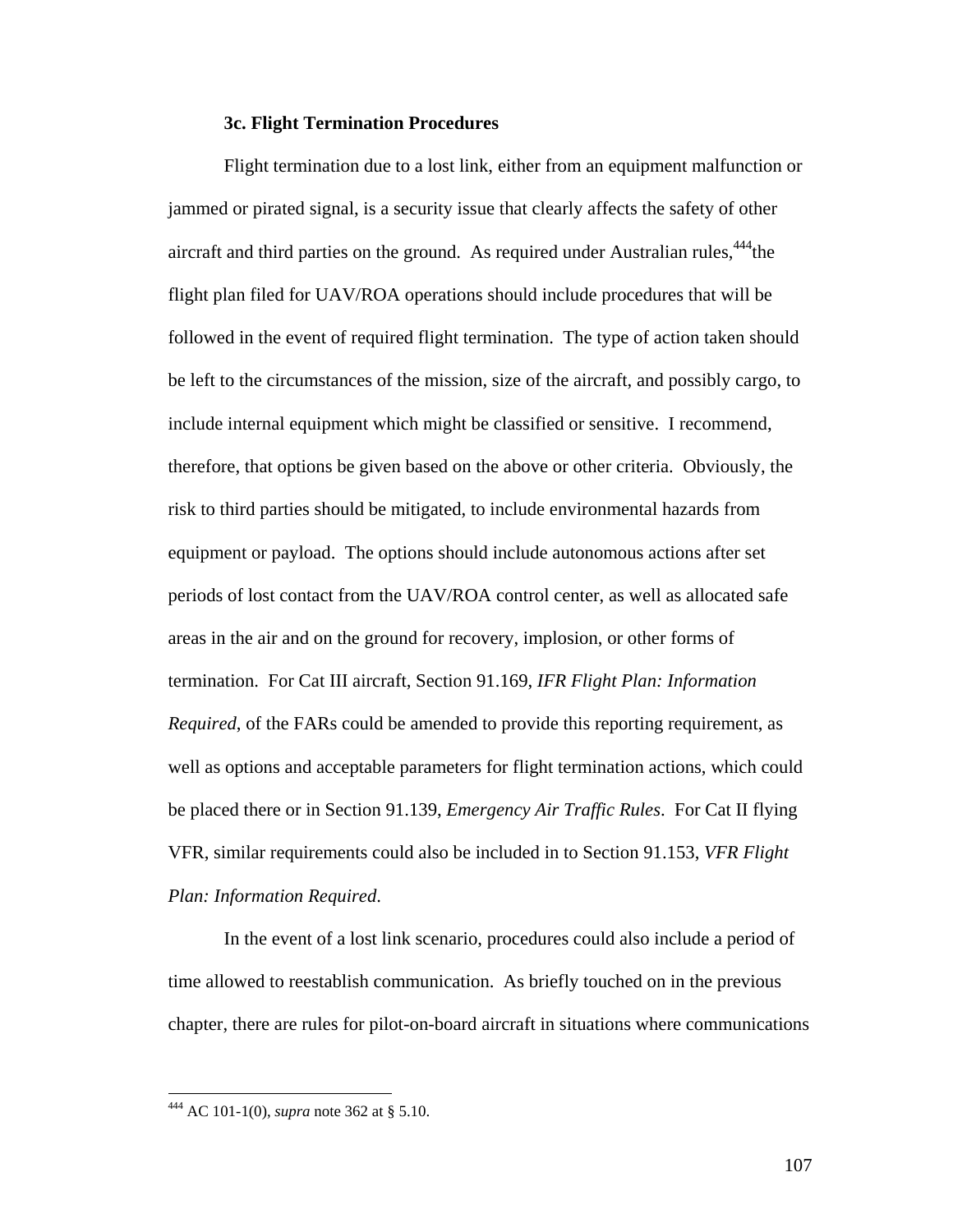### 3c. Flight Termination Procedures

Flight termination due to a lost link, either from an equipment malfunction or jammed or pirated signal, is a security issue that clearly affects the safety of other aircraft and third parties on the ground. As required under Australian rules,[444] the flight plan filed for UAV/ROA operations should include procedures that will be followed in the event of required flight termination. The type of action taken should be left to the circumstances of the mission, size of the aircraft, and possibly cargo, to include internal equipment which might be classified or sensitive. I recommend, therefore, that options be given based on the above or other criteria. Obviously, the risk to third parties should be mitigated, to include environmental hazards from equipment or payload. The options should include autonomous actions after set periods of lost contact from the UAV/ROA control center, as well as allocated safe areas in the air and on the ground for recovery, implosion, or other forms of termination. For Cat III aircraft, Section 91.169, *IFR Flight Plan: Information Required*, of the FARs could be amended to provide this reporting requirement, as well as options and acceptable parameters for flight termination actions, which could be placed there or in Section 91.139, *Emergency Air Traffic Rules*. For Cat II flying VFR, similar requirements could also be included in to Section 91.153, *VFR Flight Plan: Information Required*.

In the event of a lost link scenario, procedures could also include a period of time allowed to reestablish communication. As briefly touched on in the previous chapter, there are rules for pilot-on-board aircraft in situations where communications

---

[444] AC 101-1(0), *supra* note 362 at § 5.10.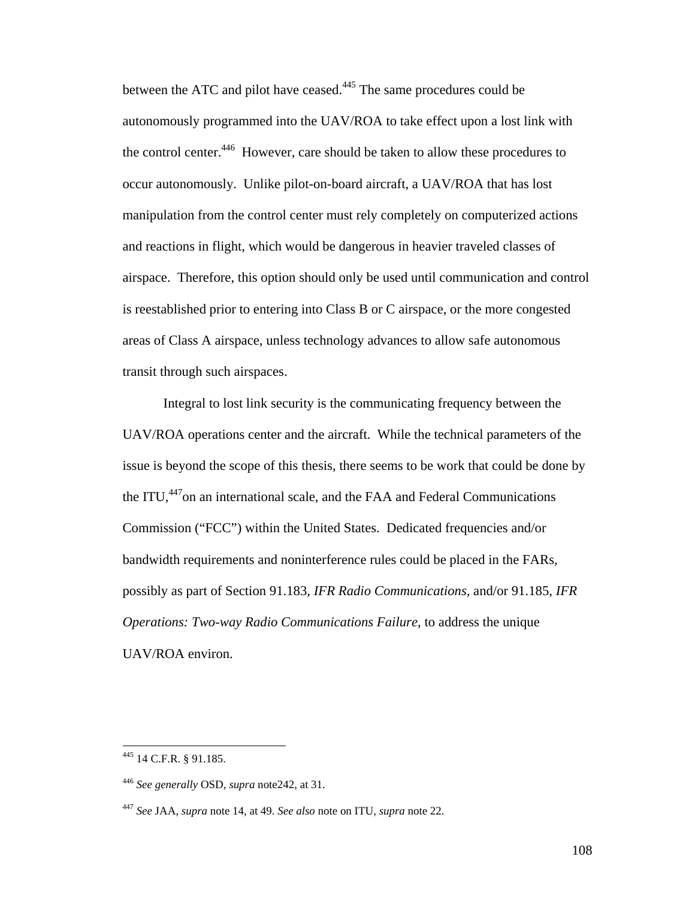between the ATC and pilot have ceased.[445] The same procedures could be autonomously programmed into the UAV/ROA to take effect upon a lost link with the control center.[446] However, care should be taken to allow these procedures to occur autonomously. Unlike pilot-on-board aircraft, a UAV/ROA that has lost manipulation from the control center must rely completely on computerized actions and reactions in flight, which would be dangerous in heavier traveled classes of airspace. Therefore, this option should only be used until communication and control is reestablished prior to entering into Class B or C airspace, or the more congested areas of Class A airspace, unless technology advances to allow safe autonomous transit through such airspaces.

Integral to lost link security is the communicating frequency between the UAV/ROA operations center and the aircraft. While the technical parameters of the issue is beyond the scope of this thesis, there seems to be work that could be done by the ITU,[447]on an international scale, and the FAA and Federal Communications Commission ("FCC") within the United States. Dedicated frequencies and/or bandwidth requirements and noninterference rules could be placed in the FARs, possibly as part of Section 91.183, *IFR Radio Communications*, and/or 91.185, *IFR Operations: Two-way Radio Communications Failure*, to address the unique UAV/ROA environ.

---

[445] 14 C.F.R. § 91.185.

[446] *See generally* OSD, *supra* note242, at 31.

[447] *See* JAA, *supra* note 14, at 49. *See also* note on ITU, *supra* note 22.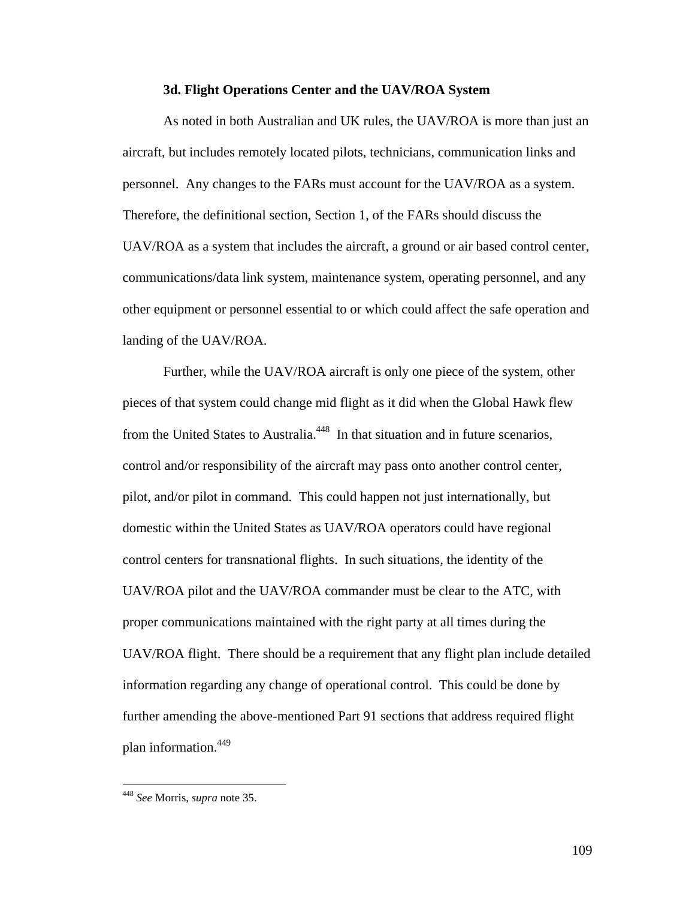### 3d. Flight Operations Center and the UAV/ROA System

As noted in both Australian and UK rules, the UAV/ROA is more than just an aircraft, but includes remotely located pilots, technicians, communication links and personnel. Any changes to the FARs must account for the UAV/ROA as a system. Therefore, the definitional section, Section 1, of the FARs should discuss the UAV/ROA as a system that includes the aircraft, a ground or air based control center, communications/data link system, maintenance system, operating personnel, and any other equipment or personnel essential to or which could affect the safe operation and landing of the UAV/ROA.

Further, while the UAV/ROA aircraft is only one piece of the system, other pieces of that system could change mid flight as it did when the Global Hawk flew from the United States to Australia.[448] In that situation and in future scenarios, control and/or responsibility of the aircraft may pass onto another control center, pilot, and/or pilot in command. This could happen not just internationally, but domestic within the United States as UAV/ROA operators could have regional control centers for transnational flights. In such situations, the identity of the UAV/ROA pilot and the UAV/ROA commander must be clear to the ATC, with proper communications maintained with the right party at all times during the UAV/ROA flight. There should be a requirement that any flight plan include detailed information regarding any change of operational control. This could be done by further amending the above-mentioned Part 91 sections that address required flight plan information.[449]

---

[448] *See* Morris, *supra* note 35.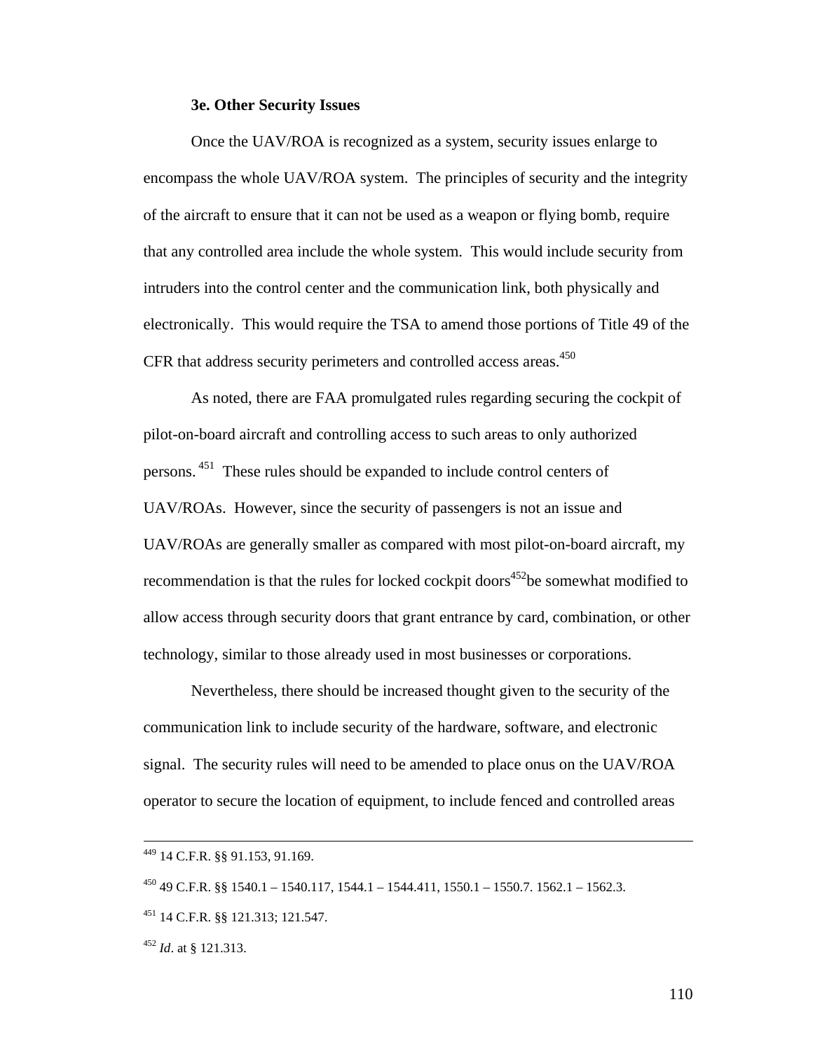**3e. Other Security Issues**

Once the UAV/ROA is recognized as a system, security issues enlarge to encompass the whole UAV/ROA system. The principles of security and the integrity of the aircraft to ensure that it can not be used as a weapon or flying bomb, require that any controlled area include the whole system. This would include security from intruders into the control center and the communication link, both physically and electronically. This would require the TSA to amend those portions of Title 49 of the CFR that address security perimeters and controlled access areas.[450]

As noted, there are FAA promulgated rules regarding securing the cockpit of pilot-on-board aircraft and controlling access to such areas to only authorized persons.[451] These rules should be expanded to include control centers of UAV/ROAs. However, since the security of passengers is not an issue and UAV/ROAs are generally smaller as compared with most pilot-on-board aircraft, my recommendation is that the rules for locked cockpit doors[452]be somewhat modified to allow access through security doors that grant entrance by card, combination, or other technology, similar to those already used in most businesses or corporations.

Nevertheless, there should be increased thought given to the security of the communication link to include security of the hardware, software, and electronic signal. The security rules will need to be amended to place onus on the UAV/ROA operator to secure the location of equipment, to include fenced and controlled areas

---

[449] 14 C.F.R. §§ 91.153, 91.169.

[450] 49 C.F.R. §§ 1540.1 – 1540.117, 1544.1 – 1544.411, 1550.1 – 1550.7. 1562.1 – 1562.3.

[451] 14 C.F.R. §§ 121.313; 121.547.

[452] *Id*. at § 121.313.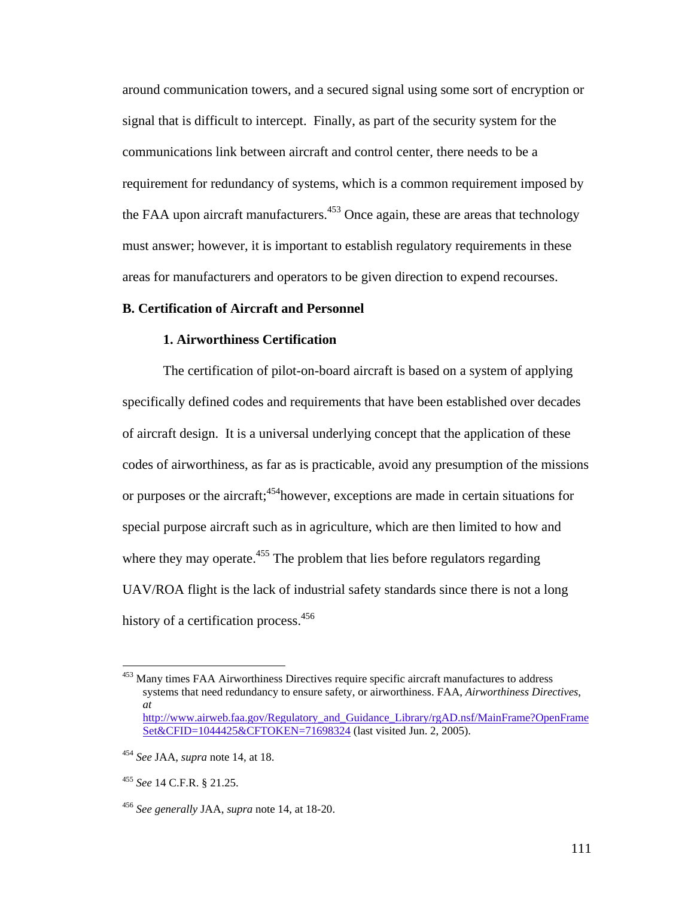around communication towers, and a secured signal using some sort of encryption or signal that is difficult to intercept. Finally, as part of the security system for the communications link between aircraft and control center, there needs to be a requirement for redundancy of systems, which is a common requirement imposed by the FAA upon aircraft manufacturers.[453] Once again, these are areas that technology must answer; however, it is important to establish regulatory requirements in these areas for manufacturers and operators to be given direction to expend recourses.

### B. Certification of Aircraft and Personnel

#### 1. Airworthiness Certification

The certification of pilot-on-board aircraft is based on a system of applying specifically defined codes and requirements that have been established over decades of aircraft design. It is a universal underlying concept that the application of these codes of airworthiness, as far as is practicable, avoid any presumption of the missions or purposes or the aircraft;[454]however, exceptions are made in certain situations for special purpose aircraft such as in agriculture, which are then limited to how and where they may operate.[455] The problem that lies before regulators regarding UAV/ROA flight is the lack of industrial safety standards since there is not a long history of a certification process.[456]

---

[453] Many times FAA Airworthiness Directives require specific aircraft manufactures to address systems that need redundancy to ensure safety, or airworthiness. FAA, *Airworthiness Directives*, *at* http://www.airweb.faa.gov/Regulatory_and_Guidance_Library/rgAD.nsf/MainFrame?OpenFrameSet&CFID=1044425&CFTOKEN=71698324 (last visited Jun. 2, 2005).

[454] *See* JAA, *supra* note 14, at 18.

[455] *See* 14 C.F.R. § 21.25.

[456] *See generally* JAA, *supra* note 14, at 18-20.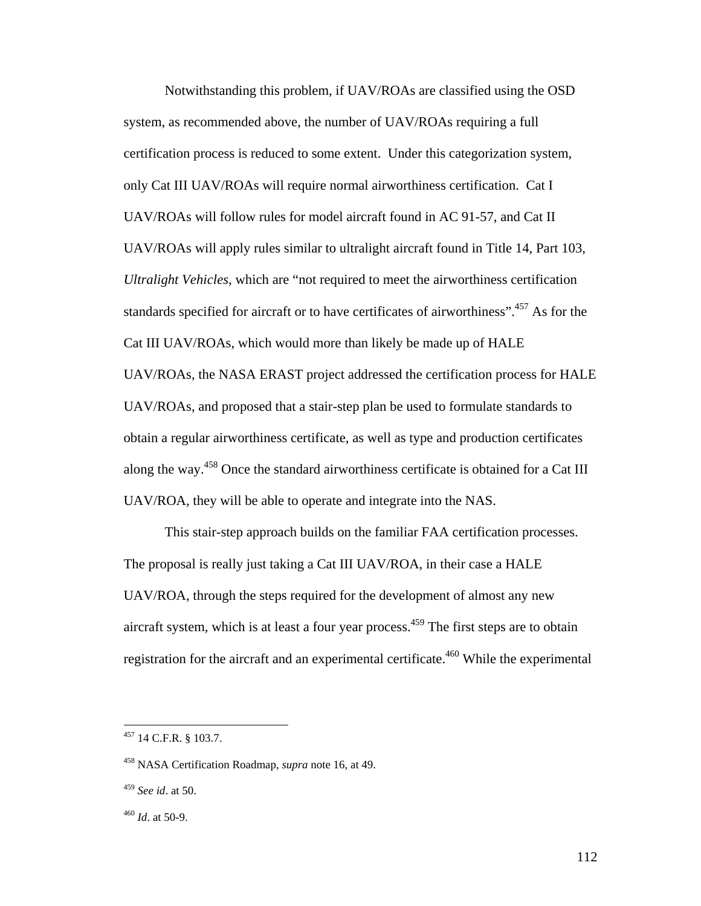Notwithstanding this problem, if UAV/ROAs are classified using the OSD system, as recommended above, the number of UAV/ROAs requiring a full certification process is reduced to some extent. Under this categorization system, only Cat III UAV/ROAs will require normal airworthiness certification. Cat I UAV/ROAs will follow rules for model aircraft found in AC 91-57, and Cat II UAV/ROAs will apply rules similar to ultralight aircraft found in Title 14, Part 103, *Ultralight Vehicles*, which are "not required to meet the airworthiness certification standards specified for aircraft or to have certificates of airworthiness".[457] As for the Cat III UAV/ROAs, which would more than likely be made up of HALE UAV/ROAs, the NASA ERAST project addressed the certification process for HALE UAV/ROAs, and proposed that a stair-step plan be used to formulate standards to obtain a regular airworthiness certificate, as well as type and production certificates along the way.[458] Once the standard airworthiness certificate is obtained for a Cat III UAV/ROA, they will be able to operate and integrate into the NAS.

This stair-step approach builds on the familiar FAA certification processes. The proposal is really just taking a Cat III UAV/ROA, in their case a HALE UAV/ROA, through the steps required for the development of almost any new aircraft system, which is at least a four year process.[459] The first steps are to obtain registration for the aircraft and an experimental certificate.[460] While the experimental

---

[457] 14 C.F.R. § 103.7.

[458] NASA Certification Roadmap, *supra* note 16, at 49.

[459] *See id*. at 50.

[460] *Id*. at 50-9.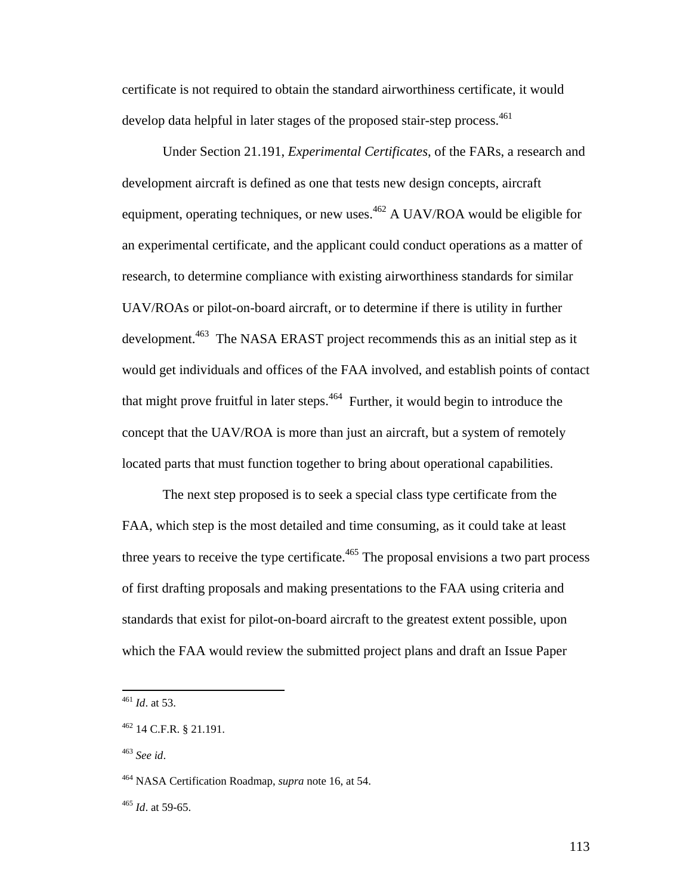certificate is not required to obtain the standard airworthiness certificate, it would develop data helpful in later stages of the proposed stair-step process.[461]

Under Section 21.191, *Experimental Certificates*, of the FARs, a research and development aircraft is defined as one that tests new design concepts, aircraft equipment, operating techniques, or new uses.[462] A UAV/ROA would be eligible for an experimental certificate, and the applicant could conduct operations as a matter of research, to determine compliance with existing airworthiness standards for similar UAV/ROAs or pilot-on-board aircraft, or to determine if there is utility in further development.[463] The NASA ERAST project recommends this as an initial step as it would get individuals and offices of the FAA involved, and establish points of contact that might prove fruitful in later steps.[464] Further, it would begin to introduce the concept that the UAV/ROA is more than just an aircraft, but a system of remotely located parts that must function together to bring about operational capabilities.

The next step proposed is to seek a special class type certificate from the FAA, which step is the most detailed and time consuming, as it could take at least three years to receive the type certificate.[465] The proposal envisions a two part process of first drafting proposals and making presentations to the FAA using criteria and standards that exist for pilot-on-board aircraft to the greatest extent possible, upon which the FAA would review the submitted project plans and draft an Issue Paper

---

[461] *Id*. at 53.

[462] 14 C.F.R. § 21.191.

[463] *See id*.

[464] NASA Certification Roadmap, *supra* note 16, at 54.

[465] *Id*. at 59-65.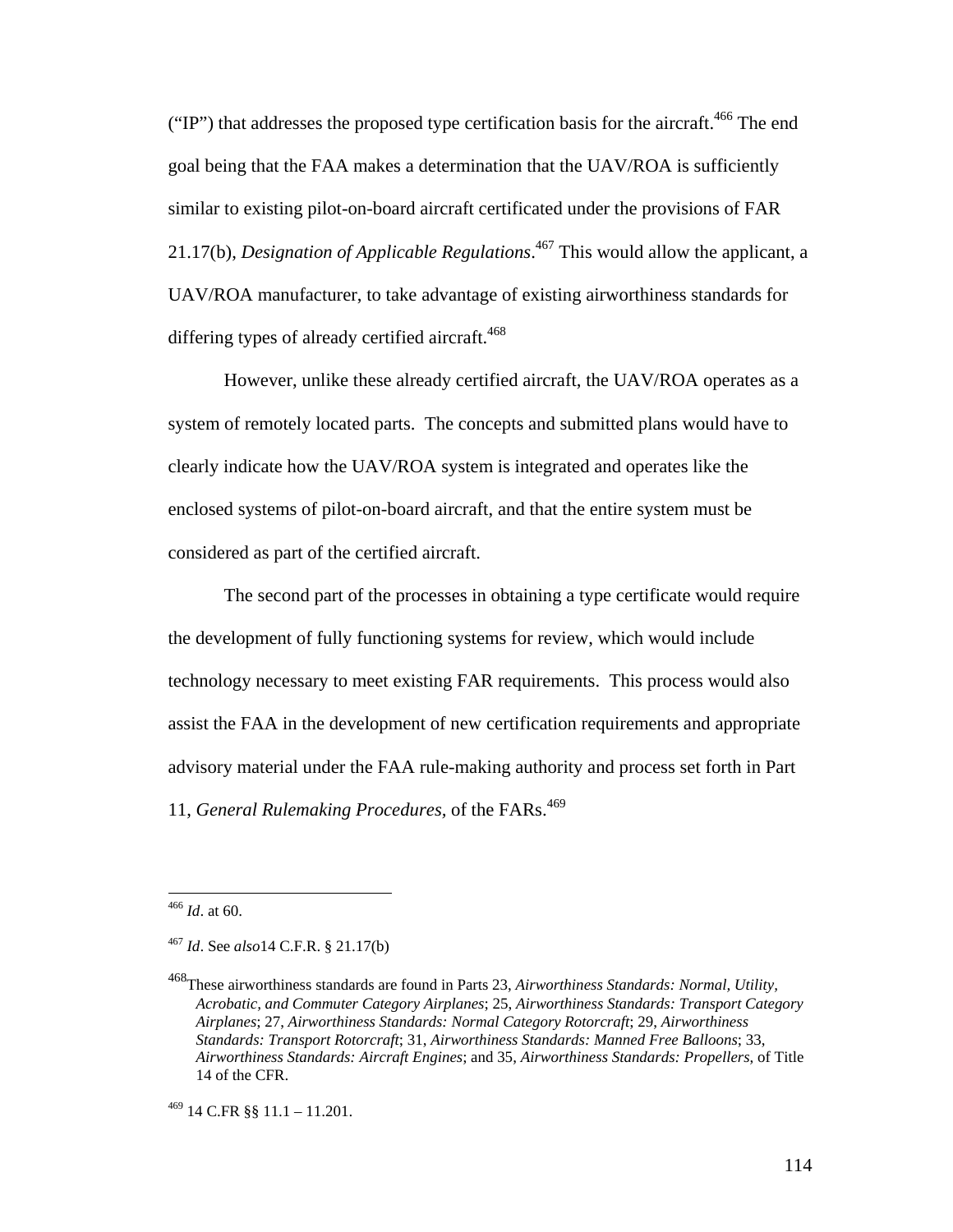("IP") that addresses the proposed type certification basis for the aircraft.[466] The end goal being that the FAA makes a determination that the UAV/ROA is sufficiently similar to existing pilot-on-board aircraft certificated under the provisions of FAR 21.17(b), *Designation of Applicable Regulations*.[467] This would allow the applicant, a UAV/ROA manufacturer, to take advantage of existing airworthiness standards for differing types of already certified aircraft.[468]

However, unlike these already certified aircraft, the UAV/ROA operates as a system of remotely located parts. The concepts and submitted plans would have to clearly indicate how the UAV/ROA system is integrated and operates like the enclosed systems of pilot-on-board aircraft, and that the entire system must be considered as part of the certified aircraft.

The second part of the processes in obtaining a type certificate would require the development of fully functioning systems for review, which would include technology necessary to meet existing FAR requirements. This process would also assist the FAA in the development of new certification requirements and appropriate advisory material under the FAA rule-making authority and process set forth in Part 11, *General Rulemaking Procedures*, of the FARs.[469]

---

[466] *Id*. at 60.

[467] *Id*. See *also*14 C.F.R. § 21.17(b)

[468] These airworthiness standards are found in Parts 23, *Airworthiness Standards: Normal, Utility, Acrobatic, and Commuter Category Airplanes*; 25, *Airworthiness Standards: Transport Category Airplanes*; 27, *Airworthiness Standards: Normal Category Rotorcraft*; 29, *Airworthiness Standards: Transport Rotorcraft*; 31, *Airworthiness Standards: Manned Free Balloons*; 33, *Airworthiness Standards: Aircraft Engines*; and 35, *Airworthiness Standards: Propellers*, of Title 14 of the CFR.

[469] 14 C.FR §§ 11.1 – 11.201.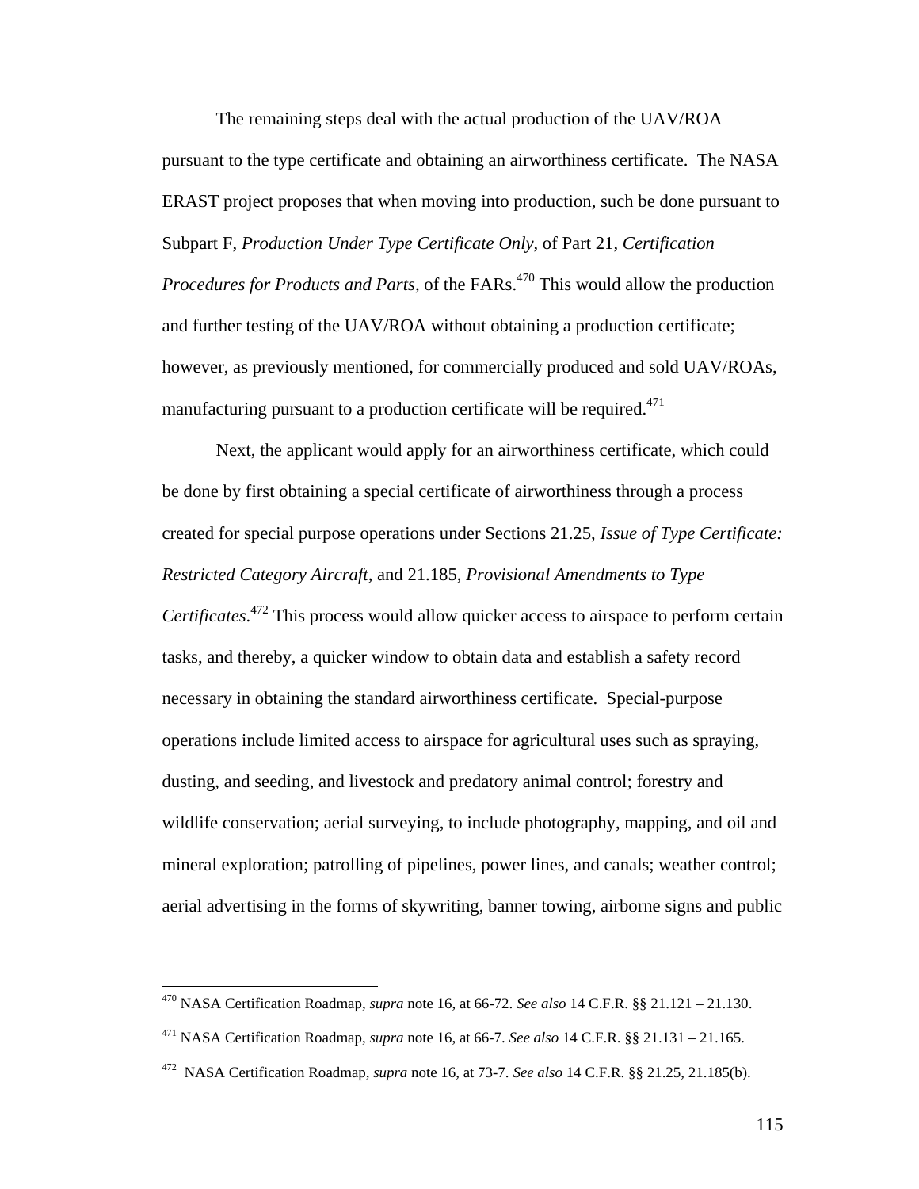The remaining steps deal with the actual production of the UAV/ROA pursuant to the type certificate and obtaining an airworthiness certificate. The NASA ERAST project proposes that when moving into production, such be done pursuant to Subpart F, *Production Under Type Certificate Only*, of Part 21, *Certification Procedures for Products and Parts*, of the FARs.[470] This would allow the production and further testing of the UAV/ROA without obtaining a production certificate; however, as previously mentioned, for commercially produced and sold UAV/ROAs, manufacturing pursuant to a production certificate will be required.[471]

Next, the applicant would apply for an airworthiness certificate, which could be done by first obtaining a special certificate of airworthiness through a process created for special purpose operations under Sections 21.25, *Issue of Type Certificate: Restricted Category Aircraft*, and 21.185, *Provisional Amendments to Type Certificates*.[472] This process would allow quicker access to airspace to perform certain tasks, and thereby, a quicker window to obtain data and establish a safety record necessary in obtaining the standard airworthiness certificate. Special-purpose operations include limited access to airspace for agricultural uses such as spraying, dusting, and seeding, and livestock and predatory animal control; forestry and wildlife conservation; aerial surveying, to include photography, mapping, and oil and mineral exploration; patrolling of pipelines, power lines, and canals; weather control; aerial advertising in the forms of skywriting, banner towing, airborne signs and public

---

[470] NASA Certification Roadmap, *supra* note 16, at 66-72. *See also* 14 C.F.R. §§ 21.121 – 21.130.

[471] NASA Certification Roadmap, *supra* note 16, at 66-7. *See also* 14 C.F.R. §§ 21.131 – 21.165.

[472] NASA Certification Roadmap, *supra* note 16, at 73-7. *See also* 14 C.F.R. §§ 21.25, 21.185(b).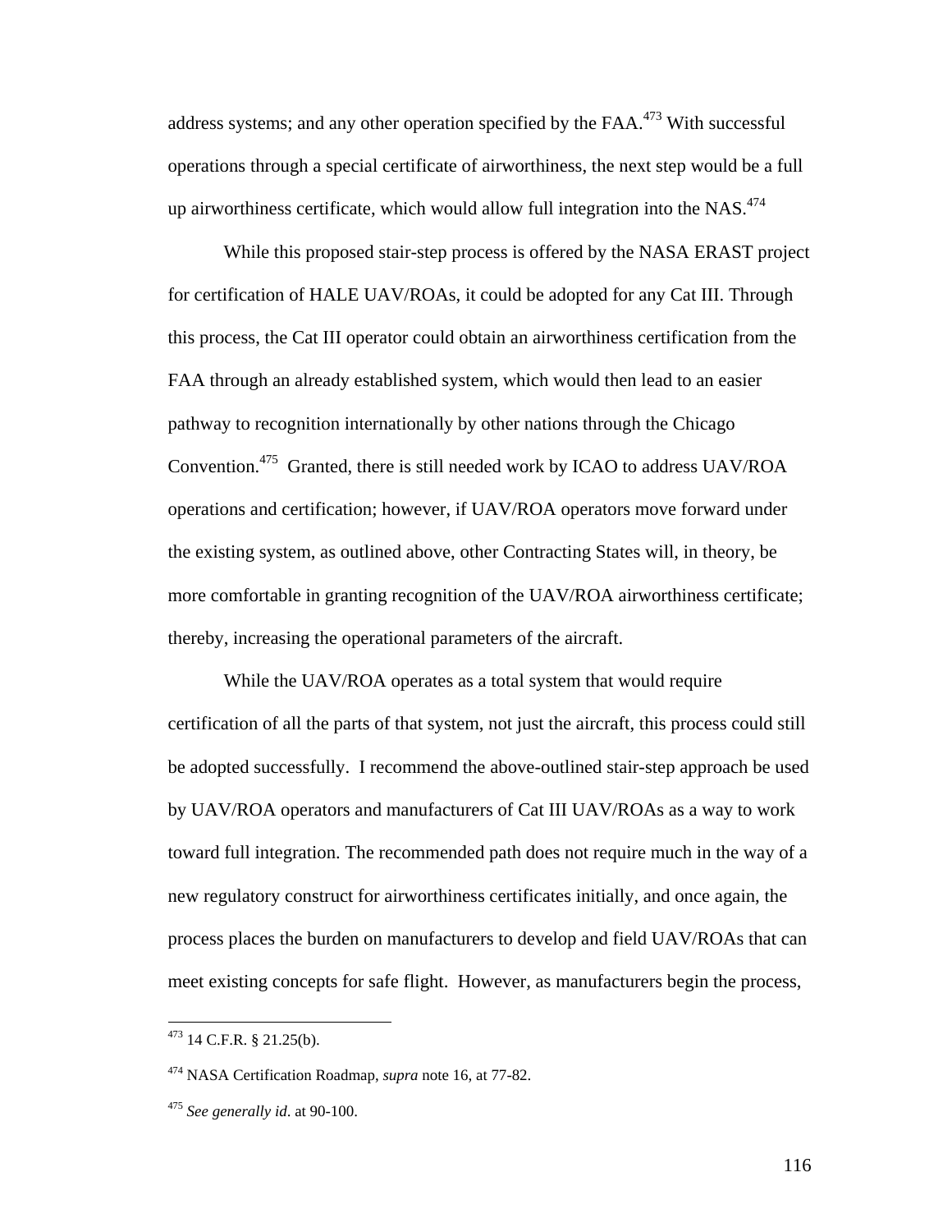address systems; and any other operation specified by the FAA.[473] With successful operations through a special certificate of airworthiness, the next step would be a full up airworthiness certificate, which would allow full integration into the NAS.[474]

While this proposed stair-step process is offered by the NASA ERAST project for certification of HALE UAV/ROAs, it could be adopted for any Cat III. Through this process, the Cat III operator could obtain an airworthiness certification from the FAA through an already established system, which would then lead to an easier pathway to recognition internationally by other nations through the Chicago Convention.[475] Granted, there is still needed work by ICAO to address UAV/ROA operations and certification; however, if UAV/ROA operators move forward under the existing system, as outlined above, other Contracting States will, in theory, be more comfortable in granting recognition of the UAV/ROA airworthiness certificate; thereby, increasing the operational parameters of the aircraft.

While the UAV/ROA operates as a total system that would require certification of all the parts of that system, not just the aircraft, this process could still be adopted successfully. I recommend the above-outlined stair-step approach be used by UAV/ROA operators and manufacturers of Cat III UAV/ROAs as a way to work toward full integration. The recommended path does not require much in the way of a new regulatory construct for airworthiness certificates initially, and once again, the process places the burden on manufacturers to develop and field UAV/ROAs that can meet existing concepts for safe flight. However, as manufacturers begin the process,

---

[473] 14 C.F.R. § 21.25(b).

[474] NASA Certification Roadmap, *supra* note 16, at 77-82.

[475] *See generally id*. at 90-100.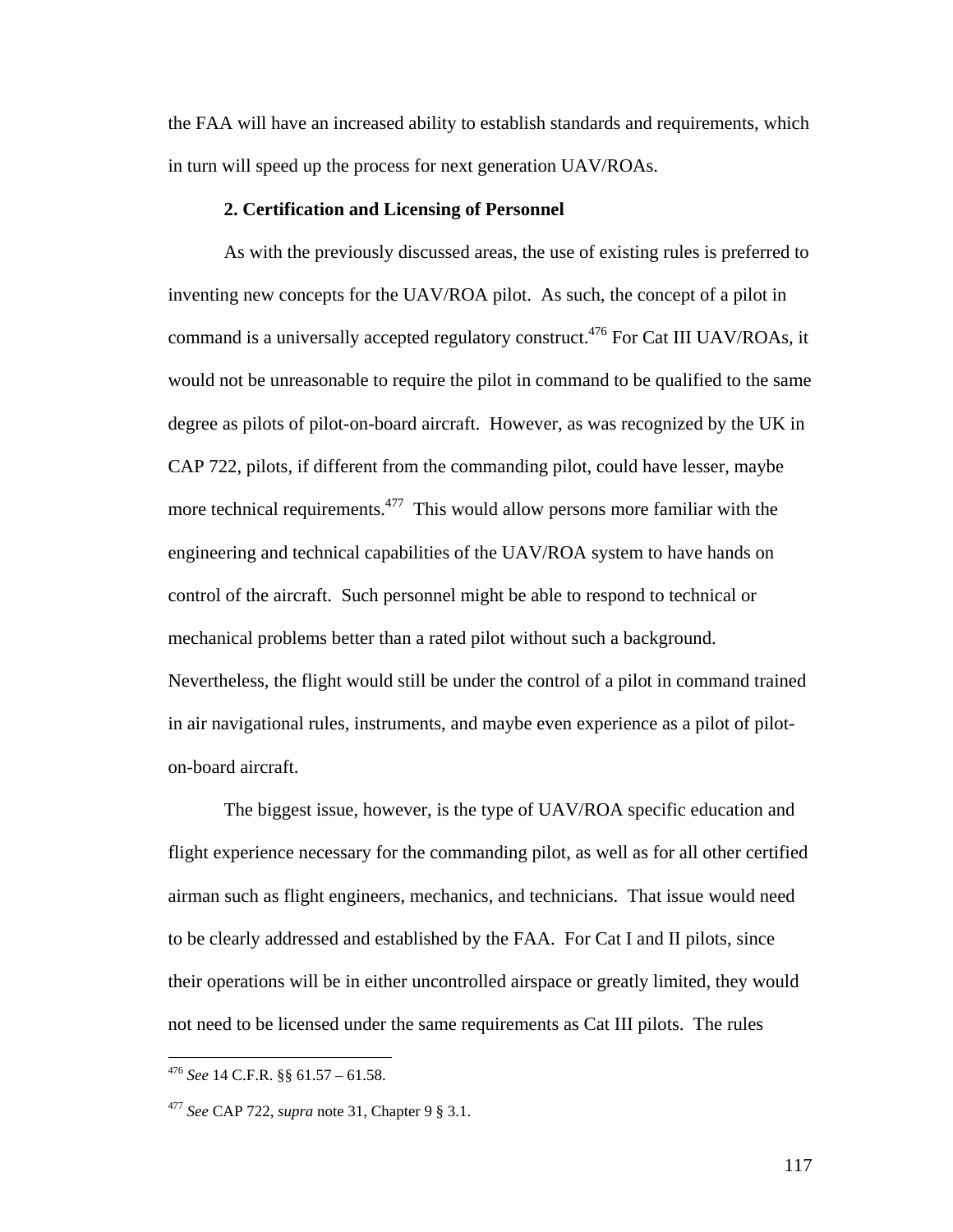the FAA will have an increased ability to establish standards and requirements, which in turn will speed up the process for next generation UAV/ROAs.

**2. Certification and Licensing of Personnel**

As with the previously discussed areas, the use of existing rules is preferred to inventing new concepts for the UAV/ROA pilot. As such, the concept of a pilot in command is a universally accepted regulatory construct.[476] For Cat III UAV/ROAs, it would not be unreasonable to require the pilot in command to be qualified to the same degree as pilots of pilot-on-board aircraft. However, as was recognized by the UK in CAP 722, pilots, if different from the commanding pilot, could have lesser, maybe more technical requirements.[477] This would allow persons more familiar with the engineering and technical capabilities of the UAV/ROA system to have hands on control of the aircraft. Such personnel might be able to respond to technical or mechanical problems better than a rated pilot without such a background. Nevertheless, the flight would still be under the control of a pilot in command trained in air navigational rules, instruments, and maybe even experience as a pilot of pilot-on-board aircraft.

The biggest issue, however, is the type of UAV/ROA specific education and flight experience necessary for the commanding pilot, as well as for all other certified airman such as flight engineers, mechanics, and technicians. That issue would need to be clearly addressed and established by the FAA. For Cat I and II pilots, since their operations will be in either uncontrolled airspace or greatly limited, they would not need to be licensed under the same requirements as Cat III pilots. The rules

---

[476] *See* 14 C.F.R. §§ 61.57 – 61.58.

[477] *See* CAP 722, *supra* note 31, Chapter 9 § 3.1.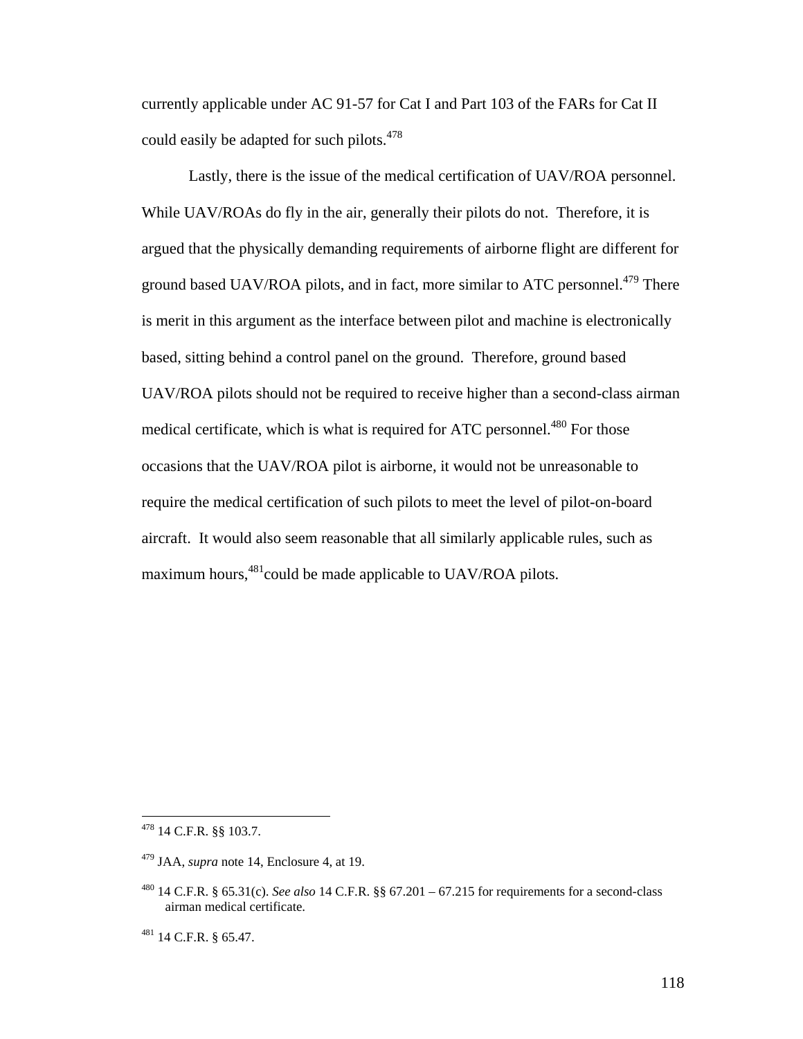currently applicable under AC 91-57 for Cat I and Part 103 of the FARs for Cat II could easily be adapted for such pilots.[478]

Lastly, there is the issue of the medical certification of UAV/ROA personnel. While UAV/ROAs do fly in the air, generally their pilots do not. Therefore, it is argued that the physically demanding requirements of airborne flight are different for ground based UAV/ROA pilots, and in fact, more similar to ATC personnel.[479] There is merit in this argument as the interface between pilot and machine is electronically based, sitting behind a control panel on the ground. Therefore, ground based UAV/ROA pilots should not be required to receive higher than a second-class airman medical certificate, which is what is required for ATC personnel.[480] For those occasions that the UAV/ROA pilot is airborne, it would not be unreasonable to require the medical certification of such pilots to meet the level of pilot-on-board aircraft. It would also seem reasonable that all similarly applicable rules, such as maximum hours,[481]could be made applicable to UAV/ROA pilots.

---

[478] 14 C.F.R. §§ 103.7.

[479] JAA, *supra* note 14, Enclosure 4, at 19.

[480] 14 C.F.R. § 65.31(c). *See also* 14 C.F.R. §§ 67.201 – 67.215 for requirements for a second-class airman medical certificate.

[481] 14 C.F.R. § 65.47.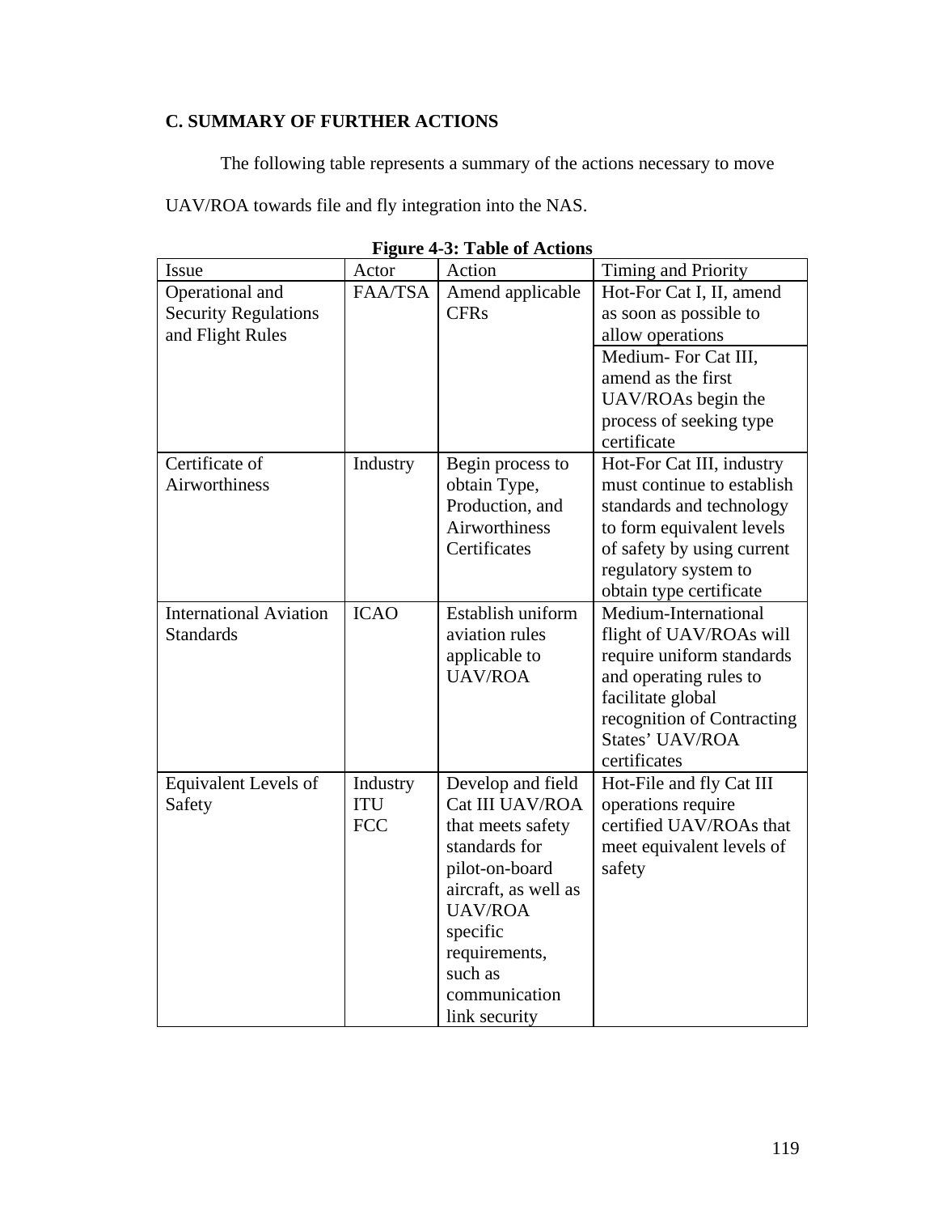## C. SUMMARY OF FURTHER ACTIONS

The following table represents a summary of the actions necessary to move UAV/ROA towards file and fly integration into the NAS.

**Figure 4-3: Table of Actions**

| Issue | Actor | Action | Timing and Priority |
|---|---|---|---|
| Operational and Security Regulations and Flight Rules | FAA/TSA | Amend applicable CFRs | Hot-For Cat I, II, amend as soon as possible to allow operations |
| | | | Medium- For Cat III, amend as the first UAV/ROAs begin the process of seeking type certificate |
| Certificate of Airworthiness | Industry | Begin process to obtain Type, Production, and Airworthiness Certificates | Hot-For Cat III, industry must continue to establish standards and technology to form equivalent levels of safety by using current regulatory system to obtain type certificate |
| International Aviation Standards | ICAO | Establish uniform aviation rules applicable to UAV/ROA | Medium-International flight of UAV/ROAs will require uniform standards and operating rules to facilitate global recognition of Contracting States' UAV/ROA certificates |
| Equivalent Levels of Safety | Industry ITU FCC | Develop and field Cat III UAV/ROA that meets safety standards for pilot-on-board aircraft, as well as UAV/ROA specific requirements, such as communication link security | Hot-File and fly Cat III operations require certified UAV/ROAs that meet equivalent levels of safety |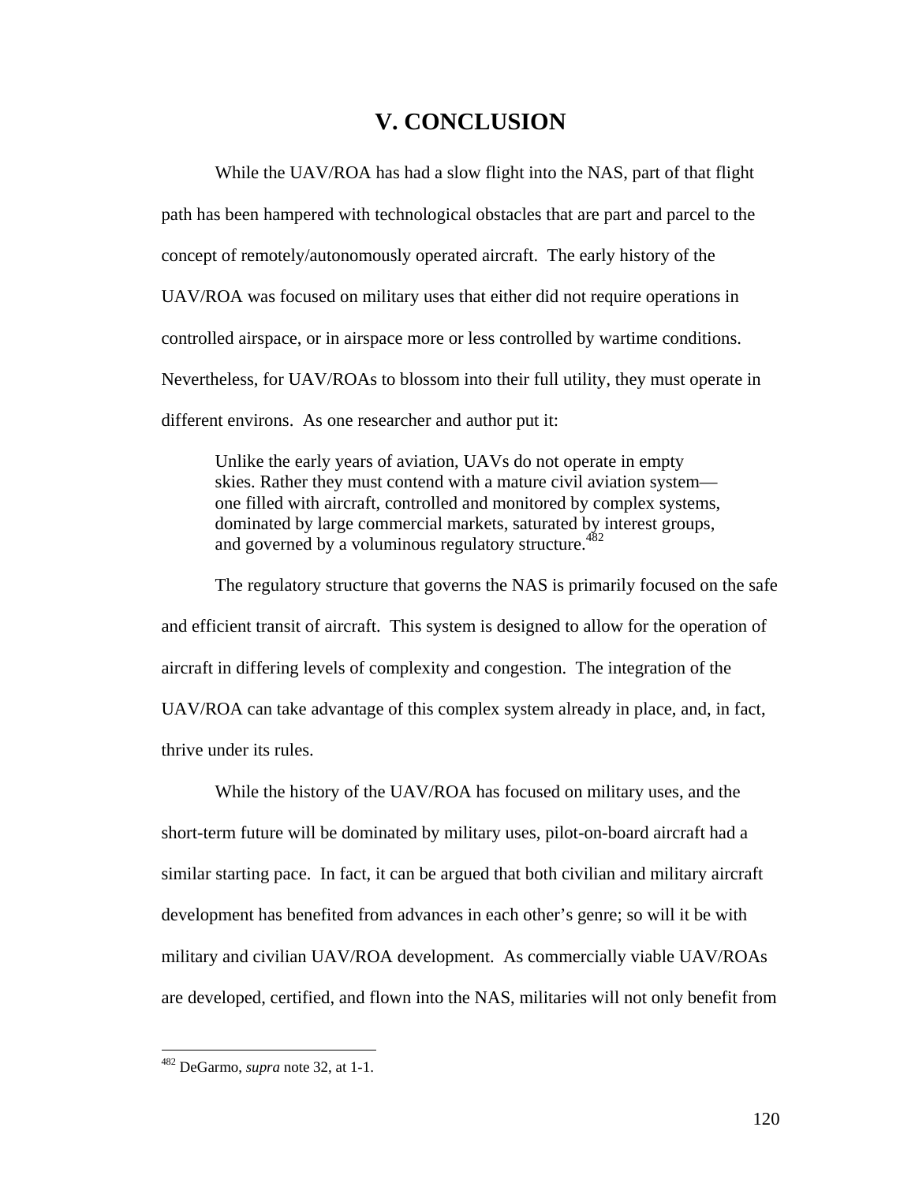# V. CONCLUSION

While the UAV/ROA has had a slow flight into the NAS, part of that flight path has been hampered with technological obstacles that are part and parcel to the concept of remotely/autonomously operated aircraft. The early history of the UAV/ROA was focused on military uses that either did not require operations in controlled airspace, or in airspace more or less controlled by wartime conditions. Nevertheless, for UAV/ROAs to blossom into their full utility, they must operate in different environs. As one researcher and author put it:

> Unlike the early years of aviation, UAVs do not operate in empty skies. Rather they must contend with a mature civil aviation system—one filled with aircraft, controlled and monitored by complex systems, dominated by large commercial markets, saturated by interest groups, and governed by a voluminous regulatory structure.[482]

The regulatory structure that governs the NAS is primarily focused on the safe and efficient transit of aircraft. This system is designed to allow for the operation of aircraft in differing levels of complexity and congestion. The integration of the UAV/ROA can take advantage of this complex system already in place, and, in fact, thrive under its rules.

While the history of the UAV/ROA has focused on military uses, and the short-term future will be dominated by military uses, pilot-on-board aircraft had a similar starting pace. In fact, it can be argued that both civilian and military aircraft development has benefited from advances in each other's genre; so will it be with military and civilian UAV/ROA development. As commercially viable UAV/ROAs are developed, certified, and flown into the NAS, militaries will not only benefit from

---

[482] DeGarmo, *supra* note 32, at 1-1.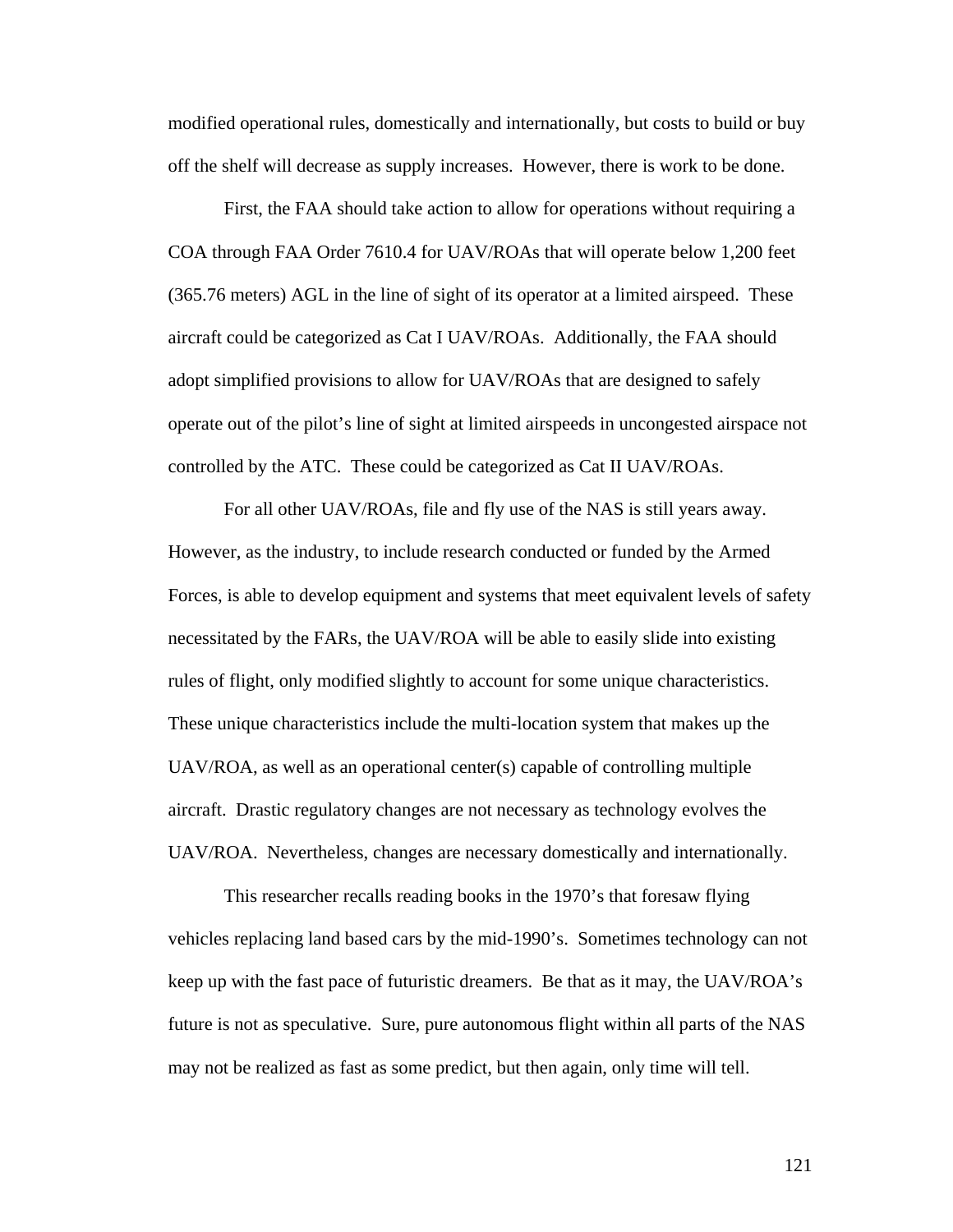modified operational rules, domestically and internationally, but costs to build or buy off the shelf will decrease as supply increases. However, there is work to be done.

First, the FAA should take action to allow for operations without requiring a COA through FAA Order 7610.4 for UAV/ROAs that will operate below 1,200 feet (365.76 meters) AGL in the line of sight of its operator at a limited airspeed. These aircraft could be categorized as Cat I UAV/ROAs. Additionally, the FAA should adopt simplified provisions to allow for UAV/ROAs that are designed to safely operate out of the pilot's line of sight at limited airspeeds in uncongested airspace not controlled by the ATC. These could be categorized as Cat II UAV/ROAs.

For all other UAV/ROAs, file and fly use of the NAS is still years away. However, as the industry, to include research conducted or funded by the Armed Forces, is able to develop equipment and systems that meet equivalent levels of safety necessitated by the FARs, the UAV/ROA will be able to easily slide into existing rules of flight, only modified slightly to account for some unique characteristics. These unique characteristics include the multi-location system that makes up the UAV/ROA, as well as an operational center(s) capable of controlling multiple aircraft. Drastic regulatory changes are not necessary as technology evolves the UAV/ROA. Nevertheless, changes are necessary domestically and internationally.

This researcher recalls reading books in the 1970's that foresaw flying vehicles replacing land based cars by the mid-1990's. Sometimes technology can not keep up with the fast pace of futuristic dreamers. Be that as it may, the UAV/ROA's future is not as speculative. Sure, pure autonomous flight within all parts of the NAS may not be realized as fast as some predict, but then again, only time will tell.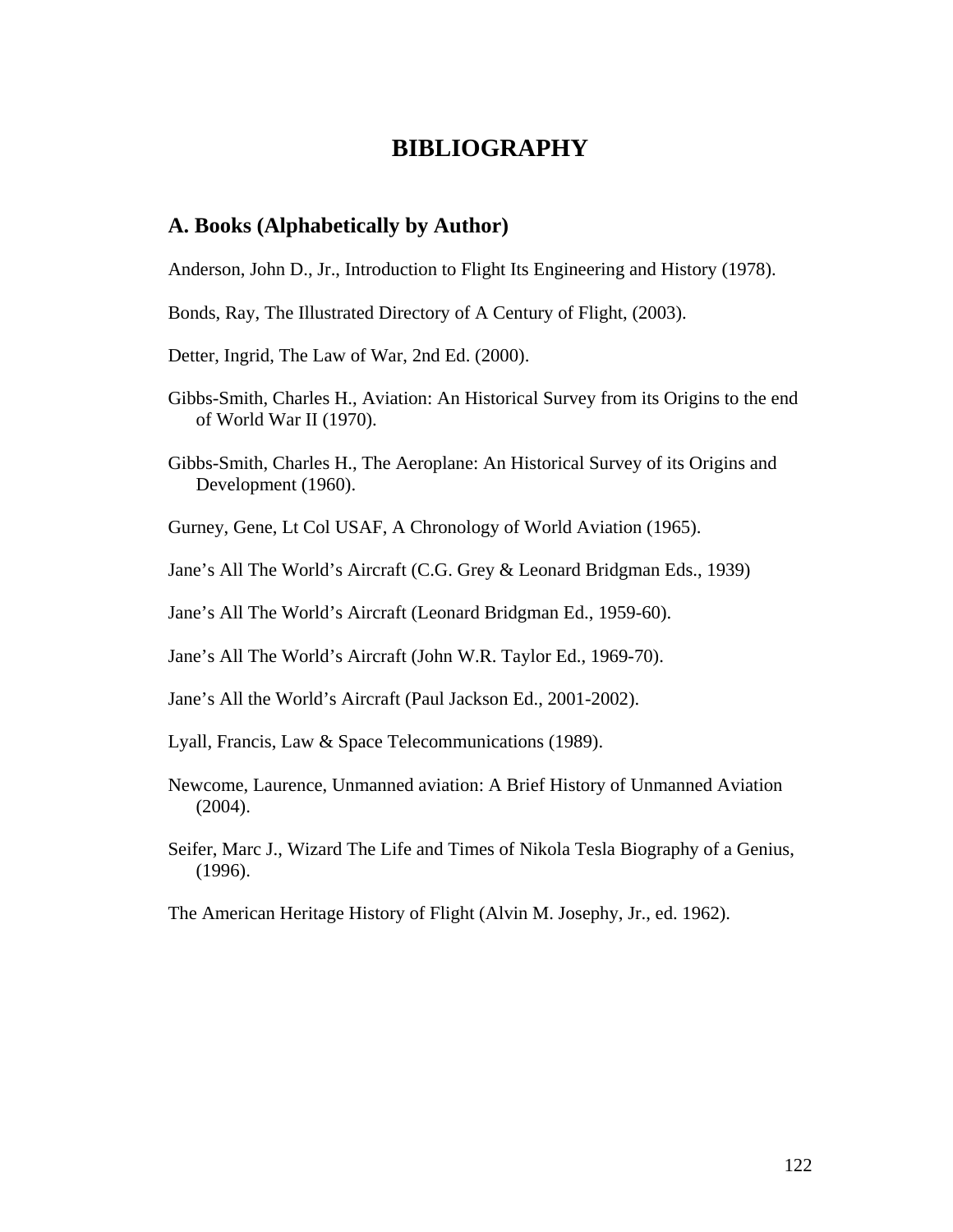# BIBLIOGRAPHY

## A. Books (Alphabetically by Author)

Anderson, John D., Jr., Introduction to Flight Its Engineering and History (1978).

Bonds, Ray, The Illustrated Directory of A Century of Flight, (2003).

Detter, Ingrid, The Law of War, 2nd Ed. (2000).

Gibbs-Smith, Charles H., Aviation: An Historical Survey from its Origins to the end of World War II (1970).

Gibbs-Smith, Charles H., The Aeroplane: An Historical Survey of its Origins and Development (1960).

Gurney, Gene, Lt Col USAF, A Chronology of World Aviation (1965).

Jane's All The World's Aircraft (C.G. Grey & Leonard Bridgman Eds., 1939)

Jane's All The World's Aircraft (Leonard Bridgman Ed., 1959-60).

Jane's All The World's Aircraft (John W.R. Taylor Ed., 1969-70).

Jane's All the World's Aircraft (Paul Jackson Ed., 2001-2002).

Lyall, Francis, Law & Space Telecommunications (1989).

Newcome, Laurence, Unmanned aviation: A Brief History of Unmanned Aviation (2004).

Seifer, Marc J., Wizard The Life and Times of Nikola Tesla Biography of a Genius, (1996).

The American Heritage History of Flight (Alvin M. Josephy, Jr., ed. 1962).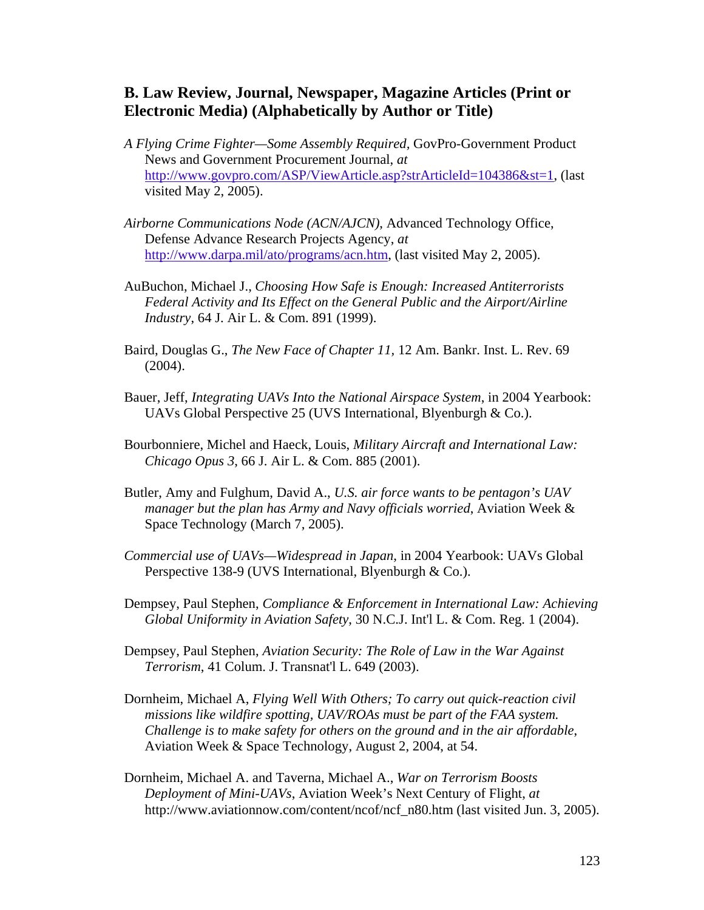## B. Law Review, Journal, Newspaper, Magazine Articles (Print or Electronic Media) (Alphabetically by Author or Title)

*A Flying Crime Fighter—Some Assembly Required*, GovPro-Government Product News and Government Procurement Journal, *at* http://www.govpro.com/ASP/ViewArticle.asp?strArticleId=104386&st=1, (last visited May 2, 2005).

*Airborne Communications Node (ACN/AJCN)*, Advanced Technology Office, Defense Advance Research Projects Agency, *at* http://www.darpa.mil/ato/programs/acn.htm, (last visited May 2, 2005).

AuBuchon, Michael J., *Choosing How Safe is Enough: Increased Antiterrorists Federal Activity and Its Effect on the General Public and the Airport/Airline Industry*, 64 J. Air L. & Com. 891 (1999).

Baird, Douglas G., *The New Face of Chapter 11*, 12 Am. Bankr. Inst. L. Rev. 69 (2004).

Bauer, Jeff, *Integrating UAVs Into the National Airspace System*, in 2004 Yearbook: UAVs Global Perspective 25 (UVS International, Blyenburgh & Co.).

Bourbonniere, Michel and Haeck, Louis, *Military Aircraft and International Law: Chicago Opus 3*, 66 J. Air L. & Com. 885 (2001).

Butler, Amy and Fulghum, David A., *U.S. air force wants to be pentagon's UAV manager but the plan has Army and Navy officials worried*, Aviation Week & Space Technology (March 7, 2005).

*Commercial use of UAVs—Widespread in Japan*, in 2004 Yearbook: UAVs Global Perspective 138-9 (UVS International, Blyenburgh & Co.).

Dempsey, Paul Stephen, *Compliance & Enforcement in International Law: Achieving Global Uniformity in Aviation Safety*, 30 N.C.J. Int'l L. & Com. Reg. 1 (2004).

Dempsey, Paul Stephen, *Aviation Security: The Role of Law in the War Against Terrorism*, 41 Colum. J. Transnat'l L. 649 (2003).

Dornheim, Michael A, *Flying Well With Others; To carry out quick-reaction civil missions like wildfire spotting, UAV/ROAs must be part of the FAA system. Challenge is to make safety for others on the ground and in the air affordable*, Aviation Week & Space Technology, August 2, 2004, at 54.

Dornheim, Michael A. and Taverna, Michael A., *War on Terrorism Boosts Deployment of Mini-UAVs*, Aviation Week's Next Century of Flight, *at* http://www.aviationnow.com/content/ncof/ncf_n80.htm (last visited Jun. 3, 2005).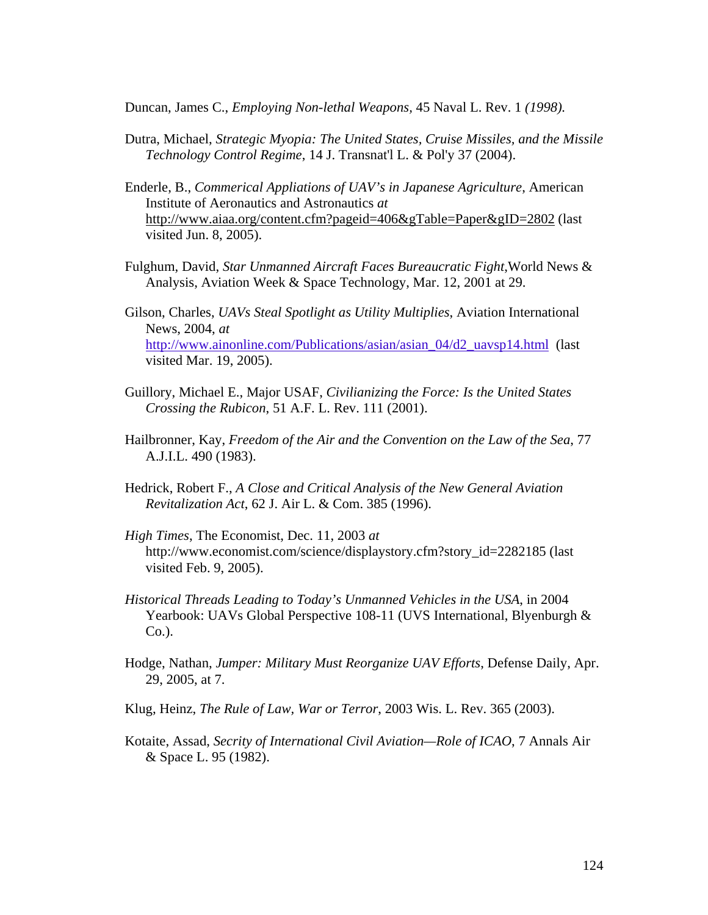Duncan, James C., *Employing Non-lethal Weapons*, 45 Naval L. Rev. 1 *(1998).*

Dutra, Michael, *Strategic Myopia: The United States, Cruise Missiles, and the Missile Technology Control Regime*, 14 J. Transnat'l L. & Pol'y 37 (2004).

Enderle, B., *Commerical Appliations of UAV's in Japanese Agriculture*, American Institute of Aeronautics and Astronautics *at* http://www.aiaa.org/content.cfm?pageid=406&gTable=Paper&gID=2802 (last visited Jun. 8, 2005).

Fulghum, David, *Star Unmanned Aircraft Faces Bureaucratic Fight*,World News & Analysis, Aviation Week & Space Technology, Mar. 12, 2001 at 29.

Gilson, Charles, *UAVs Steal Spotlight as Utility Multiplies*, Aviation International News, 2004, *at* http://www.ainonline.com/Publications/asian/asian_04/d2_uavsp14.html (last visited Mar. 19, 2005).

Guillory, Michael E., Major USAF, *Civilianizing the Force: Is the United States Crossing the Rubicon*, 51 A.F. L. Rev. 111 (2001).

Hailbronner, Kay, *Freedom of the Air and the Convention on the Law of the Sea*, 77 A.J.I.L. 490 (1983).

Hedrick, Robert F., *A Close and Critical Analysis of the New General Aviation Revitalization Act*, 62 J. Air L. & Com. 385 (1996).

*High Times*, The Economist, Dec. 11, 2003 *at* http://www.economist.com/science/displaystory.cfm?story_id=2282185 (last visited Feb. 9, 2005).

*Historical Threads Leading to Today's Unmanned Vehicles in the USA*, in 2004 Yearbook: UAVs Global Perspective 108-11 (UVS International, Blyenburgh & Co.).

Hodge, Nathan, *Jumper: Military Must Reorganize UAV Efforts*, Defense Daily, Apr. 29, 2005, at 7.

Klug, Heinz, *The Rule of Law, War or Terror*, 2003 Wis. L. Rev. 365 (2003).

Kotaite, Assad, *Secrity of International Civil Aviation—Role of ICAO*, 7 Annals Air & Space L. 95 (1982).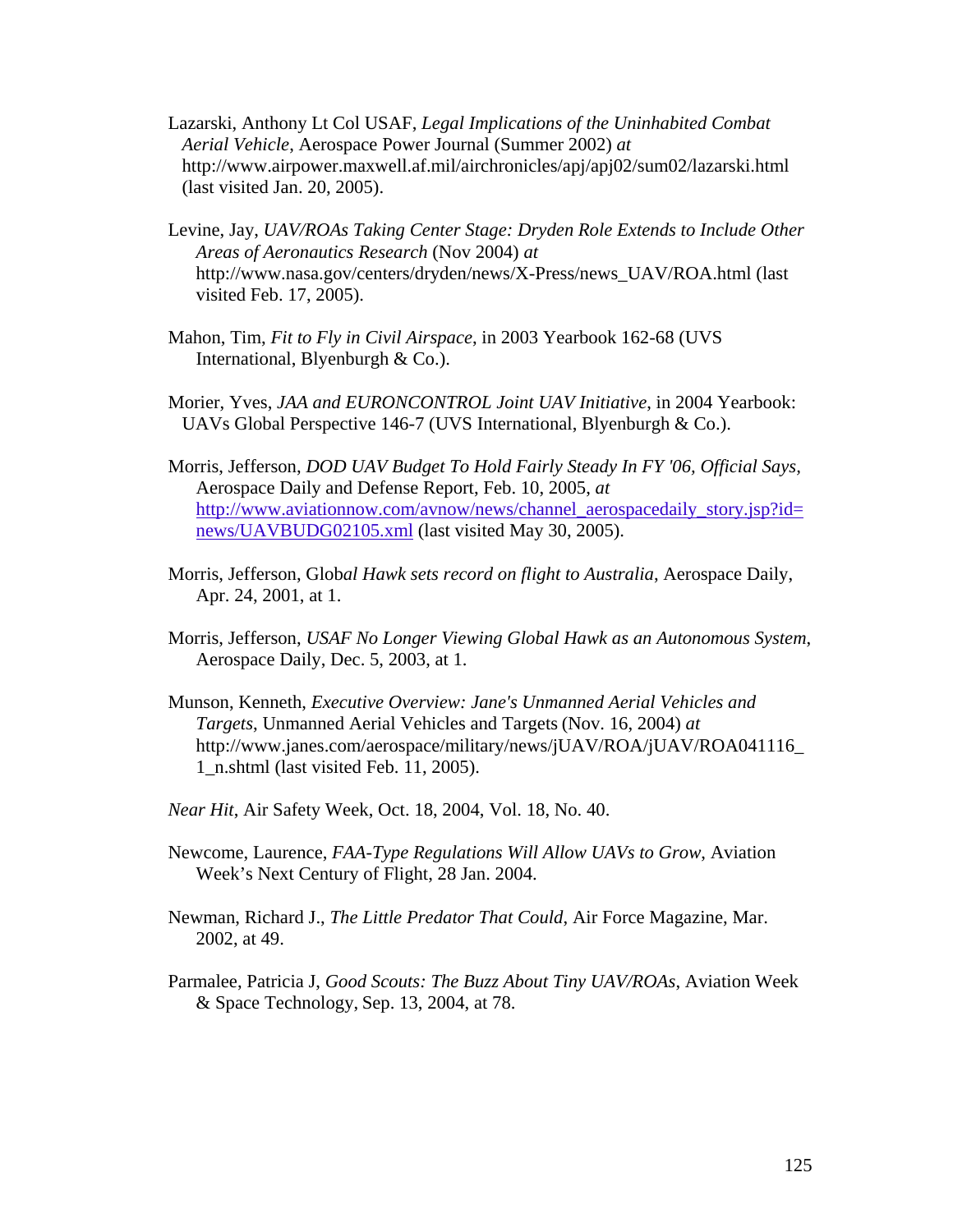Lazarski, Anthony Lt Col USAF, *Legal Implications of the Uninhabited Combat Aerial Vehicle*, Aerospace Power Journal (Summer 2002) *at* http://www.airpower.maxwell.af.mil/airchronicles/apj/apj02/sum02/lazarski.html (last visited Jan. 20, 2005).

Levine, Jay, *UAV/ROAs Taking Center Stage: Dryden Role Extends to Include Other Areas of Aeronautics Research* (Nov 2004) *at* http://www.nasa.gov/centers/dryden/news/X-Press/news_UAV/ROA.html (last visited Feb. 17, 2005).

Mahon, Tim, *Fit to Fly in Civil Airspace*, in 2003 Yearbook 162-68 (UVS International, Blyenburgh & Co.).

Morier, Yves, *JAA and EURONCONTROL Joint UAV Initiative*, in 2004 Yearbook: UAVs Global Perspective 146-7 (UVS International, Blyenburgh & Co.).

Morris, Jefferson, *DOD UAV Budget To Hold Fairly Steady In FY '06, Official Says,* Aerospace Daily and Defense Report, Feb. 10, 2005, *at* http://www.aviationnow.com/avnow/news/channel_aerospacedaily_story.jsp?id=news/UAVBUDG02105.xml (last visited May 30, 2005).

Morris, Jefferson, Glob*al Hawk sets record on flight to Australia*, Aerospace Daily, Apr. 24, 2001, at 1.

Morris, Jefferson, *USAF No Longer Viewing Global Hawk as an Autonomous System*, Aerospace Daily, Dec. 5, 2003, at 1.

Munson, Kenneth, *Executive Overview: Jane's Unmanned Aerial Vehicles and Targets*, Unmanned Aerial Vehicles and Targets (Nov. 16, 2004) *at* http://www.janes.com/aerospace/military/news/jUAV/ROA/jUAV/ROA041116_1_n.shtml (last visited Feb. 11, 2005).

*Near Hit*, Air Safety Week, Oct. 18, 2004, Vol. 18, No. 40.

Newcome, Laurence, *FAA-Type Regulations Will Allow UAVs to Grow*, Aviation Week's Next Century of Flight, 28 Jan. 2004.

Newman, Richard J., *The Little Predator That Could*, Air Force Magazine, Mar. 2002, at 49.

Parmalee, Patricia J, *Good Scouts: The Buzz About Tiny UAV/ROAs*, Aviation Week & Space Technology, Sep. 13, 2004, at 78.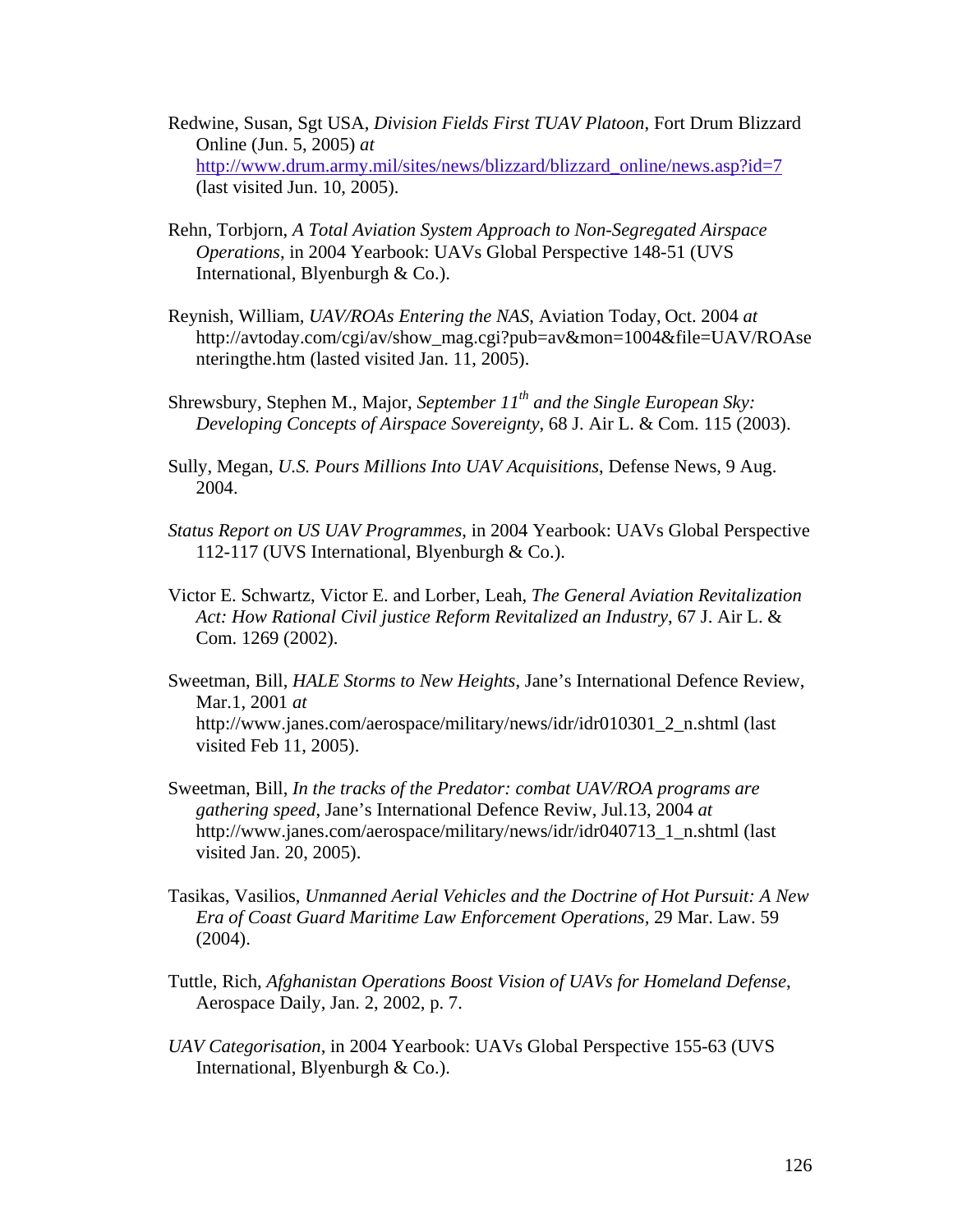Redwine, Susan, Sgt USA, *Division Fields First TUAV Platoon*, Fort Drum Blizzard Online (Jun. 5, 2005) *at* http://www.drum.army.mil/sites/news/blizzard/blizzard_online/news.asp?id=7 (last visited Jun. 10, 2005).

Rehn, Torbjorn, *A Total Aviation System Approach to Non-Segregated Airspace Operations*, in 2004 Yearbook: UAVs Global Perspective 148-51 (UVS International, Blyenburgh & Co.).

Reynish, William, *UAV/ROAs Entering the NAS*, Aviation Today, Oct. 2004 *at* http://avtoday.com/cgi/av/show_mag.cgi?pub=av&mon=1004&file=UAV/ROAsenteringthe.htm (lasted visited Jan. 11, 2005).

Shrewsbury, Stephen M., Major, *September 11th and the Single European Sky: Developing Concepts of Airspace Sovereignty*, 68 J. Air L. & Com. 115 (2003).

Sully, Megan, *U.S. Pours Millions Into UAV Acquisitions*, Defense News, 9 Aug. 2004.

*Status Report on US UAV Programmes*, in 2004 Yearbook: UAVs Global Perspective 112-117 (UVS International, Blyenburgh & Co.).

Victor E. Schwartz, Victor E. and Lorber, Leah, *The General Aviation Revitalization Act: How Rational Civil justice Reform Revitalized an Industry*, 67 J. Air L. & Com. 1269 (2002).

Sweetman, Bill, *HALE Storms to New Heights*, Jane's International Defence Review, Mar.1, 2001 *at* http://www.janes.com/aerospace/military/news/idr/idr010301_2_n.shtml (last visited Feb 11, 2005).

Sweetman, Bill, *In the tracks of the Predator: combat UAV/ROA programs are gathering speed*, Jane's International Defence Reviw, Jul.13, 2004 *at* http://www.janes.com/aerospace/military/news/idr/idr040713_1_n.shtml (last visited Jan. 20, 2005).

Tasikas, Vasilios, *Unmanned Aerial Vehicles and the Doctrine of Hot Pursuit: A New Era of Coast Guard Maritime Law Enforcement Operations*, 29 Mar. Law. 59 (2004).

Tuttle, Rich, *Afghanistan Operations Boost Vision of UAVs for Homeland Defense*, Aerospace Daily, Jan. 2, 2002, p. 7.

*UAV Categorisation*, in 2004 Yearbook: UAVs Global Perspective 155-63 (UVS International, Blyenburgh & Co.).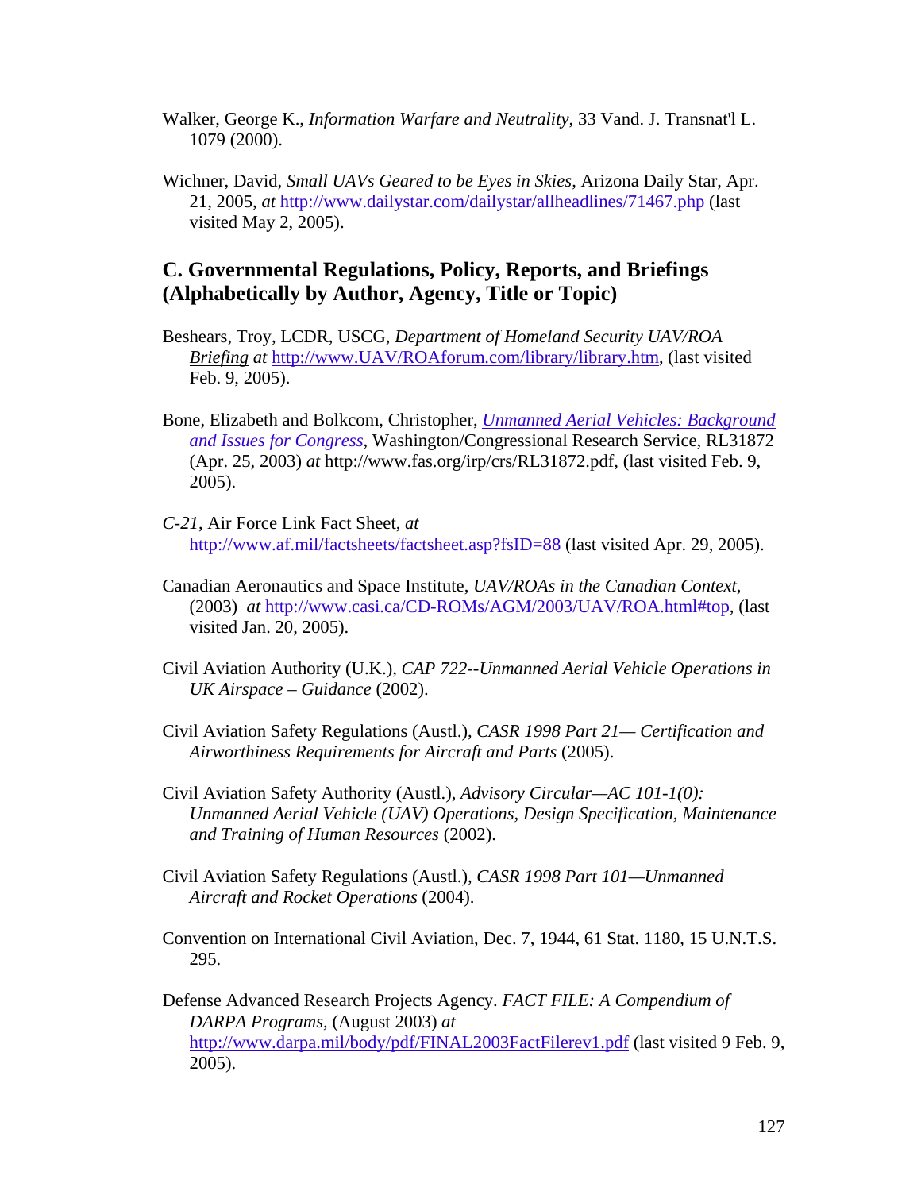Walker, George K., *Information Warfare and Neutrality*, 33 Vand. J. Transnat'l L. 1079 (2000).

Wichner, David, *Small UAVs Geared to be Eyes in Skies*, Arizona Daily Star, Apr. 21, 2005, *at* http://www.dailystar.com/dailystar/allheadlines/71467.php (last visited May 2, 2005).

## C. Governmental Regulations, Policy, Reports, and Briefings (Alphabetically by Author, Agency, Title or Topic)

Beshears, Troy, LCDR, USCG, *Department of Homeland Security UAV/ROA Briefing* *at* http://www.UAV/ROAforum.com/library/library.htm, (last visited Feb. 9, 2005).

Bone, Elizabeth and Bolkcom, Christopher, *Unmanned Aerial Vehicles: Background and Issues for Congress*, Washington/Congressional Research Service, RL31872 (Apr. 25, 2003) *at* http://www.fas.org/irp/crs/RL31872.pdf, (last visited Feb. 9, 2005).

*C-21*, Air Force Link Fact Sheet, *at* http://www.af.mil/factsheets/factsheet.asp?fsID=88 (last visited Apr. 29, 2005).

Canadian Aeronautics and Space Institute, *UAV/ROAs in the Canadian Context*, (2003) *at* http://www.casi.ca/CD-ROMs/AGM/2003/UAV/ROA.html#top, (last visited Jan. 20, 2005).

Civil Aviation Authority (U.K.), *CAP 722--Unmanned Aerial Vehicle Operations in UK Airspace – Guidance* (2002).

Civil Aviation Safety Regulations (Austl.), *CASR 1998 Part 21— Certification and Airworthiness Requirements for Aircraft and Parts* (2005).

Civil Aviation Safety Authority (Austl.), *Advisory Circular—AC 101-1(0): Unmanned Aerial Vehicle (UAV) Operations, Design Specification, Maintenance and Training of Human Resources* (2002).

Civil Aviation Safety Regulations (Austl.), *CASR 1998 Part 101—Unmanned Aircraft and Rocket Operations* (2004).

Convention on International Civil Aviation, Dec. 7, 1944, 61 Stat. 1180, 15 U.N.T.S. 295.

Defense Advanced Research Projects Agency. *FACT FILE: A Compendium of DARPA Programs*, (August 2003) *at* http://www.darpa.mil/body/pdf/FINAL2003FactFilerev1.pdf (last visited 9 Feb. 9, 2005).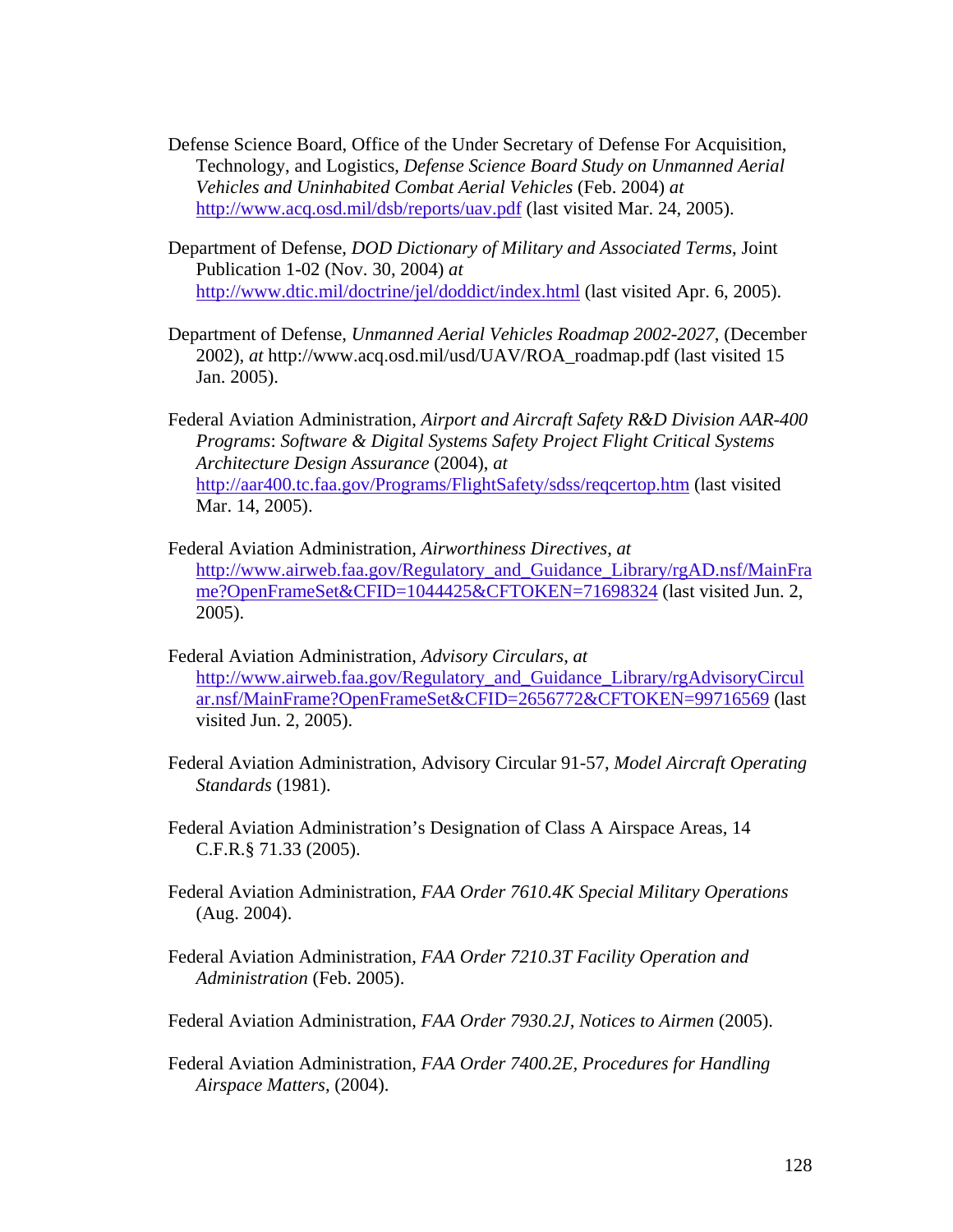Defense Science Board, Office of the Under Secretary of Defense For Acquisition, Technology, and Logistics, *Defense Science Board Study on Unmanned Aerial Vehicles and Uninhabited Combat Aerial Vehicles* (Feb. 2004) *at* http://www.acq.osd.mil/dsb/reports/uav.pdf (last visited Mar. 24, 2005).

Department of Defense, *DOD Dictionary of Military and Associated Terms*, Joint Publication 1-02 (Nov. 30, 2004) *at* http://www.dtic.mil/doctrine/jel/doddict/index.html (last visited Apr. 6, 2005).

Department of Defense, *Unmanned Aerial Vehicles Roadmap 2002-2027*, (December 2002), *at* http://www.acq.osd.mil/usd/UAV/ROA_roadmap.pdf (last visited 15 Jan. 2005).

Federal Aviation Administration, *Airport and Aircraft Safety R&D Division AAR-400 Programs*: *Software & Digital Systems Safety Project Flight Critical Systems Architecture Design Assurance* (2004), *at* http://aar400.tc.faa.gov/Programs/FlightSafety/sdss/reqcertop.htm (last visited Mar. 14, 2005).

Federal Aviation Administration, *Airworthiness Directives*, *at* http://www.airweb.faa.gov/Regulatory_and_Guidance_Library/rgAD.nsf/MainFrame?OpenFrameSet&CFID=1044425&CFTOKEN=71698324 (last visited Jun. 2, 2005).

Federal Aviation Administration, *Advisory Circulars*, *at* http://www.airweb.faa.gov/Regulatory_and_Guidance_Library/rgAdvisoryCircular.nsf/MainFrame?OpenFrameSet&CFID=2656772&CFTOKEN=99716569 (last visited Jun. 2, 2005).

Federal Aviation Administration, Advisory Circular 91-57, *Model Aircraft Operating Standards* (1981).

Federal Aviation Administration's Designation of Class A Airspace Areas, 14 C.F.R.§ 71.33 (2005).

Federal Aviation Administration, *FAA Order 7610.4K Special Military Operations* (Aug. 2004).

Federal Aviation Administration, *FAA Order 7210.3T Facility Operation and Administration* (Feb. 2005).

Federal Aviation Administration, *FAA Order 7930.2J, Notices to Airmen* (2005).

Federal Aviation Administration, *FAA Order 7400.2E, Procedures for Handling Airspace Matters*, (2004).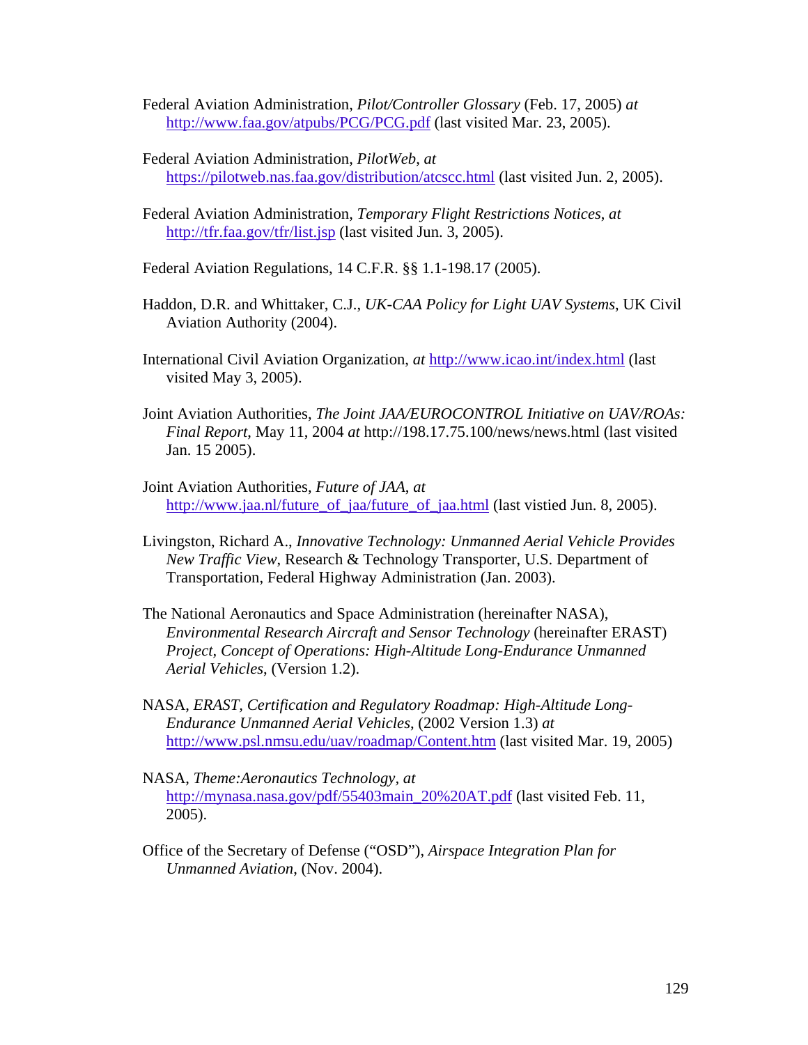Federal Aviation Administration, *Pilot/Controller Glossary* (Feb. 17, 2005) *at* http://www.faa.gov/atpubs/PCG/PCG.pdf (last visited Mar. 23, 2005).

Federal Aviation Administration, *PilotWeb*, *at* https://pilotweb.nas.faa.gov/distribution/atcscc.html (last visited Jun. 2, 2005).

Federal Aviation Administration, *Temporary Flight Restrictions Notices*, *at* http://tfr.faa.gov/tfr/list.jsp (last visited Jun. 3, 2005).

Federal Aviation Regulations, 14 C.F.R. §§ 1.1-198.17 (2005).

Haddon, D.R. and Whittaker, C.J., *UK-CAA Policy for Light UAV Systems*, UK Civil Aviation Authority (2004).

International Civil Aviation Organization, *at* http://www.icao.int/index.html (last visited May 3, 2005).

Joint Aviation Authorities, *The Joint JAA/EUROCONTROL Initiative on UAV/ROAs: Final Report*, May 11, 2004 *at* http://198.17.75.100/news/news.html (last visited Jan. 15 2005).

Joint Aviation Authorities, *Future of JAA*, *at* http://www.jaa.nl/future_of_jaa/future_of_jaa.html (last vistied Jun. 8, 2005).

Livingston, Richard A., *Innovative Technology: Unmanned Aerial Vehicle Provides New Traffic View*, Research & Technology Transporter, U.S. Department of Transportation, Federal Highway Administration (Jan. 2003).

The National Aeronautics and Space Administration (hereinafter NASA), *Environmental Research Aircraft and Sensor Technology* (hereinafter ERAST) *Project, Concept of Operations: High-Altitude Long-Endurance Unmanned Aerial Vehicles*, (Version 1.2).

NASA, *ERAST, Certification and Regulatory Roadmap: High-Altitude Long-Endurance Unmanned Aerial Vehicles*, (2002 Version 1.3) *at* http://www.psl.nmsu.edu/uav/roadmap/Content.htm (last visited Mar. 19, 2005)

NASA, *Theme:Aeronautics Technology*, *at* http://mynasa.nasa.gov/pdf/55403main_20%20AT.pdf (last visited Feb. 11, 2005).

Office of the Secretary of Defense ("OSD"), *Airspace Integration Plan for Unmanned Aviation*, (Nov. 2004).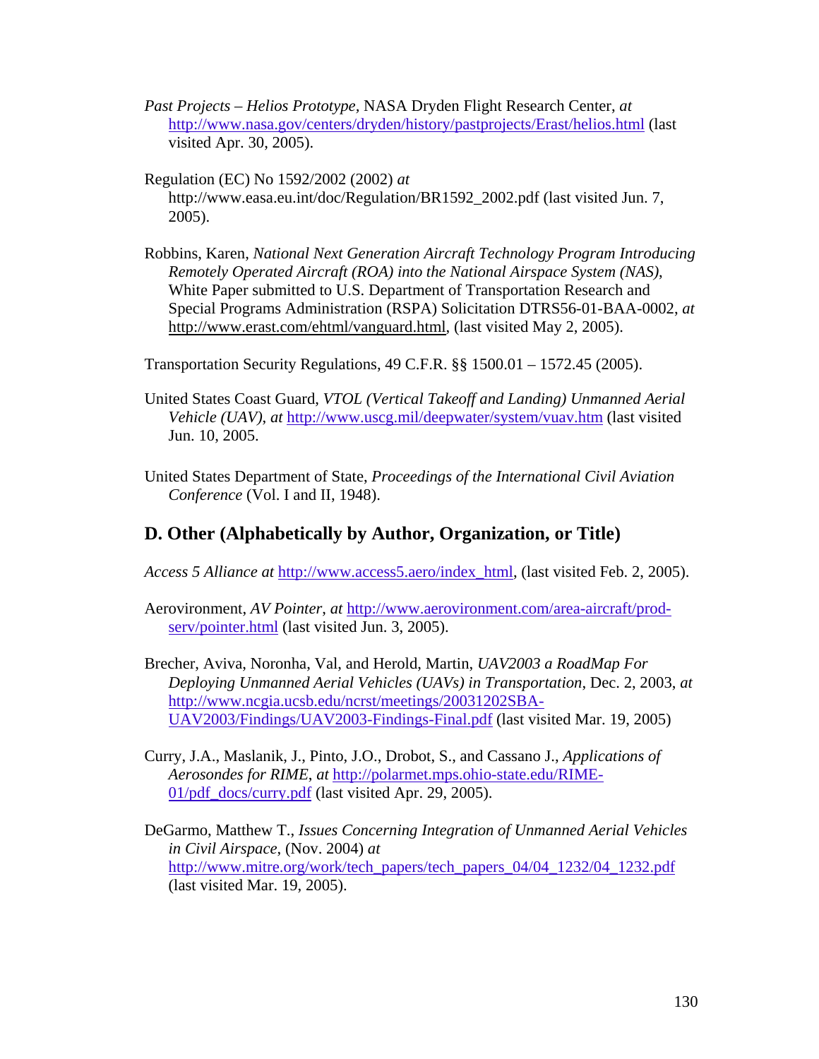*Past Projects – Helios Prototype*, NASA Dryden Flight Research Center, *at* http://www.nasa.gov/centers/dryden/history/pastprojects/Erast/helios.html (last visited Apr. 30, 2005).

Regulation (EC) No 1592/2002 (2002) *at* http://www.easa.eu.int/doc/Regulation/BR1592_2002.pdf (last visited Jun. 7, 2005).

Robbins, Karen, *National Next Generation Aircraft Technology Program Introducing Remotely Operated Aircraft (ROA) into the National Airspace System (NAS)*, White Paper submitted to U.S. Department of Transportation Research and Special Programs Administration (RSPA) Solicitation DTRS56-01-BAA-0002, *at* http://www.erast.com/ehtml/vanguard.html, (last visited May 2, 2005).

Transportation Security Regulations, 49 C.F.R. §§ 1500.01 – 1572.45 (2005).

United States Coast Guard, *VTOL (Vertical Takeoff and Landing) Unmanned Aerial Vehicle (UAV)*, *at* http://www.uscg.mil/deepwater/system/vuav.htm (last visited Jun. 10, 2005.

United States Department of State, *Proceedings of the International Civil Aviation Conference* (Vol. I and II, 1948).

## D. Other (Alphabetically by Author, Organization, or Title)

*Access 5 Alliance at* http://www.access5.aero/index_html, (last visited Feb. 2, 2005).

Aerovironment, *AV Pointer*, *at* http://www.aerovironment.com/area-aircraft/prod-serv/pointer.html (last visited Jun. 3, 2005).

Brecher, Aviva, Noronha, Val, and Herold, Martin, *UAV2003 a RoadMap For Deploying Unmanned Aerial Vehicles (UAVs) in Transportation*, Dec. 2, 2003, *at* http://www.ncgia.ucsb.edu/ncrst/meetings/20031202SBA-UAV2003/Findings/UAV2003-Findings-Final.pdf (last visited Mar. 19, 2005)

Curry, J.A., Maslanik, J., Pinto, J.O., Drobot, S., and Cassano J., *Applications of Aerosondes for RIME*, *at* http://polarmet.mps.ohio-state.edu/RIME-01/pdf_docs/curry.pdf (last visited Apr. 29, 2005).

DeGarmo, Matthew T., *Issues Concerning Integration of Unmanned Aerial Vehicles in Civil Airspace*, (Nov. 2004) *at* http://www.mitre.org/work/tech_papers/tech_papers_04/04_1232/04_1232.pdf (last visited Mar. 19, 2005).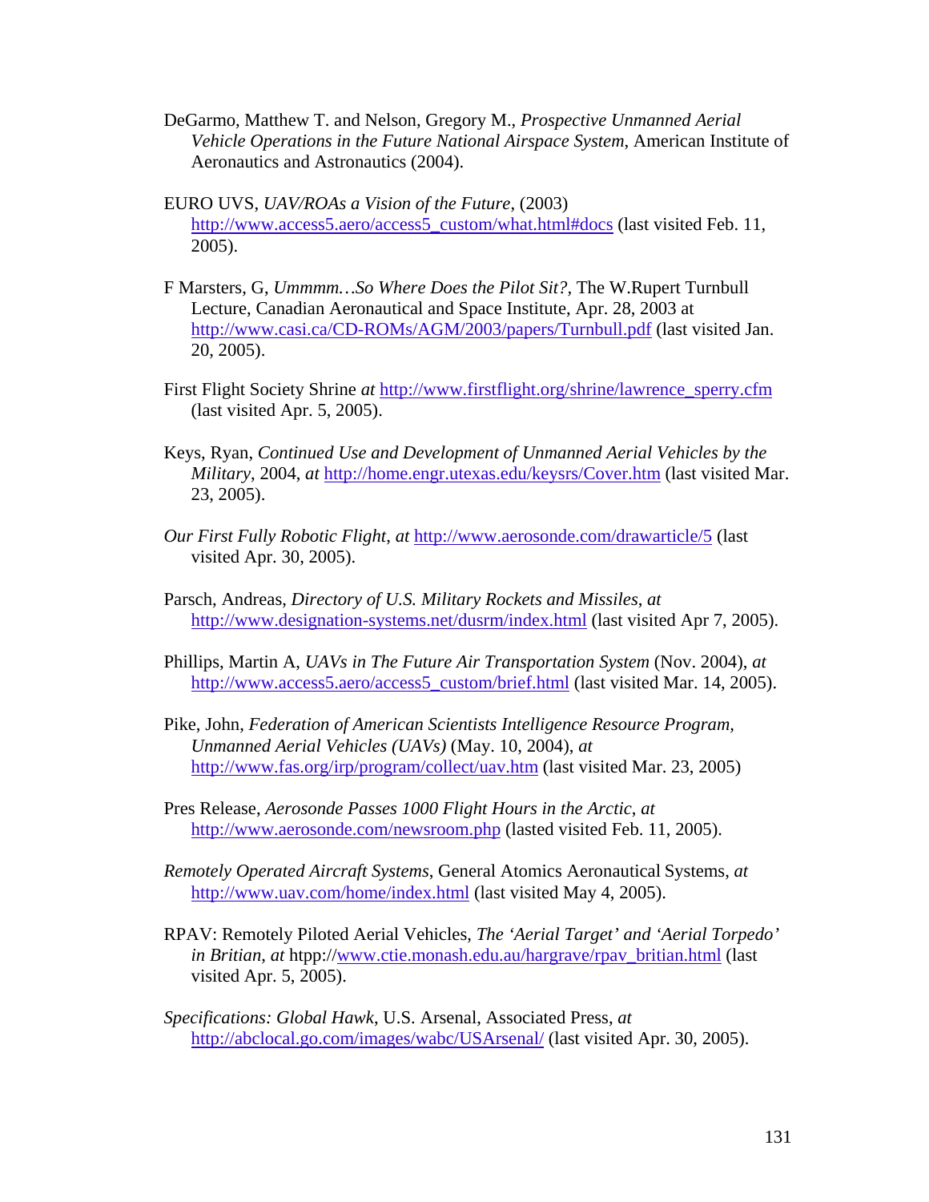DeGarmo, Matthew T. and Nelson, Gregory M., *Prospective Unmanned Aerial Vehicle Operations in the Future National Airspace System*, American Institute of Aeronautics and Astronautics (2004).

EURO UVS, *UAV/ROAs a Vision of the Future*, (2003) http://www.access5.aero/access5_custom/what.html#docs (last visited Feb. 11, 2005).

F Marsters, G, *Ummmm…So Where Does the Pilot Sit?*, The W.Rupert Turnbull Lecture, Canadian Aeronautical and Space Institute, Apr. 28, 2003 at http://www.casi.ca/CD-ROMs/AGM/2003/papers/Turnbull.pdf (last visited Jan. 20, 2005).

First Flight Society Shrine *at* http://www.firstflight.org/shrine/lawrence_sperry.cfm (last visited Apr. 5, 2005).

Keys, Ryan, *Continued Use and Development of Unmanned Aerial Vehicles by the Military*, 2004, *at* http://home.engr.utexas.edu/keysrs/Cover.htm (last visited Mar. 23, 2005).

*Our First Fully Robotic Flight*, *at* http://www.aerosonde.com/drawarticle/5 (last visited Apr. 30, 2005).

Parsch, Andreas, *Directory of U.S. Military Rockets and Missiles*, *at* http://www.designation-systems.net/dusrm/index.html (last visited Apr 7, 2005).

Phillips, Martin A, *UAVs in The Future Air Transportation System* (Nov. 2004), *at* http://www.access5.aero/access5_custom/brief.html (last visited Mar. 14, 2005).

Pike, John, *Federation of American Scientists Intelligence Resource Program, Unmanned Aerial Vehicles (UAVs)* (May. 10, 2004), *at* http://www.fas.org/irp/program/collect/uav.htm (last visited Mar. 23, 2005)

Pres Release, *Aerosonde Passes 1000 Flight Hours in the Arctic*, *at* http://www.aerosonde.com/newsroom.php (lasted visited Feb. 11, 2005).

*Remotely Operated Aircraft Systems*, General Atomics Aeronautical Systems, *at* http://www.uav.com/home/index.html (last visited May 4, 2005).

RPAV: Remotely Piloted Aerial Vehicles, *The 'Aerial Target' and 'Aerial Torpedo' in Britian*, *at* htpp://www.ctie.monash.edu.au/hargrave/rpav_britian.html (last visited Apr. 5, 2005).

*Specifications: Global Hawk*, U.S. Arsenal, Associated Press, *at* http://abclocal.go.com/images/wabc/USArsenal/ (last visited Apr. 30, 2005).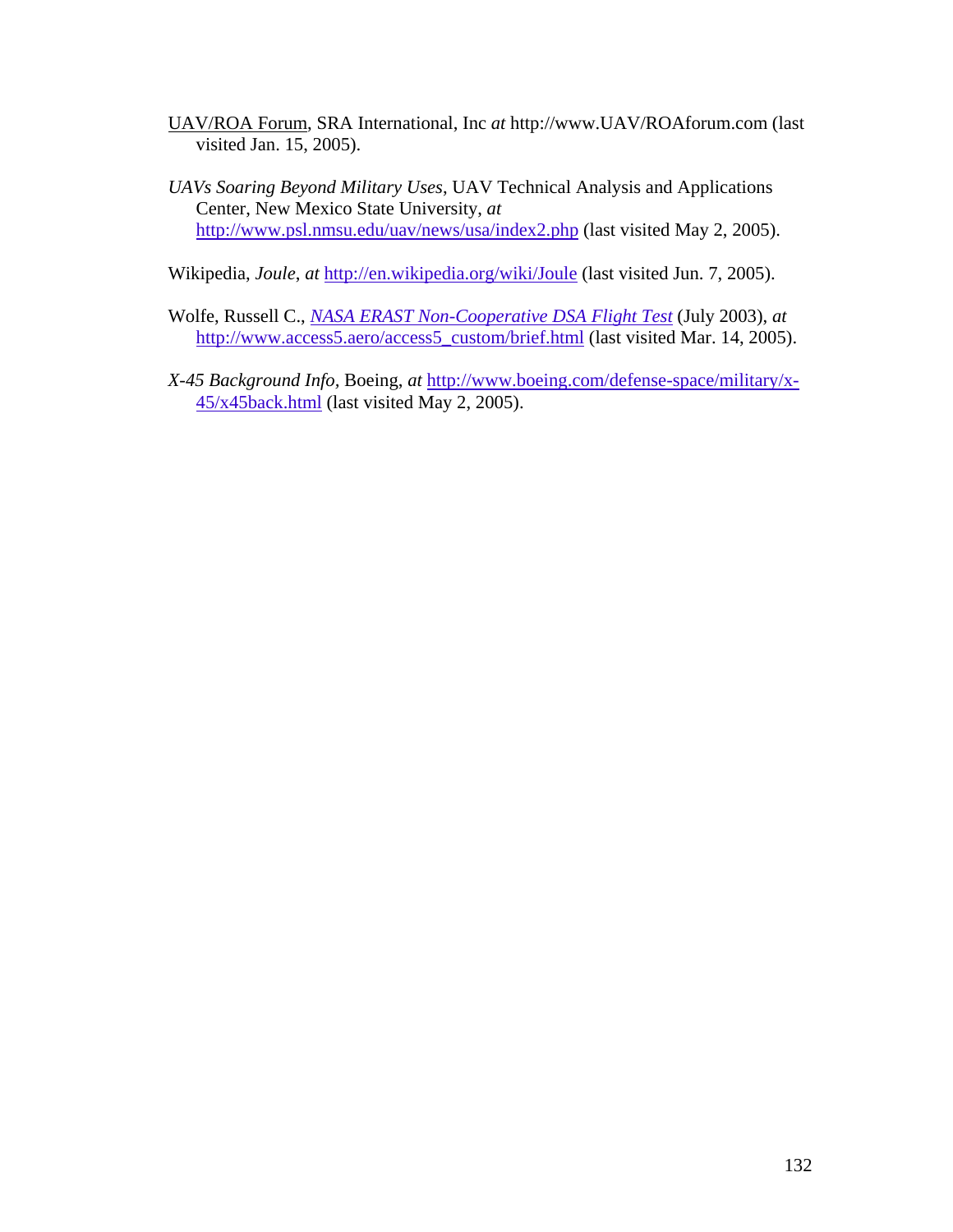UAV/ROA Forum, SRA International, Inc *at* http://www.UAV/ROAforum.com (last visited Jan. 15, 2005).

*UAVs Soaring Beyond Military Uses*, UAV Technical Analysis and Applications Center, New Mexico State University, *at* http://www.psl.nmsu.edu/uav/news/usa/index2.php (last visited May 2, 2005).

Wikipedia, *Joule*, *at* http://en.wikipedia.org/wiki/Joule (last visited Jun. 7, 2005).

Wolfe, Russell C., *NASA ERAST Non-Cooperative DSA Flight Test* (July 2003), *at* http://www.access5.aero/access5_custom/brief.html (last visited Mar. 14, 2005).

*X-45 Background Info*, Boeing, *at* http://www.boeing.com/defense-space/military/x-45/x45back.html (last visited May 2, 2005).